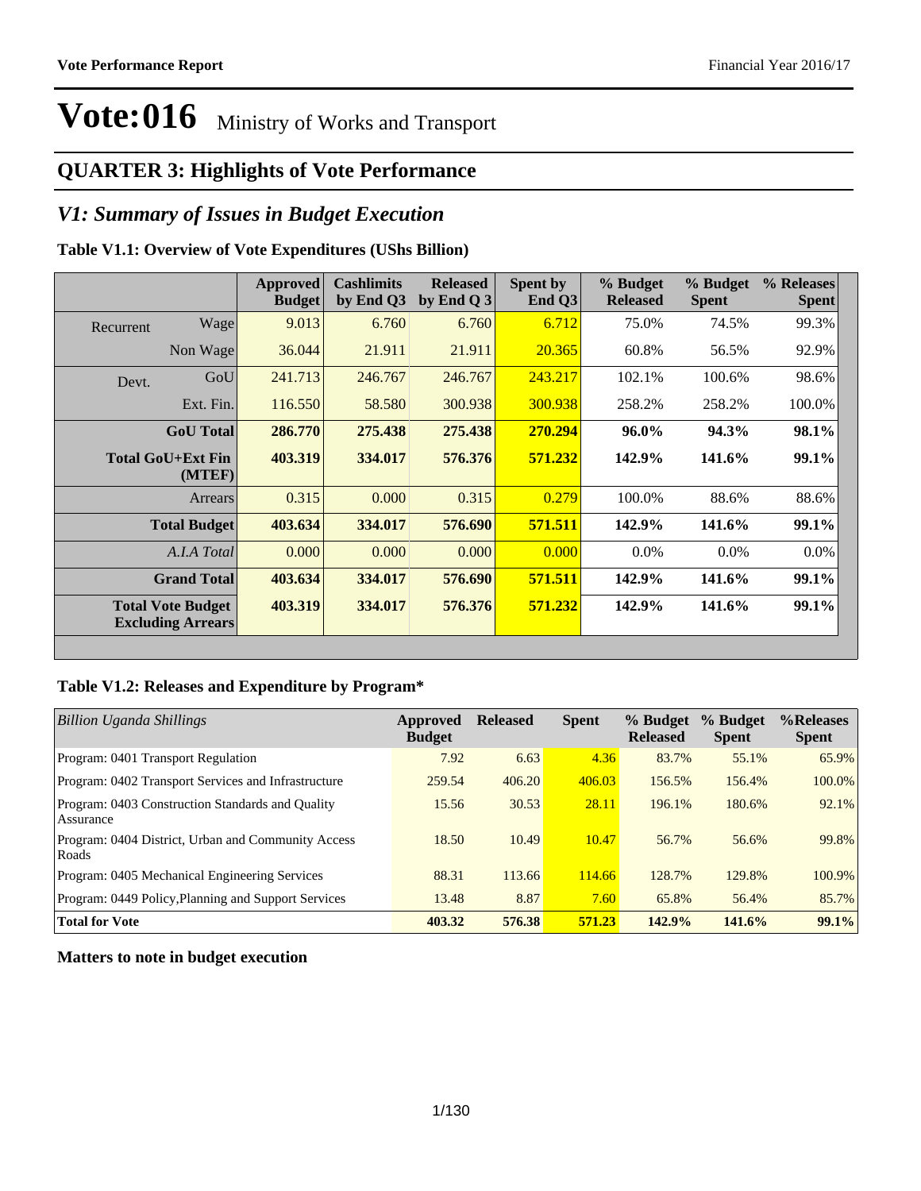# Vote:016 Ministry of Works and Transport

## QUARTER 3: Highlights of Vote Performance

### V1: Summary of Issues in Budget Execution

**Table V1.1: Overview of Vote Expenditures (UShs Billion)**

| | | Approved Budget | Cashlimits by End Q3 | Released by End Q 3 | Spent by End Q3 | % Budget Released | % Budget Spent | % Releases Spent |
|---|---|---|---|---|---|---|---|---|
| Recurrent | Wage | 9.013 | 6.760 | 6.760 | 6.712 | 75.0% | 74.5% | 99.3% |
| | Non Wage | 36.044 | 21.911 | 21.911 | 20.365 | 60.8% | 56.5% | 92.9% |
| Devt. | GoU | 241.713 | 246.767 | 246.767 | 243.217 | 102.1% | 100.6% | 98.6% |
| | Ext. Fin. | 116.550 | 58.580 | 300.938 | 300.938 | 258.2% | 258.2% | 100.0% |
| | **GoU Total** | **286.770** | **275.438** | **275.438** | **270.294** | **96.0%** | **94.3%** | **98.1%** |
| | **Total GoU+Ext Fin (MTEF)** | **403.319** | **334.017** | **576.376** | **571.232** | **142.9%** | **141.6%** | **99.1%** |
| | Arrears | 0.315 | 0.000 | 0.315 | 0.279 | 100.0% | 88.6% | 88.6% |
| | **Total Budget** | **403.634** | **334.017** | **576.690** | **571.511** | **142.9%** | **141.6%** | **99.1%** |
| | *A.I.A Total* | 0.000 | 0.000 | 0.000 | 0.000 | 0.0% | 0.0% | 0.0% |
| | **Grand Total** | **403.634** | **334.017** | **576.690** | **571.511** | **142.9%** | **141.6%** | **99.1%** |
| | **Total Vote Budget Excluding Arrears** | **403.319** | **334.017** | **576.376** | **571.232** | **142.9%** | **141.6%** | **99.1%** |

**Table V1.2: Releases and Expenditure by Program***

| *Billion Uganda Shillings* | Approved Budget | Released | Spent | % Budget Released | % Budget Spent | %Releases Spent |
|---|---|---|---|---|---|---|
| Program: 0401 Transport Regulation | 7.92 | 6.63 | 4.36 | 83.7% | 55.1% | 65.9% |
| Program: 0402 Transport Services and Infrastructure | 259.54 | 406.20 | 406.03 | 156.5% | 156.4% | 100.0% |
| Program: 0403 Construction Standards and Quality Assurance | 15.56 | 30.53 | 28.11 | 196.1% | 180.6% | 92.1% |
| Program: 0404 District, Urban and Community Access Roads | 18.50 | 10.49 | 10.47 | 56.7% | 56.6% | 99.8% |
| Program: 0405 Mechanical Engineering Services | 88.31 | 113.66 | 114.66 | 128.7% | 129.8% | 100.9% |
| Program: 0449 Policy,Planning and Support Services | 13.48 | 8.87 | 7.60 | 65.8% | 56.4% | 85.7% |
| **Total for Vote** | **403.32** | **576.38** | **571.23** | **142.9%** | **141.6%** | **99.1%** |

**Matters to note in budget execution**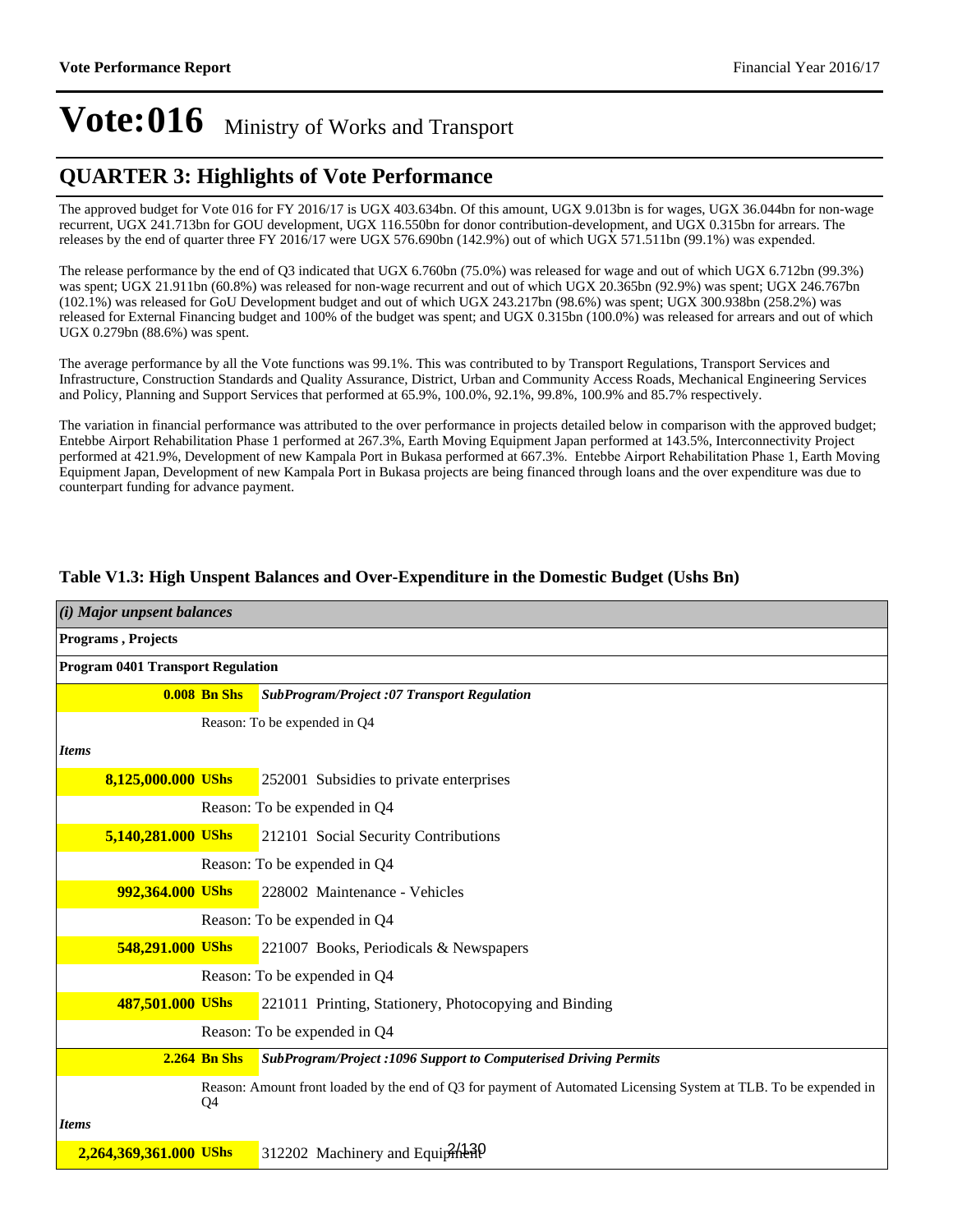# Vote:016 Ministry of Works and Transport

## QUARTER 3: Highlights of Vote Performance

The approved budget for Vote 016 for FY 2016/17 is UGX 403.634bn. Of this amount, UGX 9.013bn is for wages, UGX 36.044bn for non-wage recurrent, UGX 241.713bn for GOU development, UGX 116.550bn for donor contribution-development, and UGX 0.315bn for arrears. The releases by the end of quarter three FY 2016/17 were UGX 576.690bn (142.9%) out of which UGX 571.511bn (99.1%) was expended.

The release performance by the end of Q3 indicated that UGX 6.760bn (75.0%) was released for wage and out of which UGX 6.712bn (99.3%) was spent; UGX 21.911bn (60.8%) was released for non-wage recurrent and out of which UGX 20.365bn (92.9%) was spent; UGX 246.767bn (102.1%) was released for GoU Development budget and out of which UGX 243.217bn (98.6%) was spent; UGX 300.938bn (258.2%) was released for External Financing budget and 100% of the budget was spent; and UGX 0.315bn (100.0%) was released for arrears and out of which UGX 0.279bn (88.6%) was spent.

The average performance by all the Vote functions was 99.1%. This was contributed to by Transport Regulations, Transport Services and Infrastructure, Construction Standards and Quality Assurance, District, Urban and Community Access Roads, Mechanical Engineering Services and Policy, Planning and Support Services that performed at 65.9%, 100.0%, 92.1%, 99.8%, 100.9% and 85.7% respectively.

The variation in financial performance was attributed to the over performance in projects detailed below in comparison with the approved budget; Entebbe Airport Rehabilitation Phase 1 performed at 267.3%, Earth Moving Equipment Japan performed at 143.5%, Interconnectivity Project performed at 421.9%, Development of new Kampala Port in Bukasa performed at 667.3%. Entebbe Airport Rehabilitation Phase 1, Earth Moving Equipment Japan, Development of new Kampala Port in Bukasa projects are being financed through loans and the over expenditure was due to counterpart funding for advance payment.

**Table V1.3: High Unspent Balances and Over-Expenditure in the Domestic Budget (Ushs Bn)**

| *(i) Major unpent balances* | |
|---|---|
| **Programs , Projects** | |
| **Program 0401 Transport Regulation** | |
| **0.008 Bn Shs** | ***SubProgram/Project :07 Transport Regulation*** |
| | Reason: To be expended in Q4 |
| ***Items*** | |
| **8,125,000.000 UShs** | 252001 Subsidies to private enterprises |
| | Reason: To be expended in Q4 |
| **5,140,281.000 UShs** | 212101 Social Security Contributions |
| | Reason: To be expended in Q4 |
| **992,364.000 UShs** | 228002 Maintenance - Vehicles |
| | Reason: To be expended in Q4 |
| **548,291.000 UShs** | 221007 Books, Periodicals & Newspapers |
| | Reason: To be expended in Q4 |
| **487,501.000 UShs** | 221011 Printing, Stationery, Photocopying and Binding |
| | Reason: To be expended in Q4 |
| **2.264 Bn Shs** | ***SubProgram/Project :1096 Support to Computerised Driving Permits*** |
| | Reason: Amount front loaded by the end of Q3 for payment of Automated Licensing System at TLB. To be expended in Q4 |
| ***Items*** | |
| **2,264,369,361.000 UShs** | 312202 Machinery and Equipment |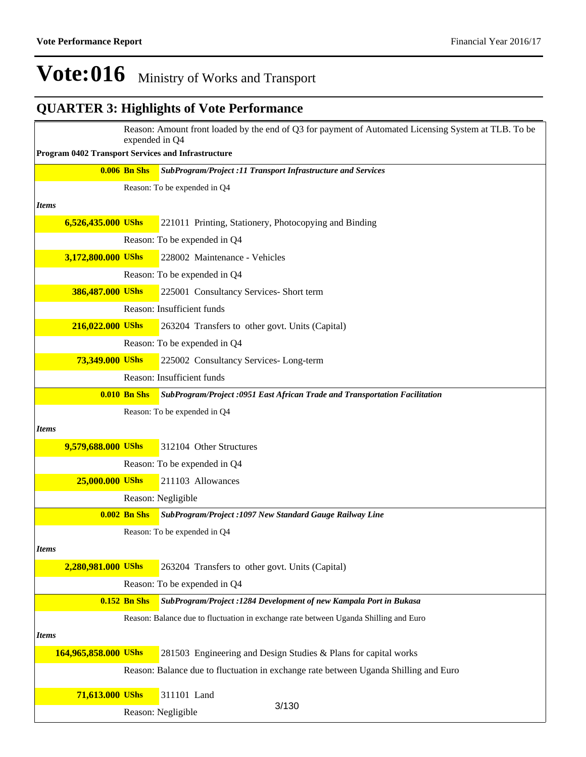# Vote:016 Ministry of Works and Transport

## QUARTER 3: Highlights of Vote Performance

Reason: Amount front loaded by the end of Q3 for payment of Automated Licensing System at TLB. To be expended in Q4

**Program 0402 Transport Services and Infrastructure**

| | |
|---|---|
| **0.006 Bn Shs** | ***SubProgram/Project :11 Transport Infrastructure and Services*** |
| | Reason: To be expended in Q4 |
| ***Items*** | |
| **6,526,435.000 UShs** | 221011 Printing, Stationery, Photocopying and Binding |
| | Reason: To be expended in Q4 |
| **3,172,800.000 UShs** | 228002 Maintenance - Vehicles |
| | Reason: To be expended in Q4 |
| **386,487.000 UShs** | 225001 Consultancy Services- Short term |
| | Reason: Insufficient funds |
| **216,022.000 UShs** | 263204 Transfers to other govt. Units (Capital) |
| | Reason: To be expended in Q4 |
| **73,349.000 UShs** | 225002 Consultancy Services- Long-term |
| | Reason: Insufficient funds |
| **0.010 Bn Shs** | ***SubProgram/Project :0951 East African Trade and Transportation Facilitation*** |
| | Reason: To be expended in Q4 |
| ***Items*** | |
| **9,579,688.000 UShs** | 312104 Other Structures |
| | Reason: To be expended in Q4 |
| **25,000.000 UShs** | 211103 Allowances |
| | Reason: Negligible |
| **0.002 Bn Shs** | ***SubProgram/Project :1097 New Standard Gauge Railway Line*** |
| | Reason: To be expended in Q4 |
| ***Items*** | |
| **2,280,981.000 UShs** | 263204 Transfers to other govt. Units (Capital) |
| | Reason: To be expended in Q4 |
| **0.152 Bn Shs** | ***SubProgram/Project :1284 Development of new Kampala Port in Bukasa*** |
| | Reason: Balance due to fluctuation in exchange rate between Uganda Shilling and Euro |
| ***Items*** | |
| **164,965,858.000 UShs** | 281503 Engineering and Design Studies & Plans for capital works |
| | Reason: Balance due to fluctuation in exchange rate between Uganda Shilling and Euro |
| **71,613.000 UShs** | 311101 Land |
| | Reason: Negligible |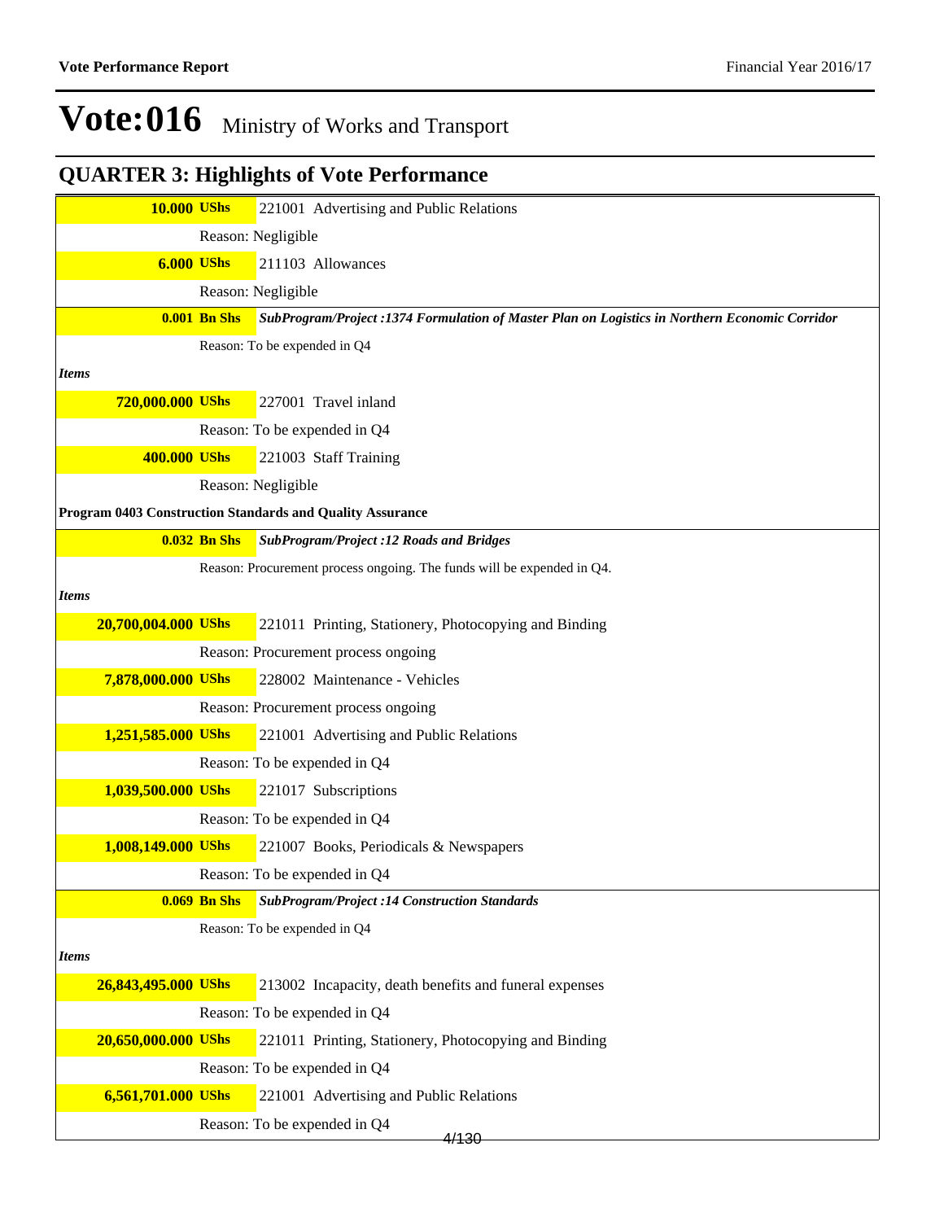# Vote:016 Ministry of Works and Transport

## QUARTER 3: Highlights of Vote Performance

**10.000 UShs** 221001 Advertising and Public Relations

Reason: Negligible

**6.000 UShs** 211103 Allowances

Reason: Negligible

**0.001 Bn Shs** ***SubProgram/Project :1374 Formulation of Master Plan on Logistics in Northern Economic Corridor***

Reason: To be expended in Q4

*Items*

**720,000.000 UShs** 227001 Travel inland

Reason: To be expended in Q4

**400.000 UShs** 221003 Staff Training

Reason: Negligible

**Program 0403 Construction Standards and Quality Assurance**

**0.032 Bn Shs** ***SubProgram/Project :12 Roads and Bridges***

Reason: Procurement process ongoing. The funds will be expended in Q4.

*Items*

**20,700,004.000 UShs** 221011 Printing, Stationery, Photocopying and Binding

Reason: Procurement process ongoing

**7,878,000.000 UShs** 228002 Maintenance - Vehicles

Reason: Procurement process ongoing

**1,251,585.000 UShs** 221001 Advertising and Public Relations

Reason: To be expended in Q4

**1,039,500.000 UShs** 221017 Subscriptions

Reason: To be expended in Q4

**1,008,149.000 UShs** 221007 Books, Periodicals & Newspapers

Reason: To be expended in Q4

**0.069 Bn Shs** ***SubProgram/Project :14 Construction Standards***

Reason: To be expended in Q4

*Items*

**26,843,495.000 UShs** 213002 Incapacity, death benefits and funeral expenses

Reason: To be expended in Q4

**20,650,000.000 UShs** 221011 Printing, Stationery, Photocopying and Binding

Reason: To be expended in Q4

**6,561,701.000 UShs** 221001 Advertising and Public Relations

Reason: To be expended in Q4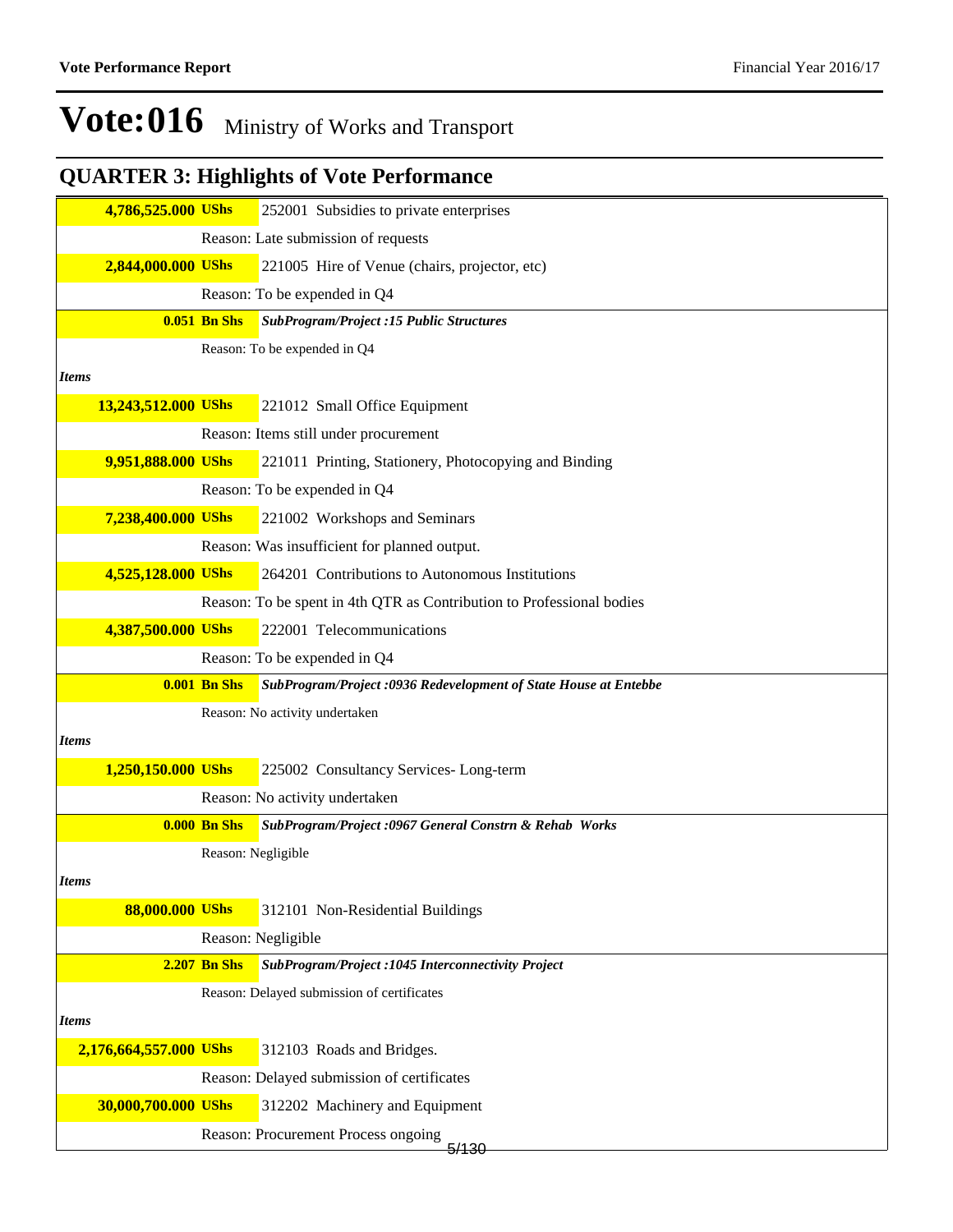# Vote:016 Ministry of Works and Transport

## QUARTER 3: Highlights of Vote Performance

| | |
|---|---|
| **4,786,525.000 UShs** | 252001 Subsidies to private enterprises |
| | Reason: Late submission of requests |
| **2,844,000.000 UShs** | 221005 Hire of Venue (chairs, projector, etc) |
| | Reason: To be expended in Q4 |
| **0.051 Bn Shs** | ***SubProgram/Project :15 Public Structures*** |
| | Reason: To be expended in Q4 |
| ***Items*** | |
| **13,243,512.000 UShs** | 221012 Small Office Equipment |
| | Reason: Items still under procurement |
| **9,951,888.000 UShs** | 221011 Printing, Stationery, Photocopying and Binding |
| | Reason: To be expended in Q4 |
| **7,238,400.000 UShs** | 221002 Workshops and Seminars |
| | Reason: Was insufficient for planned output. |
| **4,525,128.000 UShs** | 264201 Contributions to Autonomous Institutions |
| | Reason: To be spent in 4th QTR as Contribution to Professional bodies |
| **4,387,500.000 UShs** | 222001 Telecommunications |
| | Reason: To be expended in Q4 |
| **0.001 Bn Shs** | ***SubProgram/Project :0936 Redevelopment of State House at Entebbe*** |
| | Reason: No activity undertaken |
| ***Items*** | |
| **1,250,150.000 UShs** | 225002 Consultancy Services- Long-term |
| | Reason: No activity undertaken |
| **0.000 Bn Shs** | ***SubProgram/Project :0967 General Constrn & Rehab Works*** |
| | Reason: Negligible |
| ***Items*** | |
| **88,000.000 UShs** | 312101 Non-Residential Buildings |
| | Reason: Negligible |
| **2.207 Bn Shs** | ***SubProgram/Project :1045 Interconnectivity Project*** |
| | Reason: Delayed submission of certificates |
| ***Items*** | |
| **2,176,664,557.000 UShs** | 312103 Roads and Bridges. |
| | Reason: Delayed submission of certificates |
| **30,000,700.000 UShs** | 312202 Machinery and Equipment |
| | Reason: Procurement Process ongoing |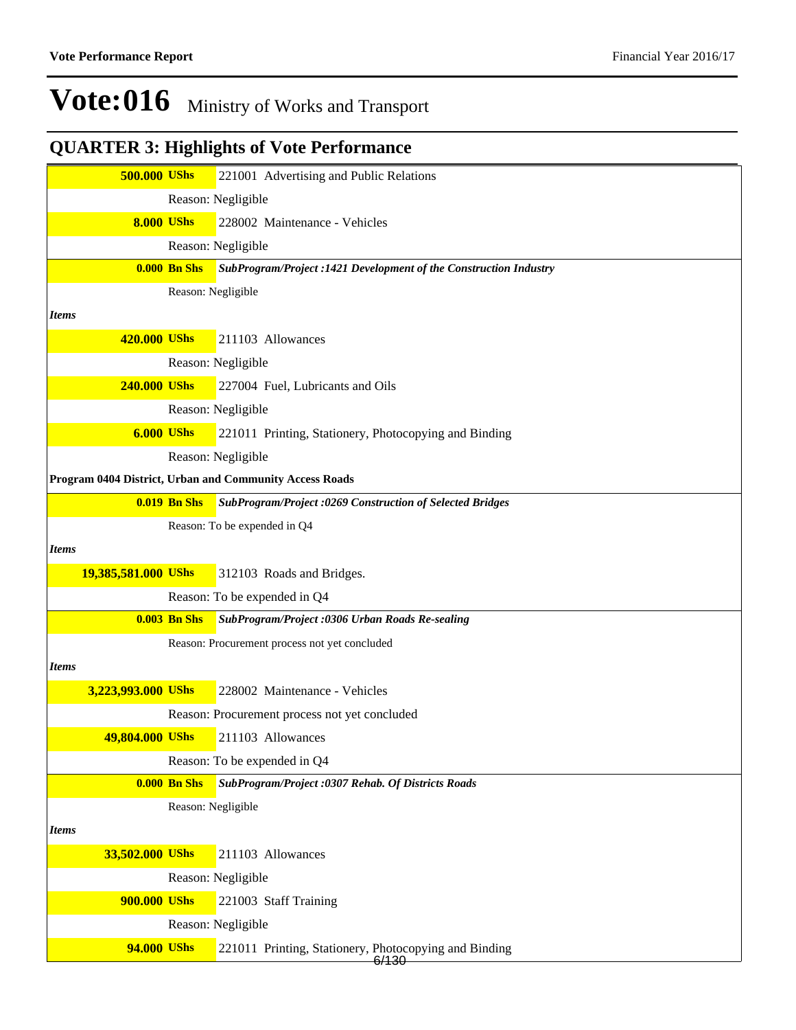# Vote:016 Ministry of Works and Transport

## QUARTER 3: Highlights of Vote Performance

| | |
|---|---|
| **500.000 UShs** | 221001 Advertising and Public Relations |
| | Reason: Negligible |
| **8.000 UShs** | 228002 Maintenance - Vehicles |
| | Reason: Negligible |
| **0.000 Bn Shs** | ***SubProgram/Project :1421 Development of the Construction Industry*** |
| | Reason: Negligible |
| ***Items*** | |
| **420.000 UShs** | 211103 Allowances |
| | Reason: Negligible |
| **240.000 UShs** | 227004 Fuel, Lubricants and Oils |
| | Reason: Negligible |
| **6.000 UShs** | 221011 Printing, Stationery, Photocopying and Binding |
| | Reason: Negligible |
| **Program 0404 District, Urban and Community Access Roads** | |
| **0.019 Bn Shs** | ***SubProgram/Project :0269 Construction of Selected Bridges*** |
| | Reason: To be expended in Q4 |
| ***Items*** | |
| **19,385,581.000 UShs** | 312103 Roads and Bridges. |
| | Reason: To be expended in Q4 |
| **0.003 Bn Shs** | ***SubProgram/Project :0306 Urban Roads Re-sealing*** |
| | Reason: Procurement process not yet concluded |
| ***Items*** | |
| **3,223,993.000 UShs** | 228002 Maintenance - Vehicles |
| | Reason: Procurement process not yet concluded |
| **49,804.000 UShs** | 211103 Allowances |
| | Reason: To be expended in Q4 |
| **0.000 Bn Shs** | ***SubProgram/Project :0307 Rehab. Of Districts Roads*** |
| | Reason: Negligible |
| ***Items*** | |
| **33,502.000 UShs** | 211103 Allowances |
| | Reason: Negligible |
| **900.000 UShs** | 221003 Staff Training |
| | Reason: Negligible |
| **94.000 UShs** | 221011 Printing, Stationery, Photocopying and Binding |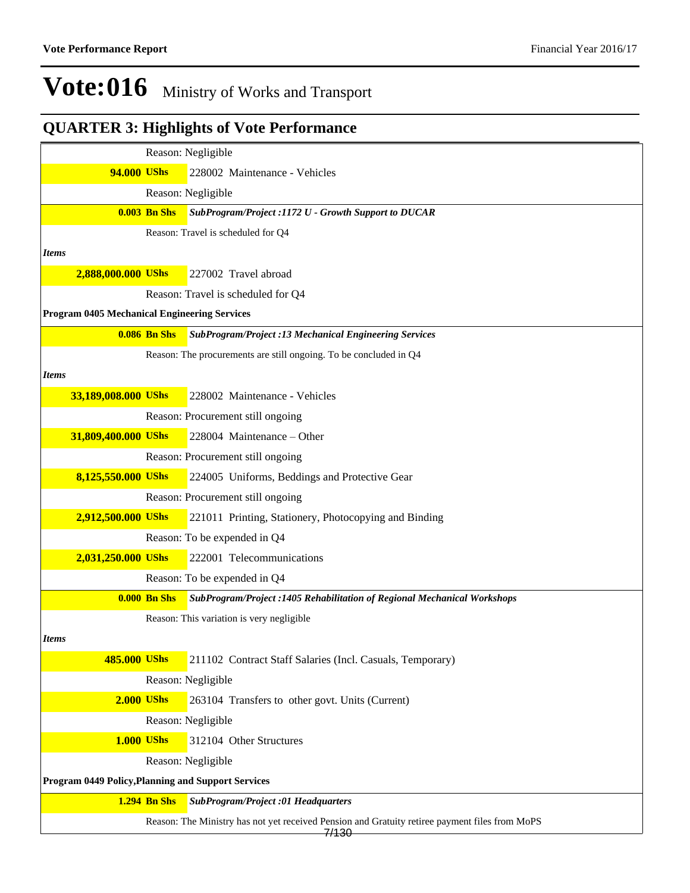# Vote:016 Ministry of Works and Transport

## QUARTER 3: Highlights of Vote Performance

Reason: Negligible

**94.000 UShs** 228002 Maintenance - Vehicles

Reason: Negligible

**0.003 Bn Shs** ***SubProgram/Project :1172 U - Growth Support to DUCAR***

Reason: Travel is scheduled for Q4

***Items***

**2,888,000.000 UShs** 227002 Travel abroad

Reason: Travel is scheduled for Q4

**Program 0405 Mechanical Engineering Services**

**0.086 Bn Shs** ***SubProgram/Project :13 Mechanical Engineering Services***

Reason: The procurements are still ongoing. To be concluded in Q4

***Items***

**33,189,008.000 UShs** 228002 Maintenance - Vehicles

Reason: Procurement still ongoing

**31,809,400.000 UShs** 228004 Maintenance – Other

Reason: Procurement still ongoing

**8,125,550.000 UShs** 224005 Uniforms, Beddings and Protective Gear

Reason: Procurement still ongoing

**2,912,500.000 UShs** 221011 Printing, Stationery, Photocopying and Binding

Reason: To be expended in Q4

**2,031,250.000 UShs** 222001 Telecommunications

Reason: To be expended in Q4

**0.000 Bn Shs** ***SubProgram/Project :1405 Rehabilitation of Regional Mechanical Workshops***

Reason: This variation is very negligible

***Items***

**485.000 UShs** 211102 Contract Staff Salaries (Incl. Casuals, Temporary)

Reason: Negligible

**2.000 UShs** 263104 Transfers to other govt. Units (Current)

Reason: Negligible

**1.000 UShs** 312104 Other Structures

Reason: Negligible

**Program 0449 Policy,Planning and Support Services**

**1.294 Bn Shs** ***SubProgram/Project :01 Headquarters***

Reason: The Ministry has not yet received Pension and Gratuity retiree payment files from MoPS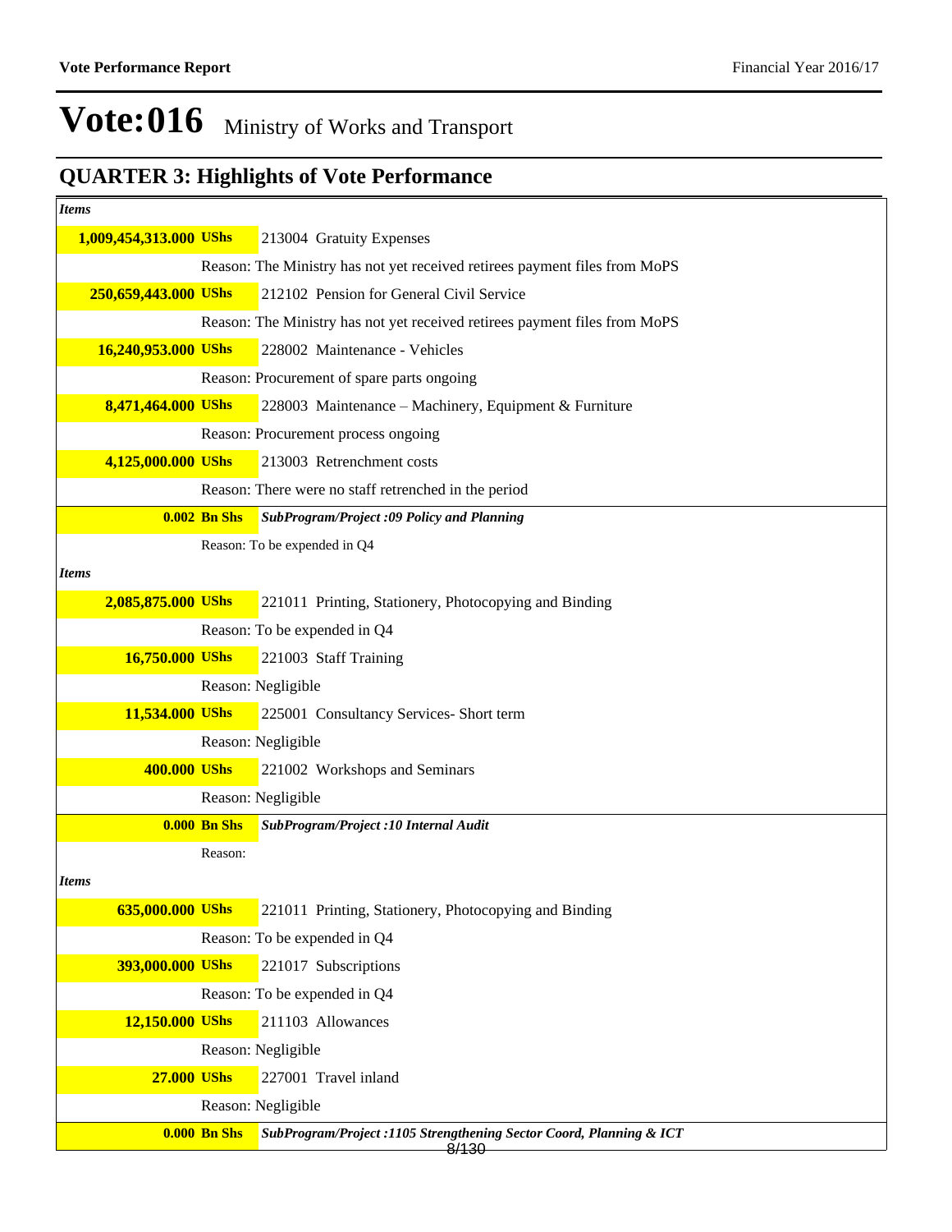# Vote:016 Ministry of Works and Transport

## QUARTER 3: Highlights of Vote Performance

*Items*

**1,009,454,313.000 UShs** 213004 Gratuity Expenses

Reason: The Ministry has not yet received retirees payment files from MoPS

**250,659,443.000 UShs** 212102 Pension for General Civil Service

Reason: The Ministry has not yet received retirees payment files from MoPS

**16,240,953.000 UShs** 228002 Maintenance - Vehicles

Reason: Procurement of spare parts ongoing

**8,471,464.000 UShs** 228003 Maintenance – Machinery, Equipment & Furniture

Reason: Procurement process ongoing

**4,125,000.000 UShs** 213003 Retrenchment costs

Reason: There were no staff retrenched in the period

**0.002 Bn Shs** ***SubProgram/Project :09 Policy and Planning***

Reason: To be expended in Q4

*Items*

**2,085,875.000 UShs** 221011 Printing, Stationery, Photocopying and Binding

Reason: To be expended in Q4

**16,750.000 UShs** 221003 Staff Training

Reason: Negligible

**11,534.000 UShs** 225001 Consultancy Services- Short term

Reason: Negligible

**400.000 UShs** 221002 Workshops and Seminars

Reason: Negligible

**0.000 Bn Shs** ***SubProgram/Project :10 Internal Audit***

Reason:

*Items*

**635,000.000 UShs** 221011 Printing, Stationery, Photocopying and Binding

Reason: To be expended in Q4

**393,000.000 UShs** 221017 Subscriptions

Reason: To be expended in Q4

**12,150.000 UShs** 211103 Allowances

Reason: Negligible

**27.000 UShs** 227001 Travel inland

Reason: Negligible

**0.000 Bn Shs** ***SubProgram/Project :1105 Strengthening Sector Coord, Planning & ICT***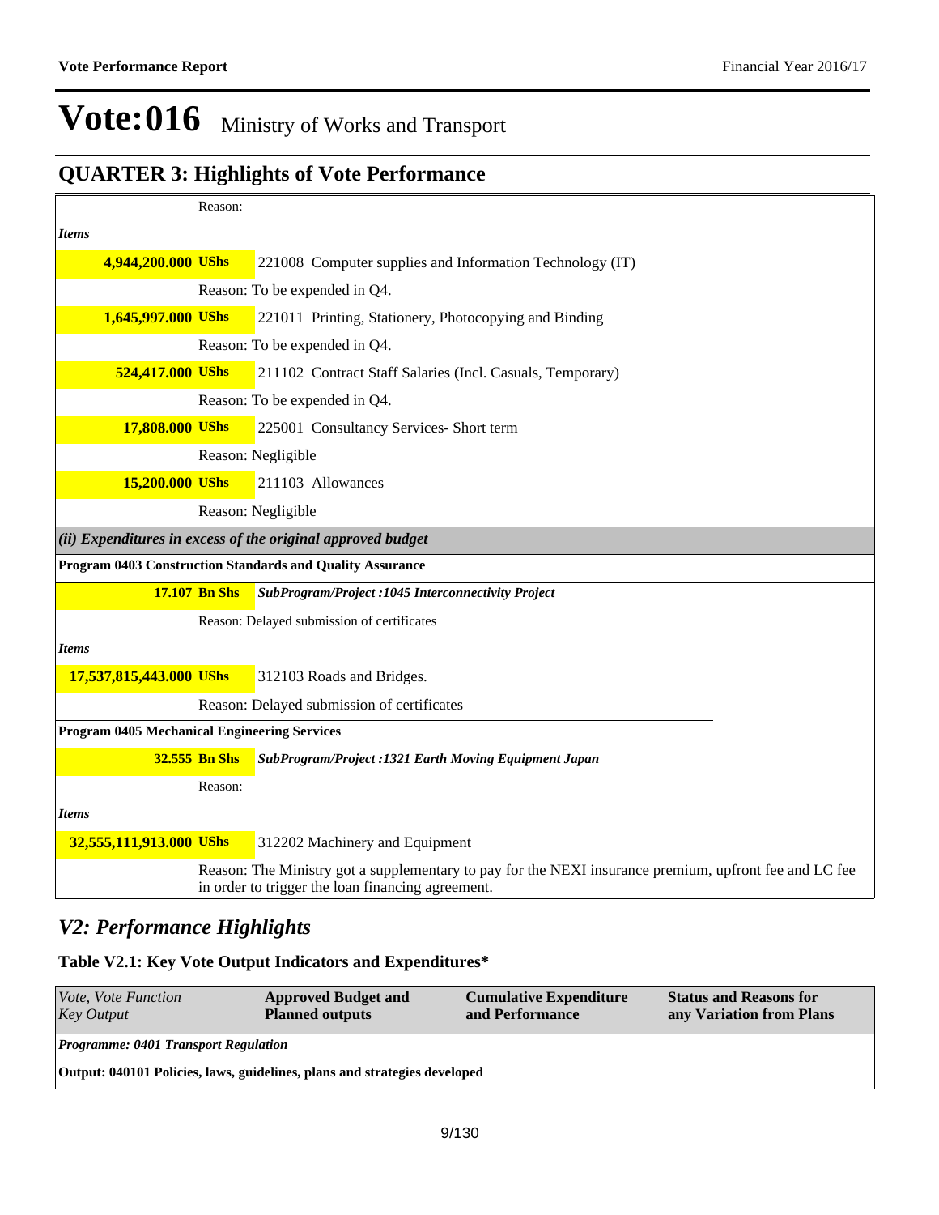# Vote:016 Ministry of Works and Transport

## QUARTER 3: Highlights of Vote Performance

| | | |
|---|---|---|
| | Reason: | |
| *Items* | | |
| **4,944,200.000** | **UShs** | 221008 Computer supplies and Information Technology (IT) |
| | Reason: To be expended in Q4. | |
| **1,645,997.000** | **UShs** | 221011 Printing, Stationery, Photocopying and Binding |
| | Reason: To be expended in Q4. | |
| **524,417.000** | **UShs** | 211102 Contract Staff Salaries (Incl. Casuals, Temporary) |
| | Reason: To be expended in Q4. | |
| **17,808.000** | **UShs** | 225001 Consultancy Services- Short term |
| | Reason: Negligible | |
| **15,200.000** | **UShs** | 211103 Allowances |
| | Reason: Negligible | |
| ***(ii) Expenditures in excess of the original approved budget*** | | |
| **Program 0403 Construction Standards and Quality Assurance** | | |
| **17.107** | **Bn Shs** | ***SubProgram/Project :1045 Interconnectivity Project*** |
| | Reason: Delayed submission of certificates | |
| *Items* | | |
| **17,537,815,443.000** | **UShs** | 312103 Roads and Bridges. |
| | Reason: Delayed submission of certificates | |
| **Program 0405 Mechanical Engineering Services** | | |
| **32.555** | **Bn Shs** | ***SubProgram/Project :1321 Earth Moving Equipment Japan*** |
| | Reason: | |
| *Items* | | |
| **32,555,111,913.000** | **UShs** | 312202 Machinery and Equipment |
| | Reason: The Ministry got a supplementary to pay for the NEXI insurance premium, upfront fee and LC fee in order to trigger the loan financing agreement. | |

## *V2: Performance Highlights*

### Table V2.1: Key Vote Output Indicators and Expenditures*

| *Vote, Vote Function Key Output* | **Approved Budget and Planned outputs** | **Cumulative Expenditure and Performance** | **Status and Reasons for any Variation from Plans** |
|---|---|---|---|
| ***Programme: 0401 Transport Regulation*** | | | |
| **Output: 040101 Policies, laws, guidelines, plans and strategies developed** | | | |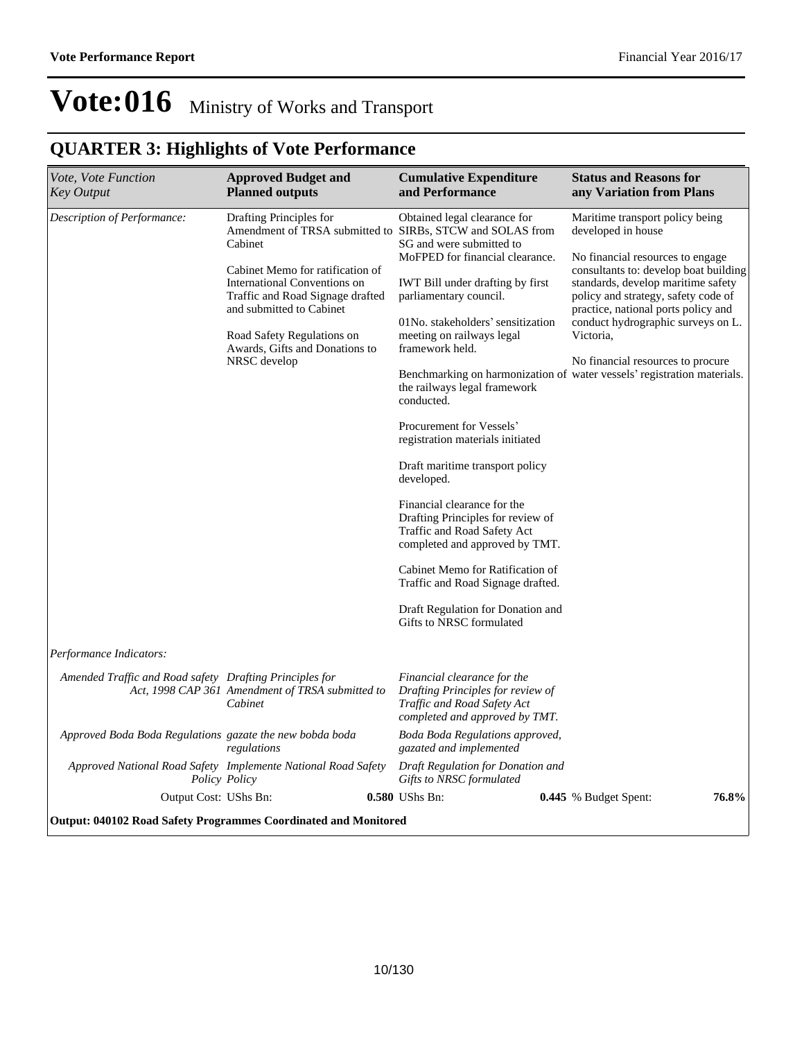# Vote:016 Ministry of Works and Transport

## QUARTER 3: Highlights of Vote Performance

| *Vote, Vote Function Key Output* | **Approved Budget and Planned outputs** | **Cumulative Expenditure and Performance** | **Status and Reasons for any Variation from Plans** |
|---|---|---|---|
| *Description of Performance:* | Drafting Principles for Amendment of TRSA submitted to Cabinet<br><br>Cabinet Memo for ratification of International Conventions on Traffic and Road Signage drafted and submitted to Cabinet<br><br>Road Safety Regulations on Awards, Gifts and Donations to NRSC develop | Obtained legal clearance for SIRBs, STCW and SOLAS from SG and were submitted to MoFPED for financial clearance.<br><br>IWT Bill under drafting by first parliamentary council.<br><br>01No. stakeholders' sensitization meeting on railways legal framework held.<br><br>Benchmarking on harmonization of the railways legal framework conducted.<br><br>Procurement for Vessels' registration materials initiated<br><br>Draft maritime transport policy developed.<br><br>Financial clearance for the Drafting Principles for review of Traffic and Road Safety Act completed and approved by TMT.<br><br>Cabinet Memo for Ratification of Traffic and Road Signage drafted.<br><br>Draft Regulation for Donation and Gifts to NRSC formulated | Maritime transport policy being developed in house<br><br>No financial resources to engage consultants to: develop boat building standards, develop maritime safety policy and strategy, safety code of practice, national ports policy and conduct hydrographic surveys on L. Victoria,<br><br>No financial resources to procure water vessels' registration materials. |
| *Performance Indicators:* | | | |
| *Amended Traffic and Road safety Act, 1998 CAP 361* | *Drafting Principles for Amendment of TRSA submitted to Cabinet* | *Financial clearance for the Drafting Principles for review of Traffic and Road Safety Act completed and approved by TMT.* | |
| *Approved Boda Boda Regulations* | *gazate the new bobda boda regulations* | *Boda Boda Regulations approved, gazated and implemented* | |
| *Approved National Road Safety Policy* | *Implemente National Road Safety Policy* | *Draft Regulation for Donation and Gifts to NRSC formulated* | |
| Output Cost: UShs Bn: | **0.580** | UShs Bn: **0.445** | % Budget Spent: **76.8%** |

**Output: 040102 Road Safety Programmes Coordinated and Monitored**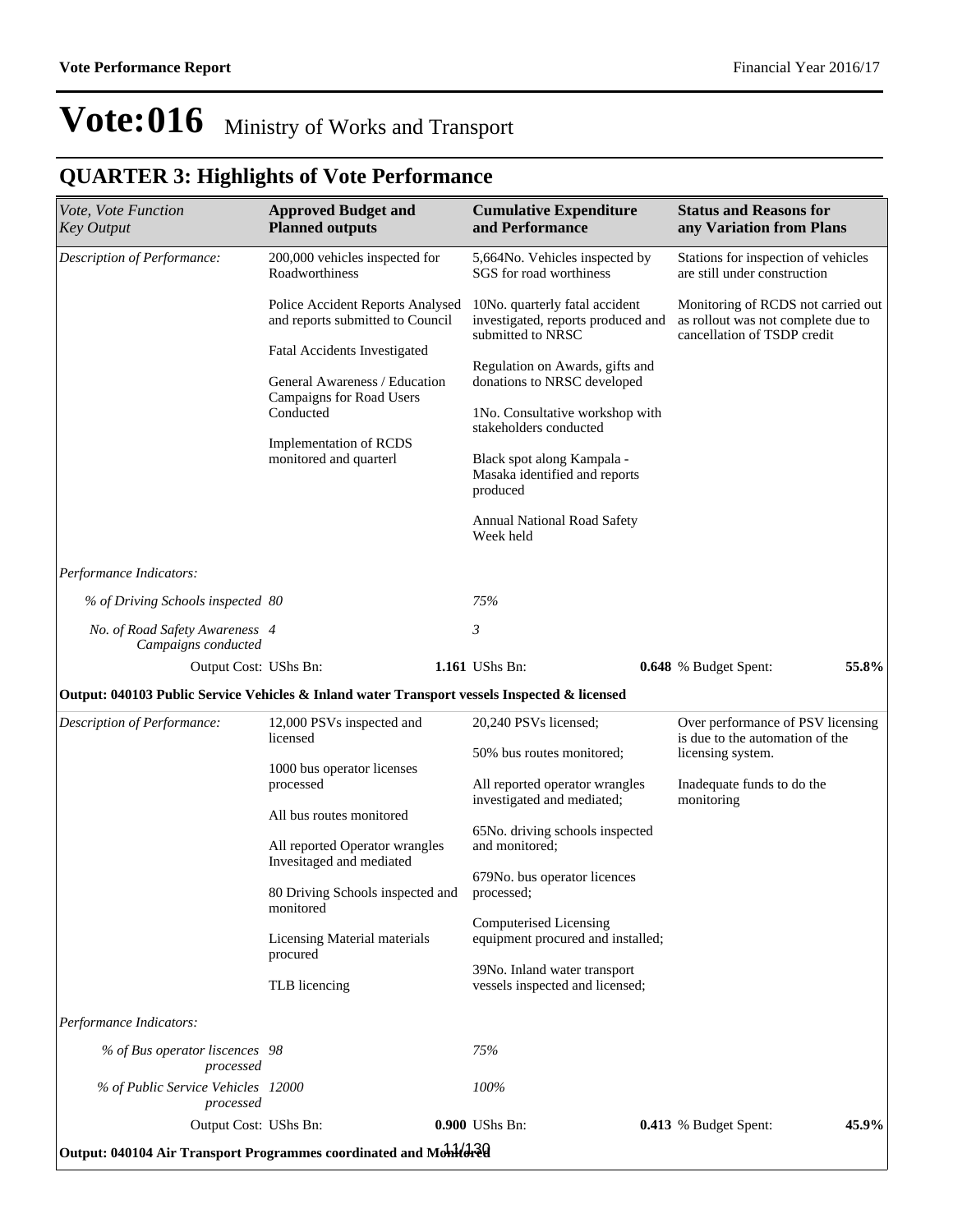# Vote:016 Ministry of Works and Transport

## QUARTER 3: Highlights of Vote Performance

| *Vote, Vote Function Key Output* | **Approved Budget and Planned outputs** | **Cumulative Expenditure and Performance** | **Status and Reasons for any Variation from Plans** |
|---|---|---|---|
| *Description of Performance:* | 200,000 vehicles inspected for Roadworthiness<br><br>Police Accident Reports Analysed and reports submitted to Council<br><br>Fatal Accidents Investigated<br><br>General Awareness / Education Campaigns for Road Users Conducted<br><br>Implementation of RCDS monitored and quarterl | 5,664No. Vehicles inspected by SGS for road worthiness<br><br>10No. quarterly fatal accident investigated, reports produced and submitted to NRSC<br><br>Regulation on Awards, gifts and donations to NRSC developed<br><br>1No. Consultative workshop with stakeholders conducted<br><br>Black spot along Kampala - Masaka identified and reports produced<br><br>Annual National Road Safety Week held | Stations for inspection of vehicles are still under construction<br><br>Monitoring of RCDS not carried out as rollout was not complete due to cancellation of TSDP credit |
| *Performance Indicators:* | | | |
| *% of Driving Schools inspected* | *80* | *75%* | |
| *No. of Road Safety Awareness Campaigns conducted* | *4* | *3* | |
| Output Cost: UShs Bn: | **1.161** | UShs Bn: **0.648** | % Budget Spent: **55.8%** |
| **Output: 040103 Public Service Vehicles & Inland water Transport vessels Inspected & licensed** | | | |
| *Description of Performance:* | 12,000 PSVs inspected and licensed<br><br>1000 bus operator licenses processed<br><br>All bus routes monitored<br><br>All reported Operator wrangles Invesitaged and mediated<br><br>80 Driving Schools inspected and monitored<br><br>Licensing Material materials procured<br><br>TLB licencing | 20,240 PSVs licensed;<br><br>50% bus routes monitored;<br><br>All reported operator wrangles investigated and mediated;<br><br>65No. driving schools inspected and monitored;<br><br>679No. bus operator licences processed;<br><br>Computerised Licensing equipment procured and installed;<br><br>39No. Inland water transport vessels inspected and licensed; | Over performance of PSV licensing is due to the automation of the licensing system.<br><br>Inadequate funds to do the monitoring |
| *Performance Indicators:* | | | |
| *% of Bus operator liscences processed* | *98* | *75%* | |
| *% of Public Service Vehicles processed* | *12000* | *100%* | |
| Output Cost: UShs Bn: | **0.900** | UShs Bn: **0.413** | % Budget Spent: **45.9%** |
| **Output: 040104 Air Transport Programmes coordinated and Monitored** | | | |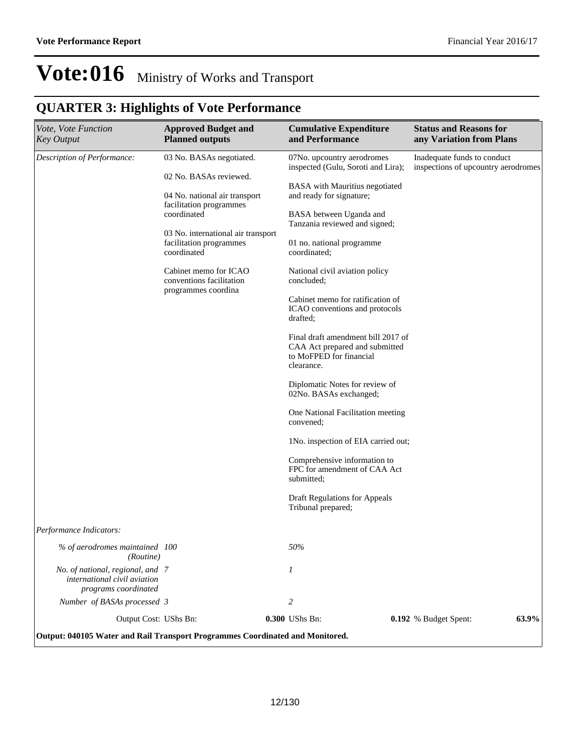# Vote:016 Ministry of Works and Transport

## QUARTER 3: Highlights of Vote Performance

| *Vote, Vote Function Key Output* | **Approved Budget and Planned outputs** | **Cumulative Expenditure and Performance** | **Status and Reasons for any Variation from Plans** |
|---|---|---|---|
| *Description of Performance:* | 03 No. BASAs negotiated.<br><br>02 No. BASAs reviewed.<br><br>04 No. national air transport facilitation programmes coordinated<br><br>03 No. international air transport facilitation programmes coordinated<br><br>Cabinet memo for ICAO conventions facilitation programmes coordina | 07No. upcountry aerodromes inspected (Gulu, Soroti and Lira);<br><br>BASA with Mauritius negotiated and ready for signature;<br><br>BASA between Uganda and Tanzania reviewed and signed;<br><br>01 no. national programme coordinated;<br><br>National civil aviation policy concluded;<br><br>Cabinet memo for ratification of ICAO conventions and protocols drafted;<br><br>Final draft amendment bill 2017 of CAA Act prepared and submitted to MoFPED for financial clearance.<br><br>Diplomatic Notes for review of 02No. BASAs exchanged;<br><br>One National Facilitation meeting convened;<br><br>1No. inspection of EIA carried out;<br><br>Comprehensive information to FPC for amendment of CAA Act submitted;<br><br>Draft Regulations for Appeals Tribunal prepared; | Inadequate funds to conduct inspections of upcountry aerodromes |
| *Performance Indicators:* | | | |
| *% of aerodromes maintained (Routine)* | *100* | *50%* | |
| *No. of national, regional, and international civil aviation programs coordinated* | *7* | *1* | |
| *Number of BASAs processed* | *3* | *2* | |
| Output Cost: UShs Bn: | **0.300** | UShs Bn: **0.192** | % Budget Spent: **63.9%** |

**Output: 040105 Water and Rail Transport Programmes Coordinated and Monitored.**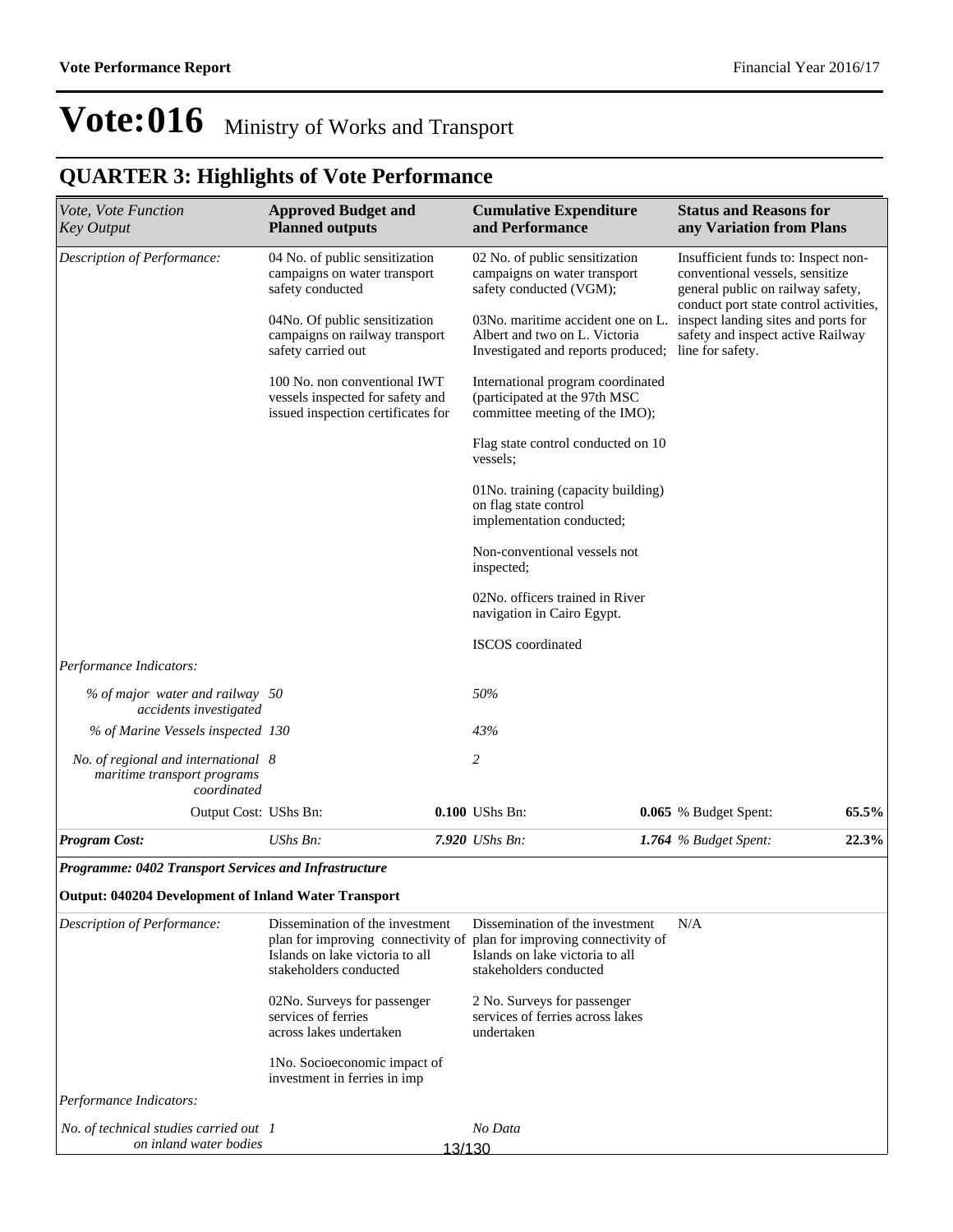# Vote:016 Ministry of Works and Transport

## QUARTER 3: Highlights of Vote Performance

| *Vote, Vote Function Key Output* | **Approved Budget and Planned outputs** | **Cumulative Expenditure and Performance** | **Status and Reasons for any Variation from Plans** |
|---|---|---|---|
| *Description of Performance:* | 04 No. of public sensitization campaigns on water transport safety conducted<br><br>04No. Of public sensitization campaigns on railway transport safety carried out<br><br>100 No. non conventional IWT vessels inspected for safety and issued inspection certificates for | 02 No. of public sensitization campaigns on water transport safety conducted (VGM);<br><br>03No. maritime accident one on L. Albert and two on L. Victoria Investigated and reports produced;<br><br>International program coordinated (participated at the 97th MSC committee meeting of the IMO);<br><br>Flag state control conducted on 10 vessels;<br><br>01No. training (capacity building) on flag state control implementation conducted;<br><br>Non-conventional vessels not inspected;<br><br>02No. officers trained in River navigation in Cairo Egypt.<br><br>ISCOS coordinated | Insufficient funds to: Inspect non-conventional vessels, sensitize general public on railway safety, conduct port state control activities, inspect landing sites and ports for safety and inspect active Railway line for safety. |
| *Performance Indicators:* | | | |
| *% of major water and railway accidents investigated* | *50* | *50%* | |
| *% of Marine Vessels inspected* | *130* | *43%* | |
| *No. of regional and international maritime transport programs coordinated* | *8* | *2* | |
| Output Cost: | UShs Bn: **0.100** | UShs Bn: **0.065** | % Budget Spent: **65.5%** |
| ***Program Cost:*** | *UShs Bn:* ***7.920*** | *UShs Bn:* ***1.764*** | *% Budget Spent:* ***22.3%*** |
| ***Programme: 0402 Transport Services and Infrastructure*** | | | |
| **Output: 040204 Development of Inland Water Transport** | | | |
| *Description of Performance:* | Dissemination of the investment plan for improving connectivity of Islands on lake victoria to all stakeholders conducted<br><br>02No. Surveys for passenger services of ferries across lakes undertaken<br><br>1No. Socioeconomic impact of investment in ferries in imp | Dissemination of the investment plan for improving connectivity of Islands on lake victoria to all stakeholders conducted<br><br>2 No. Surveys for passenger services of ferries across lakes undertaken | N/A |
| *Performance Indicators:* | | | |
| *No. of technical studies carried out on inland water bodies* | *1* | *No Data* | |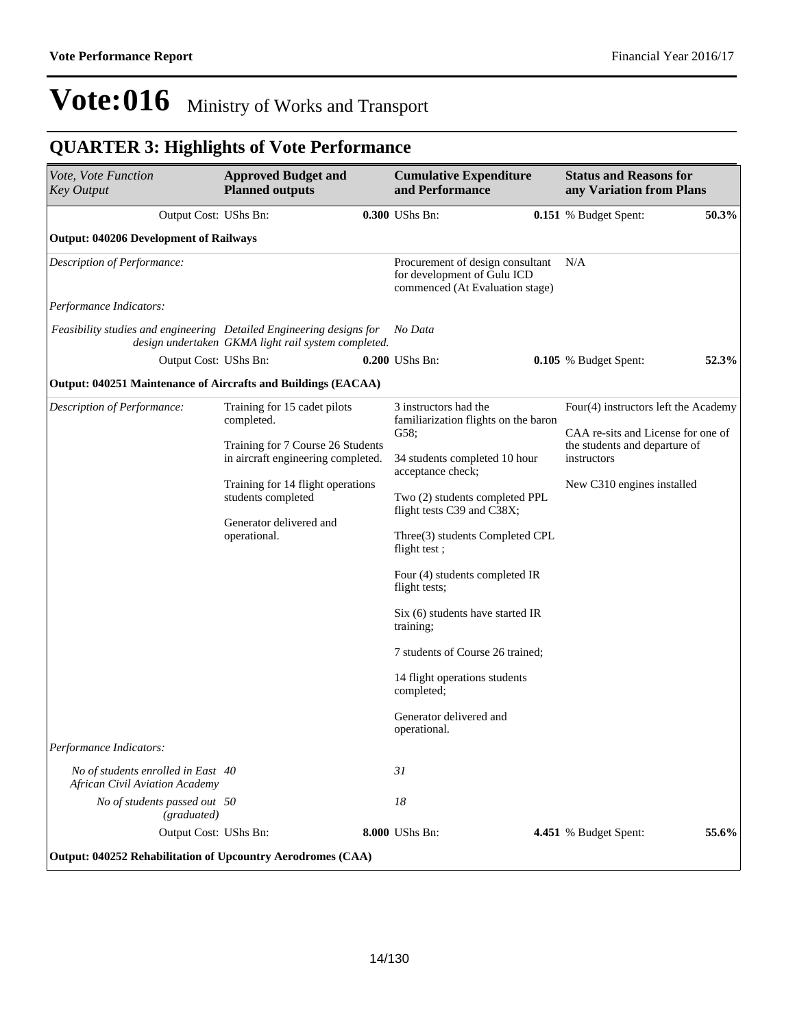# Vote:016 Ministry of Works and Transport

## QUARTER 3: Highlights of Vote Performance

| *Vote, Vote Function Key Output* | **Approved Budget and Planned outputs** | **Cumulative Expenditure and Performance** | **Status and Reasons for any Variation from Plans** |
|---|---|---|---|
| Output Cost: UShs Bn: | **0.300** | UShs Bn: **0.151** | % Budget Spent: **50.3%** |
| **Output: 040206 Development of Railways** | | | |
| *Description of Performance:* | | Procurement of design consultant for development of Gulu ICD commenced (At Evaluation stage) | N/A |
| *Performance Indicators:* | | | |
| *Feasibility studies and engineering design undertaken* | *Detailed Engineering designs for GKMA light rail system completed.* | *No Data* | |
| Output Cost: UShs Bn: | **0.200** | UShs Bn: **0.105** | % Budget Spent: **52.3%** |
| **Output: 040251 Maintenance of Aircrafts and Buildings (EACAA)** | | | |
| *Description of Performance:* | Training for 15 cadet pilots completed.<br><br>Training for 7 Course 26 Students in aircraft engineering completed.<br><br>Training for 14 flight operations students completed<br><br>Generator delivered and operational. | 3 instructors had the familiarization flights on the baron G58;<br><br>34 students completed 10 hour acceptance check;<br><br>Two (2) students completed PPL flight tests C39 and C38X;<br><br>Three(3) students Completed CPL flight test ;<br><br>Four (4) students completed IR flight tests;<br><br>Six (6) students have started IR training;<br><br>7 students of Course 26 trained;<br><br>14 flight operations students completed;<br><br>Generator delivered and operational. | Four(4) instructors left the Academy<br><br>CAA re-sits and License for one of the students and departure of instructors<br><br>New C310 engines installed |
| *Performance Indicators:* | | | |
| *No of students enrolled in East African Civil Aviation Academy* | *40* | *31* | |
| *No of students passed out (graduated)* | *50* | *18* | |
| Output Cost: UShs Bn: | **8.000** | UShs Bn: **4.451** | % Budget Spent: **55.6%** |
| **Output: 040252 Rehabilitation of Upcountry Aerodromes (CAA)** | | | |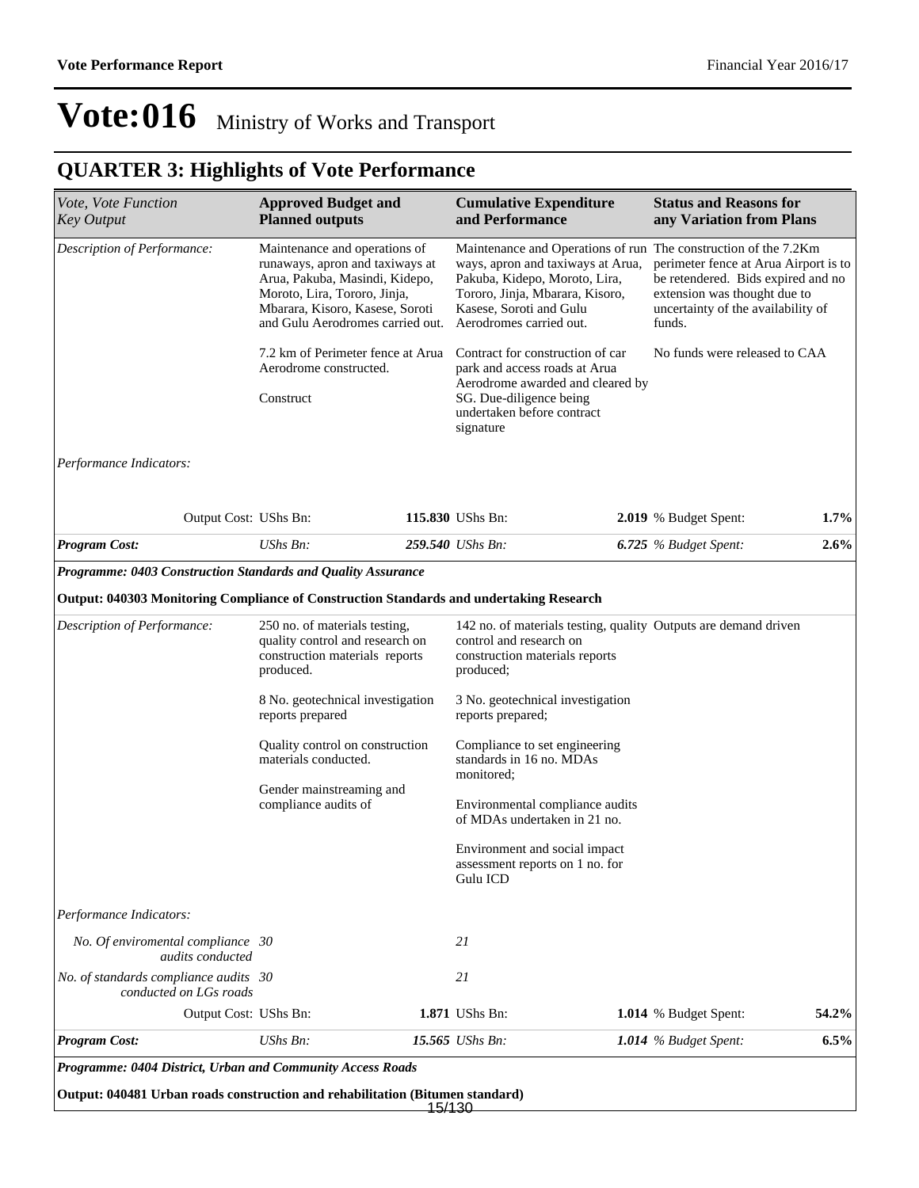# Vote:016 Ministry of Works and Transport

## QUARTER 3: Highlights of Vote Performance

| *Vote, Vote Function Key Output* | **Approved Budget and Planned outputs** | | **Cumulative Expenditure and Performance** | | **Status and Reasons for any Variation from Plans** | |
|---|---|---|---|---|---|---|
| *Description of Performance:* | Maintenance and operations of runaways, apron and taxiways at Arua, Pakuba, Masindi, Kidepo, Moroto, Lira, Tororo, Jinja, Mbarara, Kisoro, Kasese, Soroti and Gulu Aerodromes carried out.<br><br>7.2 km of Perimeter fence at Arua Aerodrome constructed.<br><br>Construct | | Maintenance and Operations of run ways, apron and taxiways at Arua, Pakuba, Kidepo, Moroto, Lira, Tororo, Jinja, Mbarara, Kisoro, Kasese, Soroti and Gulu Aerodromes carried out.<br><br>Contract for construction of car park and access roads at Arua Aerodrome awarded and cleared by SG. Due-diligence being undertaken before contract signature | | The construction of the 7.2Km perimeter fence at Arua Airport is to be retendered. Bids expired and no extension was thought due to uncertainty of the availability of funds.<br><br>No funds were released to CAA | |
| *Performance Indicators:* | | | | | | |
| Output Cost: | UShs Bn: | **115.830** | UShs Bn: | **2.019** | % Budget Spent: | **1.7%** |
| ***Program Cost:*** | *UShs Bn:* | ***259.540*** | *UShs Bn:* | ***6.725*** | *% Budget Spent:* | ***2.6%*** |
| ***Programme: 0403 Construction Standards and Quality Assurance*** | | | | | | |
| **Output: 040303 Monitoring Compliance of Construction Standards and undertaking Research** | | | | | | |
| *Description of Performance:* | 250 no. of materials testing, quality control and research on construction materials reports produced.<br><br>8 No. geotechnical investigation reports prepared<br><br>Quality control on construction materials conducted.<br><br>Gender mainstreaming and compliance audits of | | 142 no. of materials testing, quality control and research on construction materials reports produced;<br><br>3 No. geotechnical investigation reports prepared;<br><br>Compliance to set engineering standards in 16 no. MDAs monitored;<br><br>Environmental compliance audits of MDAs undertaken in 21 no.<br><br>Environment and social impact assessment reports on 1 no. for Gulu ICD | | Outputs are demand driven | |
| *Performance Indicators:* | | | | | | |
| *No. Of enviromental compliance audits conducted* | *30* | | *21* | | | |
| *No. of standards compliance audits conducted on LGs roads* | *30* | | *21* | | | |
| Output Cost: | UShs Bn: | **1.871** | UShs Bn: | **1.014** | % Budget Spent: | **54.2%** |
| ***Program Cost:*** | *UShs Bn:* | ***15.565*** | *UShs Bn:* | ***1.014*** | *% Budget Spent:* | ***6.5%*** |
| ***Programme: 0404 District, Urban and Community Access Roads*** | | | | | | |
| **Output: 040481 Urban roads construction and rehabilitation (Bitumen standard)** | | | | | | |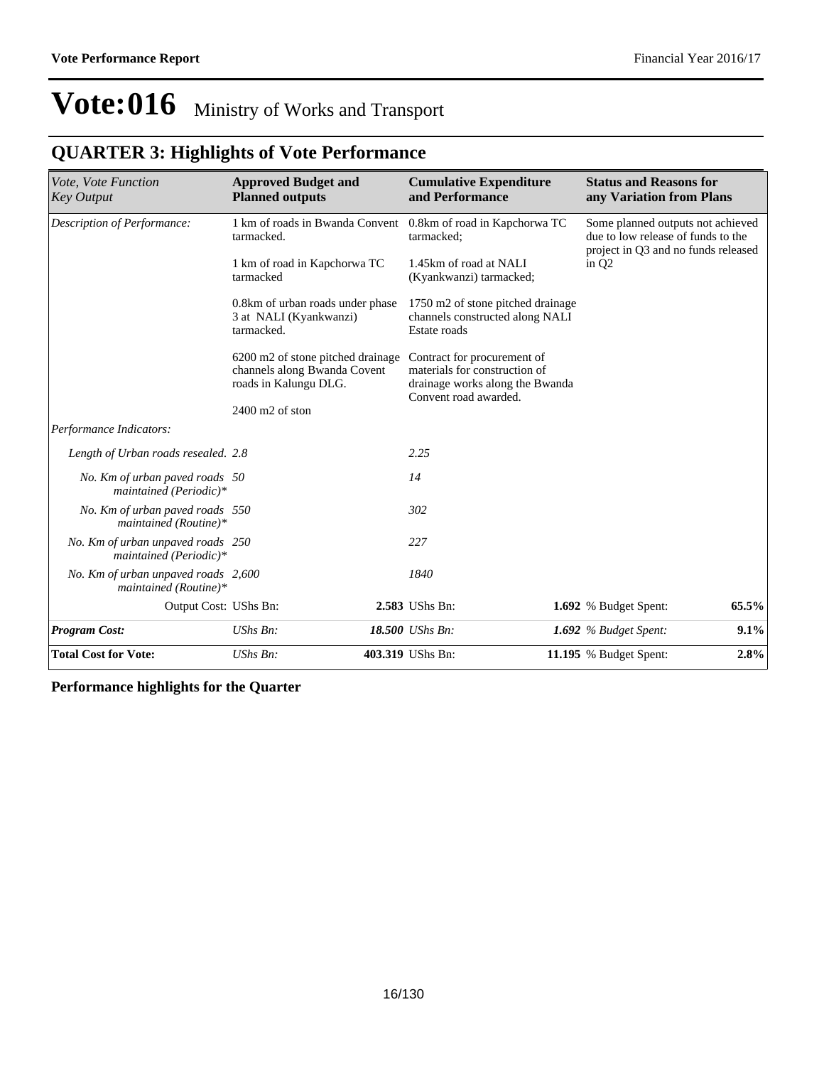# Vote:016 Ministry of Works and Transport

## QUARTER 3: Highlights of Vote Performance

| *Vote, Vote Function Key Output* | **Approved Budget and Planned outputs** | | **Cumulative Expenditure and Performance** | | **Status and Reasons for any Variation from Plans** | |
|---|---|---|---|---|---|---|
| *Description of Performance:* | 1 km of roads in Bwanda Convent tarmacked.<br><br>1 km of road in Kapchorwa TC tarmacked<br><br>0.8km of urban roads under phase 3 at NALI (Kyankwanzi) tarmacked.<br><br>6200 m2 of stone pitched drainage channels along Bwanda Covent roads in Kalungu DLG.<br><br>2400 m2 of ston | | 0.8km of road in Kapchorwa TC tarmacked;<br><br>1.45km of road at NALI (Kyankwanzi) tarmacked;<br><br>1750 m2 of stone pitched drainage channels constructed along NALI Estate roads<br><br>Contract for procurement of materials for construction of drainage works along the Bwanda Convent road awarded. | | Some planned outputs not achieved due to low release of funds to the project in Q3 and no funds released in Q2 | |
| *Performance Indicators:* | | | | | | |
| *Length of Urban roads resealed.* | *2.8* | | *2.25* | | | |
| *No. Km of urban paved roads maintained (Periodic)** | *50* | | *14* | | | |
| *No. Km of urban paved roads maintained (Routine)** | *550* | | *302* | | | |
| *No. Km of urban unpaved roads maintained (Periodic)** | *250* | | *227* | | | |
| *No. Km of urban unpaved roads maintained (Routine)** | *2,600* | | *1840* | | | |
| Output Cost: | UShs Bn: | **2.583** | UShs Bn: | **1.692** | % Budget Spent: | **65.5%** |
| ***Program Cost:*** | *UShs Bn:* | ***18.500*** | *UShs Bn:* | ***1.692*** | *% Budget Spent:* | ***9.1%*** |
| **Total Cost for Vote:** | *UShs Bn:* | **403.319** | UShs Bn: | **11.195** | % Budget Spent: | **2.8%** |

**Performance highlights for the Quarter**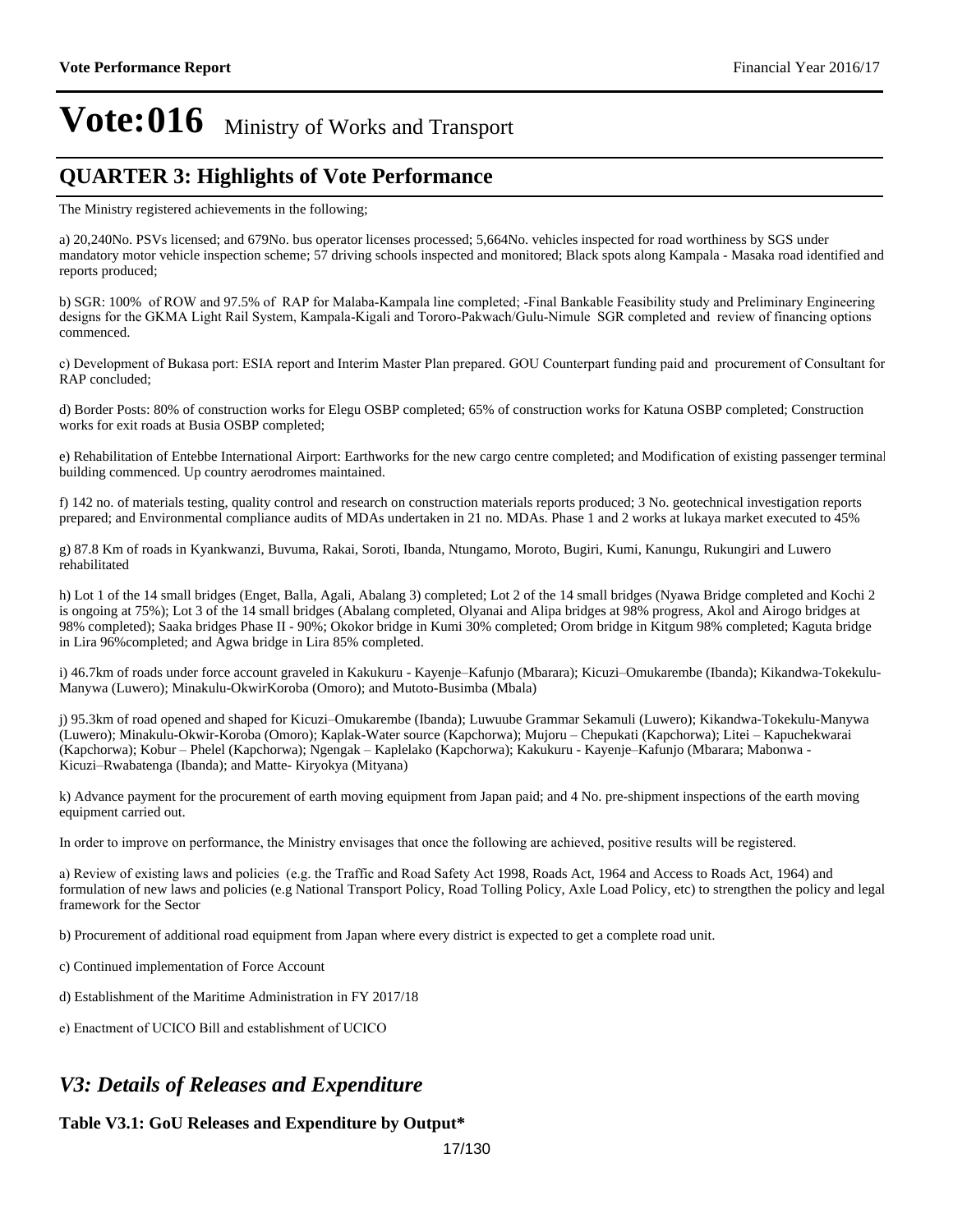# Vote:016 Ministry of Works and Transport

## QUARTER 3: Highlights of Vote Performance

The Ministry registered achievements in the following;

a) 20,240No. PSVs licensed; and 679No. bus operator licenses processed; 5,664No. vehicles inspected for road worthiness by SGS under mandatory motor vehicle inspection scheme; 57 driving schools inspected and monitored; Black spots along Kampala - Masaka road identified and reports produced;

b) SGR: 100% of ROW and 97.5% of RAP for Malaba-Kampala line completed; -Final Bankable Feasibility study and Preliminary Engineering designs for the GKMA Light Rail System, Kampala-Kigali and Tororo-Pakwach/Gulu-Nimule SGR completed and review of financing options commenced.

c) Development of Bukasa port: ESIA report and Interim Master Plan prepared. GOU Counterpart funding paid and procurement of Consultant for RAP concluded;

d) Border Posts: 80% of construction works for Elegu OSBP completed; 65% of construction works for Katuna OSBP completed; Construction works for exit roads at Busia OSBP completed;

e) Rehabilitation of Entebbe International Airport: Earthworks for the new cargo centre completed; and Modification of existing passenger terminal building commenced. Up country aerodromes maintained.

f) 142 no. of materials testing, quality control and research on construction materials reports produced; 3 No. geotechnical investigation reports prepared; and Environmental compliance audits of MDAs undertaken in 21 no. MDAs. Phase 1 and 2 works at lukaya market executed to 45%

g) 87.8 Km of roads in Kyankwanzi, Buvuma, Rakai, Soroti, Ibanda, Ntungamo, Moroto, Bugiri, Kumi, Kanungu, Rukungiri and Luwero rehabilitated

h) Lot 1 of the 14 small bridges (Enget, Balla, Agali, Abalang 3) completed; Lot 2 of the 14 small bridges (Nyawa Bridge completed and Kochi 2 is ongoing at 75%); Lot 3 of the 14 small bridges (Abalang completed, Olyanai and Alipa bridges at 98% progress, Akol and Airogo bridges at 98% completed); Saaka bridges Phase II - 90%; Okokor bridge in Kumi 30% completed; Orom bridge in Kitgum 98% completed; Kaguta bridge in Lira 96%completed; and Agwa bridge in Lira 85% completed.

i) 46.7km of roads under force account graveled in Kakukuru - Kayenje–Kafunjo (Mbarara); Kicuzi–Omukarembe (Ibanda); Kikandwa-Tokekulu-Manywa (Luwero); Minakulu-OkwirKoroba (Omoro); and Mutoto-Busimba (Mbala)

j) 95.3km of road opened and shaped for Kicuzi–Omukarembe (Ibanda); Luwuube Grammar Sekamuli (Luwero); Kikandwa-Tokekulu-Manywa (Luwero); Minakulu-Okwir-Koroba (Omoro); Kaplak-Water source (Kapchorwa); Mujoru – Chepukati (Kapchorwa); Litei – Kapuchekwarai (Kapchorwa); Kobur – Phelel (Kapchorwa); Ngengak – Kaplelako (Kapchorwa); Kakukuru - Kayenje–Kafunjo (Mbarara; Mabonwa - Kicuzi–Rwabatenga (Ibanda); and Matte- Kiryokya (Mityana)

k) Advance payment for the procurement of earth moving equipment from Japan paid; and 4 No. pre-shipment inspections of the earth moving equipment carried out.

In order to improve on performance, the Ministry envisages that once the following are achieved, positive results will be registered.

a) Review of existing laws and policies (e.g. the Traffic and Road Safety Act 1998, Roads Act, 1964 and Access to Roads Act, 1964) and formulation of new laws and policies (e.g National Transport Policy, Road Tolling Policy, Axle Load Policy, etc) to strengthen the policy and legal framework for the Sector

b) Procurement of additional road equipment from Japan where every district is expected to get a complete road unit.

c) Continued implementation of Force Account

d) Establishment of the Maritime Administration in FY 2017/18

e) Enactment of UCICO Bill and establishment of UCICO

## *V3: Details of Releases and Expenditure*

**Table V3.1: GoU Releases and Expenditure by Output***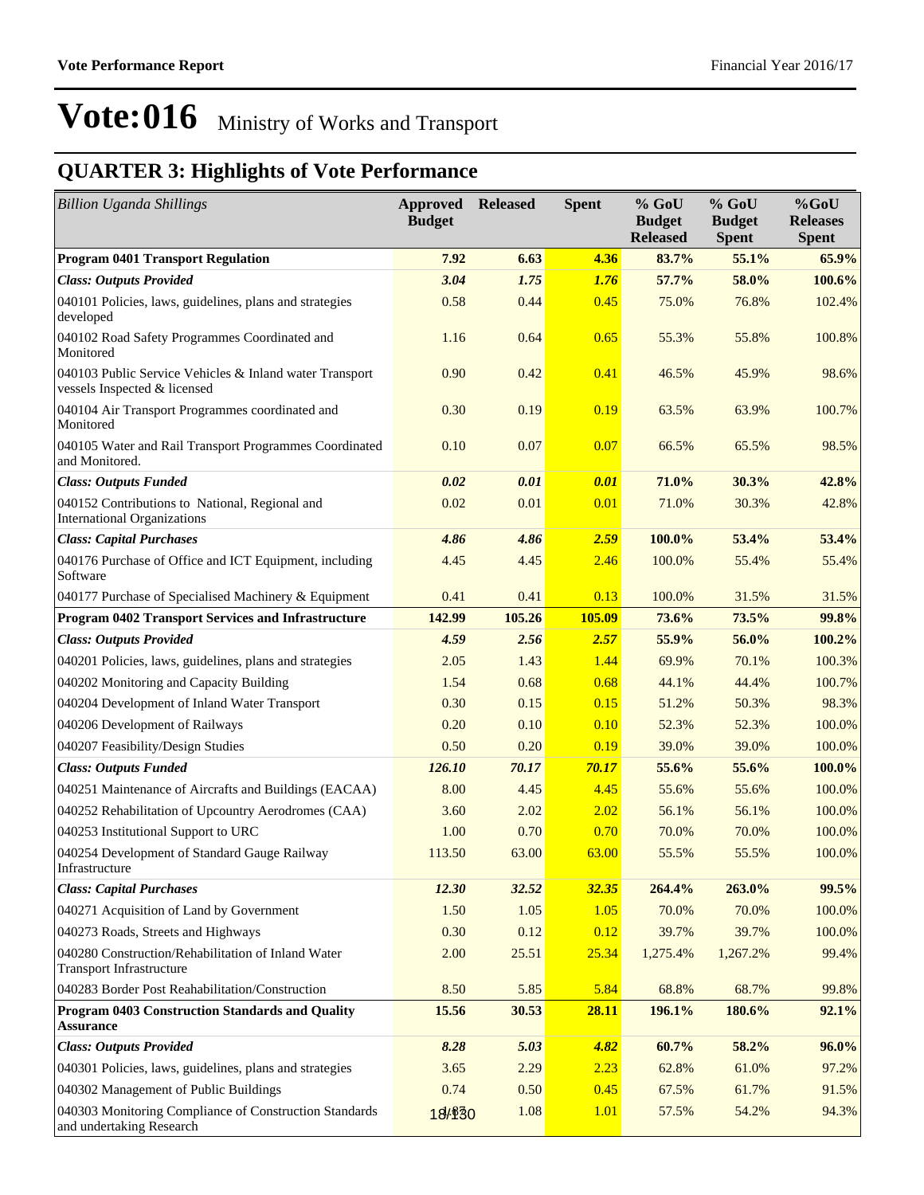# Vote:016 Ministry of Works and Transport

## QUARTER 3: Highlights of Vote Performance

| *Billion Uganda Shillings* | Approved Budget | Released | Spent | % GoU Budget Released | % GoU Budget Spent | %GoU Releases Spent |
|---|---|---|---|---|---|---|
| **Program 0401 Transport Regulation** | **7.92** | **6.63** | **4.36** | **83.7%** | **55.1%** | **65.9%** |
| ***Class: Outputs Provided*** | ***3.04*** | ***1.75*** | ***1.76*** | **57.7%** | **58.0%** | **100.6%** |
| 040101 Policies, laws, guidelines, plans and strategies developed | 0.58 | 0.44 | 0.45 | 75.0% | 76.8% | 102.4% |
| 040102 Road Safety Programmes Coordinated and Monitored | 1.16 | 0.64 | 0.65 | 55.3% | 55.8% | 100.8% |
| 040103 Public Service Vehicles & Inland water Transport vessels Inspected & licensed | 0.90 | 0.42 | 0.41 | 46.5% | 45.9% | 98.6% |
| 040104 Air Transport Programmes coordinated and Monitored | 0.30 | 0.19 | 0.19 | 63.5% | 63.9% | 100.7% |
| 040105 Water and Rail Transport Programmes Coordinated and Monitored. | 0.10 | 0.07 | 0.07 | 66.5% | 65.5% | 98.5% |
| ***Class: Outputs Funded*** | ***0.02*** | ***0.01*** | ***0.01*** | **71.0%** | **30.3%** | **42.8%** |
| 040152 Contributions to National, Regional and International Organizations | 0.02 | 0.01 | 0.01 | 71.0% | 30.3% | 42.8% |
| ***Class: Capital Purchases*** | ***4.86*** | ***4.86*** | ***2.59*** | **100.0%** | **53.4%** | **53.4%** |
| 040176 Purchase of Office and ICT Equipment, including Software | 4.45 | 4.45 | 2.46 | 100.0% | 55.4% | 55.4% |
| 040177 Purchase of Specialised Machinery & Equipment | 0.41 | 0.41 | 0.13 | 100.0% | 31.5% | 31.5% |
| **Program 0402 Transport Services and Infrastructure** | **142.99** | **105.26** | **105.09** | **73.6%** | **73.5%** | **99.8%** |
| ***Class: Outputs Provided*** | ***4.59*** | ***2.56*** | ***2.57*** | **55.9%** | **56.0%** | **100.2%** |
| 040201 Policies, laws, guidelines, plans and strategies | 2.05 | 1.43 | 1.44 | 69.9% | 70.1% | 100.3% |
| 040202 Monitoring and Capacity Building | 1.54 | 0.68 | 0.68 | 44.1% | 44.4% | 100.7% |
| 040204 Development of Inland Water Transport | 0.30 | 0.15 | 0.15 | 51.2% | 50.3% | 98.3% |
| 040206 Development of Railways | 0.20 | 0.10 | 0.10 | 52.3% | 52.3% | 100.0% |
| 040207 Feasibility/Design Studies | 0.50 | 0.20 | 0.19 | 39.0% | 39.0% | 100.0% |
| ***Class: Outputs Funded*** | ***126.10*** | ***70.17*** | ***70.17*** | **55.6%** | **55.6%** | **100.0%** |
| 040251 Maintenance of Aircrafts and Buildings (EACAA) | 8.00 | 4.45 | 4.45 | 55.6% | 55.6% | 100.0% |
| 040252 Rehabilitation of Upcountry Aerodromes (CAA) | 3.60 | 2.02 | 2.02 | 56.1% | 56.1% | 100.0% |
| 040253 Institutional Support to URC | 1.00 | 0.70 | 0.70 | 70.0% | 70.0% | 100.0% |
| 040254 Development of Standard Gauge Railway Infrastructure | 113.50 | 63.00 | 63.00 | 55.5% | 55.5% | 100.0% |
| ***Class: Capital Purchases*** | ***12.30*** | ***32.52*** | ***32.35*** | **264.4%** | **263.0%** | **99.5%** |
| 040271 Acquisition of Land by Government | 1.50 | 1.05 | 1.05 | 70.0% | 70.0% | 100.0% |
| 040273 Roads, Streets and Highways | 0.30 | 0.12 | 0.12 | 39.7% | 39.7% | 100.0% |
| 040280 Construction/Rehabilitation of Inland Water Transport Infrastructure | 2.00 | 25.51 | 25.34 | 1,275.4% | 1,267.2% | 99.4% |
| 040283 Border Post Reahabilitation/Construction | 8.50 | 5.85 | 5.84 | 68.8% | 68.7% | 99.8% |
| **Program 0403 Construction Standards and Quality Assurance** | **15.56** | **30.53** | **28.11** | **196.1%** | **180.6%** | **92.1%** |
| ***Class: Outputs Provided*** | ***8.28*** | ***5.03*** | ***4.82*** | **60.7%** | **58.2%** | **96.0%** |
| 040301 Policies, laws, guidelines, plans and strategies | 3.65 | 2.29 | 2.23 | 62.8% | 61.0% | 97.2% |
| 040302 Management of Public Buildings | 0.74 | 0.50 | 0.45 | 67.5% | 61.7% | 91.5% |
| 040303 Monitoring Compliance of Construction Standards and undertaking Research | 1.87 | 1.08 | 1.01 | 57.5% | 54.2% | 94.3% |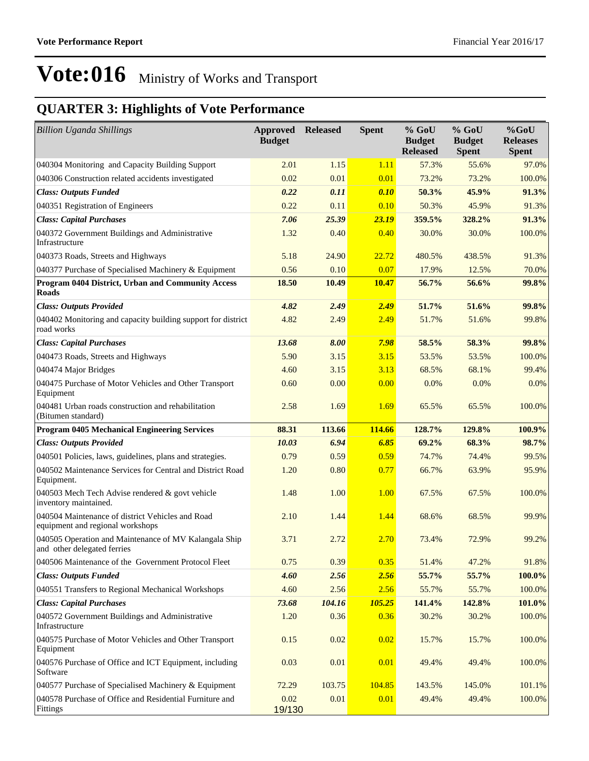# Vote:016 Ministry of Works and Transport

## QUARTER 3: Highlights of Vote Performance

| *Billion Uganda Shillings* | **Approved Budget** | **Released** | **Spent** | **% GoU Budget Released** | **% GoU Budget Spent** | **%GoU Releases Spent** |
|---|---|---|---|---|---|---|
| 040304 Monitoring and Capacity Building Support | 2.01 | 1.15 | 1.11 | 57.3% | 55.6% | 97.0% |
| 040306 Construction related accidents investigated | 0.02 | 0.01 | 0.01 | 73.2% | 73.2% | 100.0% |
| ***Class: Outputs Funded*** | ***0.22*** | ***0.11*** | ***0.10*** | **50.3%** | **45.9%** | **91.3%** |
| 040351 Registration of Engineers | 0.22 | 0.11 | 0.10 | 50.3% | 45.9% | 91.3% |
| ***Class: Capital Purchases*** | ***7.06*** | ***25.39*** | ***23.19*** | **359.5%** | **328.2%** | **91.3%** |
| 040372 Government Buildings and Administrative Infrastructure | 1.32 | 0.40 | 0.40 | 30.0% | 30.0% | 100.0% |
| 040373 Roads, Streets and Highways | 5.18 | 24.90 | 22.72 | 480.5% | 438.5% | 91.3% |
| 040377 Purchase of Specialised Machinery & Equipment | 0.56 | 0.10 | 0.07 | 17.9% | 12.5% | 70.0% |
| **Program 0404 District, Urban and Community Access Roads** | **18.50** | **10.49** | **10.47** | **56.7%** | **56.6%** | **99.8%** |
| ***Class: Outputs Provided*** | ***4.82*** | ***2.49*** | ***2.49*** | **51.7%** | **51.6%** | **99.8%** |
| 040402 Monitoring and capacity building support for district road works | 4.82 | 2.49 | 2.49 | 51.7% | 51.6% | 99.8% |
| ***Class: Capital Purchases*** | ***13.68*** | ***8.00*** | ***7.98*** | **58.5%** | **58.3%** | **99.8%** |
| 040473 Roads, Streets and Highways | 5.90 | 3.15 | 3.15 | 53.5% | 53.5% | 100.0% |
| 040474 Major Bridges | 4.60 | 3.15 | 3.13 | 68.5% | 68.1% | 99.4% |
| 040475 Purchase of Motor Vehicles and Other Transport Equipment | 0.60 | 0.00 | 0.00 | 0.0% | 0.0% | 0.0% |
| 040481 Urban roads construction and rehabilitation (Bitumen standard) | 2.58 | 1.69 | 1.69 | 65.5% | 65.5% | 100.0% |
| **Program 0405 Mechanical Engineering Services** | **88.31** | **113.66** | **114.66** | **128.7%** | **129.8%** | **100.9%** |
| ***Class: Outputs Provided*** | ***10.03*** | ***6.94*** | ***6.85*** | **69.2%** | **68.3%** | **98.7%** |
| 040501 Policies, laws, guidelines, plans and strategies. | 0.79 | 0.59 | 0.59 | 74.7% | 74.4% | 99.5% |
| 040502 Maintenance Services for Central and District Road Equipment. | 1.20 | 0.80 | 0.77 | 66.7% | 63.9% | 95.9% |
| 040503 Mech Tech Advise rendered & govt vehicle inventory maintained. | 1.48 | 1.00 | 1.00 | 67.5% | 67.5% | 100.0% |
| 040504 Maintenance of district Vehicles and Road equipment and regional workshops | 2.10 | 1.44 | 1.44 | 68.6% | 68.5% | 99.9% |
| 040505 Operation and Maintenance of MV Kalangala Ship and other delegated ferries | 3.71 | 2.72 | 2.70 | 73.4% | 72.9% | 99.2% |
| 040506 Maintenance of the Government Protocol Fleet | 0.75 | 0.39 | 0.35 | 51.4% | 47.2% | 91.8% |
| ***Class: Outputs Funded*** | ***4.60*** | ***2.56*** | ***2.56*** | **55.7%** | **55.7%** | **100.0%** |
| 040551 Transfers to Regional Mechanical Workshops | 4.60 | 2.56 | 2.56 | 55.7% | 55.7% | 100.0% |
| ***Class: Capital Purchases*** | ***73.68*** | ***104.16*** | ***105.25*** | **141.4%** | **142.8%** | **101.0%** |
| 040572 Government Buildings and Administrative Infrastructure | 1.20 | 0.36 | 0.36 | 30.2% | 30.2% | 100.0% |
| 040575 Purchase of Motor Vehicles and Other Transport Equipment | 0.15 | 0.02 | 0.02 | 15.7% | 15.7% | 100.0% |
| 040576 Purchase of Office and ICT Equipment, including Software | 0.03 | 0.01 | 0.01 | 49.4% | 49.4% | 100.0% |
| 040577 Purchase of Specialised Machinery & Equipment | 72.29 | 103.75 | 104.85 | 143.5% | 145.0% | 101.1% |
| 040578 Purchase of Office and Residential Furniture and Fittings | 0.02 | 0.01 | 0.01 | 49.4% | 49.4% | 100.0% |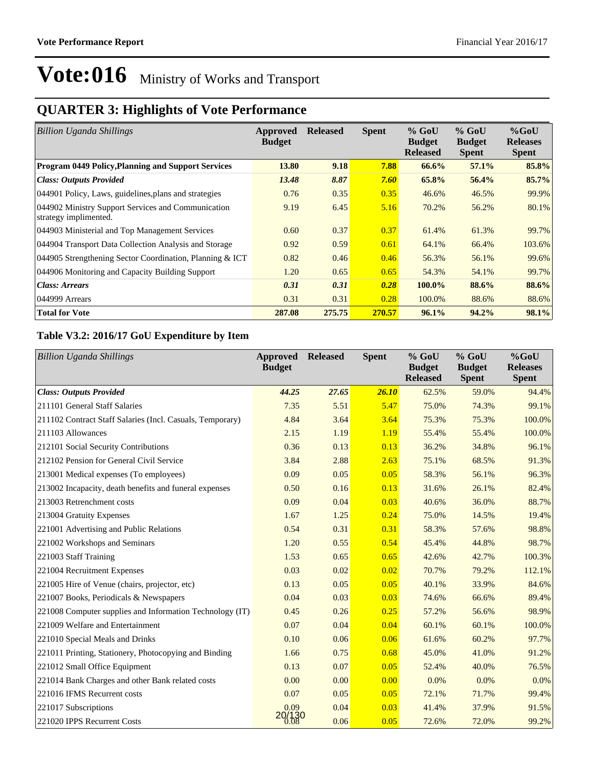# Vote:016 Ministry of Works and Transport

## QUARTER 3: Highlights of Vote Performance

| *Billion Uganda Shillings* | Approved Budget | Released | Spent | % GoU Budget Released | % GoU Budget Spent | %GoU Releases Spent |
|---|---|---|---|---|---|---|
| **Program 0449 Policy,Planning and Support Services** | **13.80** | **9.18** | **7.88** | **66.6%** | **57.1%** | **85.8%** |
| ***Class: Outputs Provided*** | ***13.48*** | ***8.87*** | ***7.60*** | **65.8%** | **56.4%** | **85.7%** |
| 044901 Policy, Laws, guidelines,plans and strategies | 0.76 | 0.35 | 0.35 | 46.6% | 46.5% | 99.9% |
| 044902 Ministry Support Services and Communication strategy implimented. | 9.19 | 6.45 | 5.16 | 70.2% | 56.2% | 80.1% |
| 044903 Ministerial and Top Management Services | 0.60 | 0.37 | 0.37 | 61.4% | 61.3% | 99.7% |
| 044904 Transport Data Collection Analysis and Storage | 0.92 | 0.59 | 0.61 | 64.1% | 66.4% | 103.6% |
| 044905 Strengthening Sector Coordination, Planning & ICT | 0.82 | 0.46 | 0.46 | 56.3% | 56.1% | 99.6% |
| 044906 Monitoring and Capacity Building Support | 1.20 | 0.65 | 0.65 | 54.3% | 54.1% | 99.7% |
| ***Class: Arrears*** | ***0.31*** | ***0.31*** | ***0.28*** | **100.0%** | **88.6%** | **88.6%** |
| 044999 Arrears | 0.31 | 0.31 | 0.28 | 100.0% | 88.6% | 88.6% |
| **Total for Vote** | **287.08** | **275.75** | **270.57** | **96.1%** | **94.2%** | **98.1%** |

### Table V3.2: 2016/17 GoU Expenditure by Item

| *Billion Uganda Shillings* | Approved Budget | Released | Spent | % GoU Budget Released | % GoU Budget Spent | %GoU Releases Spent |
|---|---|---|---|---|---|---|
| ***Class: Outputs Provided*** | ***44.25*** | ***27.65*** | ***26.10*** | 62.5% | 59.0% | 94.4% |
| 211101 General Staff Salaries | 7.35 | 5.51 | 5.47 | 75.0% | 74.3% | 99.1% |
| 211102 Contract Staff Salaries (Incl. Casuals, Temporary) | 4.84 | 3.64 | 3.64 | 75.3% | 75.3% | 100.0% |
| 211103 Allowances | 2.15 | 1.19 | 1.19 | 55.4% | 55.4% | 100.0% |
| 212101 Social Security Contributions | 0.36 | 0.13 | 0.13 | 36.2% | 34.8% | 96.1% |
| 212102 Pension for General Civil Service | 3.84 | 2.88 | 2.63 | 75.1% | 68.5% | 91.3% |
| 213001 Medical expenses (To employees) | 0.09 | 0.05 | 0.05 | 58.3% | 56.1% | 96.3% |
| 213002 Incapacity, death benefits and funeral expenses | 0.50 | 0.16 | 0.13 | 31.6% | 26.1% | 82.4% |
| 213003 Retrenchment costs | 0.09 | 0.04 | 0.03 | 40.6% | 36.0% | 88.7% |
| 213004 Gratuity Expenses | 1.67 | 1.25 | 0.24 | 75.0% | 14.5% | 19.4% |
| 221001 Advertising and Public Relations | 0.54 | 0.31 | 0.31 | 58.3% | 57.6% | 98.8% |
| 221002 Workshops and Seminars | 1.20 | 0.55 | 0.54 | 45.4% | 44.8% | 98.7% |
| 221003 Staff Training | 1.53 | 0.65 | 0.65 | 42.6% | 42.7% | 100.3% |
| 221004 Recruitment Expenses | 0.03 | 0.02 | 0.02 | 70.7% | 79.2% | 112.1% |
| 221005 Hire of Venue (chairs, projector, etc) | 0.13 | 0.05 | 0.05 | 40.1% | 33.9% | 84.6% |
| 221007 Books, Periodicals & Newspapers | 0.04 | 0.03 | 0.03 | 74.6% | 66.6% | 89.4% |
| 221008 Computer supplies and Information Technology (IT) | 0.45 | 0.26 | 0.25 | 57.2% | 56.6% | 98.9% |
| 221009 Welfare and Entertainment | 0.07 | 0.04 | 0.04 | 60.1% | 60.1% | 100.0% |
| 221010 Special Meals and Drinks | 0.10 | 0.06 | 0.06 | 61.6% | 60.2% | 97.7% |
| 221011 Printing, Stationery, Photocopying and Binding | 1.66 | 0.75 | 0.68 | 45.0% | 41.0% | 91.2% |
| 221012 Small Office Equipment | 0.13 | 0.07 | 0.05 | 52.4% | 40.0% | 76.5% |
| 221014 Bank Charges and other Bank related costs | 0.00 | 0.00 | 0.00 | 0.0% | 0.0% | 0.0% |
| 221016 IFMS Recurrent costs | 0.07 | 0.05 | 0.05 | 72.1% | 71.7% | 99.4% |
| 221017 Subscriptions | 0.09 | 0.04 | 0.03 | 41.4% | 37.9% | 91.5% |
| 221020 IPPS Recurrent Costs | 0.08 | 0.06 | 0.05 | 72.6% | 72.0% | 99.2% |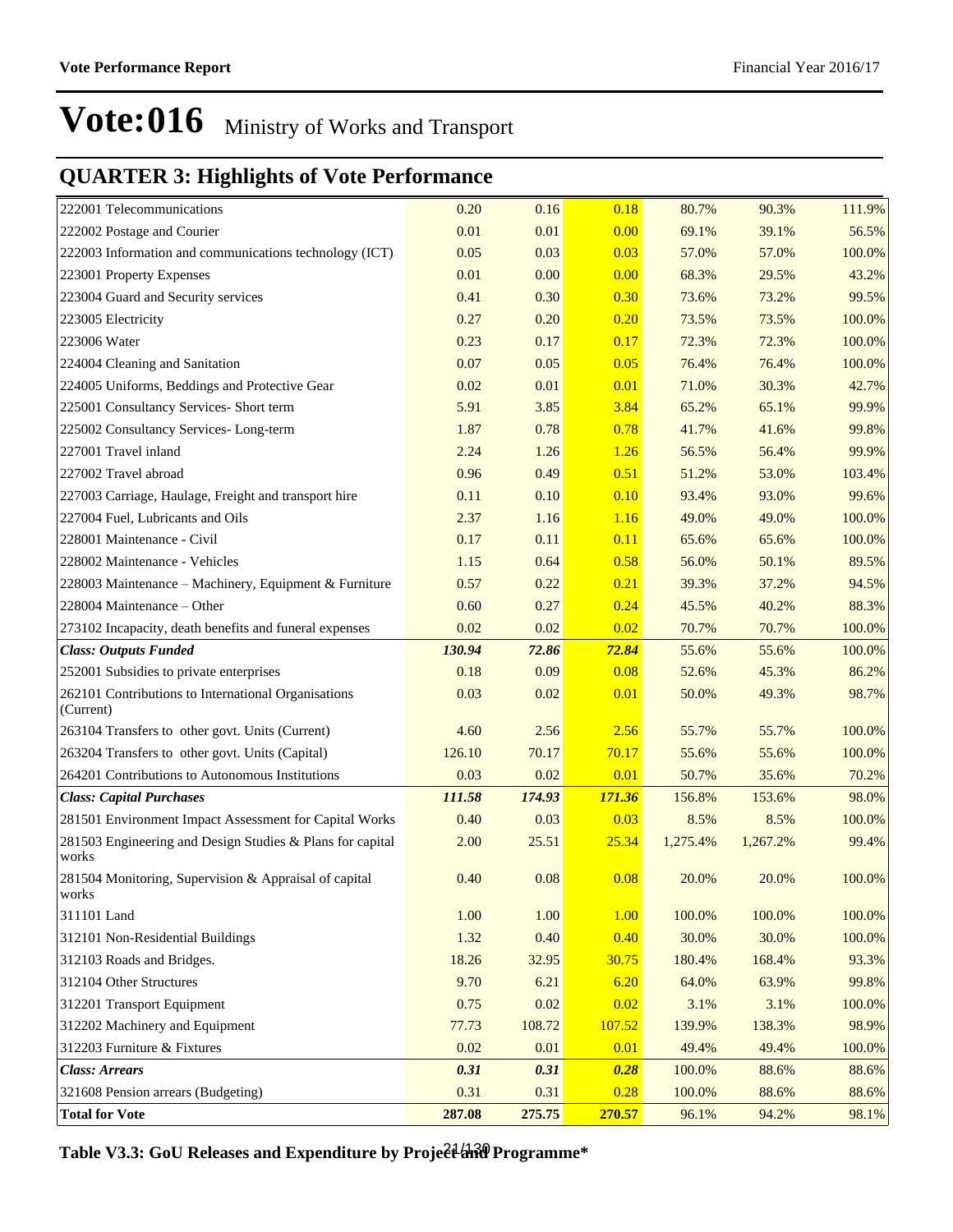# Vote:016 Ministry of Works and Transport

## QUARTER 3: Highlights of Vote Performance

| | | | | | | |
|---|---|---|---|---|---|---|
| 222001 Telecommunications | 0.20 | 0.16 | 0.18 | 80.7% | 90.3% | 111.9% |
| 222002 Postage and Courier | 0.01 | 0.01 | 0.00 | 69.1% | 39.1% | 56.5% |
| 222003 Information and communications technology (ICT) | 0.05 | 0.03 | 0.03 | 57.0% | 57.0% | 100.0% |
| 223001 Property Expenses | 0.01 | 0.00 | 0.00 | 68.3% | 29.5% | 43.2% |
| 223004 Guard and Security services | 0.41 | 0.30 | 0.30 | 73.6% | 73.2% | 99.5% |
| 223005 Electricity | 0.27 | 0.20 | 0.20 | 73.5% | 73.5% | 100.0% |
| 223006 Water | 0.23 | 0.17 | 0.17 | 72.3% | 72.3% | 100.0% |
| 224004 Cleaning and Sanitation | 0.07 | 0.05 | 0.05 | 76.4% | 76.4% | 100.0% |
| 224005 Uniforms, Beddings and Protective Gear | 0.02 | 0.01 | 0.01 | 71.0% | 30.3% | 42.7% |
| 225001 Consultancy Services- Short term | 5.91 | 3.85 | 3.84 | 65.2% | 65.1% | 99.9% |
| 225002 Consultancy Services- Long-term | 1.87 | 0.78 | 0.78 | 41.7% | 41.6% | 99.8% |
| 227001 Travel inland | 2.24 | 1.26 | 1.26 | 56.5% | 56.4% | 99.9% |
| 227002 Travel abroad | 0.96 | 0.49 | 0.51 | 51.2% | 53.0% | 103.4% |
| 227003 Carriage, Haulage, Freight and transport hire | 0.11 | 0.10 | 0.10 | 93.4% | 93.0% | 99.6% |
| 227004 Fuel, Lubricants and Oils | 2.37 | 1.16 | 1.16 | 49.0% | 49.0% | 100.0% |
| 228001 Maintenance - Civil | 0.17 | 0.11 | 0.11 | 65.6% | 65.6% | 100.0% |
| 228002 Maintenance - Vehicles | 1.15 | 0.64 | 0.58 | 56.0% | 50.1% | 89.5% |
| 228003 Maintenance – Machinery, Equipment & Furniture | 0.57 | 0.22 | 0.21 | 39.3% | 37.2% | 94.5% |
| 228004 Maintenance – Other | 0.60 | 0.27 | 0.24 | 45.5% | 40.2% | 88.3% |
| 273102 Incapacity, death benefits and funeral expenses | 0.02 | 0.02 | 0.02 | 70.7% | 70.7% | 100.0% |
| ***Class: Outputs Funded*** | ***130.94*** | ***72.86*** | ***72.84*** | 55.6% | 55.6% | 100.0% |
| 252001 Subsidies to private enterprises | 0.18 | 0.09 | 0.08 | 52.6% | 45.3% | 86.2% |
| 262101 Contributions to International Organisations (Current) | 0.03 | 0.02 | 0.01 | 50.0% | 49.3% | 98.7% |
| 263104 Transfers to other govt. Units (Current) | 4.60 | 2.56 | 2.56 | 55.7% | 55.7% | 100.0% |
| 263204 Transfers to other govt. Units (Capital) | 126.10 | 70.17 | 70.17 | 55.6% | 55.6% | 100.0% |
| 264201 Contributions to Autonomous Institutions | 0.03 | 0.02 | 0.01 | 50.7% | 35.6% | 70.2% |
| ***Class: Capital Purchases*** | ***111.58*** | ***174.93*** | ***171.36*** | 156.8% | 153.6% | 98.0% |
| 281501 Environment Impact Assessment for Capital Works | 0.40 | 0.03 | 0.03 | 8.5% | 8.5% | 100.0% |
| 281503 Engineering and Design Studies & Plans for capital works | 2.00 | 25.51 | 25.34 | 1,275.4% | 1,267.2% | 99.4% |
| 281504 Monitoring, Supervision & Appraisal of capital works | 0.40 | 0.08 | 0.08 | 20.0% | 20.0% | 100.0% |
| 311101 Land | 1.00 | 1.00 | 1.00 | 100.0% | 100.0% | 100.0% |
| 312101 Non-Residential Buildings | 1.32 | 0.40 | 0.40 | 30.0% | 30.0% | 100.0% |
| 312103 Roads and Bridges. | 18.26 | 32.95 | 30.75 | 180.4% | 168.4% | 93.3% |
| 312104 Other Structures | 9.70 | 6.21 | 6.20 | 64.0% | 63.9% | 99.8% |
| 312201 Transport Equipment | 0.75 | 0.02 | 0.02 | 3.1% | 3.1% | 100.0% |
| 312202 Machinery and Equipment | 77.73 | 108.72 | 107.52 | 139.9% | 138.3% | 98.9% |
| 312203 Furniture & Fixtures | 0.02 | 0.01 | 0.01 | 49.4% | 49.4% | 100.0% |
| ***Class: Arrears*** | ***0.31*** | ***0.31*** | ***0.28*** | 100.0% | 88.6% | 88.6% |
| 321608 Pension arrears (Budgeting) | 0.31 | 0.31 | 0.28 | 100.0% | 88.6% | 88.6% |
| **Total for Vote** | **287.08** | **275.75** | **270.57** | 96.1% | 94.2% | 98.1% |

**Table V3.3: GoU Releases and Expenditure by Project and Programme\***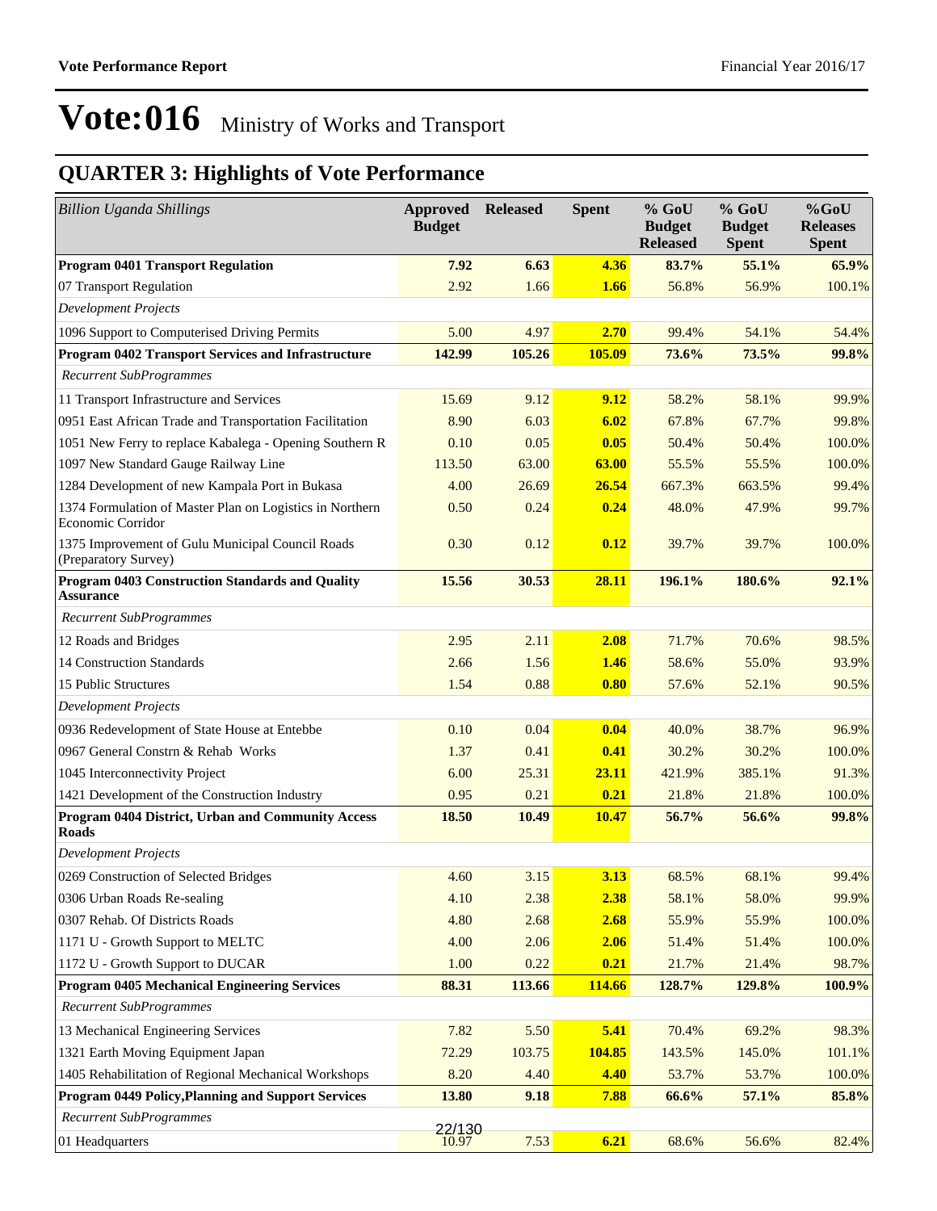# Vote:016 Ministry of Works and Transport

## QUARTER 3: Highlights of Vote Performance

| *Billion Uganda Shillings* | Approved Budget | Released | Spent | % GoU Budget Released | % GoU Budget Spent | %GoU Releases Spent |
|---|---|---|---|---|---|---|
| **Program 0401 Transport Regulation** | **7.92** | **6.63** | **4.36** | **83.7%** | **55.1%** | **65.9%** |
| 07 Transport Regulation | 2.92 | 1.66 | **1.66** | 56.8% | 56.9% | 100.1% |
| *Development Projects* | | | | | | |
| 1096 Support to Computerised Driving Permits | 5.00 | 4.97 | **2.70** | 99.4% | 54.1% | 54.4% |
| **Program 0402 Transport Services and Infrastructure** | **142.99** | **105.26** | **105.09** | **73.6%** | **73.5%** | **99.8%** |
| *Recurrent SubProgrammes* | | | | | | |
| 11 Transport Infrastructure and Services | 15.69 | 9.12 | **9.12** | 58.2% | 58.1% | 99.9% |
| 0951 East African Trade and Transportation Facilitation | 8.90 | 6.03 | **6.02** | 67.8% | 67.7% | 99.8% |
| 1051 New Ferry to replace Kabalega - Opening Southern R | 0.10 | 0.05 | **0.05** | 50.4% | 50.4% | 100.0% |
| 1097 New Standard Gauge Railway Line | 113.50 | 63.00 | **63.00** | 55.5% | 55.5% | 100.0% |
| 1284 Development of new Kampala Port in Bukasa | 4.00 | 26.69 | **26.54** | 667.3% | 663.5% | 99.4% |
| 1374 Formulation of Master Plan on Logistics in Northern Economic Corridor | 0.50 | 0.24 | **0.24** | 48.0% | 47.9% | 99.7% |
| 1375 Improvement of Gulu Municipal Council Roads (Preparatory Survey) | 0.30 | 0.12 | **0.12** | 39.7% | 39.7% | 100.0% |
| **Program 0403 Construction Standards and Quality Assurance** | **15.56** | **30.53** | **28.11** | **196.1%** | **180.6%** | **92.1%** |
| *Recurrent SubProgrammes* | | | | | | |
| 12 Roads and Bridges | 2.95 | 2.11 | **2.08** | 71.7% | 70.6% | 98.5% |
| 14 Construction Standards | 2.66 | 1.56 | **1.46** | 58.6% | 55.0% | 93.9% |
| 15 Public Structures | 1.54 | 0.88 | **0.80** | 57.6% | 52.1% | 90.5% |
| *Development Projects* | | | | | | |
| 0936 Redevelopment of State House at Entebbe | 0.10 | 0.04 | **0.04** | 40.0% | 38.7% | 96.9% |
| 0967 General Constrn & Rehab Works | 1.37 | 0.41 | **0.41** | 30.2% | 30.2% | 100.0% |
| 1045 Interconnectivity Project | 6.00 | 25.31 | **23.11** | 421.9% | 385.1% | 91.3% |
| 1421 Development of the Construction Industry | 0.95 | 0.21 | **0.21** | 21.8% | 21.8% | 100.0% |
| **Program 0404 District, Urban and Community Access Roads** | **18.50** | **10.49** | **10.47** | **56.7%** | **56.6%** | **99.8%** |
| *Development Projects* | | | | | | |
| 0269 Construction of Selected Bridges | 4.60 | 3.15 | **3.13** | 68.5% | 68.1% | 99.4% |
| 0306 Urban Roads Re-sealing | 4.10 | 2.38 | **2.38** | 58.1% | 58.0% | 99.9% |
| 0307 Rehab. Of Districts Roads | 4.80 | 2.68 | **2.68** | 55.9% | 55.9% | 100.0% |
| 1171 U - Growth Support to MELTC | 4.00 | 2.06 | **2.06** | 51.4% | 51.4% | 100.0% |
| 1172 U - Growth Support to DUCAR | 1.00 | 0.22 | **0.21** | 21.7% | 21.4% | 98.7% |
| **Program 0405 Mechanical Engineering Services** | **88.31** | **113.66** | **114.66** | **128.7%** | **129.8%** | **100.9%** |
| *Recurrent SubProgrammes* | | | | | | |
| 13 Mechanical Engineering Services | 7.82 | 5.50 | **5.41** | 70.4% | 69.2% | 98.3% |
| 1321 Earth Moving Equipment Japan | 72.29 | 103.75 | **104.85** | 143.5% | 145.0% | 101.1% |
| 1405 Rehabilitation of Regional Mechanical Workshops | 8.20 | 4.40 | **4.40** | 53.7% | 53.7% | 100.0% |
| **Program 0449 Policy,Planning and Support Services** | **13.80** | **9.18** | **7.88** | **66.6%** | **57.1%** | **85.8%** |
| *Recurrent SubProgrammes* | | | | | | |
| 01 Headquarters | 10.97 | 7.53 | **6.21** | 68.6% | 56.6% | 82.4% |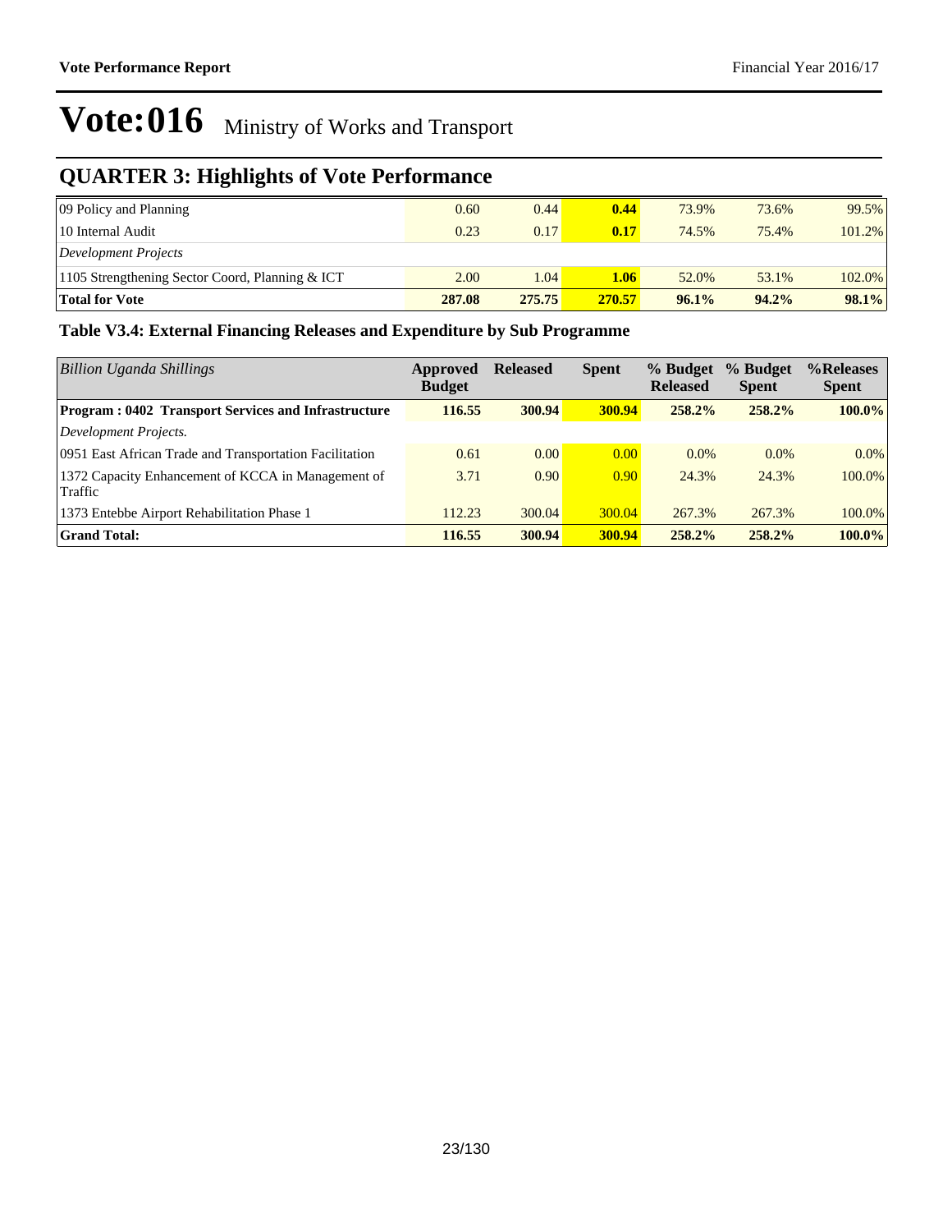# Vote:016 Ministry of Works and Transport

## QUARTER 3: Highlights of Vote Performance

| | | | | | | |
|---|---|---|---|---|---|---|
| 09 Policy and Planning | 0.60 | 0.44 | **0.44** | 73.9% | 73.6% | 99.5% |
| 10 Internal Audit | 0.23 | 0.17 | **0.17** | 74.5% | 75.4% | 101.2% |
| *Development Projects* | | | | | | |
| 1105 Strengthening Sector Coord, Planning & ICT | 2.00 | 1.04 | **1.06** | 52.0% | 53.1% | 102.0% |
| **Total for Vote** | **287.08** | **275.75** | **270.57** | **96.1%** | **94.2%** | **98.1%** |

### Table V3.4: External Financing Releases and Expenditure by Sub Programme

| *Billion Uganda Shillings* | Approved Budget | Released | Spent | % Budget Released | % Budget Spent | %Releases Spent |
|---|---|---|---|---|---|---|
| **Program : 0402 Transport Services and Infrastructure** | **116.55** | **300.94** | **300.94** | **258.2%** | **258.2%** | **100.0%** |
| *Development Projects.* | | | | | | |
| 0951 East African Trade and Transportation Facilitation | 0.61 | 0.00 | 0.00 | 0.0% | 0.0% | 0.0% |
| 1372 Capacity Enhancement of KCCA in Management of Traffic | 3.71 | 0.90 | 0.90 | 24.3% | 24.3% | 100.0% |
| 1373 Entebbe Airport Rehabilitation Phase 1 | 112.23 | 300.04 | 300.04 | 267.3% | 267.3% | 100.0% |
| **Grand Total:** | **116.55** | **300.94** | **300.94** | **258.2%** | **258.2%** | **100.0%** |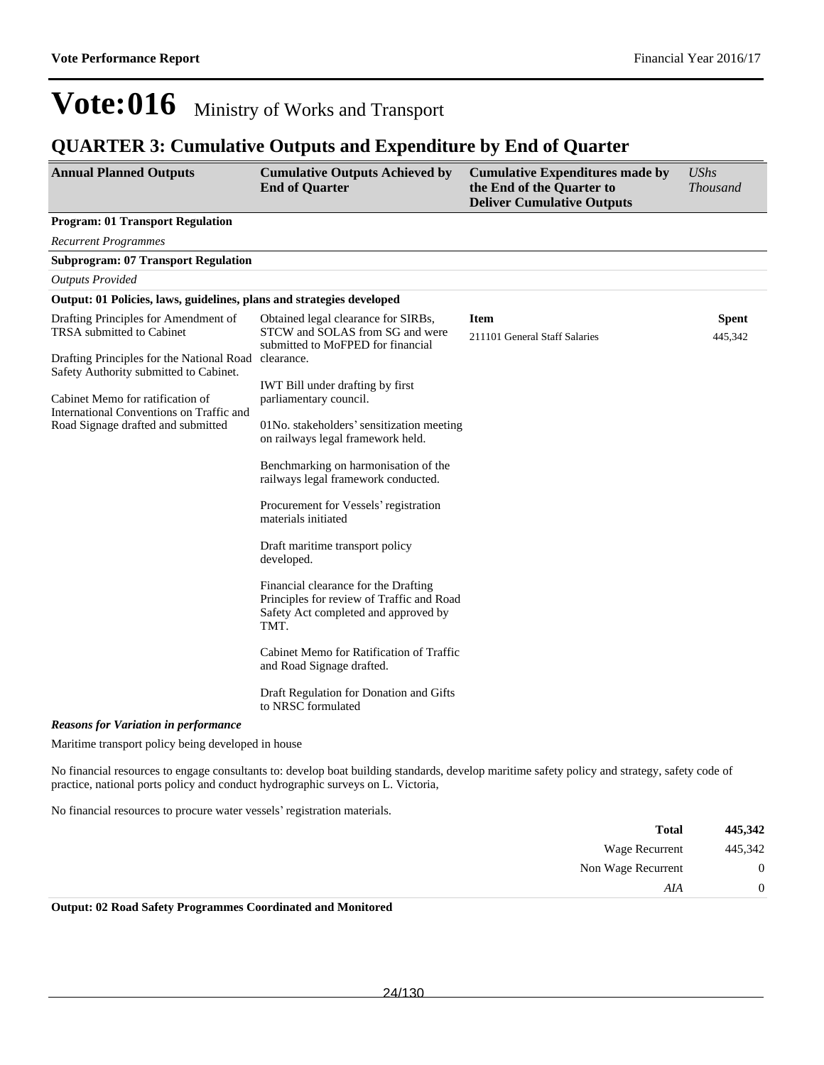# Vote:016 Ministry of Works and Transport

## QUARTER 3: Cumulative Outputs and Expenditure by End of Quarter

| Annual Planned Outputs | Cumulative Outputs Achieved by End of Quarter | Cumulative Expenditures made by the End of the Quarter to Deliver Cumulative Outputs | *UShs Thousand* |
|---|---|---|---|

**Program: 01 Transport Regulation**

*Recurrent Programmes*

**Subprogram: 07 Transport Regulation**

*Outputs Provided*

**Output: 01 Policies, laws, guidelines, plans and strategies developed**

| Annual Planned Outputs | Cumulative Outputs Achieved by End of Quarter | Item | Spent |
|---|---|---|---|
| Drafting Principles for Amendment of TRSA submitted to Cabinet<br><br>Drafting Principles for the National Road Safety Authority submitted to Cabinet.<br><br>Cabinet Memo for ratification of International Conventions on Traffic and Road Signage drafted and submitted | Obtained legal clearance for SIRBs, STCW and SOLAS from SG and were submitted to MoFPED for financial clearance.<br><br>IWT Bill under drafting by first parliamentary council.<br><br>01No. stakeholders' sensitization meeting on railways legal framework held.<br><br>Benchmarking on harmonisation of the railways legal framework conducted.<br><br>Procurement for Vessels' registration materials initiated<br><br>Draft maritime transport policy developed.<br><br>Financial clearance for the Drafting Principles for review of Traffic and Road Safety Act completed and approved by TMT.<br><br>Cabinet Memo for Ratification of Traffic and Road Signage drafted.<br><br>Draft Regulation for Donation and Gifts to NRSC formulated | 211101 General Staff Salaries | 445,342 |

***Reasons for Variation in performance***

Maritime transport policy being developed in house

No financial resources to engage consultants to: develop boat building standards, develop maritime safety policy and strategy, safety code of practice, national ports policy and conduct hydrographic surveys on L. Victoria,

No financial resources to procure water vessels' registration materials.

| | |
|---|---|
| **Total** | **445,342** |
| Wage Recurrent | 445,342 |
| Non Wage Recurrent | 0 |
| *AIA* | 0 |

**Output: 02 Road Safety Programmes Coordinated and Monitored**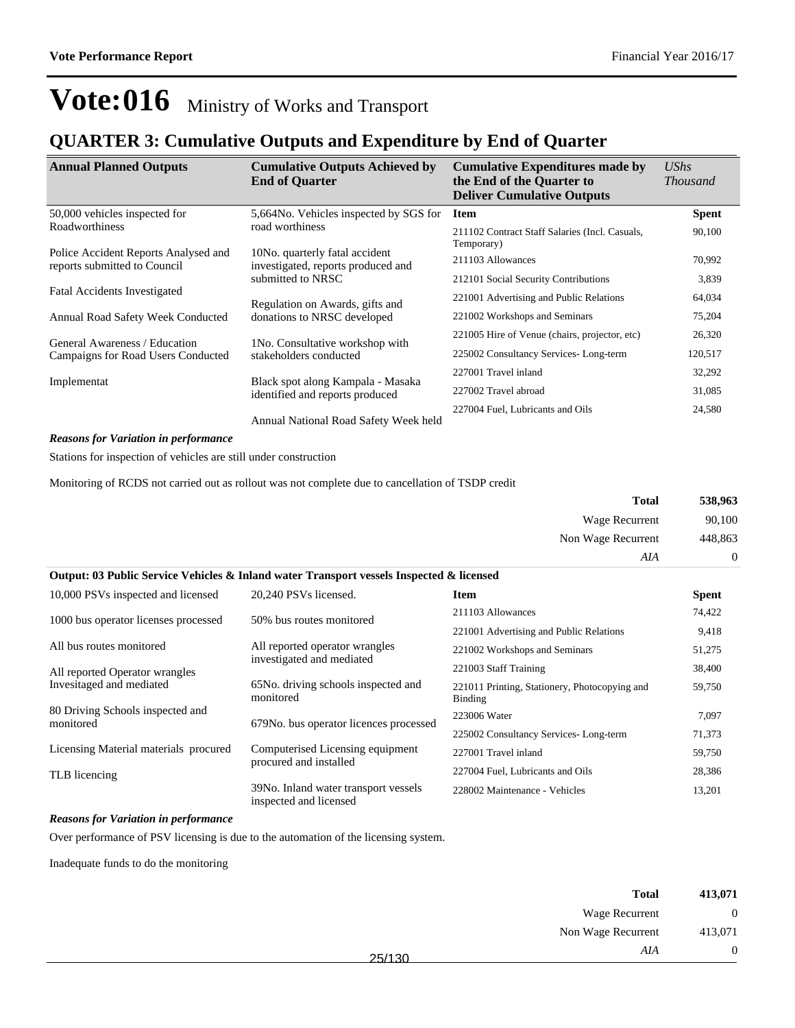# Vote:016 Ministry of Works and Transport

## QUARTER 3: Cumulative Outputs and Expenditure by End of Quarter

| Annual Planned Outputs | Cumulative Outputs Achieved by End of Quarter | Cumulative Expenditures made by the End of the Quarter to Deliver Cumulative Outputs | *UShs Thousand* |
|---|---|---|---|
| 50,000 vehicles inspected for Roadworthiness<br><br>Police Accident Reports Analysed and reports submitted to Council<br><br>Fatal Accidents Investigated<br><br>Annual Road Safety Week Conducted<br><br>General Awareness / Education Campaigns for Road Users Conducted<br><br>Implementat | 5,664No. Vehicles inspected by SGS for road worthiness<br><br>10No. quarterly fatal accident investigated, reports produced and submitted to NRSC<br><br>Regulation on Awards, gifts and donations to NRSC developed<br><br>1No. Consultative workshop with stakeholders conducted<br><br>Black spot along Kampala - Masaka identified and reports produced<br><br>Annual National Road Safety Week held | **Item** | **Spent** |
| | | 211102 Contract Staff Salaries (Incl. Casuals, Temporary) | 90,100 |
| | | 211103 Allowances | 70,992 |
| | | 212101 Social Security Contributions | 3,839 |
| | | 221001 Advertising and Public Relations | 64,034 |
| | | 221002 Workshops and Seminars | 75,204 |
| | | 221005 Hire of Venue (chairs, projector, etc) | 26,320 |
| | | 225002 Consultancy Services- Long-term | 120,517 |
| | | 227001 Travel inland | 32,292 |
| | | 227002 Travel abroad | 31,085 |
| | | 227004 Fuel, Lubricants and Oils | 24,580 |

***Reasons for Variation in performance***

Stations for inspection of vehicles are still under construction

Monitoring of RCDS not carried out as rollout was not complete due to cancellation of TSDP credit

| | |
|---|---|
| **Total** | **538,963** |
| Wage Recurrent | 90,100 |
| Non Wage Recurrent | 448,863 |
| *AIA* | 0 |

**Output: 03 Public Service Vehicles & Inland water Transport vessels Inspected & licensed**

| Annual Planned Outputs | Cumulative Outputs Achieved by End of Quarter | Item | Spent |
|---|---|---|---|
| 10,000 PSVs inspected and licensed<br><br>1000 bus operator licenses processed<br><br>All bus routes monitored<br><br>All reported Operator wrangles Invesitaged and mediated<br><br>80 Driving Schools inspected and monitored<br><br>Licensing Material materials procured<br><br>TLB licencing | 20,240 PSVs licensed.<br><br>50% bus routes monitored<br><br>All reported operator wrangles investigated and mediated<br><br>65No. driving schools inspected and monitored<br><br>679No. bus operator licences processed<br><br>Computerised Licensing equipment procured and installed<br><br>39No. Inland water transport vessels inspected and licensed | 211103 Allowances | 74,422 |
| | | 221001 Advertising and Public Relations | 9,418 |
| | | 221002 Workshops and Seminars | 51,275 |
| | | 221003 Staff Training | 38,400 |
| | | 221011 Printing, Stationery, Photocopying and Binding | 59,750 |
| | | 223006 Water | 7,097 |
| | | 225002 Consultancy Services- Long-term | 71,373 |
| | | 227001 Travel inland | 59,750 |
| | | 227004 Fuel, Lubricants and Oils | 28,386 |
| | | 228002 Maintenance - Vehicles | 13,201 |

***Reasons for Variation in performance***

Over performance of PSV licensing is due to the automation of the licensing system.

Inadequate funds to do the monitoring

| | |
|---|---|
| **Total** | **413,071** |
| Wage Recurrent | 0 |
| Non Wage Recurrent | 413,071 |
| *AIA* | 0 |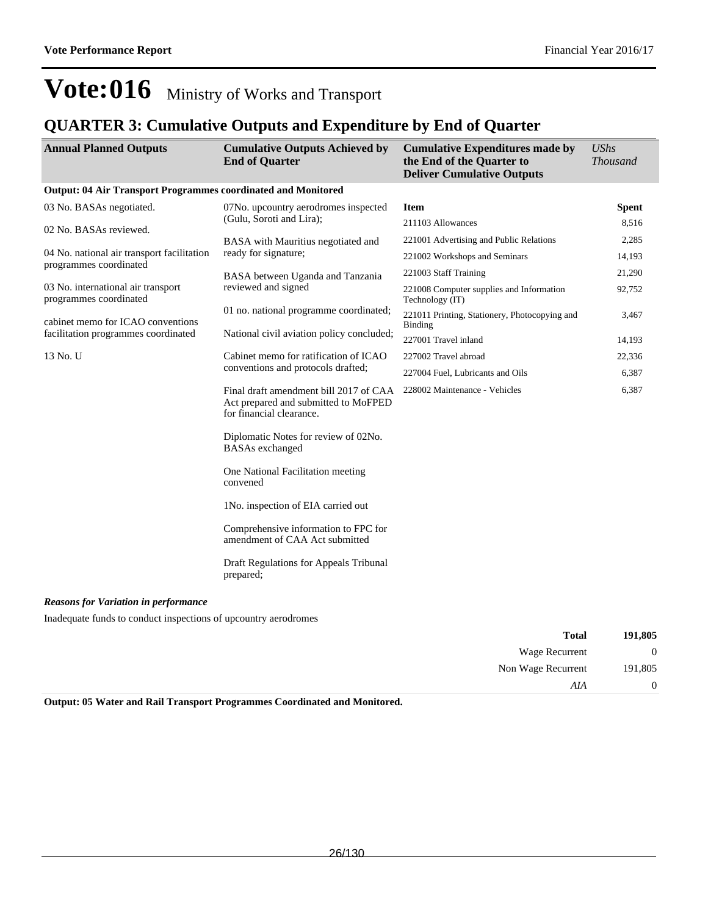# Vote:016 Ministry of Works and Transport

## QUARTER 3: Cumulative Outputs and Expenditure by End of Quarter

| Annual Planned Outputs | Cumulative Outputs Achieved by End of Quarter | Cumulative Expenditures made by the End of the Quarter to Deliver Cumulative Outputs | UShs Thousand |
|---|---|---|---|

**Output: 04 Air Transport Programmes coordinated and Monitored**

| Annual Planned Outputs | Cumulative Outputs Achieved by End of Quarter | Item | Spent |
|---|---|---|---|
| 03 No. BASAs negotiated.<br><br>02 No. BASAs reviewed.<br><br>04 No. national air transport facilitation programmes coordinated<br><br>03 No. international air transport programmes coordinated<br><br>cabinet memo for ICAO conventions facilitation programmes coordinated<br><br>13 No. U | 07No. upcountry aerodromes inspected (Gulu, Soroti and Lira);<br><br>BASA with Mauritius negotiated and ready for signature;<br><br>BASA between Uganda and Tanzania reviewed and signed<br><br>01 no. national programme coordinated;<br><br>National civil aviation policy concluded;<br><br>Cabinet memo for ratification of ICAO conventions and protocols drafted;<br><br>Final draft amendment bill 2017 of CAA Act prepared and submitted to MoFPED for financial clearance.<br><br>Diplomatic Notes for review of 02No. BASAs exchanged<br><br>One National Facilitation meeting convened<br><br>1No. inspection of EIA carried out<br><br>Comprehensive information to FPC for amendment of CAA Act submitted<br><br>Draft Regulations for Appeals Tribunal prepared; | 211103 Allowances | 8,516 |
| | | 221001 Advertising and Public Relations | 2,285 |
| | | 221002 Workshops and Seminars | 14,193 |
| | | 221003 Staff Training | 21,290 |
| | | 221008 Computer supplies and Information Technology (IT) | 92,752 |
| | | 221011 Printing, Stationery, Photocopying and Binding | 3,467 |
| | | 227001 Travel inland | 14,193 |
| | | 227002 Travel abroad | 22,336 |
| | | 227004 Fuel, Lubricants and Oils | 6,387 |
| | | 228002 Maintenance - Vehicles | 6,387 |

***Reasons for Variation in performance***

Inadequate funds to conduct inspections of upcountry aerodromes

| | |
|---|---|
| **Total** | **191,805** |
| Wage Recurrent | 0 |
| Non Wage Recurrent | 191,805 |
| *AIA* | 0 |

**Output: 05 Water and Rail Transport Programmes Coordinated and Monitored.**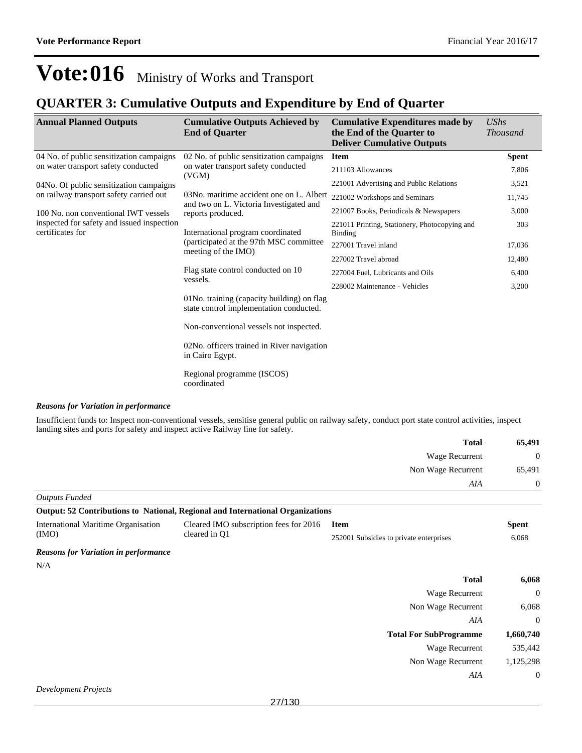# Vote:016 Ministry of Works and Transport

## QUARTER 3: Cumulative Outputs and Expenditure by End of Quarter

| Annual Planned Outputs | Cumulative Outputs Achieved by End of Quarter | Cumulative Expenditures made by the End of the Quarter to Deliver Cumulative Outputs | UShs Thousand |
|---|---|---|---|
| 04 No. of public sensitization campaigns on water transport safety conducted<br><br>04No. Of public sensitization campaigns on railway transport safety carried out<br><br>100 No. non conventional IWT vessels inspected for safety and issued inspection certificates for | 02 No. of public sensitization campaigns on water transport safety conducted (VGM)<br><br>03No. maritime accident one on L. Albert and two on L. Victoria Investigated and reports produced.<br><br>International program coordinated (participated at the 97th MSC committee meeting of the IMO)<br><br>Flag state control conducted on 10 vessels.<br><br>01No. training (capacity building) on flag state control implementation conducted.<br><br>Non-conventional vessels not inspected.<br><br>02No. officers trained in River navigation in Cairo Egypt.<br><br>Regional programme (ISCOS) coordinated | **Item** | **Spent** |
| | | 211103 Allowances | 7,806 |
| | | 221001 Advertising and Public Relations | 3,521 |
| | | 221002 Workshops and Seminars | 11,745 |
| | | 221007 Books, Periodicals & Newspapers | 3,000 |
| | | 221011 Printing, Stationery, Photocopying and Binding | 303 |
| | | 227001 Travel inland | 17,036 |
| | | 227002 Travel abroad | 12,480 |
| | | 227004 Fuel, Lubricants and Oils | 6,400 |
| | | 228002 Maintenance - Vehicles | 3,200 |

***Reasons for Variation in performance***

Insufficient funds to: Inspect non-conventional vessels, sensitise general public on railway safety, conduct port state control activities, inspect landing sites and ports for safety and inspect active Railway line for safety.

| | |
|---|---|
| **Total** | **65,491** |
| Wage Recurrent | 0 |
| Non Wage Recurrent | 65,491 |
| *AIA* | 0 |

*Outputs Funded*

**Output: 52 Contributions to National, Regional and International Organizations**

| | | Item | Spent |
|---|---|---|---|
| International Maritime Organisation (IMO) | Cleared IMO subscription fees for 2016 cleared in Q1 | 252001 Subsidies to private enterprises | 6,068 |

***Reasons for Variation in performance***

N/A

| | |
|---|---|
| **Total** | **6,068** |
| Wage Recurrent | 0 |
| Non Wage Recurrent | 6,068 |
| *AIA* | 0 |
| **Total For SubProgramme** | **1,660,740** |
| Wage Recurrent | 535,442 |
| Non Wage Recurrent | 1,125,298 |
| *AIA* | 0 |

*Development Projects*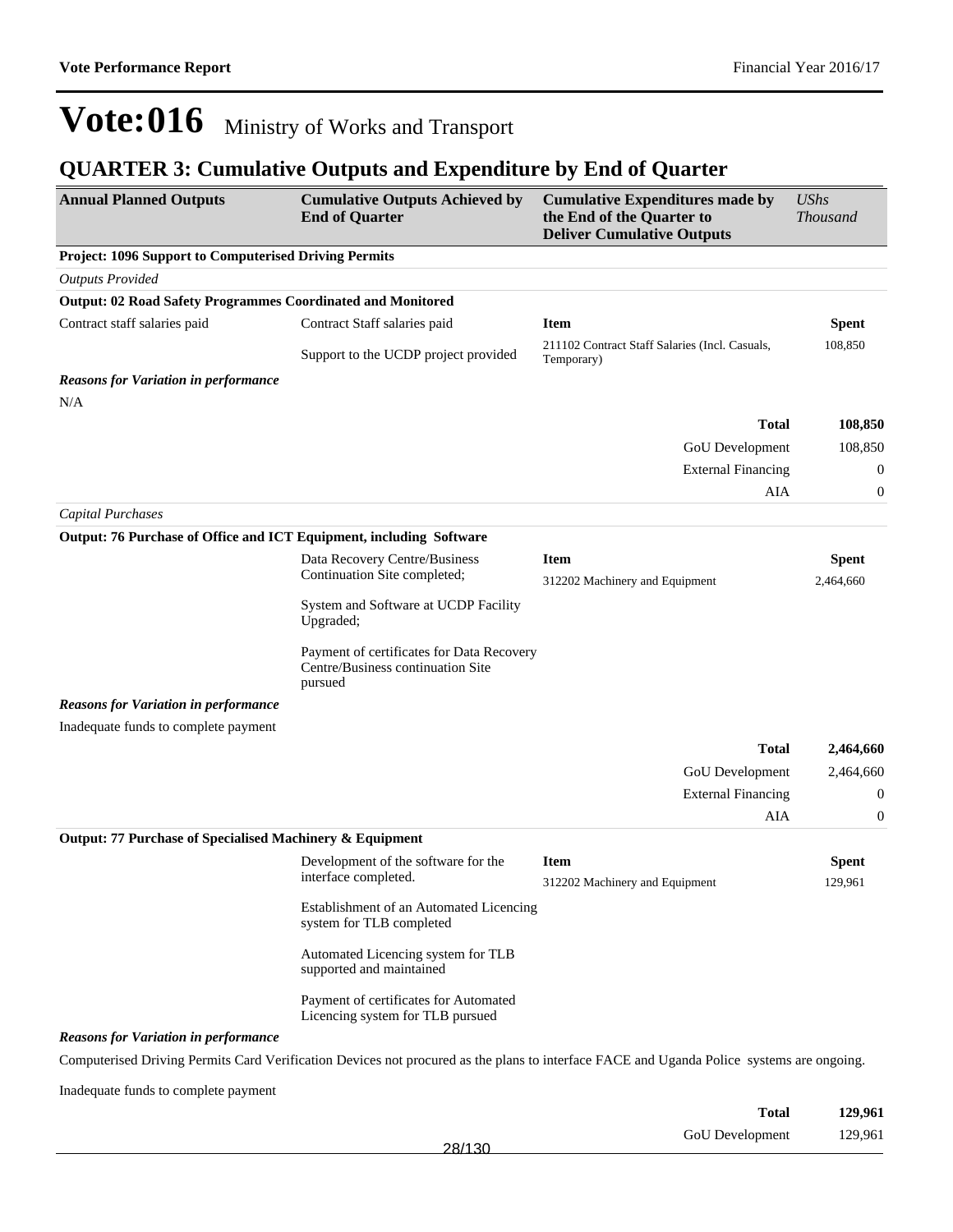# Vote:016 Ministry of Works and Transport

## QUARTER 3: Cumulative Outputs and Expenditure by End of Quarter

| Annual Planned Outputs | Cumulative Outputs Achieved by End of Quarter | Cumulative Expenditures made by the End of the Quarter to Deliver Cumulative Outputs | *UShs Thousand* |
|---|---|---|---|
| **Project: 1096 Support to Computerised Driving Permits** | | | |
| *Outputs Provided* | | | |
| **Output: 02 Road Safety Programmes Coordinated and Monitored** | | | |
| Contract staff salaries paid | Contract Staff salaries paid<br><br>Support to the UCDP project provided | **Item**<br>211102 Contract Staff Salaries (Incl. Casuals, Temporary) | **Spent**<br>108,850 |
| ***Reasons for Variation in performance*** | | | |
| N/A | | | |
| | | **Total** | **108,850** |
| | | GoU Development | 108,850 |
| | | External Financing | 0 |
| | | AIA | 0 |
| *Capital Purchases* | | | |
| **Output: 76 Purchase of Office and ICT Equipment, including Software** | | | |
| | Data Recovery Centre/Business Continuation Site completed;<br><br>System and Software at UCDP Facility Upgraded;<br><br>Payment of certificates for Data Recovery Centre/Business continuation Site pursued | **Item**<br>312202 Machinery and Equipment | **Spent**<br>2,464,660 |
| ***Reasons for Variation in performance*** | | | |
| Inadequate funds to complete payment | | | |
| | | **Total** | **2,464,660** |
| | | GoU Development | 2,464,660 |
| | | External Financing | 0 |
| | | AIA | 0 |
| **Output: 77 Purchase of Specialised Machinery & Equipment** | | | |
| | Development of the software for the interface completed.<br><br>Establishment of an Automated Licencing system for TLB completed<br><br>Automated Licencing system for TLB supported and maintained<br><br>Payment of certificates for Automated Licencing system for TLB pursued | **Item**<br>312202 Machinery and Equipment | **Spent**<br>129,961 |
| ***Reasons for Variation in performance*** | | | |
| Computerised Driving Permits Card Verification Devices not procured as the plans to interface FACE and Uganda Police systems are ongoing.<br><br>Inadequate funds to complete payment | | | |
| | | **Total** | **129,961** |
| | | GoU Development | 129,961 |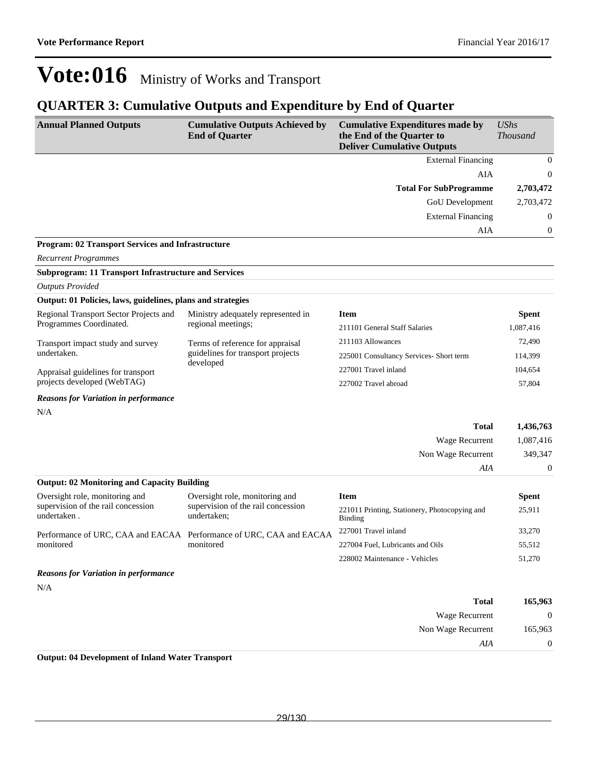# Vote:016 Ministry of Works and Transport

## QUARTER 3: Cumulative Outputs and Expenditure by End of Quarter

| Annual Planned Outputs | Cumulative Outputs Achieved by End of Quarter | Cumulative Expenditures made by the End of the Quarter to Deliver Cumulative Outputs | *UShs Thousand* |
|---|---|---|---|
| | | External Financing | 0 |
| | | AIA | 0 |
| | | **Total For SubProgramme** | **2,703,472** |
| | | GoU Development | 2,703,472 |
| | | External Financing | 0 |
| | | AIA | 0 |

**Program: 02 Transport Services and Infrastructure**

*Recurrent Programmes*

**Subprogram: 11 Transport Infrastructure and Services**

*Outputs Provided*

**Output: 01 Policies, laws, guidelines, plans and strategies**

| Annual Planned Outputs | Cumulative Outputs Achieved by End of Quarter | Item | Spent |
|---|---|---|---|
| Regional Transport Sector Projects and Programmes Coordinated. | Ministry adequately represented in regional meetings; | 211101 General Staff Salaries | 1,087,416 |
| Transport impact study and survey undertaken. | Terms of reference for appraisal guidelines for transport projects developed | 211103 Allowances | 72,490 |
| Appraisal guidelines for transport projects developed (WebTAG) | | 225001 Consultancy Services- Short term | 114,399 |
| | | 227001 Travel inland | 104,654 |
| | | 227002 Travel abroad | 57,804 |

***Reasons for Variation in performance***

N/A

| | |
|---|---|
| **Total** | **1,436,763** |
| Wage Recurrent | 1,087,416 |
| Non Wage Recurrent | 349,347 |
| *AIA* | 0 |

**Output: 02 Monitoring and Capacity Building**

| Annual Planned Outputs | Cumulative Outputs Achieved by End of Quarter | Item | Spent |
|---|---|---|---|
| Oversight role, monitoring and supervision of the rail concession undertaken . | Oversight role, monitoring and supervision of the rail concession undertaken; | 221011 Printing, Stationery, Photocopying and Binding | 25,911 |
| Performance of URC, CAA and EACAA monitored | Performance of URC, CAA and EACAA monitored | 227001 Travel inland | 33,270 |
| | | 227004 Fuel, Lubricants and Oils | 55,512 |
| | | 228002 Maintenance - Vehicles | 51,270 |

***Reasons for Variation in performance***

N/A

| | |
|---|---|
| **Total** | **165,963** |
| Wage Recurrent | 0 |
| Non Wage Recurrent | 165,963 |
| *AIA* | 0 |

**Output: 04 Development of Inland Water Transport**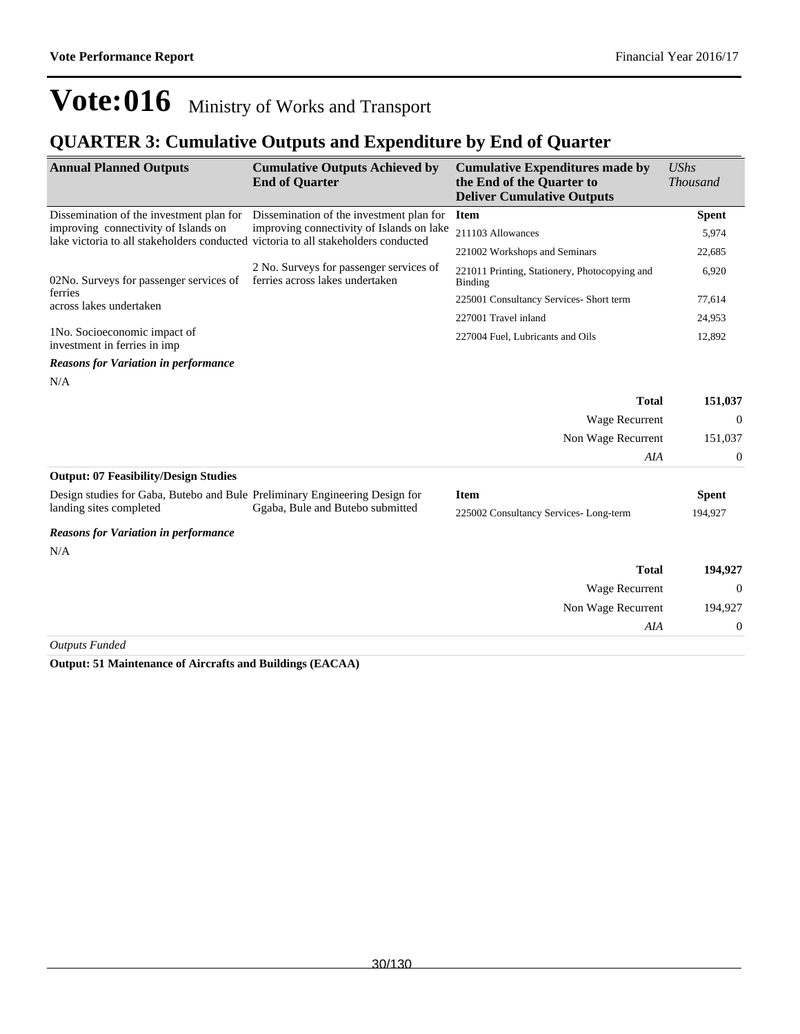# Vote:016 Ministry of Works and Transport

## QUARTER 3: Cumulative Outputs and Expenditure by End of Quarter

| Annual Planned Outputs | Cumulative Outputs Achieved by End of Quarter | Cumulative Expenditures made by the End of the Quarter to Deliver Cumulative Outputs | *UShs Thousand* |
|---|---|---|---|
| Dissemination of the investment plan for improving connectivity of Islands on lake victoria to all stakeholders conducted<br><br>02No. Surveys for passenger services of ferries across lakes undertaken<br><br>1No. Socioeconomic impact of investment in ferries in imp | Dissemination of the investment plan for improving connectivity of Islands on lake victoria to all stakeholders conducted<br><br>2 No. Surveys for passenger services of ferries across lakes undertaken | **Item** | **Spent** |
| | | 211103 Allowances | 5,974 |
| | | 221002 Workshops and Seminars | 22,685 |
| | | 221011 Printing, Stationery, Photocopying and Binding | 6,920 |
| | | 225001 Consultancy Services- Short term | 77,614 |
| | | 227001 Travel inland | 24,953 |
| | | 227004 Fuel, Lubricants and Oils | 12,892 |

***Reasons for Variation in performance***

N/A

| | |
|---|---|
| **Total** | **151,037** |
| Wage Recurrent | 0 |
| Non Wage Recurrent | 151,037 |
| *AIA* | 0 |

**Output: 07 Feasibility/Design Studies**

| Annual Planned Outputs | Cumulative Outputs Achieved by End of Quarter | Item | Spent |
|---|---|---|---|
| Design studies for Gaba, Butebo and Bule landing sites completed | Preliminary Engineering Design for Ggaba, Bule and Butebo submitted | 225002 Consultancy Services- Long-term | 194,927 |

***Reasons for Variation in performance***

N/A

| | |
|---|---|
| **Total** | **194,927** |
| Wage Recurrent | 0 |
| Non Wage Recurrent | 194,927 |
| *AIA* | 0 |

*Outputs Funded*

**Output: 51 Maintenance of Aircrafts and Buildings (EACAA)**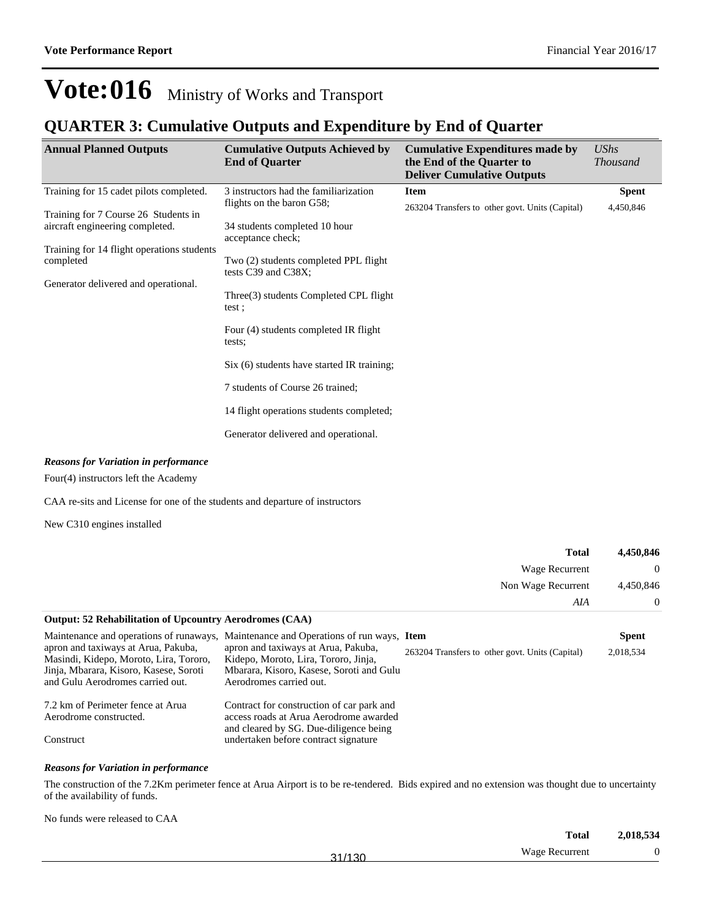# Vote:016 Ministry of Works and Transport

## QUARTER 3: Cumulative Outputs and Expenditure by End of Quarter

| Annual Planned Outputs | Cumulative Outputs Achieved by End of Quarter | Cumulative Expenditures made by the End of the Quarter to Deliver Cumulative Outputs | *UShs Thousand* |
|---|---|---|---|
| Training for 15 cadet pilots completed.<br><br>Training for 7 Course 26 Students in aircraft engineering completed.<br><br>Training for 14 flight operations students completed<br><br>Generator delivered and operational. | 3 instructors had the familiarization flights on the baron G58;<br><br>34 students completed 10 hour acceptance check;<br><br>Two (2) students completed PPL flight tests C39 and C38X;<br><br>Three(3) students Completed CPL flight test ;<br><br>Four (4) students completed IR flight tests;<br><br>Six (6) students have started IR training;<br><br>7 students of Course 26 trained;<br><br>14 flight operations students completed;<br><br>Generator delivered and operational. | **Item**<br>263204 Transfers to other govt. Units (Capital) | **Spent**<br>4,450,846 |

***Reasons for Variation in performance***

Four(4) instructors left the Academy

CAA re-sits and License for one of the students and departure of instructors

New C310 engines installed

| | |
|---|---|
| **Total** | **4,450,846** |
| Wage Recurrent | 0 |
| Non Wage Recurrent | 4,450,846 |
| *AIA* | 0 |

**Output: 52 Rehabilitation of Upcountry Aerodromes (CAA)**

| | | | |
|---|---|---|---|
| Maintenance and operations of runaways, apron and taxiways at Arua, Pakuba, Masindi, Kidepo, Moroto, Lira, Tororo, Jinja, Mbarara, Kisoro, Kasese, Soroti and Gulu Aerodromes carried out.<br><br>7.2 km of Perimeter fence at Arua Aerodrome constructed.<br><br>Construct | Maintenance and Operations of run ways, apron and taxiways at Arua, Pakuba, Kidepo, Moroto, Lira, Tororo, Jinja, Mbarara, Kisoro, Kasese, Soroti and Gulu Aerodromes carried out.<br><br>Contract for construction of car park and access roads at Arua Aerodrome awarded and cleared by SG. Due-diligence being undertaken before contract signature | **Item**<br>263204 Transfers to other govt. Units (Capital) | **Spent**<br>2,018,534 |

***Reasons for Variation in performance***

The construction of the 7.2Km perimeter fence at Arua Airport is to be re-tendered. Bids expired and no extension was thought due to uncertainty of the availability of funds.

No funds were released to CAA

| | |
|---|---|
| **Total** | **2,018,534** |
| Wage Recurrent | 0 |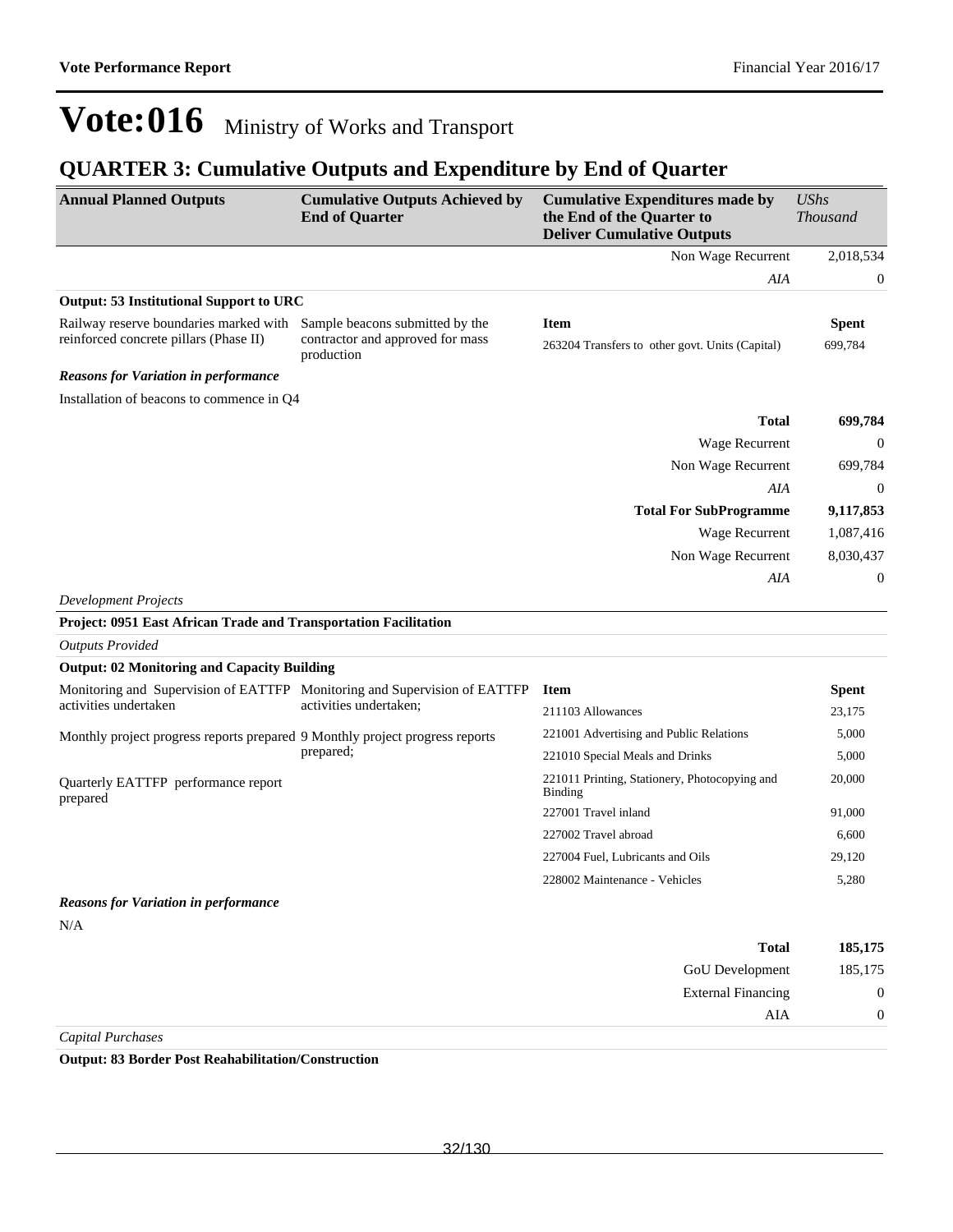# Vote:016 Ministry of Works and Transport

## QUARTER 3: Cumulative Outputs and Expenditure by End of Quarter

| Annual Planned Outputs | Cumulative Outputs Achieved by End of Quarter | Cumulative Expenditures made by the End of the Quarter to Deliver Cumulative Outputs | *UShs Thousand* |
|---|---|---|---|
| | | Non Wage Recurrent | 2,018,534 |
| | | *AIA* | 0 |
| **Output: 53 Institutional Support to URC** | | | |
| Railway reserve boundaries marked with reinforced concrete pillars (Phase II) | Sample beacons submitted by the contractor and approved for mass production | **Item** | **Spent** |
| | | 263204 Transfers to other govt. Units (Capital) | 699,784 |
| ***Reasons for Variation in performance*** | | | |
| Installation of beacons to commence in Q4 | | | |
| | | **Total** | **699,784** |
| | | Wage Recurrent | 0 |
| | | Non Wage Recurrent | 699,784 |
| | | *AIA* | 0 |
| | | **Total For SubProgramme** | **9,117,853** |
| | | Wage Recurrent | 1,087,416 |
| | | Non Wage Recurrent | 8,030,437 |
| | | *AIA* | 0 |

*Development Projects*

**Project: 0951 East African Trade and Transportation Facilitation**

*Outputs Provided*

**Output: 02 Monitoring and Capacity Building**

| Annual Planned Outputs | Cumulative Outputs Achieved by End of Quarter | Item | Spent |
|---|---|---|---|
| Monitoring and Supervision of EATTFP activities undertaken | Monitoring and Supervision of EATTFP activities undertaken; | 211103 Allowances | 23,175 |
| Monthly project progress reports prepared | 9 Monthly project progress reports prepared; | 221001 Advertising and Public Relations | 5,000 |
| Quarterly EATTFP performance report prepared | | 221010 Special Meals and Drinks | 5,000 |
| | | 221011 Printing, Stationery, Photocopying and Binding | 20,000 |
| | | 227001 Travel inland | 91,000 |
| | | 227002 Travel abroad | 6,600 |
| | | 227004 Fuel, Lubricants and Oils | 29,120 |
| | | 228002 Maintenance - Vehicles | 5,280 |

***Reasons for Variation in performance***

N/A

| | |
|---|---|
| **Total** | **185,175** |
| GoU Development | 185,175 |
| External Financing | 0 |
| AIA | 0 |

*Capital Purchases*

**Output: 83 Border Post Reahabilitation/Construction**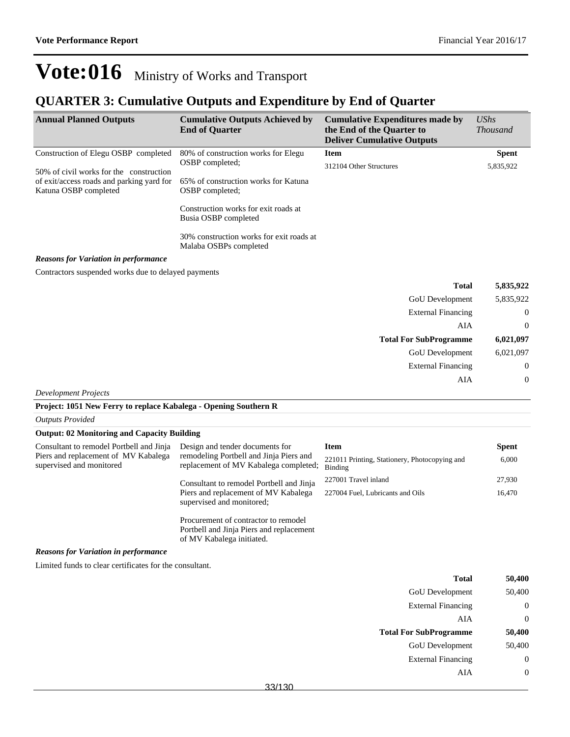# Vote:016 Ministry of Works and Transport

## QUARTER 3: Cumulative Outputs and Expenditure by End of Quarter

| Annual Planned Outputs | Cumulative Outputs Achieved by End of Quarter | Cumulative Expenditures made by the End of the Quarter to Deliver Cumulative Outputs | UShs Thousand |
|---|---|---|---|
| Construction of Elegu OSBP completed<br><br>50% of civil works for the construction of exit/access roads and parking yard for Katuna OSBP completed | 80% of construction works for Elegu OSBP completed;<br><br>65% of construction works for Katuna OSBP completed;<br><br>Construction works for exit roads at Busia OSBP completed<br><br>30% construction works for exit roads at Malaba OSBPs completed | **Item** | **Spent** |
| | | 312104 Other Structures | 5,835,922 |

***Reasons for Variation in performance***

Contractors suspended works due to delayed payments

| | |
|---|---|
| **Total** | **5,835,922** |
| GoU Development | 5,835,922 |
| External Financing | 0 |
| AIA | 0 |
| **Total For SubProgramme** | **6,021,097** |
| GoU Development | 6,021,097 |
| External Financing | 0 |
| AIA | 0 |

*Development Projects*

**Project: 1051 New Ferry to replace Kabalega - Opening Southern R**

*Outputs Provided*

**Output: 02 Monitoring and Capacity Building**

| Annual Planned Outputs | Cumulative Outputs Achieved by End of Quarter | Item | Spent |
|---|---|---|---|
| Consultant to remodel Portbell and Jinja Piers and replacement of MV Kabalega supervised and monitored | Design and tender documents for remodeling Portbell and Jinja Piers and replacement of MV Kabalega completed;<br><br>Consultant to remodel Portbell and Jinja Piers and replacement of MV Kabalega supervised and monitored;<br><br>Procurement of contractor to remodel Portbell and Jinja Piers and replacement of MV Kabalega initiated. | 221011 Printing, Stationery, Photocopying and Binding | 6,000 |
| | | 227001 Travel inland | 27,930 |
| | | 227004 Fuel, Lubricants and Oils | 16,470 |

***Reasons for Variation in performance***

Limited funds to clear certificates for the consultant.

| | |
|---|---|
| **Total** | **50,400** |
| GoU Development | 50,400 |
| External Financing | 0 |
| AIA | 0 |
| **Total For SubProgramme** | **50,400** |
| GoU Development | 50,400 |
| External Financing | 0 |
| AIA | 0 |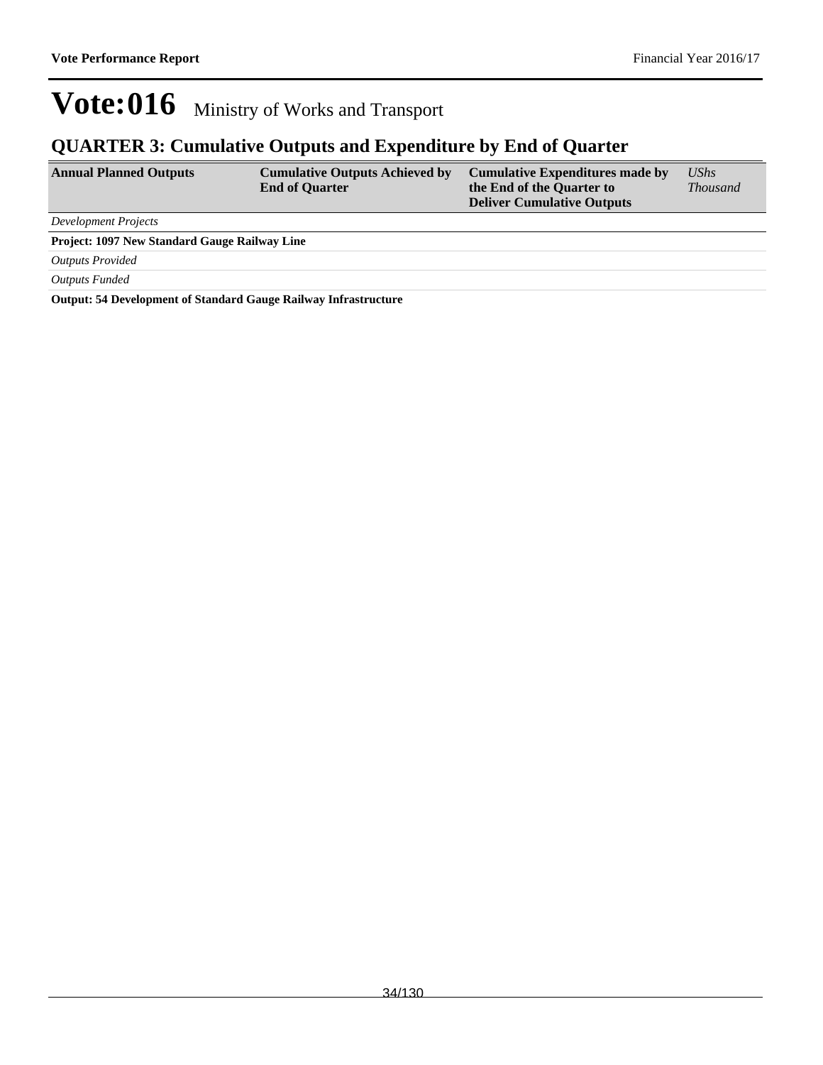# Vote:016 Ministry of Works and Transport

## QUARTER 3: Cumulative Outputs and Expenditure by End of Quarter

| Annual Planned Outputs | Cumulative Outputs Achieved by End of Quarter | Cumulative Expenditures made by the End of the Quarter to Deliver Cumulative Outputs | *UShs Thousand* |
|---|---|---|---|
| *Development Projects* | | | |
| **Project: 1097 New Standard Gauge Railway Line** | | | |
| *Outputs Provided* | | | |
| *Outputs Funded* | | | |
| **Output: 54 Development of Standard Gauge Railway Infrastructure** | | | |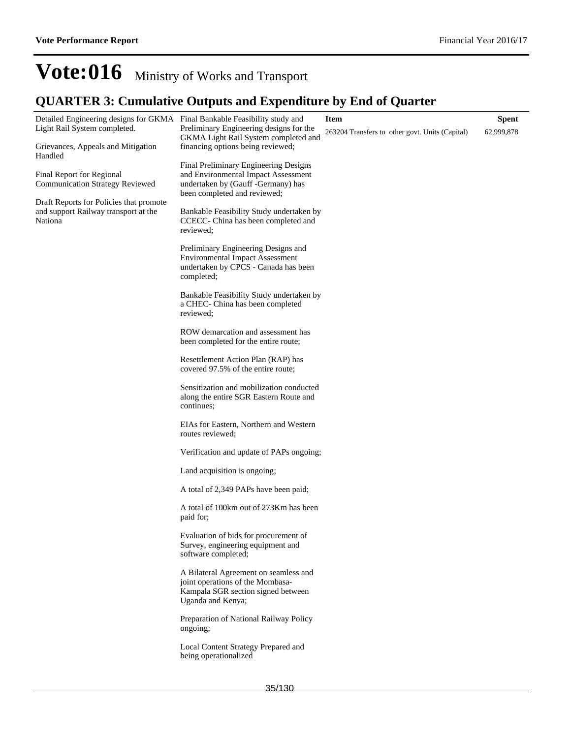# Vote:016 Ministry of Works and Transport

## QUARTER 3: Cumulative Outputs and Expenditure by End of Quarter

| | | Item | Spent |
|---|---|---|---|
| Detailed Engineering designs for GKMA Light Rail System completed.<br><br>Grievances, Appeals and Mitigation Handled<br><br>Final Report for Regional Communication Strategy Reviewed<br><br>Draft Reports for Policies that promote and support Railway transport at the Nationa | Final Bankable Feasibility study and Preliminary Engineering designs for the GKMA Light Rail System completed and financing options being reviewed;<br><br>Final Preliminary Engineering Designs and Environmental Impact Assessment undertaken by (Gauff -Germany) has been completed and reviewed;<br><br>Bankable Feasibility Study undertaken by CCECC- China has been completed and reviewed;<br><br>Preliminary Engineering Designs and Environmental Impact Assessment undertaken by CPCS - Canada has been completed;<br><br>Bankable Feasibility Study undertaken by a CHEC- China has been completed reviewed;<br><br>ROW demarcation and assessment has been completed for the entire route;<br><br>Resettlement Action Plan (RAP) has covered 97.5% of the entire route;<br><br>Sensitization and mobilization conducted along the entire SGR Eastern Route and continues;<br><br>EIAs for Eastern, Northern and Western routes reviewed;<br><br>Verification and update of PAPs ongoing;<br><br>Land acquisition is ongoing;<br><br>A total of 2,349 PAPs have been paid;<br><br>A total of 100km out of 273Km has been paid for;<br><br>Evaluation of bids for procurement of Survey, engineering equipment and software completed;<br><br>A Bilateral Agreement on seamless and joint operations of the Mombasa-Kampala SGR section signed between Uganda and Kenya;<br><br>Preparation of National Railway Policy ongoing;<br><br>Local Content Strategy Prepared and being operationalized | 263204 Transfers to other govt. Units (Capital) | 62,999,878 |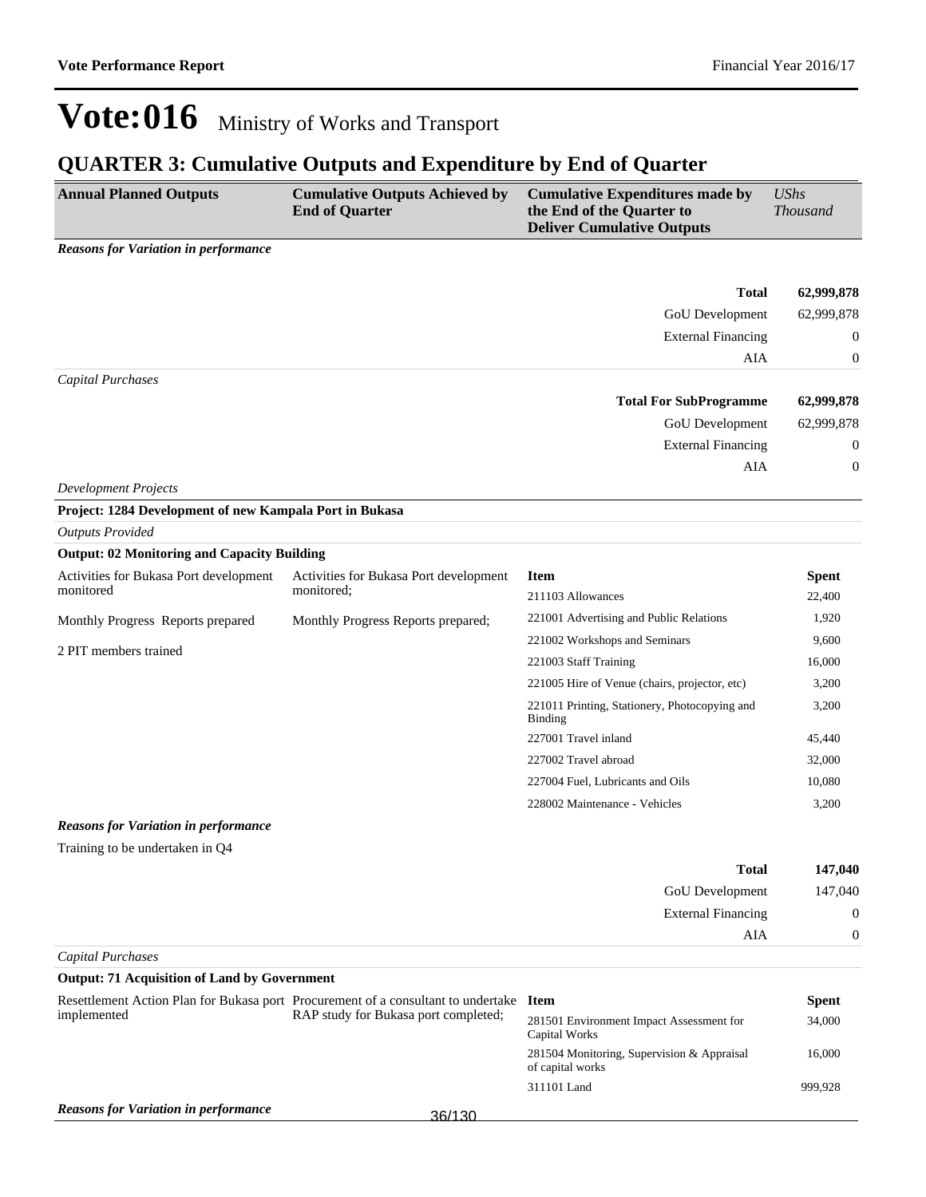# Vote:016 Ministry of Works and Transport

## QUARTER 3: Cumulative Outputs and Expenditure by End of Quarter

| Annual Planned Outputs | Cumulative Outputs Achieved by End of Quarter | Cumulative Expenditures made by the End of the Quarter to Deliver Cumulative Outputs | *UShs Thousand* |
|---|---|---|---|

***Reasons for Variation in performance***

| | |
|---|---|
| **Total** | **62,999,878** |
| GoU Development | 62,999,878 |
| External Financing | 0 |
| AIA | 0 |

*Capital Purchases*

| | |
|---|---|
| **Total For SubProgramme** | **62,999,878** |
| GoU Development | 62,999,878 |
| External Financing | 0 |
| AIA | 0 |

*Development Projects*

**Project: 1284 Development of new Kampala Port in Bukasa**

*Outputs Provided*

**Output: 02 Monitoring and Capacity Building**

| Annual Planned Outputs | Cumulative Outputs Achieved by End of Quarter | Item | Spent |
|---|---|---|---|
| Activities for Bukasa Port development monitored<br><br>Monthly Progress Reports prepared<br><br>2 PIT members trained | Activities for Bukasa Port development monitored;<br><br>Monthly Progress Reports prepared; | 211103 Allowances | 22,400 |
| | | 221001 Advertising and Public Relations | 1,920 |
| | | 221002 Workshops and Seminars | 9,600 |
| | | 221003 Staff Training | 16,000 |
| | | 221005 Hire of Venue (chairs, projector, etc) | 3,200 |
| | | 221011 Printing, Stationery, Photocopying and Binding | 3,200 |
| | | 227001 Travel inland | 45,440 |
| | | 227002 Travel abroad | 32,000 |
| | | 227004 Fuel, Lubricants and Oils | 10,080 |
| | | 228002 Maintenance - Vehicles | 3,200 |

***Reasons for Variation in performance***

Training to be undertaken in Q4

| | |
|---|---|
| **Total** | **147,040** |
| GoU Development | 147,040 |
| External Financing | 0 |
| AIA | 0 |

*Capital Purchases*

**Output: 71 Acquisition of Land by Government**

| Annual Planned Outputs | Cumulative Outputs Achieved by End of Quarter | Item | Spent |
|---|---|---|---|
| Resettlement Action Plan for Bukasa port implemented | Procurement of a consultant to undertake RAP study for Bukasa port completed; | 281501 Environment Impact Assessment for Capital Works | 34,000 |
| | | 281504 Monitoring, Supervision & Appraisal of capital works | 16,000 |
| | | 311101 Land | 999,928 |

***Reasons for Variation in performance***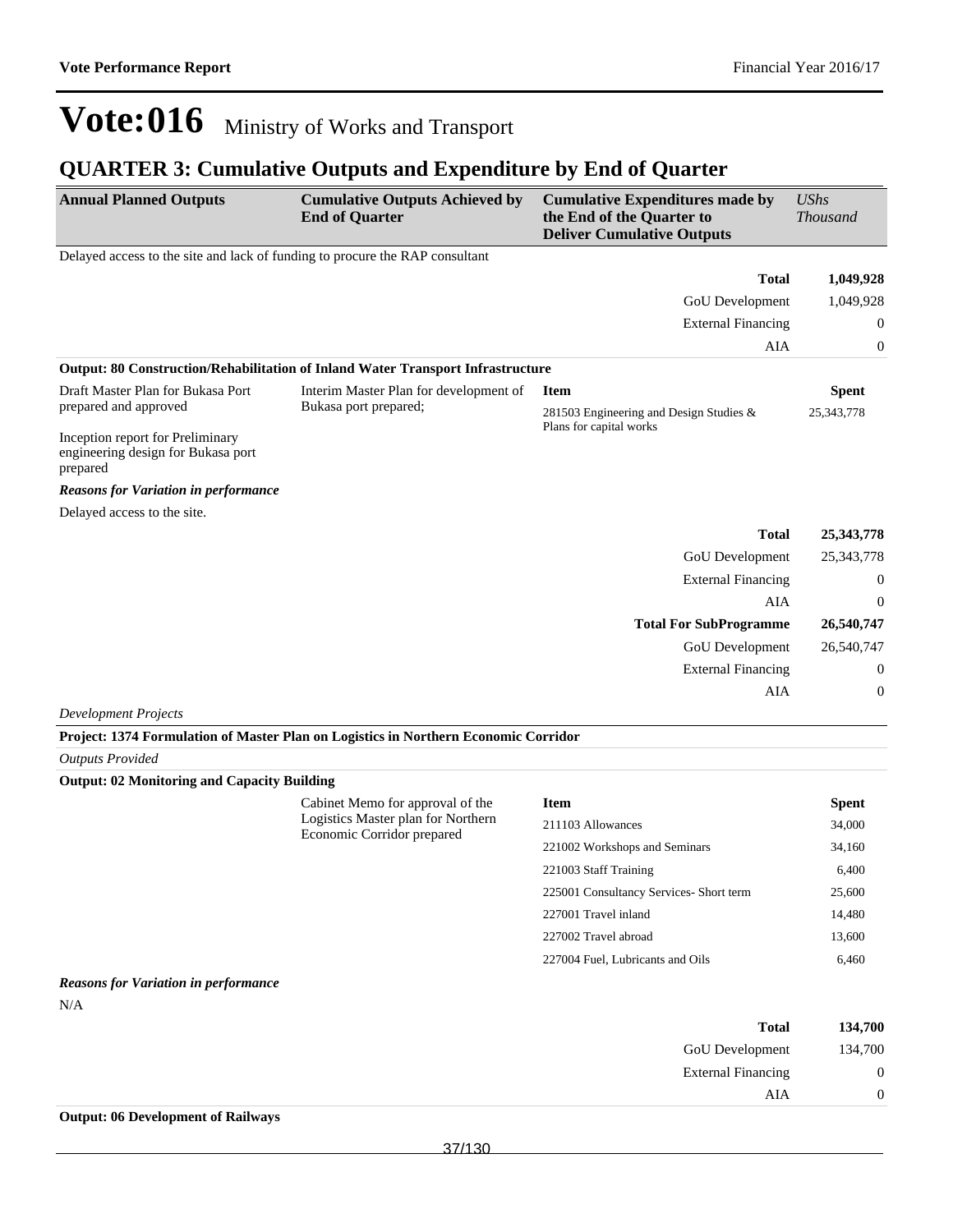# Vote:016 Ministry of Works and Transport

## QUARTER 3: Cumulative Outputs and Expenditure by End of Quarter

| Annual Planned Outputs | Cumulative Outputs Achieved by End of Quarter | Cumulative Expenditures made by the End of the Quarter to Deliver Cumulative Outputs | *UShs Thousand* |
|---|---|---|---|

Delayed access to the site and lack of funding to procure the RAP consultant

| | |
|---|---|
| **Total** | **1,049,928** |
| GoU Development | 1,049,928 |
| External Financing | 0 |
| AIA | 0 |

**Output: 80 Construction/Rehabilitation of Inland Water Transport Infrastructure**

| Annual Planned Outputs | Cumulative Outputs Achieved by End of Quarter | Item | Spent |
|---|---|---|---|
| Draft Master Plan for Bukasa Port prepared and approved<br><br>Inception report for Preliminary engineering design for Bukasa port prepared | Interim Master Plan for development of Bukasa port prepared; | 281503 Engineering and Design Studies & Plans for capital works | 25,343,778 |

***Reasons for Variation in performance***

Delayed access to the site.

| | |
|---|---|
| **Total** | **25,343,778** |
| GoU Development | 25,343,778 |
| External Financing | 0 |
| AIA | 0 |
| **Total For SubProgramme** | **26,540,747** |
| GoU Development | 26,540,747 |
| External Financing | 0 |
| AIA | 0 |

*Development Projects*

**Project: 1374 Formulation of Master Plan on Logistics in Northern Economic Corridor**

*Outputs Provided*

**Output: 02 Monitoring and Capacity Building**

| Annual Planned Outputs | Cumulative Outputs Achieved by End of Quarter | Item | Spent |
|---|---|---|---|
| | Cabinet Memo for approval of the Logistics Master plan for Northern Economic Corridor prepared | 211103 Allowances | 34,000 |
| | | 221002 Workshops and Seminars | 34,160 |
| | | 221003 Staff Training | 6,400 |
| | | 225001 Consultancy Services- Short term | 25,600 |
| | | 227001 Travel inland | 14,480 |
| | | 227002 Travel abroad | 13,600 |
| | | 227004 Fuel, Lubricants and Oils | 6,460 |

***Reasons for Variation in performance***

N/A

| | |
|---|---|
| **Total** | **134,700** |
| GoU Development | 134,700 |
| External Financing | 0 |
| AIA | 0 |

**Output: 06 Development of Railways**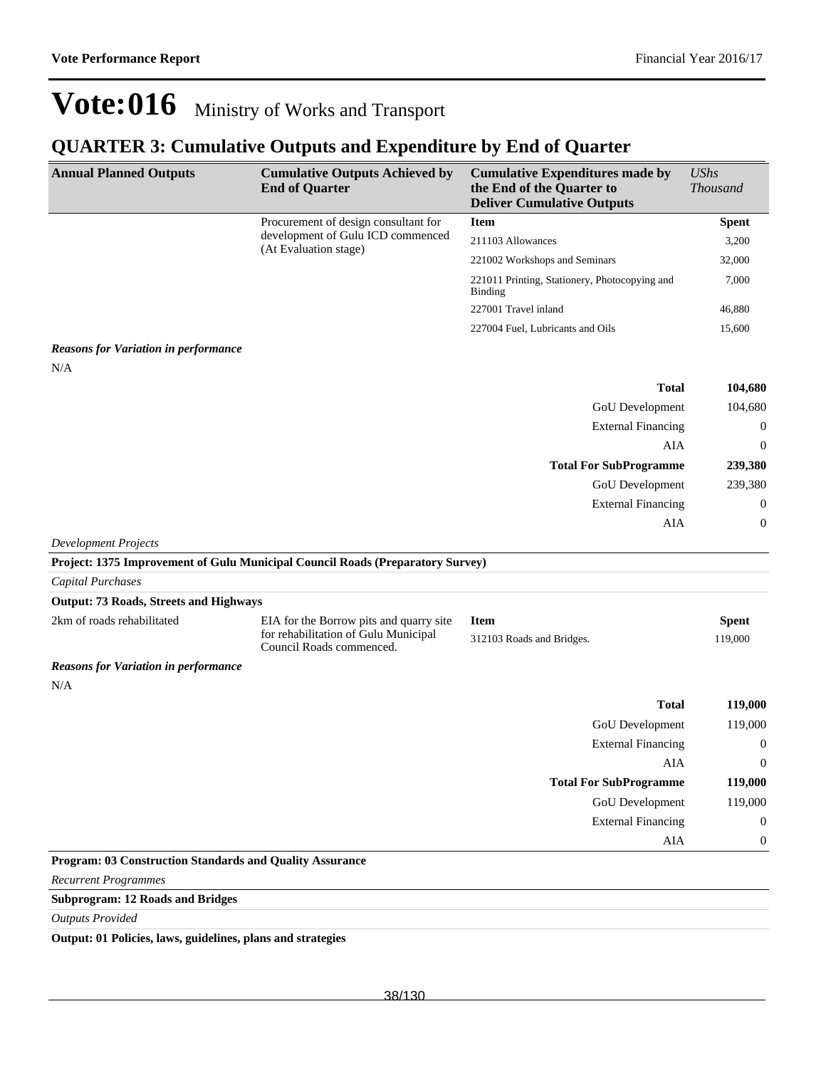# Vote:016 Ministry of Works and Transport

## QUARTER 3: Cumulative Outputs and Expenditure by End of Quarter

| Annual Planned Outputs | Cumulative Outputs Achieved by End of Quarter | Cumulative Expenditures made by the End of the Quarter to Deliver Cumulative Outputs | UShs Thousand |
|---|---|---|---|
| | Procurement of design consultant for development of Gulu ICD commenced (At Evaluation stage) | **Item** | **Spent** |
| | | 211103 Allowances | 3,200 |
| | | 221002 Workshops and Seminars | 32,000 |
| | | 221011 Printing, Stationery, Photocopying and Binding | 7,000 |
| | | 227001 Travel inland | 46,880 |
| | | 227004 Fuel, Lubricants and Oils | 15,600 |

***Reasons for Variation in performance***

N/A

| | |
|---|---|
| **Total** | **104,680** |
| GoU Development | 104,680 |
| External Financing | 0 |
| AIA | 0 |
| **Total For SubProgramme** | **239,380** |
| GoU Development | 239,380 |
| External Financing | 0 |
| AIA | 0 |

*Development Projects*

**Project: 1375 Improvement of Gulu Municipal Council Roads (Preparatory Survey)**

*Capital Purchases*

**Output: 73 Roads, Streets and Highways**

| Annual Planned Outputs | Cumulative Outputs Achieved by End of Quarter | Item | Spent |
|---|---|---|---|
| 2km of roads rehabilitated | EIA for the Borrow pits and quarry site for rehabilitation of Gulu Municipal Council Roads commenced. | 312103 Roads and Bridges. | 119,000 |

***Reasons for Variation in performance***

N/A

| | |
|---|---|
| **Total** | **119,000** |
| GoU Development | 119,000 |
| External Financing | 0 |
| AIA | 0 |
| **Total For SubProgramme** | **119,000** |
| GoU Development | 119,000 |
| External Financing | 0 |
| AIA | 0 |

**Program: 03 Construction Standards and Quality Assurance**

*Recurrent Programmes*

**Subprogram: 12 Roads and Bridges**

*Outputs Provided*

**Output: 01 Policies, laws, guidelines, plans and strategies**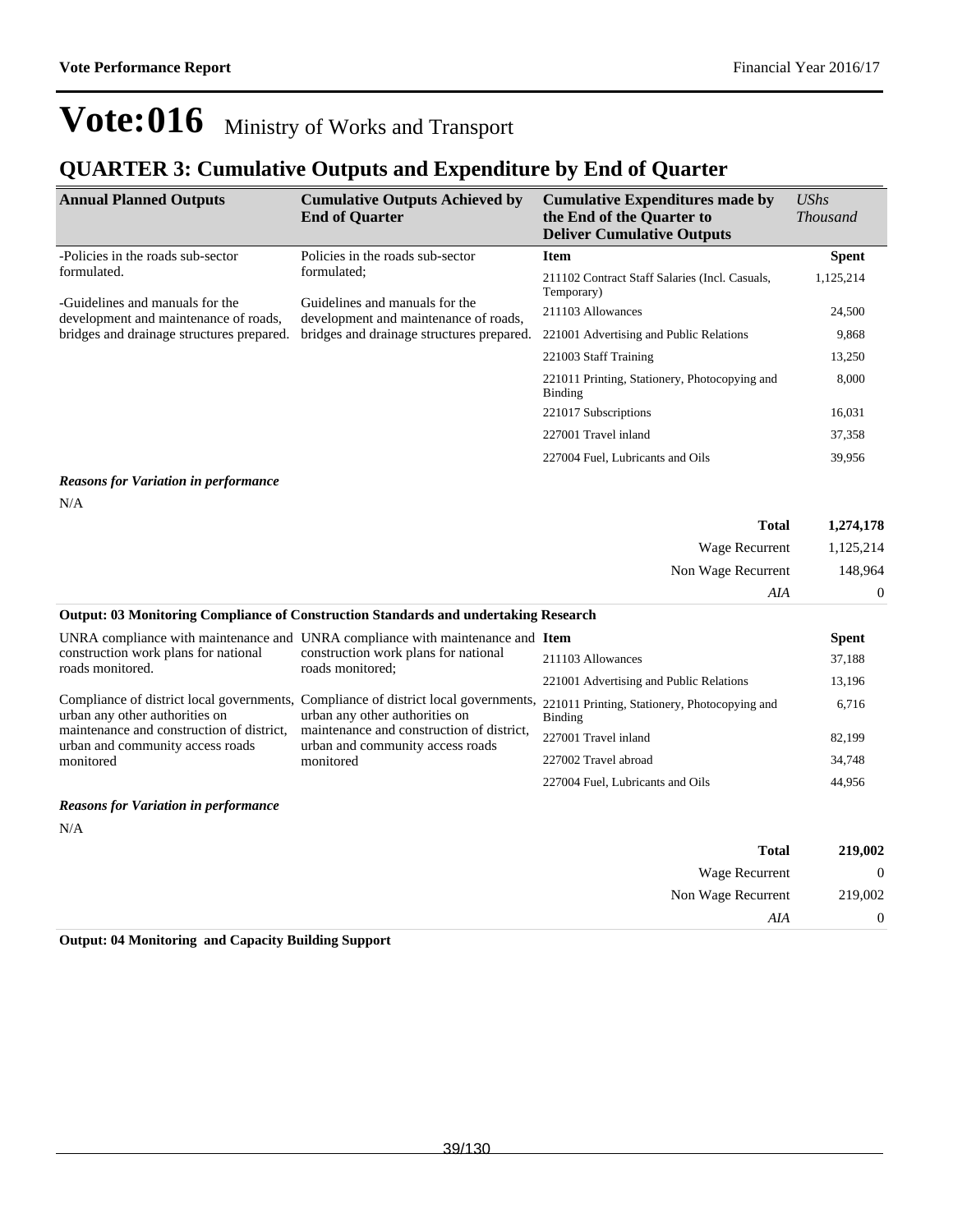# Vote:016 Ministry of Works and Transport

## QUARTER 3: Cumulative Outputs and Expenditure by End of Quarter

| Annual Planned Outputs | Cumulative Outputs Achieved by End of Quarter | Cumulative Expenditures made by the End of the Quarter to Deliver Cumulative Outputs | *UShs Thousand* |
|---|---|---|---|
| -Policies in the roads sub-sector formulated.<br><br>-Guidelines and manuals for the development and maintenance of roads, bridges and drainage structures prepared. | Policies in the roads sub-sector formulated;<br><br>Guidelines and manuals for the development and maintenance of roads, bridges and drainage structures prepared. | **Item** | **Spent** |
| | | 211102 Contract Staff Salaries (Incl. Casuals, Temporary) | 1,125,214 |
| | | 211103 Allowances | 24,500 |
| | | 221001 Advertising and Public Relations | 9,868 |
| | | 221003 Staff Training | 13,250 |
| | | 221011 Printing, Stationery, Photocopying and Binding | 8,000 |
| | | 221017 Subscriptions | 16,031 |
| | | 227001 Travel inland | 37,358 |
| | | 227004 Fuel, Lubricants and Oils | 39,956 |

***Reasons for Variation in performance***

N/A

| | |
|---|---|
| **Total** | **1,274,178** |
| Wage Recurrent | 1,125,214 |
| Non Wage Recurrent | 148,964 |
| *AIA* | 0 |

**Output: 03 Monitoring Compliance of Construction Standards and undertaking Research**

| | | | |
|---|---|---|---|
| UNRA compliance with maintenance and construction work plans for national roads monitored.<br><br>Compliance of district local governments, urban any other authorities on maintenance and construction of district, urban and community access roads monitored | UNRA compliance with maintenance and construction work plans for national roads monitored;<br><br>Compliance of district local governments, urban any other authorities on maintenance and construction of district, urban and community access roads monitored | **Item** | **Spent** |
| | | 211103 Allowances | 37,188 |
| | | 221001 Advertising and Public Relations | 13,196 |
| | | 221011 Printing, Stationery, Photocopying and Binding | 6,716 |
| | | 227001 Travel inland | 82,199 |
| | | 227002 Travel abroad | 34,748 |
| | | 227004 Fuel, Lubricants and Oils | 44,956 |

***Reasons for Variation in performance***

N/A

| | |
|---|---|
| **Total** | **219,002** |
| Wage Recurrent | 0 |
| Non Wage Recurrent | 219,002 |
| *AIA* | 0 |

**Output: 04 Monitoring and Capacity Building Support**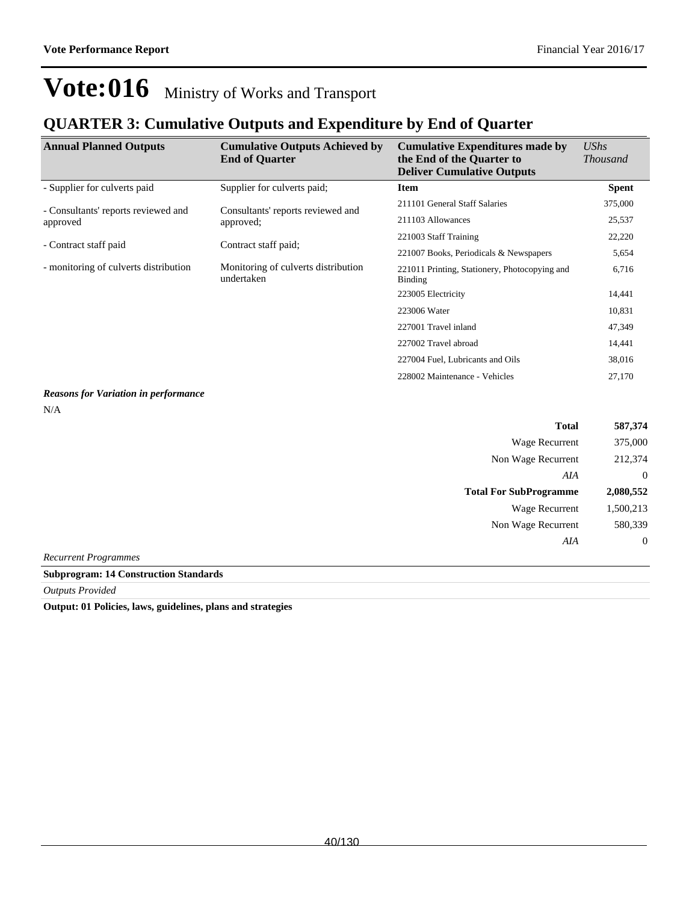# Vote:016 Ministry of Works and Transport

## QUARTER 3: Cumulative Outputs and Expenditure by End of Quarter

| Annual Planned Outputs | Cumulative Outputs Achieved by End of Quarter | Cumulative Expenditures made by the End of the Quarter to Deliver Cumulative Outputs | *UShs Thousand* |
|---|---|---|---|
| - Supplier for culverts paid | Supplier for culverts paid; | **Item** | **Spent** |
| - Consultants' reports reviewed and approved | Consultants' reports reviewed and approved; | 211101 General Staff Salaries | 375,000 |
| - Contract staff paid | Contract staff paid; | 211103 Allowances | 25,537 |
| - monitoring of culverts distribution | Monitoring of culverts distribution undertaken | 221003 Staff Training | 22,220 |
| | | 221007 Books, Periodicals & Newspapers | 5,654 |
| | | 221011 Printing, Stationery, Photocopying and Binding | 6,716 |
| | | 223005 Electricity | 14,441 |
| | | 223006 Water | 10,831 |
| | | 227001 Travel inland | 47,349 |
| | | 227002 Travel abroad | 14,441 |
| | | 227004 Fuel, Lubricants and Oils | 38,016 |
| | | 228002 Maintenance - Vehicles | 27,170 |

***Reasons for Variation in performance***

N/A

| | |
|---|---|
| **Total** | **587,374** |
| Wage Recurrent | 375,000 |
| Non Wage Recurrent | 212,374 |
| *AIA* | 0 |
| **Total For SubProgramme** | **2,080,552** |
| Wage Recurrent | 1,500,213 |
| Non Wage Recurrent | 580,339 |
| *AIA* | 0 |

*Recurrent Programmes*

**Subprogram: 14 Construction Standards**

*Outputs Provided*

**Output: 01 Policies, laws, guidelines, plans and strategies**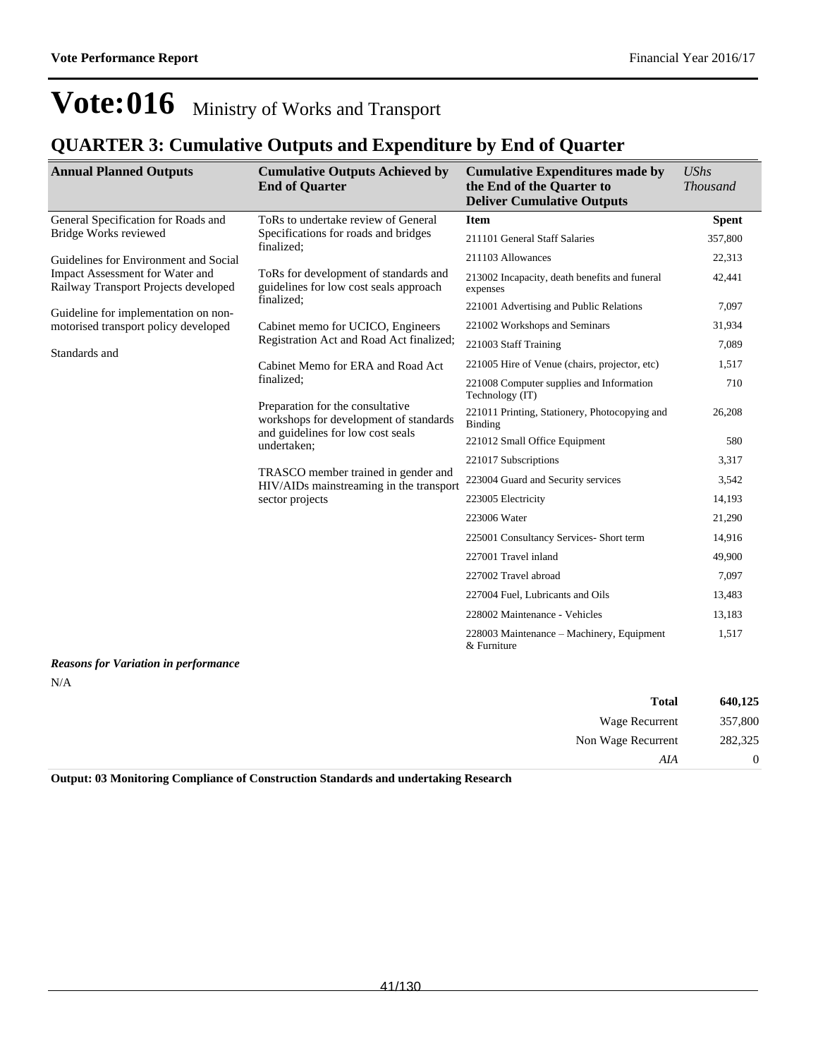# Vote:016 Ministry of Works and Transport

## QUARTER 3: Cumulative Outputs and Expenditure by End of Quarter

| Annual Planned Outputs | Cumulative Outputs Achieved by End of Quarter | Cumulative Expenditures made by the End of the Quarter to Deliver Cumulative Outputs | *UShs Thousand* |
|---|---|---|---|
| General Specification for Roads and Bridge Works reviewed<br><br>Guidelines for Environment and Social Impact Assessment for Water and Railway Transport Projects developed<br><br>Guideline for implementation on non-motorised transport policy developed<br><br>Standards and | ToRs to undertake review of General Specifications for roads and bridges finalized;<br><br>ToRs for development of standards and guidelines for low cost seals approach finalized;<br><br>Cabinet memo for UCICO, Engineers Registration Act and Road Act finalized;<br><br>Cabinet Memo for ERA and Road Act finalized;<br><br>Preparation for the consultative workshops for development of standards and guidelines for low cost seals undertaken;<br><br>TRASCO member trained in gender and HIV/AIDs mainstreaming in the transport sector projects | **Item** | **Spent** |
| | | 211101 General Staff Salaries | 357,800 |
| | | 211103 Allowances | 22,313 |
| | | 213002 Incapacity, death benefits and funeral expenses | 42,441 |
| | | 221001 Advertising and Public Relations | 7,097 |
| | | 221002 Workshops and Seminars | 31,934 |
| | | 221003 Staff Training | 7,089 |
| | | 221005 Hire of Venue (chairs, projector, etc) | 1,517 |
| | | 221008 Computer supplies and Information Technology (IT) | 710 |
| | | 221011 Printing, Stationery, Photocopying and Binding | 26,208 |
| | | 221012 Small Office Equipment | 580 |
| | | 221017 Subscriptions | 3,317 |
| | | 223004 Guard and Security services | 3,542 |
| | | 223005 Electricity | 14,193 |
| | | 223006 Water | 21,290 |
| | | 225001 Consultancy Services- Short term | 14,916 |
| | | 227001 Travel inland | 49,900 |
| | | 227002 Travel abroad | 7,097 |
| | | 227004 Fuel, Lubricants and Oils | 13,483 |
| | | 228002 Maintenance - Vehicles | 13,183 |
| | | 228003 Maintenance – Machinery, Equipment & Furniture | 1,517 |

***Reasons for Variation in performance***

N/A

| | |
|---|---|
| **Total** | **640,125** |
| Wage Recurrent | 357,800 |
| Non Wage Recurrent | 282,325 |
| *AIA* | 0 |

**Output: 03 Monitoring Compliance of Construction Standards and undertaking Research**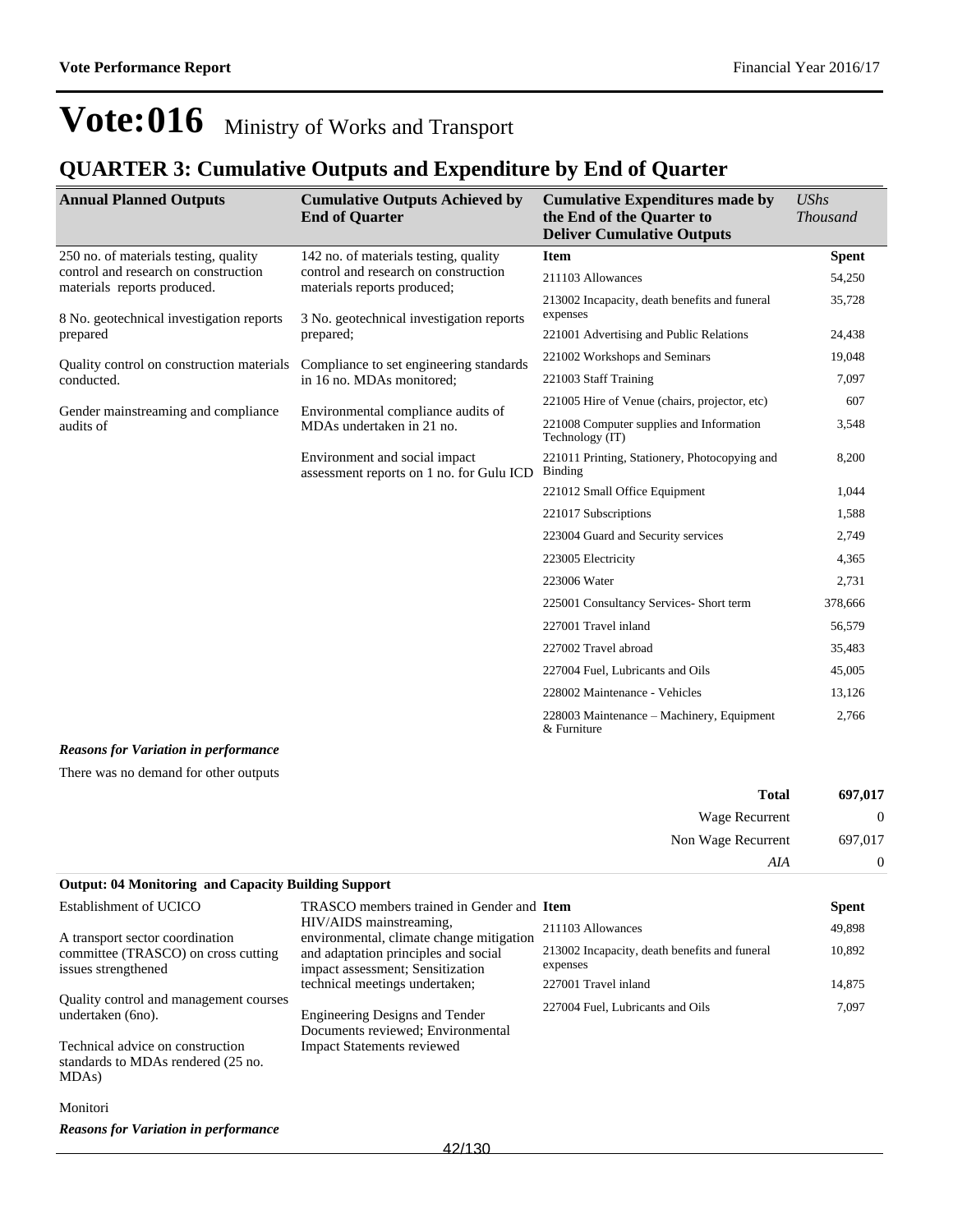# Vote:016 Ministry of Works and Transport

## QUARTER 3: Cumulative Outputs and Expenditure by End of Quarter

| Annual Planned Outputs | Cumulative Outputs Achieved by End of Quarter | Cumulative Expenditures made by the End of the Quarter to Deliver Cumulative Outputs | *UShs Thousand* |
|---|---|---|---|
| 250 no. of materials testing, quality control and research on construction materials reports produced.<br><br>8 No. geotechnical investigation reports prepared<br><br>Quality control on construction materials conducted.<br><br>Gender mainstreaming and compliance audits of | 142 no. of materials testing, quality control and research on construction materials reports produced;<br><br>3 No. geotechnical investigation reports prepared;<br><br>Compliance to set engineering standards in 16 no. MDAs monitored;<br><br>Environmental compliance audits of MDAs undertaken in 21 no.<br><br>Environment and social impact assessment reports on 1 no. for Gulu ICD | **Item** | **Spent** |
| | | 211103 Allowances | 54,250 |
| | | 213002 Incapacity, death benefits and funeral expenses | 35,728 |
| | | 221001 Advertising and Public Relations | 24,438 |
| | | 221002 Workshops and Seminars | 19,048 |
| | | 221003 Staff Training | 7,097 |
| | | 221005 Hire of Venue (chairs, projector, etc) | 607 |
| | | 221008 Computer supplies and Information Technology (IT) | 3,548 |
| | | 221011 Printing, Stationery, Photocopying and Binding | 8,200 |
| | | 221012 Small Office Equipment | 1,044 |
| | | 221017 Subscriptions | 1,588 |
| | | 223004 Guard and Security services | 2,749 |
| | | 223005 Electricity | 4,365 |
| | | 223006 Water | 2,731 |
| | | 225001 Consultancy Services- Short term | 378,666 |
| | | 227001 Travel inland | 56,579 |
| | | 227002 Travel abroad | 35,483 |
| | | 227004 Fuel, Lubricants and Oils | 45,005 |
| | | 228002 Maintenance - Vehicles | 13,126 |
| | | 228003 Maintenance – Machinery, Equipment & Furniture | 2,766 |

***Reasons for Variation in performance***

There was no demand for other outputs

| | |
|---|---|
| **Total** | **697,017** |
| Wage Recurrent | 0 |
| Non Wage Recurrent | 697,017 |
| *AIA* | 0 |

**Output: 04 Monitoring and Capacity Building Support**

| Annual Planned Outputs | Cumulative Outputs Achieved by End of Quarter | Item | Spent |
|---|---|---|---|
| Establishment of UCICO<br><br>A transport sector coordination committee (TRASCO) on cross cutting issues strengthened<br><br>Quality control and management courses undertaken (6no).<br><br>Technical advice on construction standards to MDAs rendered (25 no. MDAs)<br><br>Monitori | TRASCO members trained in Gender and HIV/AIDS mainstreaming, environmental, climate change mitigation and adaptation principles and social impact assessment; Sensitization technical meetings undertaken;<br><br>Engineering Designs and Tender Documents reviewed; Environmental Impact Statements reviewed | **Item** | **Spent** |
| | | 211103 Allowances | 49,898 |
| | | 213002 Incapacity, death benefits and funeral expenses | 10,892 |
| | | 227001 Travel inland | 14,875 |
| | | 227004 Fuel, Lubricants and Oils | 7,097 |

***Reasons for Variation in performance***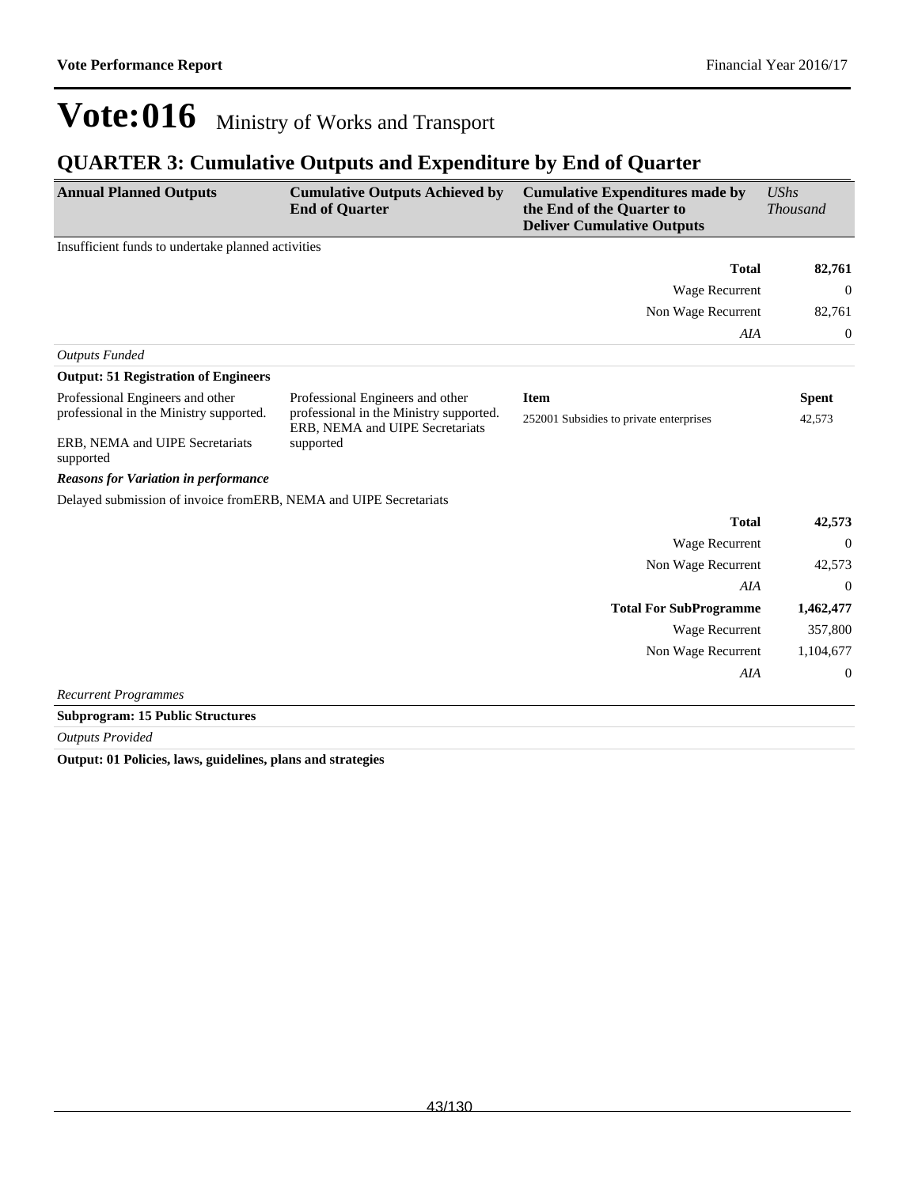# Vote:016 Ministry of Works and Transport

## QUARTER 3: Cumulative Outputs and Expenditure by End of Quarter

| Annual Planned Outputs | Cumulative Outputs Achieved by End of Quarter | Cumulative Expenditures made by the End of the Quarter to Deliver Cumulative Outputs | *UShs Thousand* |
|---|---|---|---|
| Insufficient funds to undertake planned activities | | | |
| | | **Total** | **82,761** |
| | | Wage Recurrent | 0 |
| | | Non Wage Recurrent | 82,761 |
| | | *AIA* | 0 |
| *Outputs Funded* | | | |
| **Output: 51 Registration of Engineers** | | | |
| Professional Engineers and other professional in the Ministry supported.<br><br>ERB, NEMA and UIPE Secretariats supported | Professional Engineers and other professional in the Ministry supported. ERB, NEMA and UIPE Secretariats supported | **Item**<br>252001 Subsidies to private enterprises | **Spent**<br>42,573 |
| ***Reasons for Variation in performance*** | | | |
| Delayed submission of invoice fromERB, NEMA and UIPE Secretariats | | | |
| | | **Total** | **42,573** |
| | | Wage Recurrent | 0 |
| | | Non Wage Recurrent | 42,573 |
| | | *AIA* | 0 |
| | | **Total For SubProgramme** | **1,462,477** |
| | | Wage Recurrent | 357,800 |
| | | Non Wage Recurrent | 1,104,677 |
| | | *AIA* | 0 |

*Recurrent Programmes*

**Subprogram: 15 Public Structures**

*Outputs Provided*

**Output: 01 Policies, laws, guidelines, plans and strategies**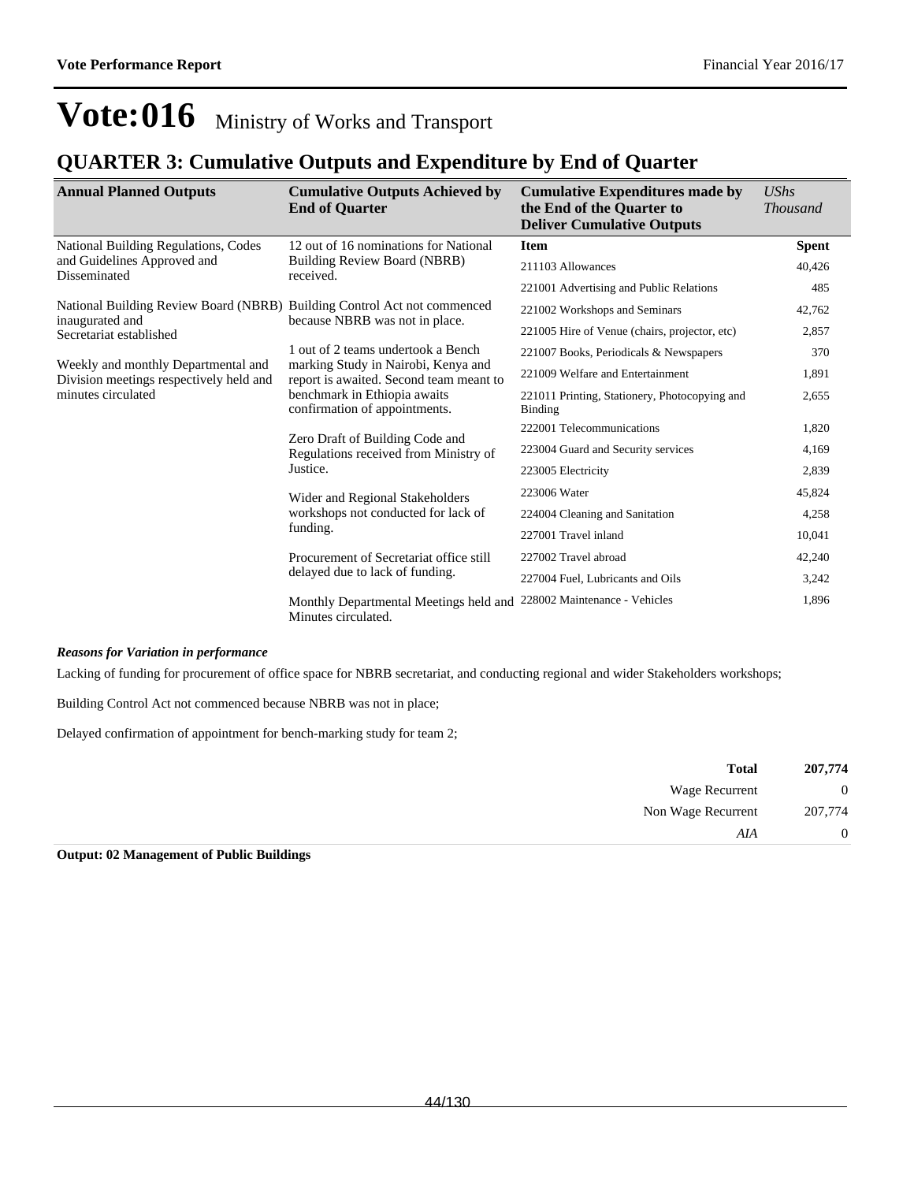# Vote:016 Ministry of Works and Transport

## QUARTER 3: Cumulative Outputs and Expenditure by End of Quarter

| Annual Planned Outputs | Cumulative Outputs Achieved by End of Quarter | Cumulative Expenditures made by the End of the Quarter to Deliver Cumulative Outputs | *UShs Thousand* |
|---|---|---|---|
| National Building Regulations, Codes and Guidelines Approved and Disseminated<br><br>National Building Review Board (NBRB) inaugurated and Secretariat established<br><br>Weekly and monthly Departmental and Division meetings respectively held and minutes circulated | 12 out of 16 nominations for National Building Review Board (NBRB) received.<br><br>Building Control Act not commenced because NBRB was not in place.<br><br>1 out of 2 teams undertook a Bench marking Study in Nairobi, Kenya and report is awaited. Second team meant to benchmark in Ethiopia awaits confirmation of appointments.<br><br>Zero Draft of Building Code and Regulations received from Ministry of Justice.<br><br>Wider and Regional Stakeholders workshops not conducted for lack of funding.<br><br>Procurement of Secretariat office still delayed due to lack of funding.<br><br>Monthly Departmental Meetings held and Minutes circulated. | **Item** | **Spent** |
| | | 211103 Allowances | 40,426 |
| | | 221001 Advertising and Public Relations | 485 |
| | | 221002 Workshops and Seminars | 42,762 |
| | | 221005 Hire of Venue (chairs, projector, etc) | 2,857 |
| | | 221007 Books, Periodicals & Newspapers | 370 |
| | | 221009 Welfare and Entertainment | 1,891 |
| | | 221011 Printing, Stationery, Photocopying and Binding | 2,655 |
| | | 222001 Telecommunications | 1,820 |
| | | 223004 Guard and Security services | 4,169 |
| | | 223005 Electricity | 2,839 |
| | | 223006 Water | 45,824 |
| | | 224004 Cleaning and Sanitation | 4,258 |
| | | 227001 Travel inland | 10,041 |
| | | 227002 Travel abroad | 42,240 |
| | | 227004 Fuel, Lubricants and Oils | 3,242 |
| | | 228002 Maintenance - Vehicles | 1,896 |

***Reasons for Variation in performance***

Lacking of funding for procurement of office space for NBRB secretariat, and conducting regional and wider Stakeholders workshops;

Building Control Act not commenced because NBRB was not in place;

Delayed confirmation of appointment for bench-marking study for team 2;

| | |
|---|---|
| **Total** | **207,774** |
| Wage Recurrent | 0 |
| Non Wage Recurrent | 207,774 |
| *AIA* | 0 |

**Output: 02 Management of Public Buildings**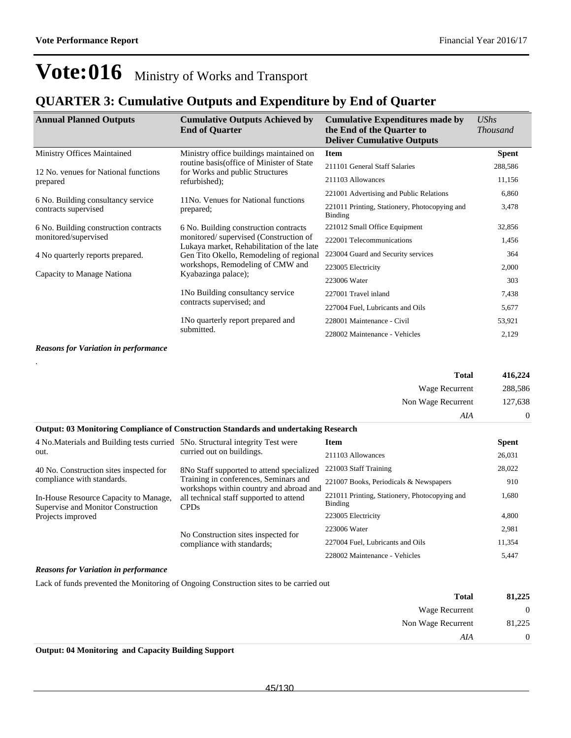# Vote:016 Ministry of Works and Transport

## QUARTER 3: Cumulative Outputs and Expenditure by End of Quarter

| Annual Planned Outputs | Cumulative Outputs Achieved by End of Quarter | Cumulative Expenditures made by the End of the Quarter to Deliver Cumulative Outputs | UShs Thousand |
|---|---|---|---|
| Ministry Offices Maintained<br><br>12 No. venues for National functions prepared<br><br>6 No. Building consultancy service contracts supervised<br><br>6 No. Building construction contracts monitored/supervised<br><br>4 No quarterly reports prepared.<br><br>Capacity to Manage Nationa | Ministry office buildings maintained on routine basis(office of Minister of State for Works and public Structures refurbished);<br><br>11No. Venues for National functions prepared;<br><br>6 No. Building construction contracts monitored/ supervised (Construction of Lukaya market, Rehabilitation of the late Gen Tito Okello, Remodeling of regional workshops, Remodeling of CMW and Kyabazinga palace);<br><br>1No Building consultancy service contracts supervised; and<br><br>1No quarterly report prepared and submitted. | **Item** | **Spent** |
| | | 211101 General Staff Salaries | 288,586 |
| | | 211103 Allowances | 11,156 |
| | | 221001 Advertising and Public Relations | 6,860 |
| | | 221011 Printing, Stationery, Photocopying and Binding | 3,478 |
| | | 221012 Small Office Equipment | 32,856 |
| | | 222001 Telecommunications | 1,456 |
| | | 223004 Guard and Security services | 364 |
| | | 223005 Electricity | 2,000 |
| | | 223006 Water | 303 |
| | | 227001 Travel inland | 7,438 |
| | | 227004 Fuel, Lubricants and Oils | 5,677 |
| | | 228001 Maintenance - Civil | 53,921 |
| | | 228002 Maintenance - Vehicles | 2,129 |

***Reasons for Variation in performance***

.

| | |
|---|---|
| **Total** | **416,224** |
| Wage Recurrent | 288,586 |
| Non Wage Recurrent | 127,638 |
| *AIA* | 0 |

**Output: 03 Monitoring Compliance of Construction Standards and undertaking Research**

| Annual Planned Outputs | Cumulative Outputs Achieved by End of Quarter | Item | Spent |
|---|---|---|---|
| 4 No.Materials and Building tests curried out.<br><br>40 No. Construction sites inspected for compliance with standards.<br><br>In-House Resource Capacity to Manage, Supervise and Monitor Construction Projects improved | 5No. Structural integrity Test were curried out on buildings.<br><br>8No Staff supported to attend specialized Training in conferences, Seminars and workshops within country and abroad and all technical staff supported to attend CPDs<br><br>No Construction sites inspected for compliance with standards; | 211103 Allowances | 26,031 |
| | | 221003 Staff Training | 28,022 |
| | | 221007 Books, Periodicals & Newspapers | 910 |
| | | 221011 Printing, Stationery, Photocopying and Binding | 1,680 |
| | | 223005 Electricity | 4,800 |
| | | 223006 Water | 2,981 |
| | | 227004 Fuel, Lubricants and Oils | 11,354 |
| | | 228002 Maintenance - Vehicles | 5,447 |

***Reasons for Variation in performance***

Lack of funds prevented the Monitoring of Ongoing Construction sites to be carried out

| | |
|---|---|
| **Total** | **81,225** |
| Wage Recurrent | 0 |
| Non Wage Recurrent | 81,225 |
| *AIA* | 0 |

**Output: 04 Monitoring and Capacity Building Support**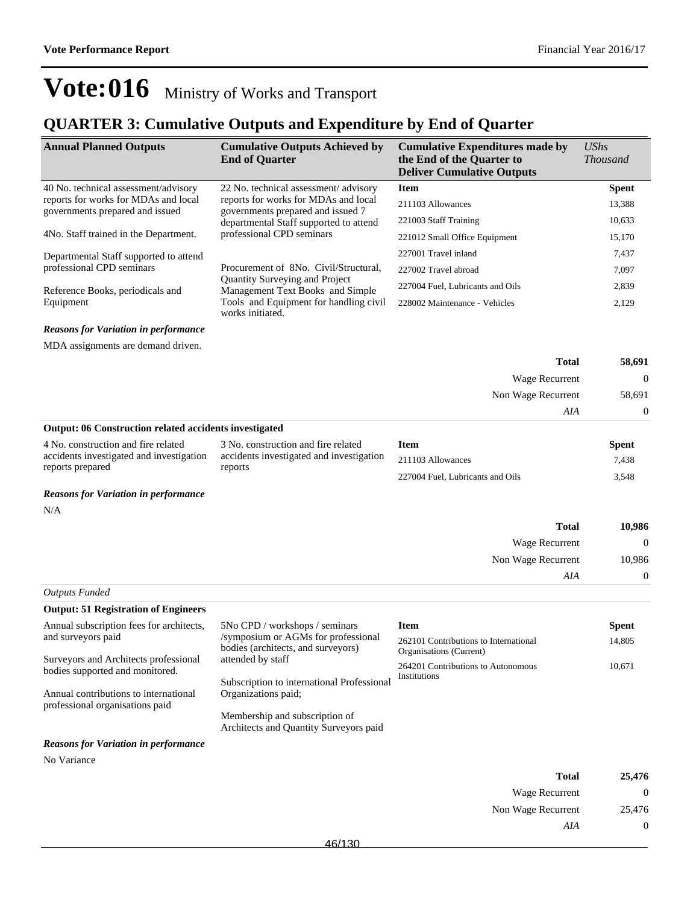# Vote:016 Ministry of Works and Transport

## QUARTER 3: Cumulative Outputs and Expenditure by End of Quarter

| Annual Planned Outputs | Cumulative Outputs Achieved by End of Quarter | Cumulative Expenditures made by the End of the Quarter to Deliver Cumulative Outputs | *UShs Thousand* |
|---|---|---|---|
| 40 No. technical assessment/advisory reports for works for MDAs and local governments prepared and issued<br><br>4No. Staff trained in the Department.<br><br>Departmental Staff supported to attend professional CPD seminars<br><br>Reference Books, periodicals and Equipment | 22 No. technical assessment/ advisory reports for works for MDAs and local governments prepared and issued 7 departmental Staff supported to attend professional CPD seminars<br><br>Procurement of 8No. Civil/Structural, Quantity Surveying and Project Management Text Books and Simple Tools and Equipment for handling civil works initiated. | **Item** | **Spent** |
| | | 211103 Allowances | 13,388 |
| | | 221003 Staff Training | 10,633 |
| | | 221012 Small Office Equipment | 15,170 |
| | | 227001 Travel inland | 7,437 |
| | | 227002 Travel abroad | 7,097 |
| | | 227004 Fuel, Lubricants and Oils | 2,839 |
| | | 228002 Maintenance - Vehicles | 2,129 |

***Reasons for Variation in performance***

MDA assignments are demand driven.

| | |
|---|---|
| **Total** | **58,691** |
| Wage Recurrent | 0 |
| Non Wage Recurrent | 58,691 |
| *AIA* | 0 |

**Output: 06 Construction related accidents investigated**

| Annual Planned Outputs | Cumulative Outputs Achieved by End of Quarter | Item | Spent |
|---|---|---|---|
| 4 No. construction and fire related accidents investigated and investigation reports prepared | 3 No. construction and fire related accidents investigated and investigation reports | 211103 Allowances | 7,438 |
| | | 227004 Fuel, Lubricants and Oils | 3,548 |

***Reasons for Variation in performance***

N/A

| | |
|---|---|
| **Total** | **10,986** |
| Wage Recurrent | 0 |
| Non Wage Recurrent | 10,986 |
| *AIA* | 0 |

*Outputs Funded*

**Output: 51 Registration of Engineers**

| Annual Planned Outputs | Cumulative Outputs Achieved by End of Quarter | Item | Spent |
|---|---|---|---|
| Annual subscription fees for architects, and surveyors paid<br><br>Surveyors and Architects professional bodies supported and monitored.<br><br>Annual contributions to international professional organisations paid | 5No CPD / workshops / seminars /symposium or AGMs for professional bodies (architects, and surveyors) attended by staff<br><br>Subscription to international Professional Organizations paid;<br><br>Membership and subscription of Architects and Quantity Surveyors paid | 262101 Contributions to International Organisations (Current) | 14,805 |
| | | 264201 Contributions to Autonomous Institutions | 10,671 |

***Reasons for Variation in performance***

No Variance

| | |
|---|---|
| **Total** | **25,476** |
| Wage Recurrent | 0 |
| Non Wage Recurrent | 25,476 |
| *AIA* | 0 |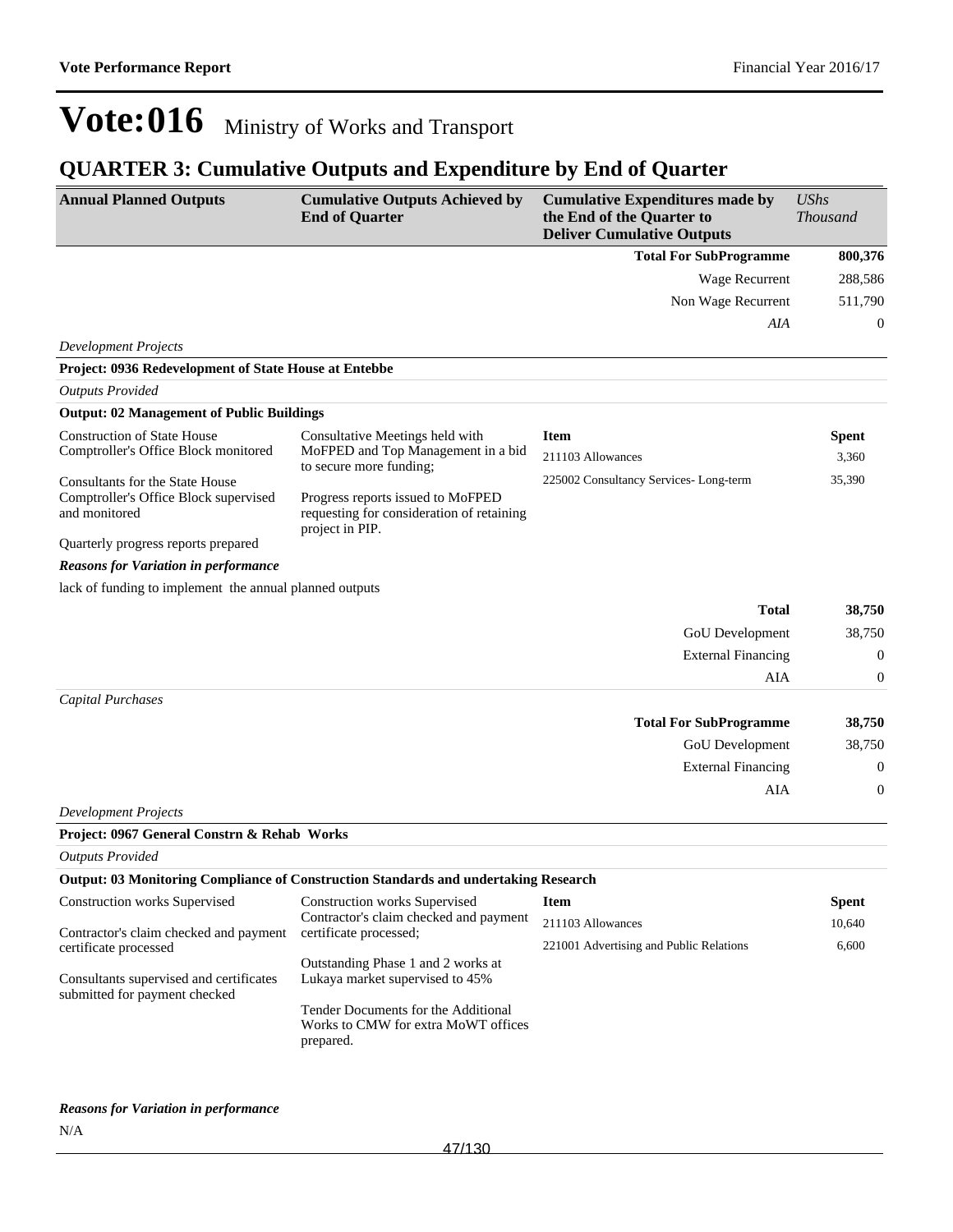# Vote:016 Ministry of Works and Transport

## QUARTER 3: Cumulative Outputs and Expenditure by End of Quarter

| Annual Planned Outputs | Cumulative Outputs Achieved by End of Quarter | Cumulative Expenditures made by the End of the Quarter to Deliver Cumulative Outputs | UShs Thousand |
|---|---|---|---|
| | | **Total For SubProgramme** | **800,376** |
| | | Wage Recurrent | 288,586 |
| | | Non Wage Recurrent | 511,790 |
| | | *AIA* | 0 |

*Development Projects*

**Project: 0936 Redevelopment of State House at Entebbe**

*Outputs Provided*

**Output: 02 Management of Public Buildings**

| Annual Planned Outputs | Cumulative Outputs Achieved by End of Quarter | Item | Spent |
|---|---|---|---|
| Construction of State House Comptroller's Office Block monitored<br><br>Consultants for the State House Comptroller's Office Block supervised and monitored<br><br>Quarterly progress reports prepared | Consultative Meetings held with MoFPED and Top Management in a bid to secure more funding;<br><br>Progress reports issued to MoFPED requesting for consideration of retaining project in PIP. | 211103 Allowances | 3,360 |
| | | 225002 Consultancy Services- Long-term | 35,390 |

***Reasons for Variation in performance***

lack of funding to implement the annual planned outputs

| | |
|---|---|
| **Total** | **38,750** |
| GoU Development | 38,750 |
| External Financing | 0 |
| AIA | 0 |

*Capital Purchases*

| | |
|---|---|
| **Total For SubProgramme** | **38,750** |
| GoU Development | 38,750 |
| External Financing | 0 |
| AIA | 0 |

*Development Projects*

**Project: 0967 General Constrn & Rehab Works**

*Outputs Provided*

**Output: 03 Monitoring Compliance of Construction Standards and undertaking Research**

| Annual Planned Outputs | Cumulative Outputs Achieved by End of Quarter | Item | Spent |
|---|---|---|---|
| Construction works Supervised<br><br>Contractor's claim checked and payment certificate processed<br><br>Consultants supervised and certificates submitted for payment checked | Construction works Supervised<br>Contractor's claim checked and payment certificate processed;<br><br>Outstanding Phase 1 and 2 works at Lukaya market supervised to 45%<br><br>Tender Documents for the Additional Works to CMW for extra MoWT offices prepared. | 211103 Allowances | 10,640 |
| | | 221001 Advertising and Public Relations | 6,600 |

***Reasons for Variation in performance***

N/A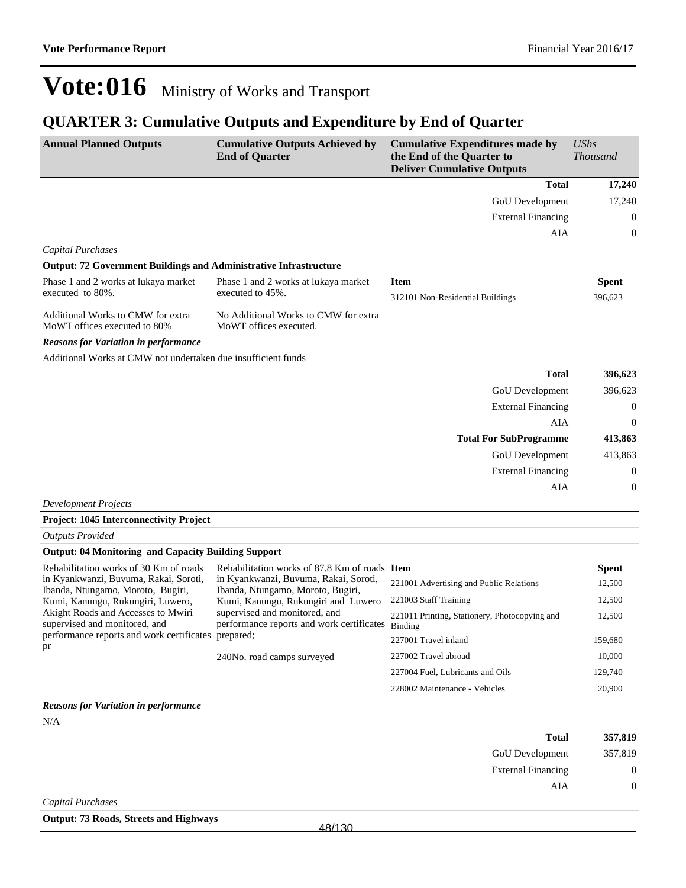# Vote:016 Ministry of Works and Transport

## QUARTER 3: Cumulative Outputs and Expenditure by End of Quarter

| Annual Planned Outputs | Cumulative Outputs Achieved by End of Quarter | Cumulative Expenditures made by the End of the Quarter to Deliver Cumulative Outputs | *UShs Thousand* |
|---|---|---|---|
| | | **Total** | **17,240** |
| | | GoU Development | 17,240 |
| | | External Financing | 0 |
| | | AIA | 0 |

*Capital Purchases*

**Output: 72 Government Buildings and Administrative Infrastructure**

| Annual Planned Outputs | Cumulative Outputs Achieved by End of Quarter | Item | Spent |
|---|---|---|---|
| Phase 1 and 2 works at lukaya market executed to 80%.<br><br>Additional Works to CMW for extra MoWT offices executed to 80% | Phase 1 and 2 works at lukaya market executed to 45%.<br><br>No Additional Works to CMW for extra MoWT offices executed. | 312101 Non-Residential Buildings | 396,623 |

***Reasons for Variation in performance***

Additional Works at CMW not undertaken due insufficient funds

| | |
|---|---|
| **Total** | **396,623** |
| GoU Development | 396,623 |
| External Financing | 0 |
| AIA | 0 |
| **Total For SubProgramme** | **413,863** |
| GoU Development | 413,863 |
| External Financing | 0 |
| AIA | 0 |

*Development Projects*

**Project: 1045 Interconnectivity Project**

*Outputs Provided*

**Output: 04 Monitoring and Capacity Building Support**

| Annual Planned Outputs | Cumulative Outputs Achieved by End of Quarter | Item | Spent |
|---|---|---|---|
| Rehabilitation works of 30 Km of roads in Kyankwanzi, Buvuma, Rakai, Soroti, Ibanda, Ntungamo, Moroto, Bugiri, Kumi, Kanungu, Rukungiri, Luwero, Akight Roads and Accesses to Mwiri supervised and monitored, and performance reports and work certificates pr | Rehabilitation works of 87.8 Km of roads in Kyankwanzi, Buvuma, Rakai, Soroti, Ibanda, Ntungamo, Moroto, Bugiri, Kumi, Kanungu, Rukungiri and Luwero supervised and monitored, and performance reports and work certificates prepared;<br><br>240No. road camps surveyed | 221001 Advertising and Public Relations | 12,500 |
| | | 221003 Staff Training | 12,500 |
| | | 221011 Printing, Stationery, Photocopying and Binding | 12,500 |
| | | 227001 Travel inland | 159,680 |
| | | 227002 Travel abroad | 10,000 |
| | | 227004 Fuel, Lubricants and Oils | 129,740 |
| | | 228002 Maintenance - Vehicles | 20,900 |

***Reasons for Variation in performance***

N/A

| | |
|---|---|
| **Total** | **357,819** |
| GoU Development | 357,819 |
| External Financing | 0 |
| AIA | 0 |

*Capital Purchases*

**Output: 73 Roads, Streets and Highways**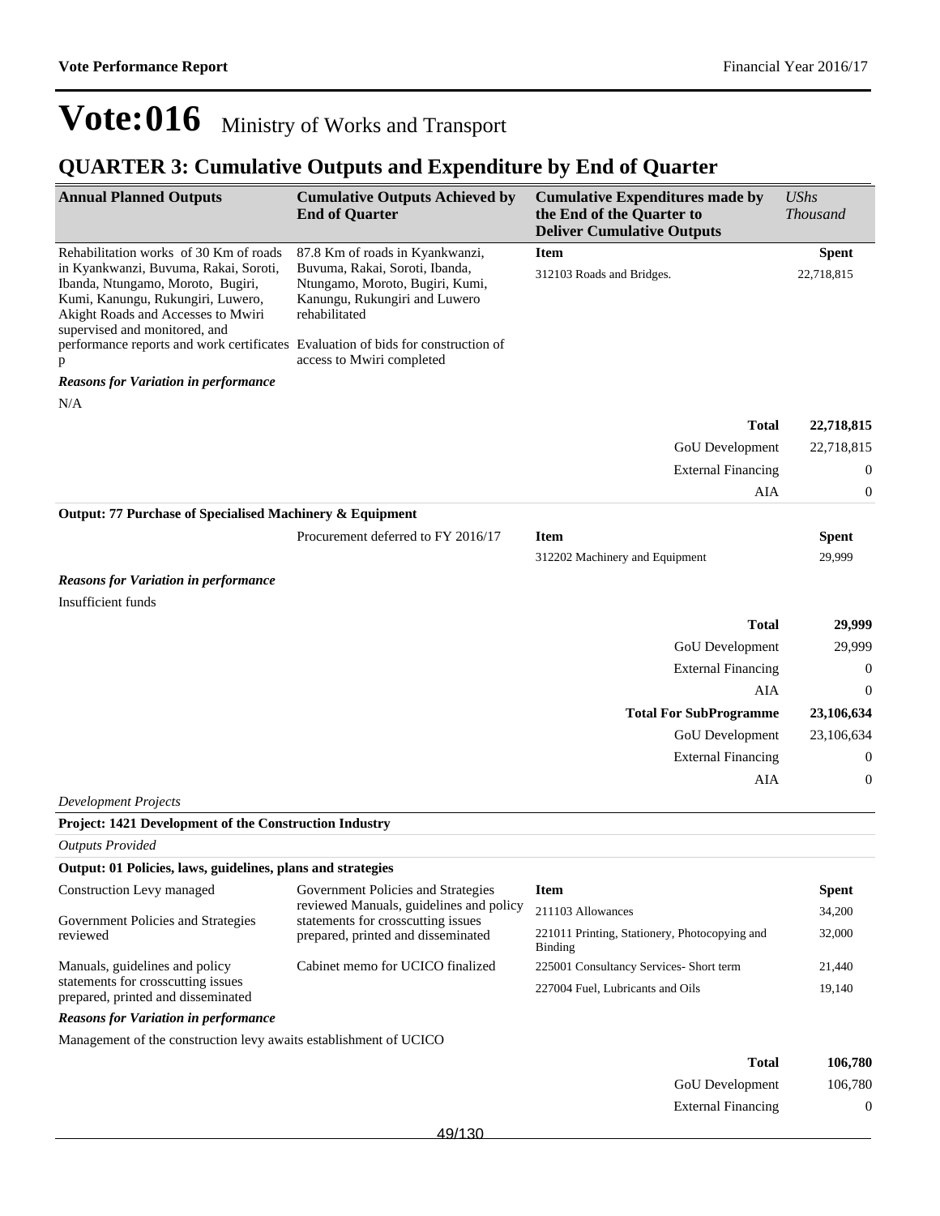# Vote:016 Ministry of Works and Transport

## QUARTER 3: Cumulative Outputs and Expenditure by End of Quarter

| Annual Planned Outputs | Cumulative Outputs Achieved by End of Quarter | Cumulative Expenditures made by the End of the Quarter to Deliver Cumulative Outputs | *UShs Thousand* |
|---|---|---|---|
| Rehabilitation works of 30 Km of roads in Kyankwanzi, Buvuma, Rakai, Soroti, Ibanda, Ntungamo, Moroto, Bugiri, Kumi, Kanungu, Rukungiri, Luwero, Akight Roads and Accesses to Mwiri supervised and monitored, and performance reports and work certificates p | 87.8 Km of roads in Kyankwanzi, Buvuma, Rakai, Soroti, Ibanda, Ntungamo, Moroto, Bugiri, Kumi, Kanungu, Rukungiri and Luwero rehabilitated<br><br>Evaluation of bids for construction of access to Mwiri completed | **Item** | **Spent** |
| | | 312103 Roads and Bridges. | 22,718,815 |

***Reasons for Variation in performance***

N/A

| | |
|---|---|
| **Total** | **22,718,815** |
| GoU Development | 22,718,815 |
| External Financing | 0 |
| AIA | 0 |

**Output: 77 Purchase of Specialised Machinery & Equipment**

| | | | |
|---|---|---|---|
| | Procurement deferred to FY 2016/17 | **Item** | **Spent** |
| | | 312202 Machinery and Equipment | 29,999 |

***Reasons for Variation in performance***

Insufficient funds

| | |
|---|---|
| **Total** | **29,999** |
| GoU Development | 29,999 |
| External Financing | 0 |
| AIA | 0 |
| **Total For SubProgramme** | **23,106,634** |
| GoU Development | 23,106,634 |
| External Financing | 0 |
| AIA | 0 |

*Development Projects*

**Project: 1421 Development of the Construction Industry**

*Outputs Provided*

**Output: 01 Policies, laws, guidelines, plans and strategies**

| | | | |
|---|---|---|---|
| Construction Levy managed<br><br>Government Policies and Strategies reviewed<br><br>Manuals, guidelines and policy statements for crosscutting issues prepared, printed and disseminated | Government Policies and Strategies reviewed Manuals, guidelines and policy statements for crosscutting issues prepared, printed and disseminated<br><br>Cabinet memo for UCICO finalized | **Item** | **Spent** |
| | | 211103 Allowances | 34,200 |
| | | 221011 Printing, Stationery, Photocopying and Binding | 32,000 |
| | | 225001 Consultancy Services- Short term | 21,440 |
| | | 227004 Fuel, Lubricants and Oils | 19,140 |

***Reasons for Variation in performance***

Management of the construction levy awaits establishment of UCICO

| | |
|---|---|
| **Total** | **106,780** |
| GoU Development | 106,780 |
| External Financing | 0 |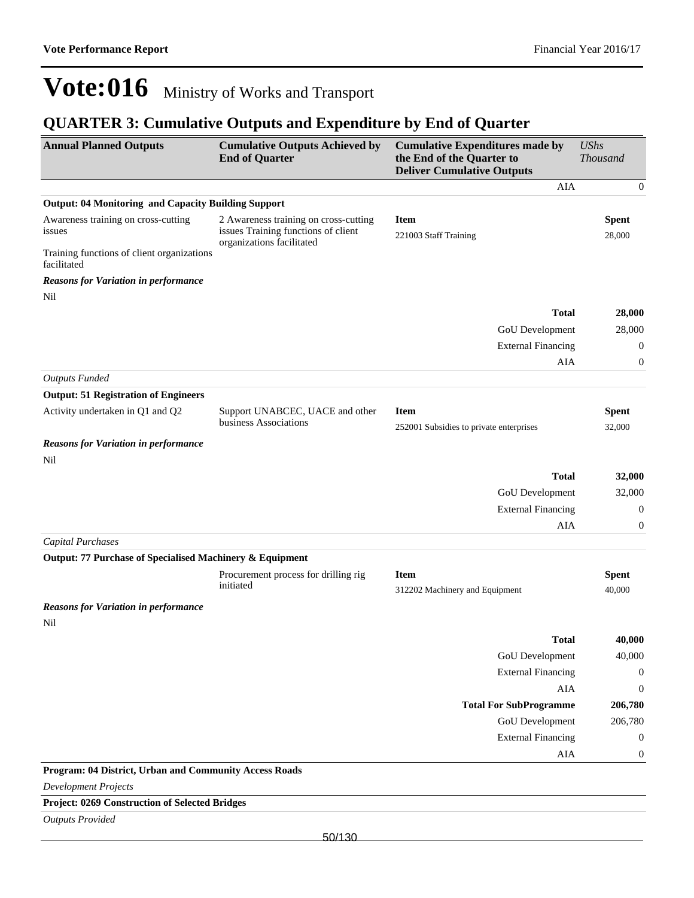# Vote:016 Ministry of Works and Transport

## QUARTER 3: Cumulative Outputs and Expenditure by End of Quarter

| Annual Planned Outputs | Cumulative Outputs Achieved by End of Quarter | Cumulative Expenditures made by the End of the Quarter to Deliver Cumulative Outputs | *UShs Thousand* |
|---|---|---|---|
| | | AIA | 0 |
| **Output: 04 Monitoring and Capacity Building Support** | | | |
| Awareness training on cross-cutting issues<br><br>Training functions of client organizations facilitated | 2 Awareness training on cross-cutting issues Training functions of client organizations facilitated | **Item**<br>221003 Staff Training | **Spent**<br>28,000 |
| ***Reasons for Variation in performance*** | | | |
| Nil | | | |
| | | **Total** | **28,000** |
| | | GoU Development | 28,000 |
| | | External Financing | 0 |
| | | AIA | 0 |
| *Outputs Funded* | | | |
| **Output: 51 Registration of Engineers** | | | |
| Activity undertaken in Q1 and Q2 | Support UNABCEC, UACE and other business Associations | **Item**<br>252001 Subsidies to private enterprises | **Spent**<br>32,000 |
| ***Reasons for Variation in performance*** | | | |
| Nil | | | |
| | | **Total** | **32,000** |
| | | GoU Development | 32,000 |
| | | External Financing | 0 |
| | | AIA | 0 |
| *Capital Purchases* | | | |
| **Output: 77 Purchase of Specialised Machinery & Equipment** | | | |
| | Procurement process for drilling rig initiated | **Item**<br>312202 Machinery and Equipment | **Spent**<br>40,000 |
| ***Reasons for Variation in performance*** | | | |
| Nil | | | |
| | | **Total** | **40,000** |
| | | GoU Development | 40,000 |
| | | External Financing | 0 |
| | | AIA | 0 |
| | | **Total For SubProgramme** | **206,780** |
| | | GoU Development | 206,780 |
| | | External Financing | 0 |
| | | AIA | 0 |

**Program: 04 District, Urban and Community Access Roads**

*Development Projects*

**Project: 0269 Construction of Selected Bridges**

*Outputs Provided*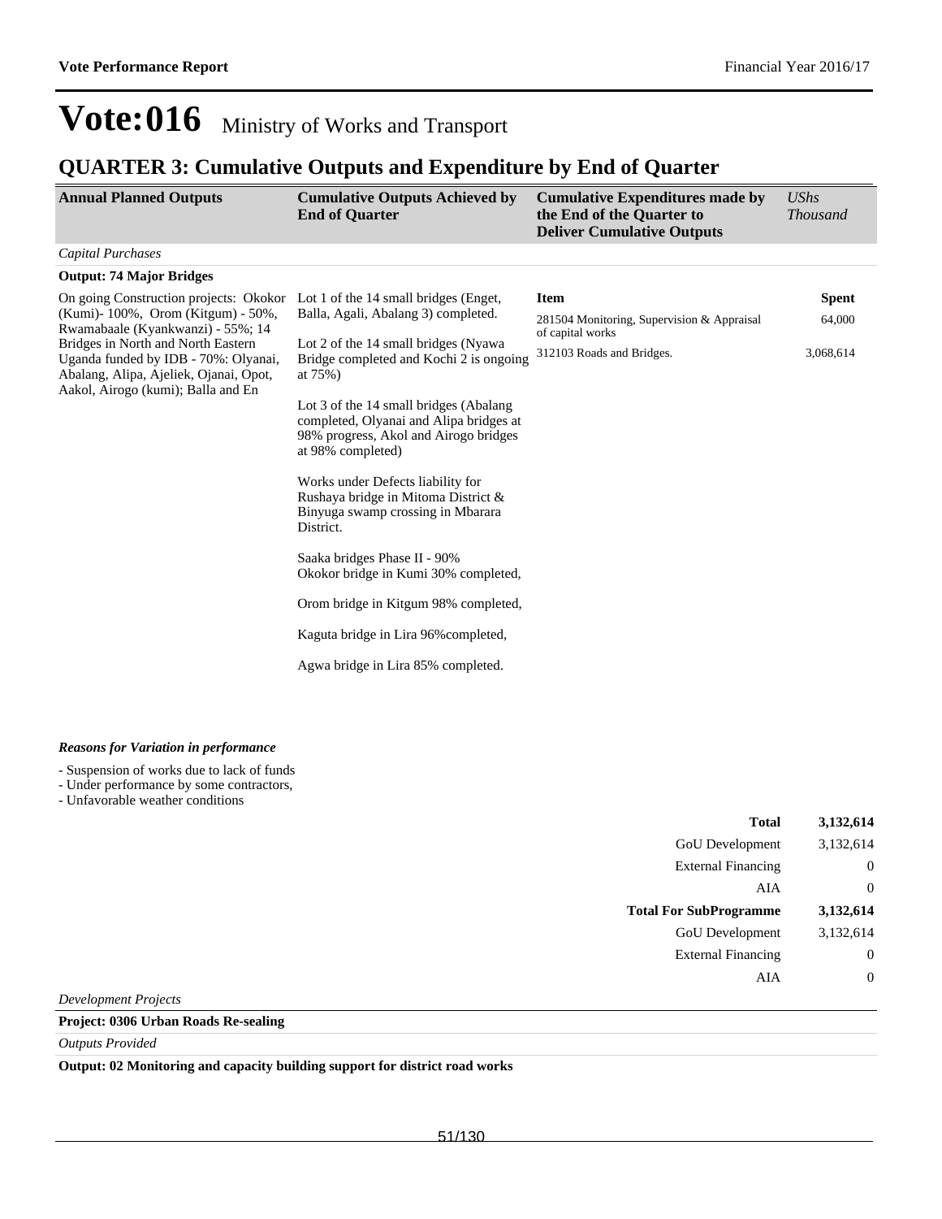# Vote:016 Ministry of Works and Transport

## QUARTER 3: Cumulative Outputs and Expenditure by End of Quarter

| Annual Planned Outputs | Cumulative Outputs Achieved by End of Quarter | Cumulative Expenditures made by the End of the Quarter to Deliver Cumulative Outputs | *UShs Thousand* |
|---|---|---|---|

*Capital Purchases*

**Output: 74 Major Bridges**

| Annual Planned Outputs | Cumulative Outputs Achieved by End of Quarter | Item | Spent |
|---|---|---|---|
| On going Construction projects: Okokor (Kumi)- 100%, Orom (Kitgum) - 50%, Rwamabaale (Kyankwanzi) - 55%; 14 Bridges in North and North Eastern Uganda funded by IDB - 70%: Olyanai, Abalang, Alipa, Ajeliek, Ojanai, Opot, Aakol, Airogo (kumi); Balla and En | Lot 1 of the 14 small bridges (Enget, Balla, Agali, Abalang 3) completed.<br><br>Lot 2 of the 14 small bridges (Nyawa Bridge completed and Kochi 2 is ongoing at 75%)<br><br>Lot 3 of the 14 small bridges (Abalang completed, Olyanai and Alipa bridges at 98% progress, Akol and Airogo bridges at 98% completed)<br><br>Works under Defects liability for Rushaya bridge in Mitoma District & Binyuga swamp crossing in Mbarara District.<br><br>Saaka bridges Phase II - 90%<br>Okokor bridge in Kumi 30% completed,<br><br>Orom bridge in Kitgum 98% completed,<br><br>Kaguta bridge in Lira 96%completed,<br><br>Agwa bridge in Lira 85% completed. | 281504 Monitoring, Supervision & Appraisal of capital works | 64,000 |
| | | 312103 Roads and Bridges. | 3,068,614 |

***Reasons for Variation in performance***

- Suspension of works due to lack of funds
- Under performance by some contractors,
- Unfavorable weather conditions

| | |
|---|---|
| **Total** | **3,132,614** |
| GoU Development | 3,132,614 |
| External Financing | 0 |
| AIA | 0 |
| **Total For SubProgramme** | **3,132,614** |
| GoU Development | 3,132,614 |
| External Financing | 0 |
| AIA | 0 |

*Development Projects*

**Project: 0306 Urban Roads Re-sealing**

*Outputs Provided*

**Output: 02 Monitoring and capacity building support for district road works**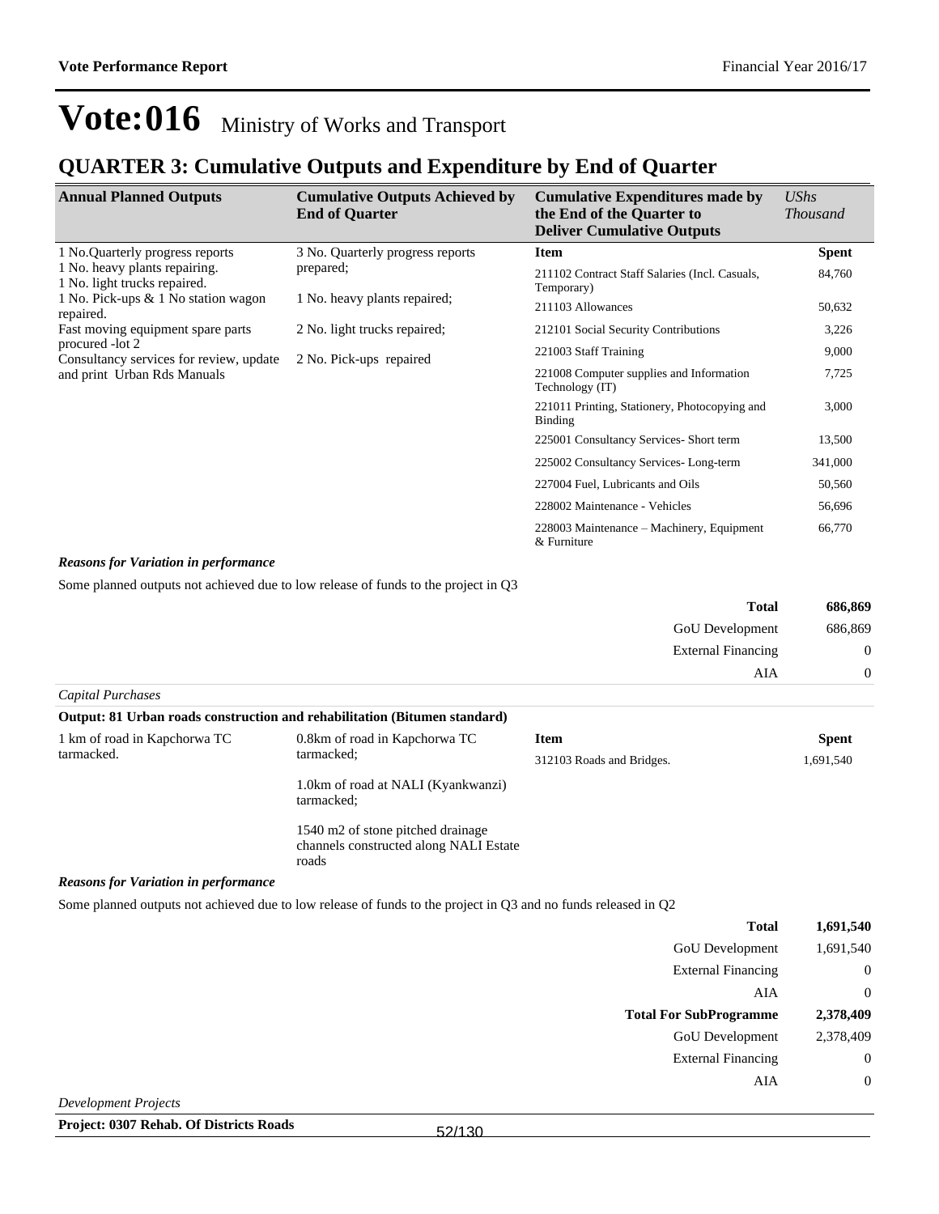# Vote:016 Ministry of Works and Transport

## QUARTER 3: Cumulative Outputs and Expenditure by End of Quarter

| Annual Planned Outputs | Cumulative Outputs Achieved by End of Quarter | Cumulative Expenditures made by the End of the Quarter to Deliver Cumulative Outputs | *UShs Thousand* |
|---|---|---|---|
| 1 No.Quarterly progress reports<br>1 No. heavy plants repairing.<br>1 No. light trucks repaired.<br>1 No. Pick-ups & 1 No station wagon repaired.<br>Fast moving equipment spare parts procured -lot 2<br>Consultancy services for review, update and print Urban Rds Manuals | 3 No. Quarterly progress reports prepared;<br><br>1 No. heavy plants repaired;<br><br>2 No. light trucks repaired;<br><br>2 No. Pick-ups repaired | **Item** | **Spent** |
| | | 211102 Contract Staff Salaries (Incl. Casuals, Temporary) | 84,760 |
| | | 211103 Allowances | 50,632 |
| | | 212101 Social Security Contributions | 3,226 |
| | | 221003 Staff Training | 9,000 |
| | | 221008 Computer supplies and Information Technology (IT) | 7,725 |
| | | 221011 Printing, Stationery, Photocopying and Binding | 3,000 |
| | | 225001 Consultancy Services- Short term | 13,500 |
| | | 225002 Consultancy Services- Long-term | 341,000 |
| | | 227004 Fuel, Lubricants and Oils | 50,560 |
| | | 228002 Maintenance - Vehicles | 56,696 |
| | | 228003 Maintenance – Machinery, Equipment & Furniture | 66,770 |

***Reasons for Variation in performance***

Some planned outputs not achieved due to low release of funds to the project in Q3

| | |
|---|---|
| **Total** | **686,869** |
| GoU Development | 686,869 |
| External Financing | 0 |
| AIA | 0 |

*Capital Purchases*

**Output: 81 Urban roads construction and rehabilitation (Bitumen standard)**

| | | | |
|---|---|---|---|
| 1 km of road in Kapchorwa TC tarmacked. | 0.8km of road in Kapchorwa TC tarmacked;<br><br>1.0km of road at NALI (Kyankwanzi) tarmacked;<br><br>1540 m2 of stone pitched drainage channels constructed along NALI Estate roads | **Item** | **Spent** |
| | | 312103 Roads and Bridges. | 1,691,540 |

***Reasons for Variation in performance***

Some planned outputs not achieved due to low release of funds to the project in Q3 and no funds released in Q2

| | |
|---|---|
| **Total** | **1,691,540** |
| GoU Development | 1,691,540 |
| External Financing | 0 |
| AIA | 0 |
| **Total For SubProgramme** | **2,378,409** |
| GoU Development | 2,378,409 |
| External Financing | 0 |
| AIA | 0 |

*Development Projects*

**Project: 0307 Rehab. Of Districts Roads**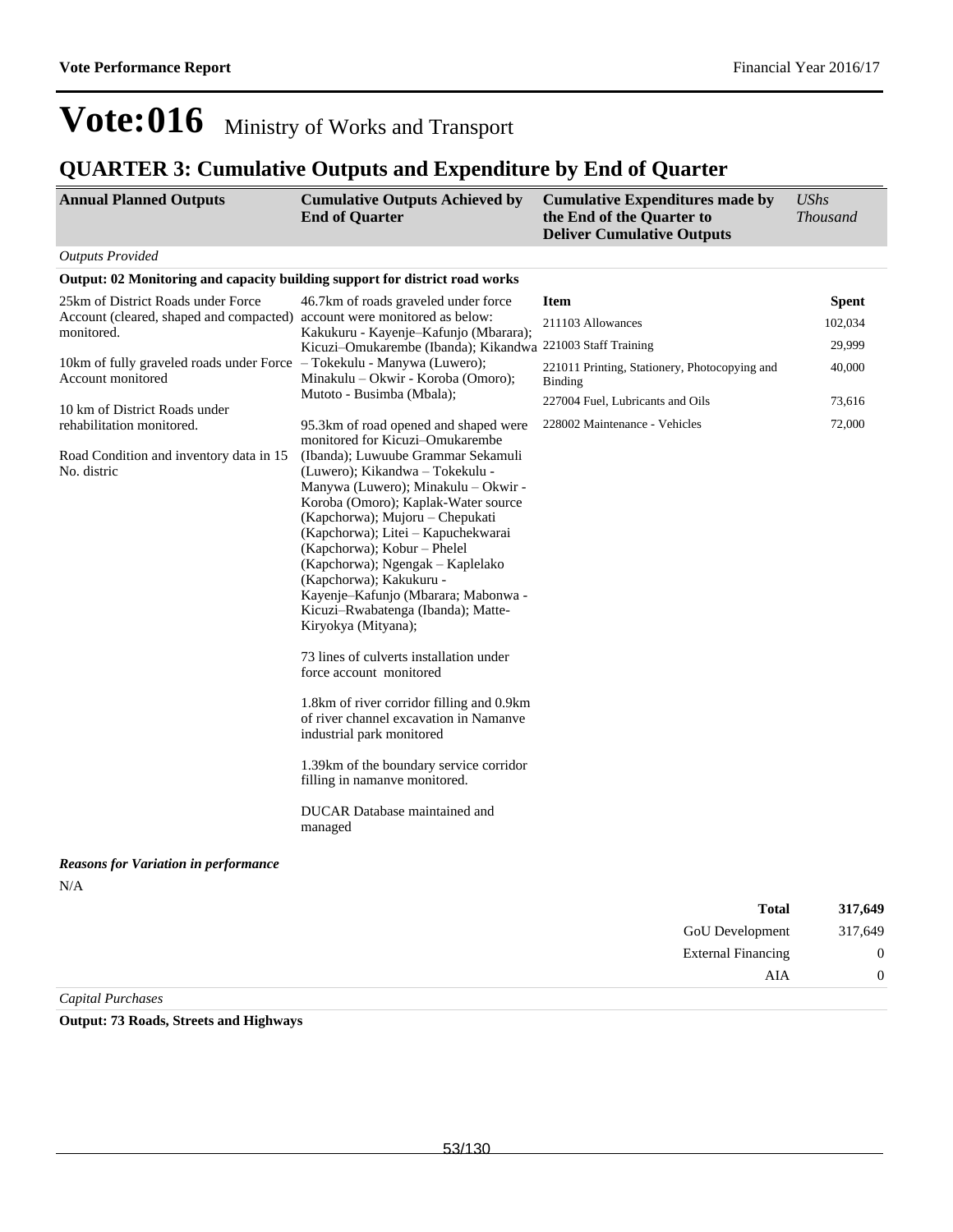# Vote:016 Ministry of Works and Transport

## QUARTER 3: Cumulative Outputs and Expenditure by End of Quarter

| Annual Planned Outputs | Cumulative Outputs Achieved by End of Quarter | Cumulative Expenditures made by the End of the Quarter to Deliver Cumulative Outputs | UShs Thousand |
|---|---|---|---|

*Outputs Provided*

**Output: 02 Monitoring and capacity building support for district road works**

| Annual Planned Outputs | Cumulative Outputs Achieved by End of Quarter | Item | Spent |
|---|---|---|---|
| 25km of District Roads under Force Account (cleared, shaped and compacted) monitored.<br><br>10km of fully graveled roads under Force Account monitored<br><br>10 km of District Roads under rehabilitation monitored.<br><br>Road Condition and inventory data in 15 No. distric | 46.7km of roads graveled under force account were monitored as below: Kakukuru - Kayenje–Kafunjo (Mbarara); Kicuzi–Omukarembe (Ibanda); Kikandwa – Tokekulu - Manywa (Luwero); Minakulu – Okwir - Koroba (Omoro); Mutoto - Busimba (Mbala);<br><br>95.3km of road opened and shaped were monitored for Kicuzi–Omukarembe (Ibanda); Luwuube Grammar Sekamuli (Luwero); Kikandwa – Tokekulu - Manywa (Luwero); Minakulu – Okwir - Koroba (Omoro); Kaplak-Water source (Kapchorwa); Mujoru – Chepukati (Kapchorwa); Litei – Kapuchekwarai (Kapchorwa); Kobur – Phelel (Kapchorwa); Ngengak – Kaplelako (Kapchorwa); Kakukuru - Kayenje–Kafunjo (Mbarara; Mabonwa - Kicuzi–Rwabatenga (Ibanda); Matte-Kiryokya (Mityana);<br><br>73 lines of culverts installation under force account monitored<br><br>1.8km of river corridor filling and 0.9km of river channel excavation in Namanve industrial park monitored<br><br>1.39km of the boundary service corridor filling in namanve monitored.<br><br>DUCAR Database maintained and managed | 211103 Allowances | 102,034 |
| | | 221003 Staff Training | 29,999 |
| | | 221011 Printing, Stationery, Photocopying and Binding | 40,000 |
| | | 227004 Fuel, Lubricants and Oils | 73,616 |
| | | 228002 Maintenance - Vehicles | 72,000 |

***Reasons for Variation in performance***

N/A

| | |
|---|---|
| **Total** | **317,649** |
| GoU Development | 317,649 |
| External Financing | 0 |
| AIA | 0 |

*Capital Purchases*

**Output: 73 Roads, Streets and Highways**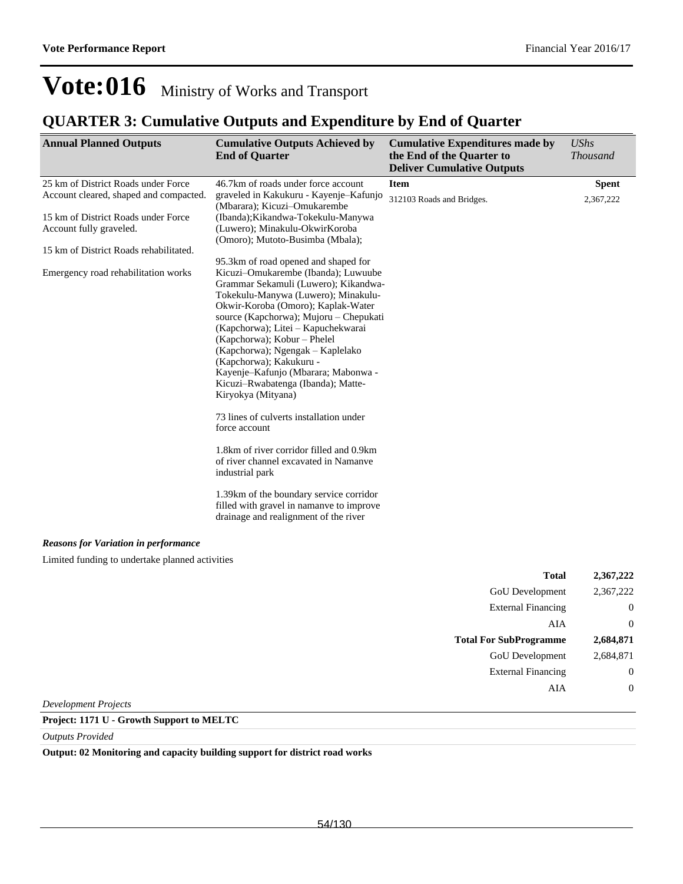# Vote:016 Ministry of Works and Transport

## QUARTER 3: Cumulative Outputs and Expenditure by End of Quarter

| Annual Planned Outputs | Cumulative Outputs Achieved by End of Quarter | Cumulative Expenditures made by the End of the Quarter to Deliver Cumulative Outputs | *UShs Thousand* |
|---|---|---|---|
| 25 km of District Roads under Force Account cleared, shaped and compacted.<br><br>15 km of District Roads under Force Account fully graveled.<br><br>15 km of District Roads rehabilitated.<br><br>Emergency road rehabilitation works | 46.7km of roads under force account graveled in Kakukuru - Kayenje–Kafunjo (Mbarara); Kicuzi–Omukarembe (Ibanda);Kikandwa-Tokekulu-Manywa (Luwero); Minakulu-OkwirKoroba (Omoro); Mutoto-Busimba (Mbala);<br><br>95.3km of road opened and shaped for Kicuzi–Omukarembe (Ibanda); Luwuube Grammar Sekamuli (Luwero); Kikandwa-Tokekulu-Manywa (Luwero); Minakulu-Okwir-Koroba (Omoro); Kaplak-Water source (Kapchorwa); Mujoru – Chepukati (Kapchorwa); Litei – Kapuchekwarai (Kapchorwa); Kobur – Phelel (Kapchorwa); Ngengak – Kaplelako (Kapchorwa); Kakukuru - Kayenje–Kafunjo (Mbarara; Mabonwa - Kicuzi–Rwabatenga (Ibanda); Matte-Kiryokya (Mityana)<br><br>73 lines of culverts installation under force account<br><br>1.8km of river corridor filled and 0.9km of river channel excavated in Namanve industrial park<br><br>1.39km of the boundary service corridor filled with gravel in namanve to improve drainage and realignment of the river | **Item**<br>312103 Roads and Bridges. | **Spent**<br>2,367,222 |

***Reasons for Variation in performance***

Limited funding to undertake planned activities

| | |
|---|---|
| **Total** | **2,367,222** |
| GoU Development | 2,367,222 |
| External Financing | 0 |
| AIA | 0 |
| **Total For SubProgramme** | **2,684,871** |
| GoU Development | 2,684,871 |
| External Financing | 0 |
| AIA | 0 |

*Development Projects*

**Project: 1171 U - Growth Support to MELTC**

*Outputs Provided*

**Output: 02 Monitoring and capacity building support for district road works**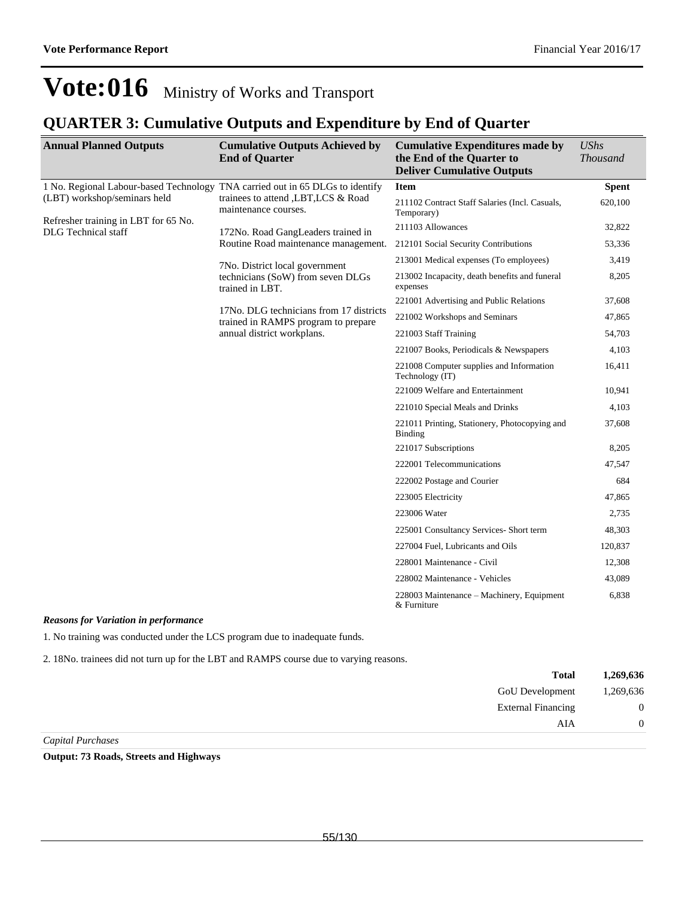# Vote:016 Ministry of Works and Transport

## QUARTER 3: Cumulative Outputs and Expenditure by End of Quarter

| Annual Planned Outputs | Cumulative Outputs Achieved by End of Quarter | Cumulative Expenditures made by the End of the Quarter to Deliver Cumulative Outputs | *UShs Thousand* |
|---|---|---|---|
| 1 No. Regional Labour-based Technology (LBT) workshop/seminars held<br><br>Refresher training in LBT for 65 No. DLG Technical staff | TNA carried out in 65 DLGs to identify trainees to attend ,LBT,LCS & Road maintenance courses.<br><br>172No. Road GangLeaders trained in Routine Road maintenance management.<br><br>7No. District local government technicians (SoW) from seven DLGs trained in LBT.<br><br>17No. DLG technicians from 17 districts trained in RAMPS program to prepare annual district workplans. | **Item** | **Spent** |
| | | 211102 Contract Staff Salaries (Incl. Casuals, Temporary) | 620,100 |
| | | 211103 Allowances | 32,822 |
| | | 212101 Social Security Contributions | 53,336 |
| | | 213001 Medical expenses (To employees) | 3,419 |
| | | 213002 Incapacity, death benefits and funeral expenses | 8,205 |
| | | 221001 Advertising and Public Relations | 37,608 |
| | | 221002 Workshops and Seminars | 47,865 |
| | | 221003 Staff Training | 54,703 |
| | | 221007 Books, Periodicals & Newspapers | 4,103 |
| | | 221008 Computer supplies and Information Technology (IT) | 16,411 |
| | | 221009 Welfare and Entertainment | 10,941 |
| | | 221010 Special Meals and Drinks | 4,103 |
| | | 221011 Printing, Stationery, Photocopying and Binding | 37,608 |
| | | 221017 Subscriptions | 8,205 |
| | | 222001 Telecommunications | 47,547 |
| | | 222002 Postage and Courier | 684 |
| | | 223005 Electricity | 47,865 |
| | | 223006 Water | 2,735 |
| | | 225001 Consultancy Services- Short term | 48,303 |
| | | 227004 Fuel, Lubricants and Oils | 120,837 |
| | | 228001 Maintenance - Civil | 12,308 |
| | | 228002 Maintenance - Vehicles | 43,089 |
| | | 228003 Maintenance – Machinery, Equipment & Furniture | 6,838 |

***Reasons for Variation in performance***

1. No training was conducted under the LCS program due to inadequate funds.

2. 18No. trainees did not turn up for the LBT and RAMPS course due to varying reasons.

| | |
|---|---|
| **Total** | **1,269,636** |
| GoU Development | 1,269,636 |
| External Financing | 0 |
| AIA | 0 |

*Capital Purchases*

**Output: 73 Roads, Streets and Highways**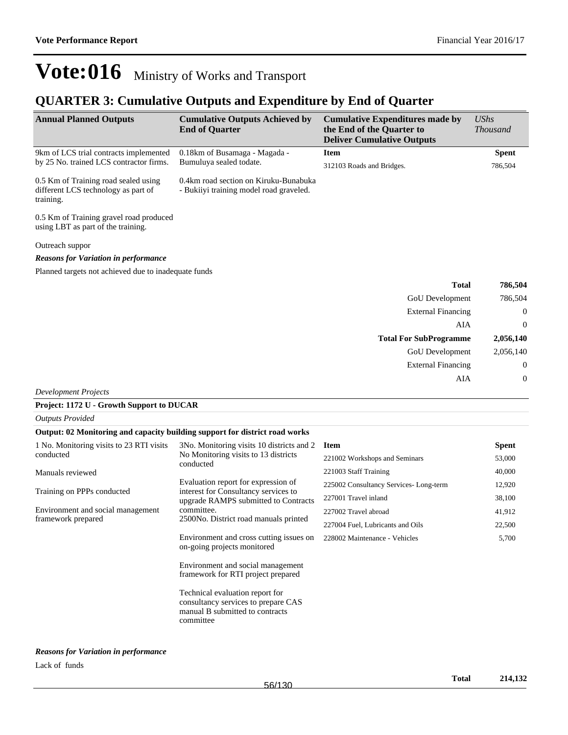# Vote:016 Ministry of Works and Transport

## QUARTER 3: Cumulative Outputs and Expenditure by End of Quarter

| Annual Planned Outputs | Cumulative Outputs Achieved by End of Quarter | Cumulative Expenditures made by the End of the Quarter to Deliver Cumulative Outputs | *UShs Thousand* |
|---|---|---|---|
| 9km of LCS trial contracts implemented by 25 No. trained LCS contractor firms.<br><br>0.5 Km of Training road sealed using different LCS technology as part of training.<br><br>0.5 Km of Training gravel road produced using LBT as part of the training.<br><br>Outreach suppor | 0.18km of Busamaga - Magada - Bumuluya sealed todate.<br><br>0.4km road section on Kiruku-Bunabuka - Bukiiyi training model road graveled. | **Item** | **Spent** |
| | | 312103 Roads and Bridges. | 786,504 |

***Reasons for Variation in performance***

Planned targets not achieved due to inadequate funds

| | |
|---|---|
| **Total** | **786,504** |
| GoU Development | 786,504 |
| External Financing | 0 |
| AIA | 0 |
| **Total For SubProgramme** | **2,056,140** |
| GoU Development | 2,056,140 |
| External Financing | 0 |
| AIA | 0 |

*Development Projects*

**Project: 1172 U - Growth Support to DUCAR**

*Outputs Provided*

**Output: 02 Monitoring and capacity building support for district road works**

| Annual Planned Outputs | Cumulative Outputs Achieved by End of Quarter | Item | Spent |
|---|---|---|---|
| 1 No. Monitoring visits to 23 RTI visits conducted<br><br>Manuals reviewed<br><br>Training on PPPs conducted<br><br>Environment and social management framework prepared | 3No. Monitoring visits 10 districts and 2 No Monitoring visits to 13 districts conducted<br><br>Evaluation report for expression of interest for Consultancy services to upgrade RAMPS submitted to Contracts committee.<br>2500No. District road manuals printed<br><br>Environment and cross cutting issues on on-going projects monitored<br><br>Environment and social management framework for RTI project prepared<br><br>Technical evaluation report for consultancy services to prepare CAS manual B submitted to contracts committee | 221002 Workshops and Seminars | 53,000 |
| | | 221003 Staff Training | 40,000 |
| | | 225002 Consultancy Services- Long-term | 12,920 |
| | | 227001 Travel inland | 38,100 |
| | | 227002 Travel abroad | 41,912 |
| | | 227004 Fuel, Lubricants and Oils | 22,500 |
| | | 228002 Maintenance - Vehicles | 5,700 |

***Reasons for Variation in performance***

Lack of funds

| | |
|---|---|
| **Total** | **214,132** |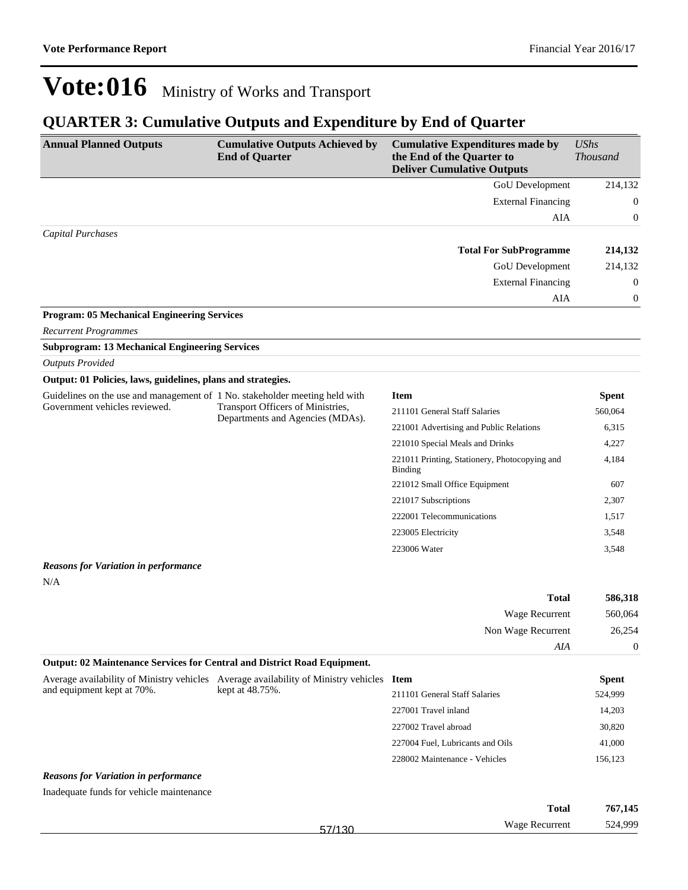# Vote:016 Ministry of Works and Transport

## QUARTER 3: Cumulative Outputs and Expenditure by End of Quarter

| Annual Planned Outputs | Cumulative Outputs Achieved by End of Quarter | Cumulative Expenditures made by the End of the Quarter to Deliver Cumulative Outputs | *UShs Thousand* |
|---|---|---|---|
| | | GoU Development | 214,132 |
| | | External Financing | 0 |
| | | AIA | 0 |
| *Capital Purchases* | | | |
| | | **Total For SubProgramme** | **214,132** |
| | | GoU Development | 214,132 |
| | | External Financing | 0 |
| | | AIA | 0 |

**Program: 05 Mechanical Engineering Services**

*Recurrent Programmes*

**Subprogram: 13 Mechanical Engineering Services**

*Outputs Provided*

**Output: 01 Policies, laws, guidelines, plans and strategies.**

| Annual Planned Outputs | Cumulative Outputs Achieved by End of Quarter | Item | Spent |
|---|---|---|---|
| Guidelines on the use and management of Government vehicles reviewed. | 1 No. stakeholder meeting held with Transport Officers of Ministries, Departments and Agencies (MDAs). | 211101 General Staff Salaries | 560,064 |
| | | 221001 Advertising and Public Relations | 6,315 |
| | | 221010 Special Meals and Drinks | 4,227 |
| | | 221011 Printing, Stationery, Photocopying and Binding | 4,184 |
| | | 221012 Small Office Equipment | 607 |
| | | 221017 Subscriptions | 2,307 |
| | | 222001 Telecommunications | 1,517 |
| | | 223005 Electricity | 3,548 |
| | | 223006 Water | 3,548 |

***Reasons for Variation in performance***

N/A

| | |
|---|---|
| **Total** | **586,318** |
| Wage Recurrent | 560,064 |
| Non Wage Recurrent | 26,254 |
| *AIA* | 0 |

**Output: 02 Maintenance Services for Central and District Road Equipment.**

| Annual Planned Outputs | Cumulative Outputs Achieved by End of Quarter | Item | Spent |
|---|---|---|---|
| Average availability of Ministry vehicles and equipment kept at 70%. | Average availability of Ministry vehicles kept at 48.75%. | 211101 General Staff Salaries | 524,999 |
| | | 227001 Travel inland | 14,203 |
| | | 227002 Travel abroad | 30,820 |
| | | 227004 Fuel, Lubricants and Oils | 41,000 |
| | | 228002 Maintenance - Vehicles | 156,123 |

***Reasons for Variation in performance***

Inadequate funds for vehicle maintenance

| | |
|---|---|
| **Total** | **767,145** |
| Wage Recurrent | 524,999 |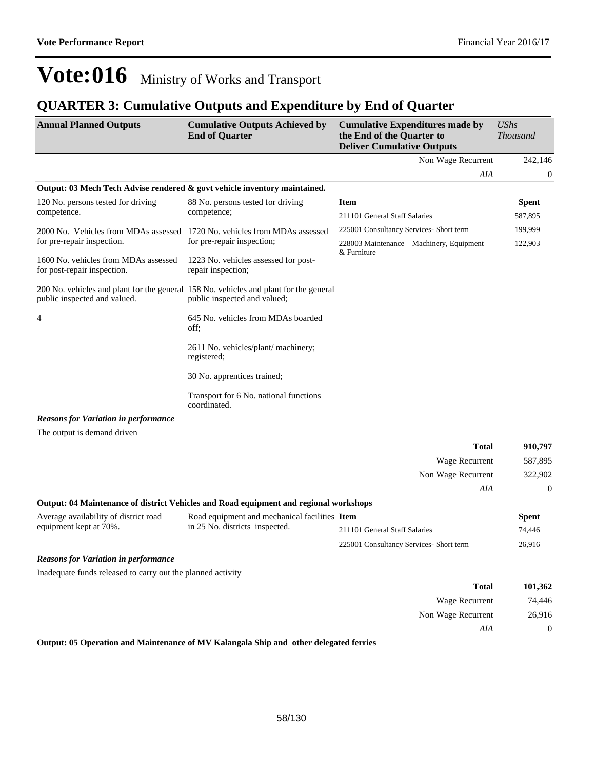# Vote:016 Ministry of Works and Transport

## QUARTER 3: Cumulative Outputs and Expenditure by End of Quarter

| Annual Planned Outputs | Cumulative Outputs Achieved by End of Quarter | Cumulative Expenditures made by the End of the Quarter to Deliver Cumulative Outputs | *UShs Thousand* |
|---|---|---|---|
| | | Non Wage Recurrent | 242,146 |
| | | *AIA* | 0 |

**Output: 03 Mech Tech Advise rendered & govt vehicle inventory maintained.**

| Annual Planned Outputs | Cumulative Outputs Achieved by End of Quarter | Item | Spent |
|---|---|---|---|
| 120 No. persons tested for driving competence. | 88 No. persons tested for driving competence; | 211101 General Staff Salaries | 587,895 |
| 2000 No. Vehicles from MDAs assessed for pre-repair inspection. | 1720 No. vehicles from MDAs assessed for pre-repair inspection; | 225001 Consultancy Services- Short term | 199,999 |
| 1600 No. vehicles from MDAs assessed for post-repair inspection. | 1223 No. vehicles assessed for post-repair inspection; | 228003 Maintenance – Machinery, Equipment & Furniture | 122,903 |
| 200 No. vehicles and plant for the general public inspected and valued. | 158 No. vehicles and plant for the general public inspected and valued; | | |
| 4 | 645 No. vehicles from MDAs boarded off; | | |
| | 2611 No. vehicles/plant/ machinery; registered; | | |
| | 30 No. apprentices trained; | | |
| | Transport for 6 No. national functions coordinated. | | |

***Reasons for Variation in performance***

The output is demand driven

| | |
|---|---|
| **Total** | **910,797** |
| Wage Recurrent | 587,895 |
| Non Wage Recurrent | 322,902 |
| *AIA* | 0 |

**Output: 04 Maintenance of district Vehicles and Road equipment and regional workshops**

| Annual Planned Outputs | Cumulative Outputs Achieved by End of Quarter | Item | Spent |
|---|---|---|---|
| Average availability of district road equipment kept at 70%. | Road equipment and mechanical facilities in 25 No. districts inspected. | 211101 General Staff Salaries | 74,446 |
| | | 225001 Consultancy Services- Short term | 26,916 |

***Reasons for Variation in performance***

Inadequate funds released to carry out the planned activity

| | |
|---|---|
| **Total** | **101,362** |
| Wage Recurrent | 74,446 |
| Non Wage Recurrent | 26,916 |
| *AIA* | 0 |

**Output: 05 Operation and Maintenance of MV Kalangala Ship and other delegated ferries**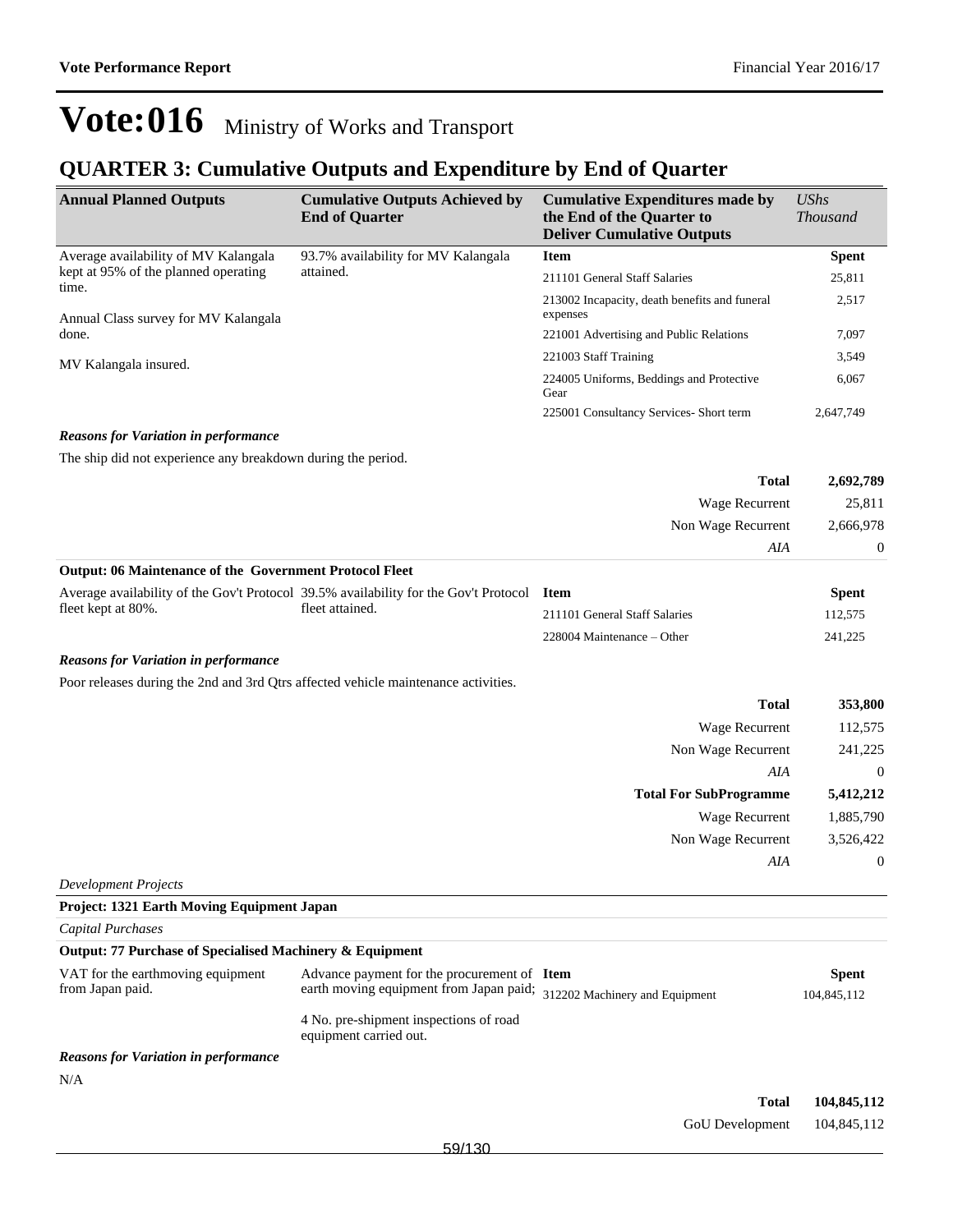# Vote:016 Ministry of Works and Transport

## QUARTER 3: Cumulative Outputs and Expenditure by End of Quarter

| Annual Planned Outputs | Cumulative Outputs Achieved by End of Quarter | Cumulative Expenditures made by the End of the Quarter to Deliver Cumulative Outputs | UShs Thousand |
|---|---|---|---|
| Average availability of MV Kalangala kept at 95% of the planned operating time.<br><br>Annual Class survey for MV Kalangala done.<br><br>MV Kalangala insured. | 93.7% availability for MV Kalangala attained. | **Item** | **Spent** |
| | | 211101 General Staff Salaries | 25,811 |
| | | 213002 Incapacity, death benefits and funeral expenses | 2,517 |
| | | 221001 Advertising and Public Relations | 7,097 |
| | | 221003 Staff Training | 3,549 |
| | | 224005 Uniforms, Beddings and Protective Gear | 6,067 |
| | | 225001 Consultancy Services- Short term | 2,647,749 |

***Reasons for Variation in performance***

The ship did not experience any breakdown during the period.

| | |
|---|---|
| **Total** | **2,692,789** |
| Wage Recurrent | 25,811 |
| Non Wage Recurrent | 2,666,978 |
| *AIA* | 0 |

**Output: 06 Maintenance of the Government Protocol Fleet**

| Annual Planned Outputs | Cumulative Outputs Achieved by End of Quarter | Item | Spent |
|---|---|---|---|
| Average availability of the Gov't Protocol fleet kept at 80%. | 39.5% availability for the Gov't Protocol fleet attained. | 211101 General Staff Salaries | 112,575 |
| | | 228004 Maintenance – Other | 241,225 |

***Reasons for Variation in performance***

Poor releases during the 2nd and 3rd Qtrs affected vehicle maintenance activities.

| | |
|---|---|
| **Total** | **353,800** |
| Wage Recurrent | 112,575 |
| Non Wage Recurrent | 241,225 |
| *AIA* | 0 |
| **Total For SubProgramme** | **5,412,212** |
| Wage Recurrent | 1,885,790 |
| Non Wage Recurrent | 3,526,422 |
| *AIA* | 0 |

*Development Projects*

**Project: 1321 Earth Moving Equipment Japan**

*Capital Purchases*

**Output: 77 Purchase of Specialised Machinery & Equipment**

| Annual Planned Outputs | Cumulative Outputs Achieved by End of Quarter | Item | Spent |
|---|---|---|---|
| VAT for the earthmoving equipment from Japan paid. | Advance payment for the procurement of earth moving equipment from Japan paid;<br><br>4 No. pre-shipment inspections of road equipment carried out. | 312202 Machinery and Equipment | 104,845,112 |

***Reasons for Variation in performance***

N/A

| | |
|---|---|
| **Total** | **104,845,112** |
| GoU Development | 104,845,112 |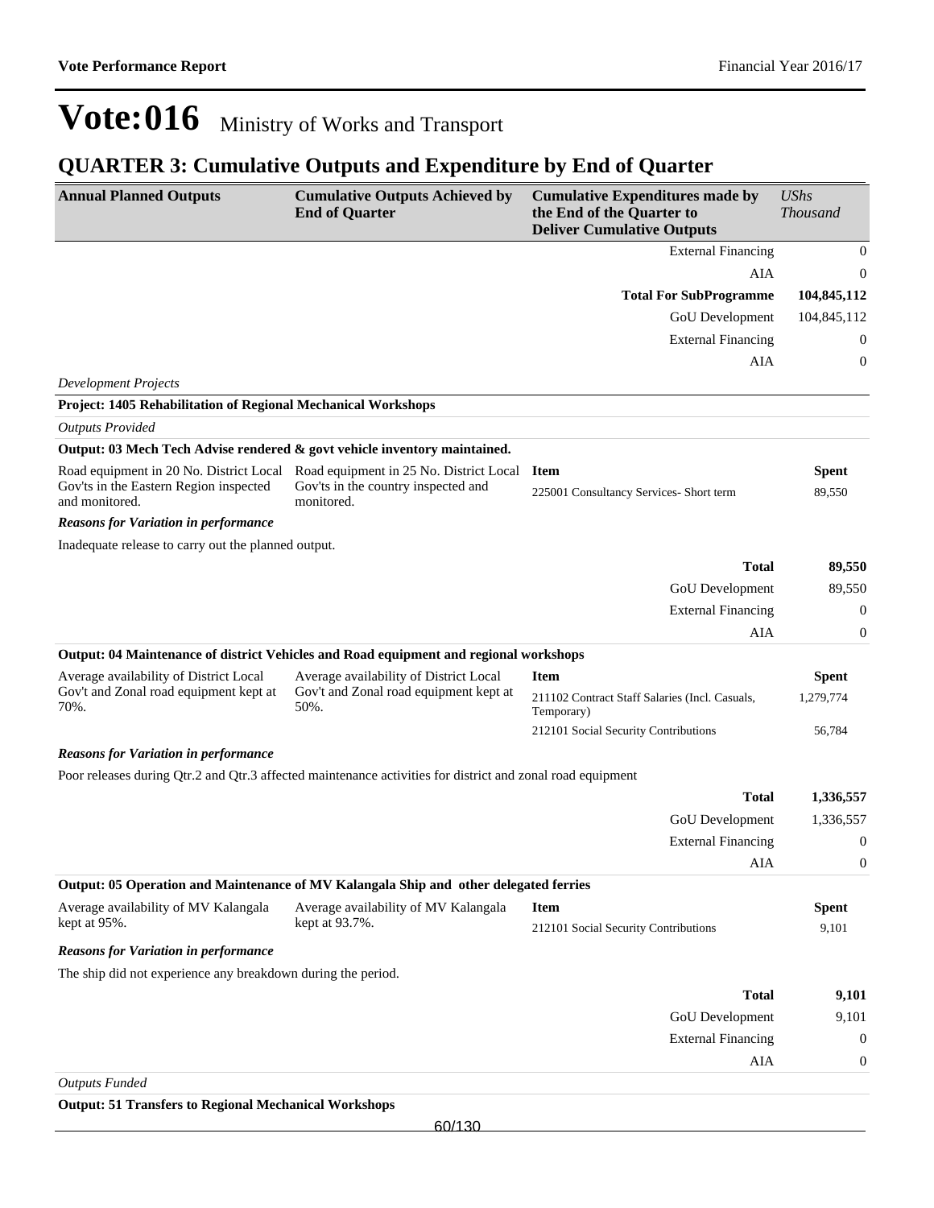# Vote:016 Ministry of Works and Transport

## QUARTER 3: Cumulative Outputs and Expenditure by End of Quarter

| Annual Planned Outputs | Cumulative Outputs Achieved by End of Quarter | Cumulative Expenditures made by the End of the Quarter to Deliver Cumulative Outputs | *UShs Thousand* |
|---|---|---|---|
| | | External Financing | 0 |
| | | AIA | 0 |
| | | **Total For SubProgramme** | **104,845,112** |
| | | GoU Development | 104,845,112 |
| | | External Financing | 0 |
| | | AIA | 0 |

*Development Projects*

**Project: 1405 Rehabilitation of Regional Mechanical Workshops**

*Outputs Provided*

**Output: 03 Mech Tech Advise rendered & govt vehicle inventory maintained.**

| Annual Planned Outputs | Cumulative Outputs Achieved by End of Quarter | Item | Spent |
|---|---|---|---|
| Road equipment in 20 No. District Local Gov'ts in the Eastern Region inspected and monitored. | Road equipment in 25 No. District Local Gov'ts in the country inspected and monitored. | 225001 Consultancy Services- Short term | 89,550 |

***Reasons for Variation in performance***

Inadequate release to carry out the planned output.

| | |
|---|---|
| **Total** | **89,550** |
| GoU Development | 89,550 |
| External Financing | 0 |
| AIA | 0 |

**Output: 04 Maintenance of district Vehicles and Road equipment and regional workshops**

| Annual Planned Outputs | Cumulative Outputs Achieved by End of Quarter | Item | Spent |
|---|---|---|---|
| Average availability of District Local Gov't and Zonal road equipment kept at 70%. | Average availability of District Local Gov't and Zonal road equipment kept at 50%. | 211102 Contract Staff Salaries (Incl. Casuals, Temporary) | 1,279,774 |
| | | 212101 Social Security Contributions | 56,784 |

***Reasons for Variation in performance***

Poor releases during Qtr.2 and Qtr.3 affected maintenance activities for district and zonal road equipment

| | |
|---|---|
| **Total** | **1,336,557** |
| GoU Development | 1,336,557 |
| External Financing | 0 |
| AIA | 0 |

**Output: 05 Operation and Maintenance of MV Kalangala Ship and other delegated ferries**

| Annual Planned Outputs | Cumulative Outputs Achieved by End of Quarter | Item | Spent |
|---|---|---|---|
| Average availability of MV Kalangala kept at 95%. | Average availability of MV Kalangala kept at 93.7%. | 212101 Social Security Contributions | 9,101 |

***Reasons for Variation in performance***

The ship did not experience any breakdown during the period.

| | |
|---|---|
| **Total** | **9,101** |
| GoU Development | 9,101 |
| External Financing | 0 |
| AIA | 0 |

*Outputs Funded*

**Output: 51 Transfers to Regional Mechanical Workshops**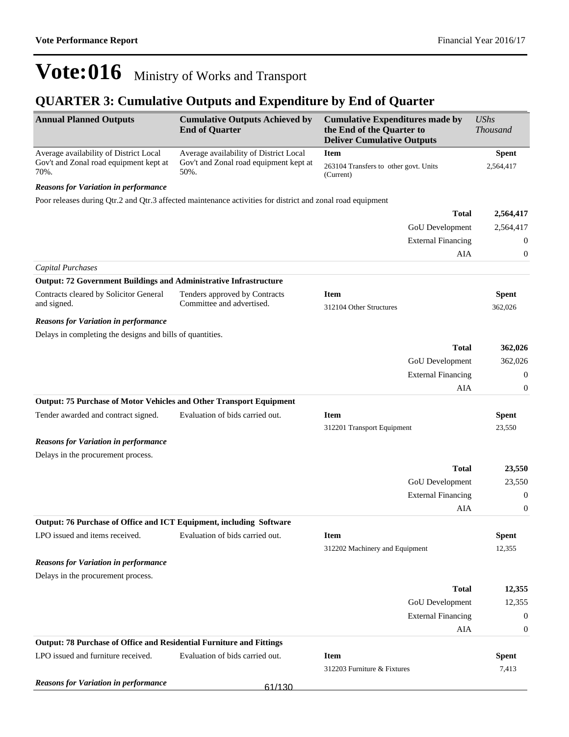# Vote:016 Ministry of Works and Transport

## QUARTER 3: Cumulative Outputs and Expenditure by End of Quarter

| Annual Planned Outputs | Cumulative Outputs Achieved by End of Quarter | Cumulative Expenditures made by the End of the Quarter to Deliver Cumulative Outputs | *UShs Thousand* |
|---|---|---|---|
| Average availability of District Local Gov't and Zonal road equipment kept at 70%. | Average availability of District Local Gov't and Zonal road equipment kept at 50%. | **Item** | **Spent** |
| | | 263104 Transfers to other govt. Units (Current) | 2,564,417 |

***Reasons for Variation in performance***

Poor releases during Qtr.2 and Qtr.3 affected maintenance activities for district and zonal road equipment

| | |
|---|---|
| **Total** | **2,564,417** |
| GoU Development | 2,564,417 |
| External Financing | 0 |
| AIA | 0 |

*Capital Purchases*

**Output: 72 Government Buildings and Administrative Infrastructure**

| Annual Planned Outputs | Cumulative Outputs Achieved by End of Quarter | Item | Spent |
|---|---|---|---|
| Contracts cleared by Solicitor General and signed. | Tenders approved by Contracts Committee and advertised. | 312104 Other Structures | 362,026 |

***Reasons for Variation in performance***

Delays in completing the designs and bills of quantities.

| | |
|---|---|
| **Total** | **362,026** |
| GoU Development | 362,026 |
| External Financing | 0 |
| AIA | 0 |

**Output: 75 Purchase of Motor Vehicles and Other Transport Equipment**

| Annual Planned Outputs | Cumulative Outputs Achieved by End of Quarter | Item | Spent |
|---|---|---|---|
| Tender awarded and contract signed. | Evaluation of bids carried out. | 312201 Transport Equipment | 23,550 |

***Reasons for Variation in performance***

Delays in the procurement process.

| | |
|---|---|
| **Total** | **23,550** |
| GoU Development | 23,550 |
| External Financing | 0 |
| AIA | 0 |

**Output: 76 Purchase of Office and ICT Equipment, including Software**

| Annual Planned Outputs | Cumulative Outputs Achieved by End of Quarter | Item | Spent |
|---|---|---|---|
| LPO issued and items received. | Evaluation of bids carried out. | 312202 Machinery and Equipment | 12,355 |

***Reasons for Variation in performance***

Delays in the procurement process.

| | |
|---|---|
| **Total** | **12,355** |
| GoU Development | 12,355 |
| External Financing | 0 |
| AIA | 0 |

**Output: 78 Purchase of Office and Residential Furniture and Fittings**

| Annual Planned Outputs | Cumulative Outputs Achieved by End of Quarter | Item | Spent |
|---|---|---|---|
| LPO issued and furniture received. | Evaluation of bids carried out. | 312203 Furniture & Fixtures | 7,413 |

***Reasons for Variation in performance***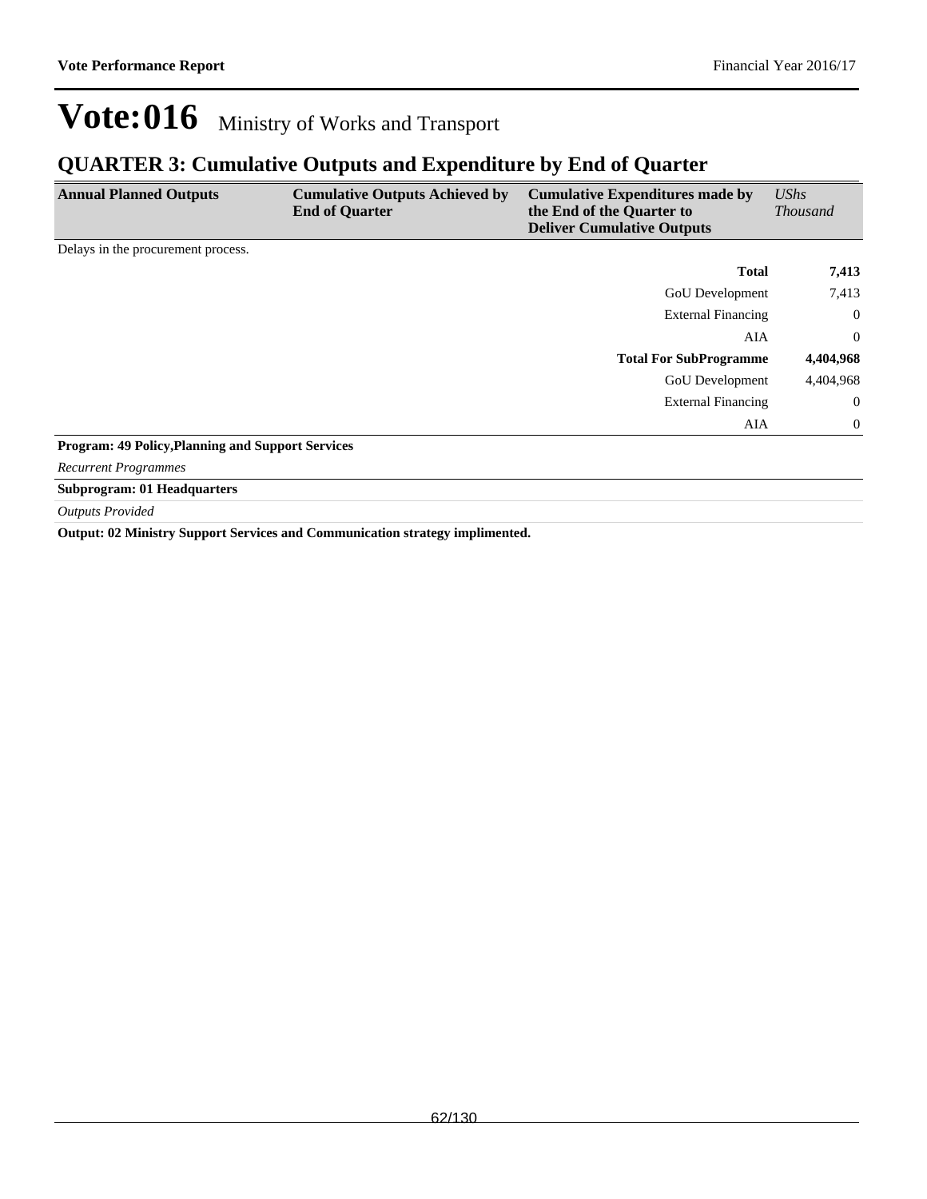# Vote:016 Ministry of Works and Transport

## QUARTER 3: Cumulative Outputs and Expenditure by End of Quarter

| Annual Planned Outputs | Cumulative Outputs Achieved by End of Quarter | Cumulative Expenditures made by the End of the Quarter to Deliver Cumulative Outputs | *UShs Thousand* |
|---|---|---|---|
| Delays in the procurement process. | | | |
| | | **Total** | **7,413** |
| | | GoU Development | 7,413 |
| | | External Financing | 0 |
| | | AIA | 0 |
| | | **Total For SubProgramme** | **4,404,968** |
| | | GoU Development | 4,404,968 |
| | | External Financing | 0 |
| | | AIA | 0 |

**Program: 49 Policy,Planning and Support Services**

*Recurrent Programmes*

**Subprogram: 01 Headquarters**

*Outputs Provided*

**Output: 02 Ministry Support Services and Communication strategy implimented.**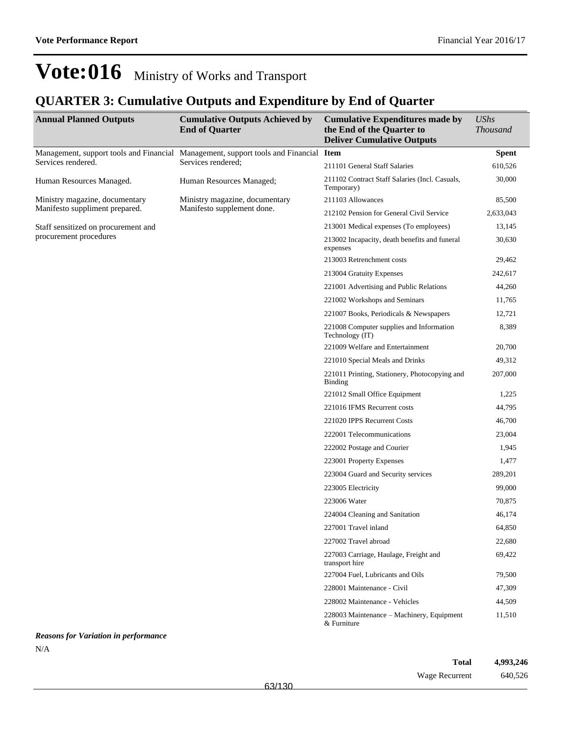# Vote:016 Ministry of Works and Transport

## QUARTER 3: Cumulative Outputs and Expenditure by End of Quarter

| Annual Planned Outputs | Cumulative Outputs Achieved by End of Quarter | Cumulative Expenditures made by the End of the Quarter to Deliver Cumulative Outputs | *UShs Thousand* |
|---|---|---|---|
| Management, support tools and Financial Services rendered. | Management, support tools and Financial Services rendered; | **Item** | **Spent** |
| Human Resources Managed. | Human Resources Managed; | 211101 General Staff Salaries | 610,526 |
| Ministry magazine, documentary Manifesto suppliment prepared. | Ministry magazine, documentary Manifesto supplement done. | 211102 Contract Staff Salaries (Incl. Casuals, Temporary) | 30,000 |
| Staff sensitized on procurement and procurement procedures | | 211103 Allowances | 85,500 |
| | | 212102 Pension for General Civil Service | 2,633,043 |
| | | 213001 Medical expenses (To employees) | 13,145 |
| | | 213002 Incapacity, death benefits and funeral expenses | 30,630 |
| | | 213003 Retrenchment costs | 29,462 |
| | | 213004 Gratuity Expenses | 242,617 |
| | | 221001 Advertising and Public Relations | 44,260 |
| | | 221002 Workshops and Seminars | 11,765 |
| | | 221007 Books, Periodicals & Newspapers | 12,721 |
| | | 221008 Computer supplies and Information Technology (IT) | 8,389 |
| | | 221009 Welfare and Entertainment | 20,700 |
| | | 221010 Special Meals and Drinks | 49,312 |
| | | 221011 Printing, Stationery, Photocopying and Binding | 207,000 |
| | | 221012 Small Office Equipment | 1,225 |
| | | 221016 IFMS Recurrent costs | 44,795 |
| | | 221020 IPPS Recurrent Costs | 46,700 |
| | | 222001 Telecommunications | 23,004 |
| | | 222002 Postage and Courier | 1,945 |
| | | 223001 Property Expenses | 1,477 |
| | | 223004 Guard and Security services | 289,201 |
| | | 223005 Electricity | 99,000 |
| | | 223006 Water | 70,875 |
| | | 224004 Cleaning and Sanitation | 46,174 |
| | | 227001 Travel inland | 64,850 |
| | | 227002 Travel abroad | 22,680 |
| | | 227003 Carriage, Haulage, Freight and transport hire | 69,422 |
| | | 227004 Fuel, Lubricants and Oils | 79,500 |
| | | 228001 Maintenance - Civil | 47,309 |
| | | 228002 Maintenance - Vehicles | 44,509 |
| | | 228003 Maintenance – Machinery, Equipment & Furniture | 11,510 |

***Reasons for Variation in performance***

N/A

| | |
|---|---|
| **Total** | **4,993,246** |
| Wage Recurrent | 640,526 |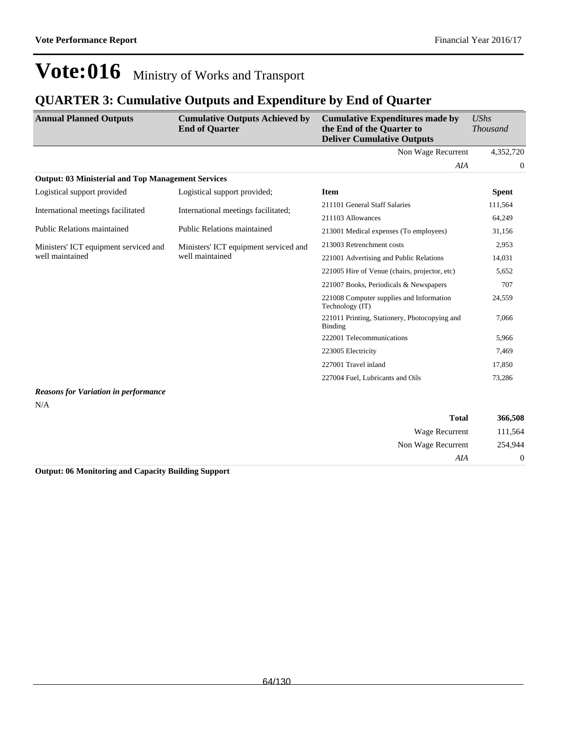# Vote:016 Ministry of Works and Transport

## QUARTER 3: Cumulative Outputs and Expenditure by End of Quarter

| Annual Planned Outputs | Cumulative Outputs Achieved by End of Quarter | Cumulative Expenditures made by the End of the Quarter to Deliver Cumulative Outputs | *UShs Thousand* |
|---|---|---|---|
| | | Non Wage Recurrent | 4,352,720 |
| | | *AIA* | 0 |

**Output: 03 Ministerial and Top Management Services**

| Annual Planned Outputs | Cumulative Outputs Achieved by End of Quarter | Item | Spent |
|---|---|---|---|
| Logistical support provided | Logistical support provided; | 211101 General Staff Salaries | 111,564 |
| International meetings facilitated | International meetings facilitated; | 211103 Allowances | 64,249 |
| Public Relations maintained | Public Relations maintained | 213001 Medical expenses (To employees) | 31,156 |
| Ministers' ICT equipment serviced and well maintained | Ministers' ICT equipment serviced and well maintained | 213003 Retrenchment costs | 2,953 |
| | | 221001 Advertising and Public Relations | 14,031 |
| | | 221005 Hire of Venue (chairs, projector, etc) | 5,652 |
| | | 221007 Books, Periodicals & Newspapers | 707 |
| | | 221008 Computer supplies and Information Technology (IT) | 24,559 |
| | | 221011 Printing, Stationery, Photocopying and Binding | 7,066 |
| | | 222001 Telecommunications | 5,966 |
| | | 223005 Electricity | 7,469 |
| | | 227001 Travel inland | 17,850 |
| | | 227004 Fuel, Lubricants and Oils | 73,286 |

***Reasons for Variation in performance***

N/A

| | |
|---|---|
| **Total** | **366,508** |
| Wage Recurrent | 111,564 |
| Non Wage Recurrent | 254,944 |
| *AIA* | 0 |

**Output: 06 Monitoring and Capacity Building Support**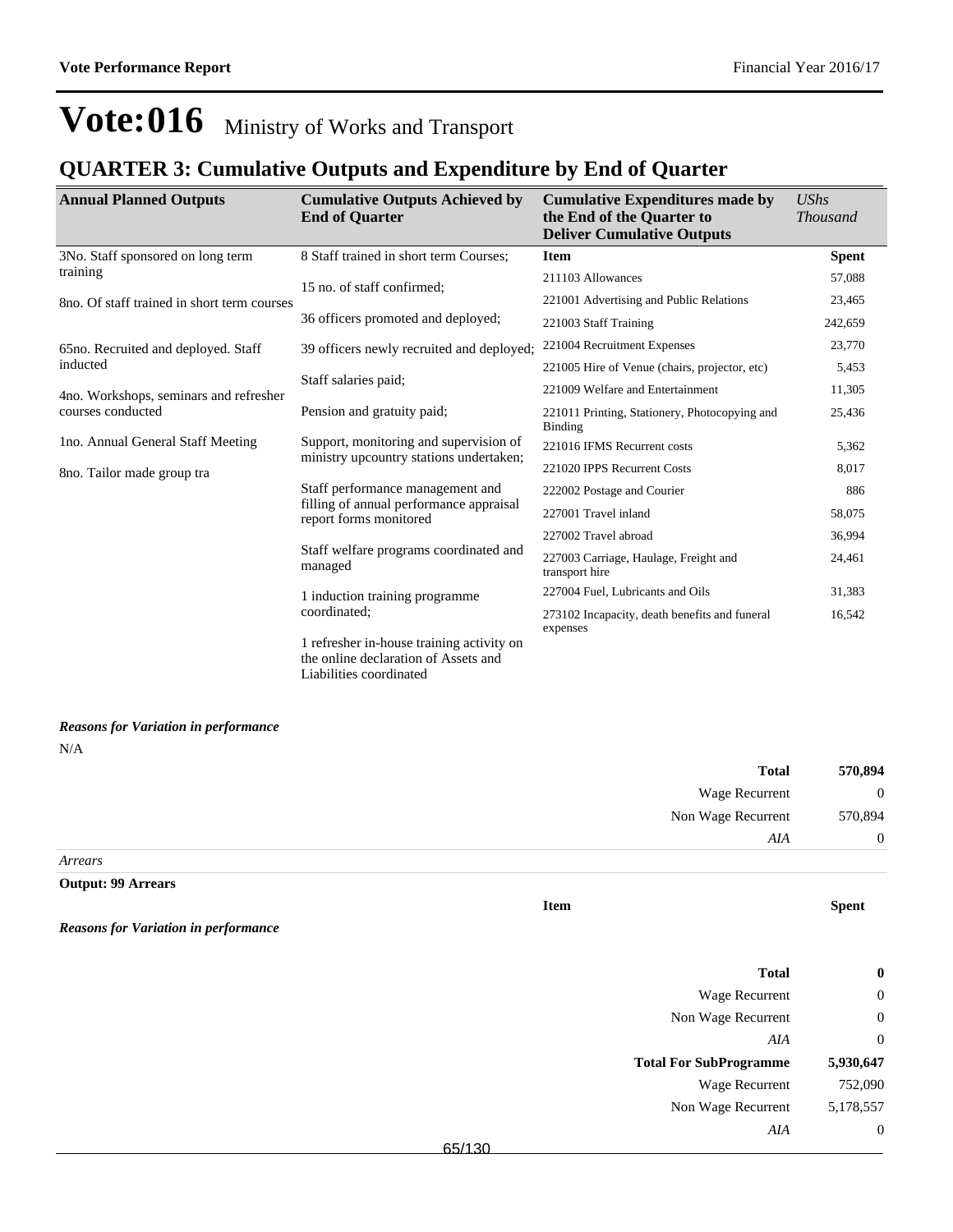# Vote:016 Ministry of Works and Transport

## QUARTER 3: Cumulative Outputs and Expenditure by End of Quarter

| Annual Planned Outputs | Cumulative Outputs Achieved by End of Quarter | Cumulative Expenditures made by the End of the Quarter to Deliver Cumulative Outputs | *UShs Thousand* |
|---|---|---|---|
| 3No. Staff sponsored on long term training<br><br>8no. Of staff trained in short term courses<br><br>65no. Recruited and deployed. Staff inducted<br><br>4no. Workshops, seminars and refresher courses conducted<br><br>1no. Annual General Staff Meeting<br><br>8no. Tailor made group tra | 8 Staff trained in short term Courses;<br><br>15 no. of staff confirmed;<br><br>36 officers promoted and deployed;<br><br>39 officers newly recruited and deployed;<br><br>Staff salaries paid;<br><br>Pension and gratuity paid;<br><br>Support, monitoring and supervision of ministry upcountry stations undertaken;<br><br>Staff performance management and filling of annual performance appraisal report forms monitored<br><br>Staff welfare programs coordinated and managed<br><br>1 induction training programme coordinated;<br><br>1 refresher in-house training activity on the online declaration of Assets and Liabilities coordinated | **Item** | **Spent** |
| | | 211103 Allowances | 57,088 |
| | | 221001 Advertising and Public Relations | 23,465 |
| | | 221003 Staff Training | 242,659 |
| | | 221004 Recruitment Expenses | 23,770 |
| | | 221005 Hire of Venue (chairs, projector, etc) | 5,453 |
| | | 221009 Welfare and Entertainment | 11,305 |
| | | 221011 Printing, Stationery, Photocopying and Binding | 25,436 |
| | | 221016 IFMS Recurrent costs | 5,362 |
| | | 221020 IPPS Recurrent Costs | 8,017 |
| | | 222002 Postage and Courier | 886 |
| | | 227001 Travel inland | 58,075 |
| | | 227002 Travel abroad | 36,994 |
| | | 227003 Carriage, Haulage, Freight and transport hire | 24,461 |
| | | 227004 Fuel, Lubricants and Oils | 31,383 |
| | | 273102 Incapacity, death benefits and funeral expenses | 16,542 |

***Reasons for Variation in performance***

N/A

| | |
|---|---|
| **Total** | **570,894** |
| Wage Recurrent | 0 |
| Non Wage Recurrent | 570,894 |
| *AIA* | 0 |

*Arrears*

**Output: 99 Arrears**

| Item | Spent |
|---|---|

***Reasons for Variation in performance***

| | |
|---|---|
| **Total** | **0** |
| Wage Recurrent | 0 |
| Non Wage Recurrent | 0 |
| *AIA* | 0 |
| **Total For SubProgramme** | **5,930,647** |
| Wage Recurrent | 752,090 |
| Non Wage Recurrent | 5,178,557 |
| *AIA* | 0 |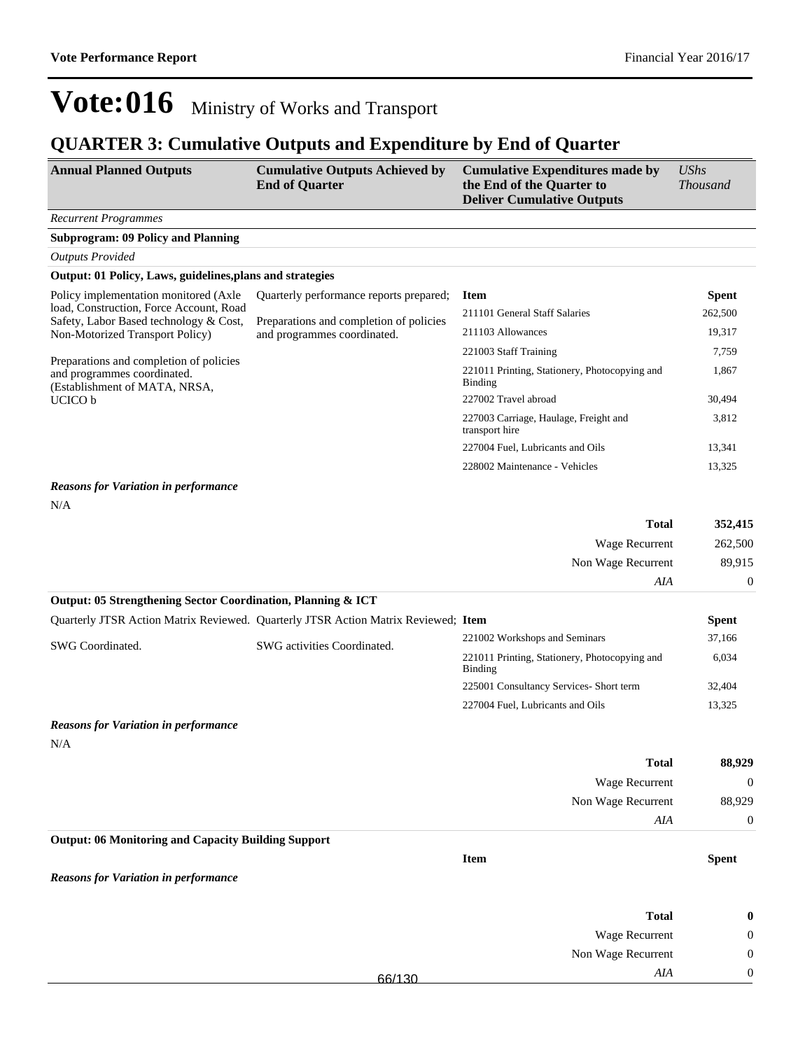# Vote:016 Ministry of Works and Transport

## QUARTER 3: Cumulative Outputs and Expenditure by End of Quarter

| Annual Planned Outputs | Cumulative Outputs Achieved by End of Quarter | Cumulative Expenditures made by the End of the Quarter to Deliver Cumulative Outputs | *UShs Thousand* |
|---|---|---|---|

*Recurrent Programmes*

**Subprogram: 09 Policy and Planning**

*Outputs Provided*

**Output: 01 Policy, Laws, guidelines,plans and strategies**

| Annual Planned Outputs | Cumulative Outputs Achieved by End of Quarter | Item | Spent |
|---|---|---|---|
| Policy implementation monitored (Axle load, Construction, Force Account, Road Safety, Labor Based technology & Cost, Non-Motorized Transport Policy)<br><br>Preparations and completion of policies and programmes coordinated. (Establishment of MATA, NRSA, UCICO b | Quarterly performance reports prepared;<br><br>Preparations and completion of policies and programmes coordinated. | 211101 General Staff Salaries | 262,500 |
| | | 211103 Allowances | 19,317 |
| | | 221003 Staff Training | 7,759 |
| | | 221011 Printing, Stationery, Photocopying and Binding | 1,867 |
| | | 227002 Travel abroad | 30,494 |
| | | 227003 Carriage, Haulage, Freight and transport hire | 3,812 |
| | | 227004 Fuel, Lubricants and Oils | 13,341 |
| | | 228002 Maintenance - Vehicles | 13,325 |

***Reasons for Variation in performance***

N/A

| | |
|---|---|
| **Total** | **352,415** |
| Wage Recurrent | 262,500 |
| Non Wage Recurrent | 89,915 |
| *AIA* | 0 |

**Output: 05 Strengthening Sector Coordination, Planning & ICT**

| Annual Planned Outputs | Cumulative Outputs Achieved by End of Quarter | Item | Spent |
|---|---|---|---|
| Quarterly JTSR Action Matrix Reviewed.<br><br>SWG Coordinated. | Quarterly JTSR Action Matrix Reviewed;<br><br>SWG activities Coordinated. | 221002 Workshops and Seminars | 37,166 |
| | | 221011 Printing, Stationery, Photocopying and Binding | 6,034 |
| | | 225001 Consultancy Services- Short term | 32,404 |
| | | 227004 Fuel, Lubricants and Oils | 13,325 |

***Reasons for Variation in performance***

N/A

| | |
|---|---|
| **Total** | **88,929** |
| Wage Recurrent | 0 |
| Non Wage Recurrent | 88,929 |
| *AIA* | 0 |

**Output: 06 Monitoring and Capacity Building Support**

| Item | Spent |
|---|---|

***Reasons for Variation in performance***

| | |
|---|---|
| **Total** | **0** |
| Wage Recurrent | 0 |
| Non Wage Recurrent | 0 |
| *AIA* | 0 |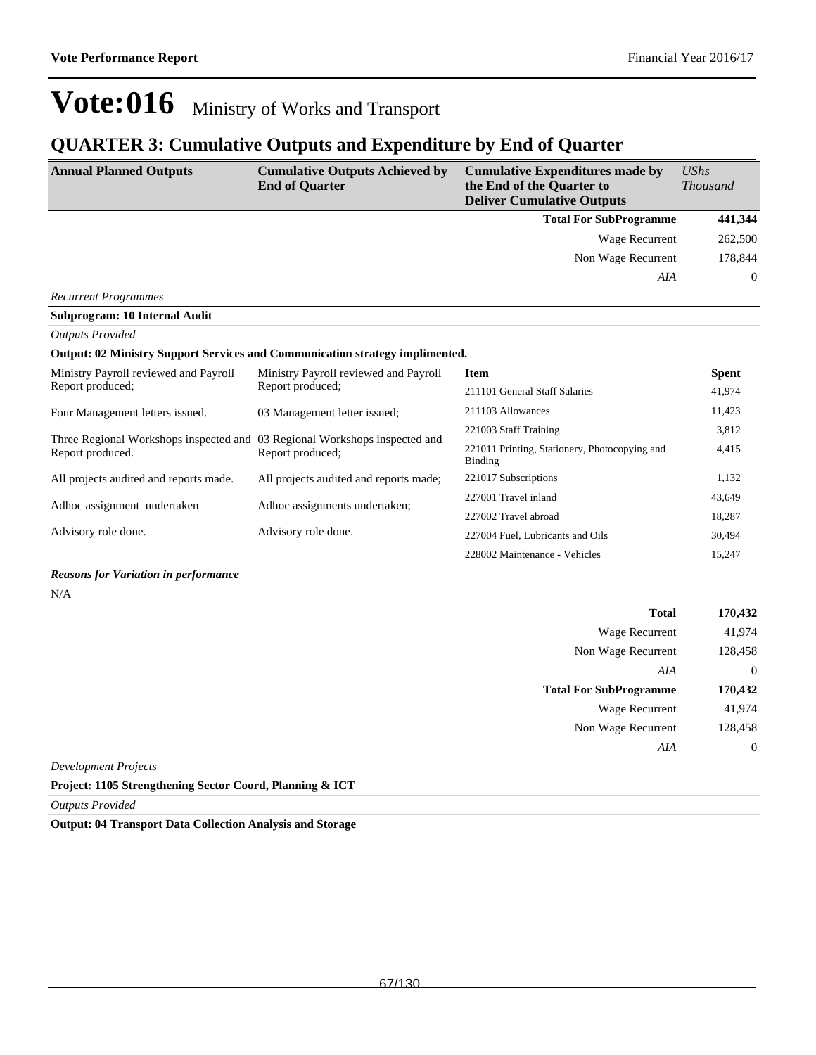# Vote:016 Ministry of Works and Transport

## QUARTER 3: Cumulative Outputs and Expenditure by End of Quarter

| Annual Planned Outputs | Cumulative Outputs Achieved by End of Quarter | Cumulative Expenditures made by the End of the Quarter to Deliver Cumulative Outputs | *UShs Thousand* |
|---|---|---|---|
| | | **Total For SubProgramme** | **441,344** |
| | | Wage Recurrent | 262,500 |
| | | Non Wage Recurrent | 178,844 |
| | | *AIA* | 0 |

*Recurrent Programmes*

**Subprogram: 10 Internal Audit**

*Outputs Provided*

**Output: 02 Ministry Support Services and Communication strategy implimented.**

| Annual Planned Outputs | Cumulative Outputs Achieved by End of Quarter | Item | Spent |
|---|---|---|---|
| Ministry Payroll reviewed and Payroll Report produced; | Ministry Payroll reviewed and Payroll Report produced; | 211101 General Staff Salaries | 41,974 |
| Four Management letters issued. | 03 Management letter issued; | 211103 Allowances | 11,423 |
| Three Regional Workshops inspected and Report produced. | 03 Regional Workshops inspected and Report produced; | 221003 Staff Training | 3,812 |
| | | 221011 Printing, Stationery, Photocopying and Binding | 4,415 |
| All projects audited and reports made. | All projects audited and reports made; | 221017 Subscriptions | 1,132 |
| Adhoc assignment undertaken | Adhoc assignments undertaken; | 227001 Travel inland | 43,649 |
| | | 227002 Travel abroad | 18,287 |
| Advisory role done. | Advisory role done. | 227004 Fuel, Lubricants and Oils | 30,494 |
| | | 228002 Maintenance - Vehicles | 15,247 |

***Reasons for Variation in performance***

N/A

| | |
|---|---|
| **Total** | **170,432** |
| Wage Recurrent | 41,974 |
| Non Wage Recurrent | 128,458 |
| *AIA* | 0 |
| **Total For SubProgramme** | **170,432** |
| Wage Recurrent | 41,974 |
| Non Wage Recurrent | 128,458 |
| *AIA* | 0 |

*Development Projects*

**Project: 1105 Strengthening Sector Coord, Planning & ICT**

*Outputs Provided*

**Output: 04 Transport Data Collection Analysis and Storage**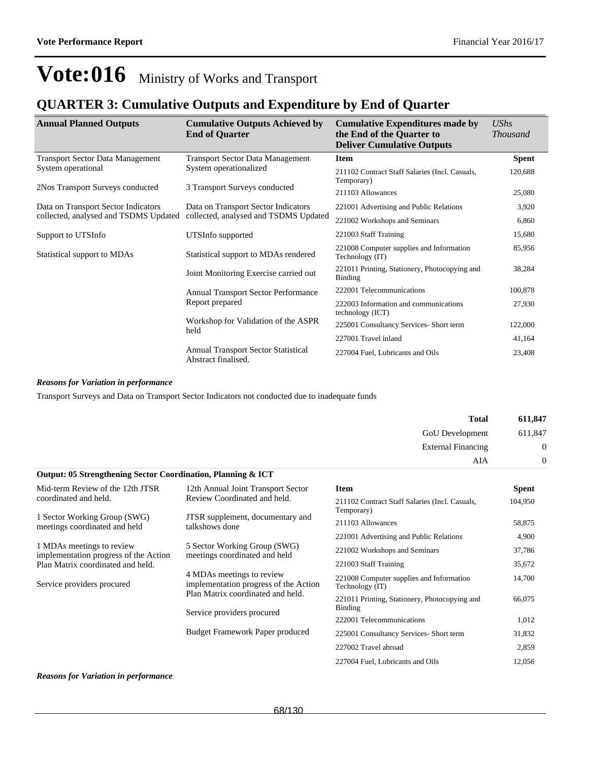# Vote:016 Ministry of Works and Transport

## QUARTER 3: Cumulative Outputs and Expenditure by End of Quarter

| Annual Planned Outputs | Cumulative Outputs Achieved by End of Quarter | Cumulative Expenditures made by the End of the Quarter to Deliver Cumulative Outputs | *UShs Thousand* |
|---|---|---|---|
| Transport Sector Data Management System operational | Transport Sector Data Management System operationalized | **Item** | **Spent** |
| 2Nos Transport Surveys conducted | 3 Transport Surveys conducted | 211102 Contract Staff Salaries (Incl. Casuals, Temporary) | 120,688 |
| Data on Transport Sector Indicators collected, analysed and TSDMS Updated | Data on Transport Sector Indicators collected, analysed and TSDMS Updated | 211103 Allowances | 25,080 |
| Support to UTSInfo | UTSInfo supported | 221001 Advertising and Public Relations | 3,920 |
| Statistical support to MDAs | Statistical support to MDAs rendered | 221002 Workshops and Seminars | 6,860 |
| | Joint Monitoring Exercise carried out | 221003 Staff Training | 15,680 |
| | Annual Transport Sector Performance Report prepared | 221008 Computer supplies and Information Technology (IT) | 85,956 |
| | Workshop for Validation of the ASPR held | 221011 Printing, Stationery, Photocopying and Binding | 38,284 |
| | Annual Transport Sector Statistical Abstract finalised. | 222001 Telecommunications | 100,878 |
| | | 222003 Information and communications technology (ICT) | 27,930 |
| | | 225001 Consultancy Services- Short term | 122,000 |
| | | 227001 Travel inland | 41,164 |
| | | 227004 Fuel, Lubricants and Oils | 23,408 |

***Reasons for Variation in performance***

Transport Surveys and Data on Transport Sector Indicators not conducted due to inadequate funds

| | |
|---|---|
| **Total** | **611,847** |
| GoU Development | 611,847 |
| External Financing | 0 |
| AIA | 0 |

**Output: 05 Strengthening Sector Coordination, Planning & ICT**

| Annual Planned Outputs | Cumulative Outputs Achieved by End of Quarter | Item | Spent |
|---|---|---|---|
| Mid-term Review of the 12th JTSR coordinated and held. | 12th Annual Joint Transport Sector Review Coordinated and held. | 211102 Contract Staff Salaries (Incl. Casuals, Temporary) | 104,950 |
| 1 Sector Working Group (SWG) meetings coordinated and held | JTSR supplement, documentary and talkshows done | 211103 Allowances | 58,875 |
| 1 MDAs meetings to review implementation progress of the Action Plan Matrix coordinated and held. | 5 Sector Working Group (SWG) meetings coordinated and held | 221001 Advertising and Public Relations | 4,900 |
| Service providers procured | 4 MDAs meetings to review implementation progress of the Action Plan Matrix coordinated and held. | 221002 Workshops and Seminars | 37,786 |
| | Service providers procured | 221003 Staff Training | 35,672 |
| | Budget Framework Paper produced | 221008 Computer supplies and Information Technology (IT) | 14,700 |
| | | 221011 Printing, Stationery, Photocopying and Binding | 66,075 |
| | | 222001 Telecommunications | 1,012 |
| | | 225001 Consultancy Services- Short term | 31,832 |
| | | 227002 Travel abroad | 2,859 |
| | | 227004 Fuel, Lubricants and Oils | 12,056 |

***Reasons for Variation in performance***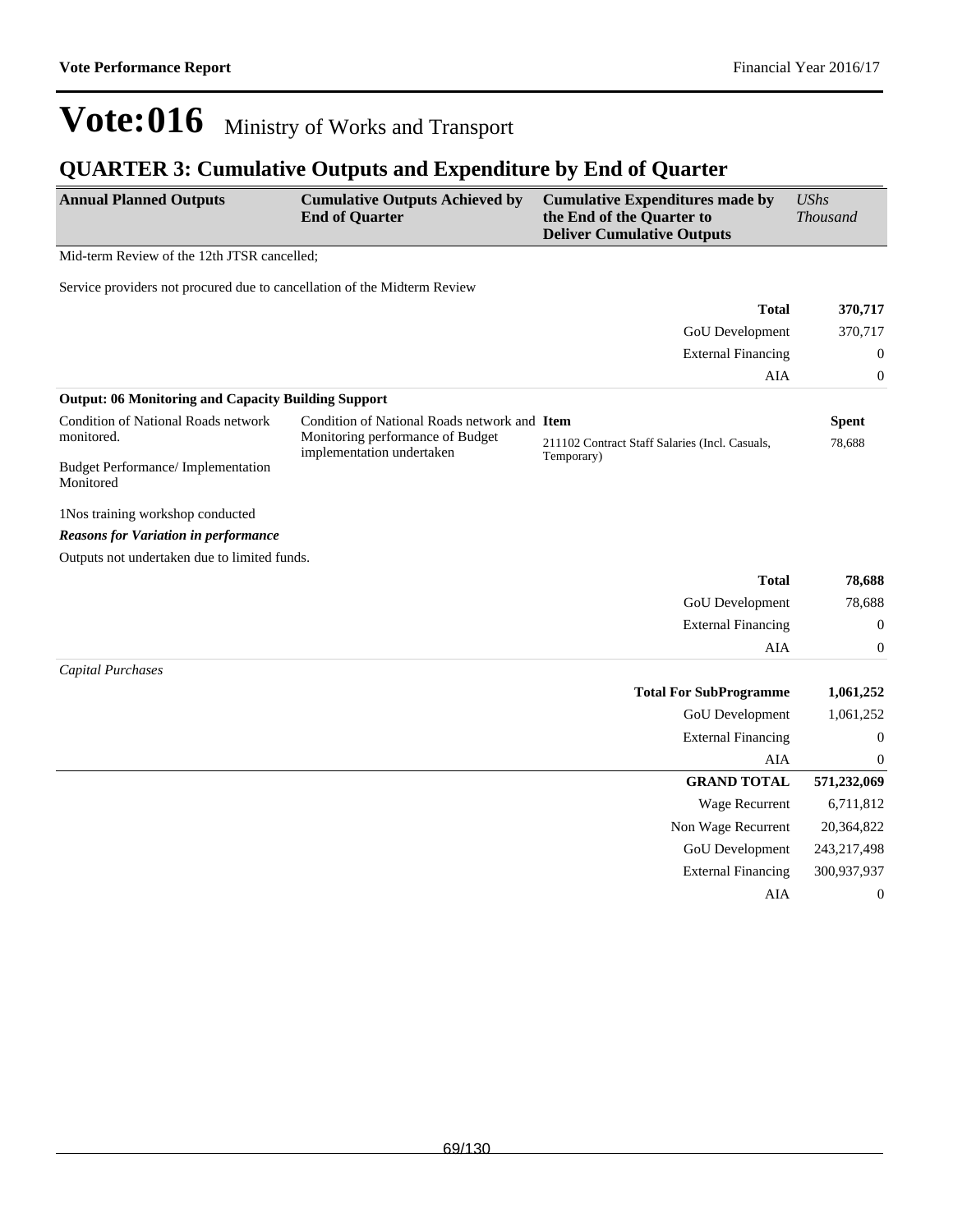# Vote:016 Ministry of Works and Transport

## QUARTER 3: Cumulative Outputs and Expenditure by End of Quarter

| Annual Planned Outputs | Cumulative Outputs Achieved by End of Quarter | Cumulative Expenditures made by the End of the Quarter to Deliver Cumulative Outputs | *UShs Thousand* |
|---|---|---|---|

Mid-term Review of the 12th JTSR cancelled;

Service providers not procured due to cancellation of the Midterm Review

| | |
|---|---|
| **Total** | **370,717** |
| GoU Development | 370,717 |
| External Financing | 0 |
| AIA | 0 |

**Output: 06 Monitoring and Capacity Building Support**

| Annual Planned Outputs | Cumulative Outputs Achieved by End of Quarter | Item | Spent |
|---|---|---|---|
| Condition of National Roads network monitored.<br><br>Budget Performance/ Implementation Monitored<br><br>1Nos training workshop conducted | Condition of National Roads network and Monitoring performance of Budget implementation undertaken | 211102 Contract Staff Salaries (Incl. Casuals, Temporary) | 78,688 |

***Reasons for Variation in performance***

Outputs not undertaken due to limited funds.

| | |
|---|---|
| **Total** | **78,688** |
| GoU Development | 78,688 |
| External Financing | 0 |
| AIA | 0 |

*Capital Purchases*

| | |
|---|---|
| **Total For SubProgramme** | **1,061,252** |
| GoU Development | 1,061,252 |
| External Financing | 0 |
| AIA | 0 |
| **GRAND TOTAL** | **571,232,069** |
| Wage Recurrent | 6,711,812 |
| Non Wage Recurrent | 20,364,822 |
| GoU Development | 243,217,498 |
| External Financing | 300,937,937 |
| AIA | 0 |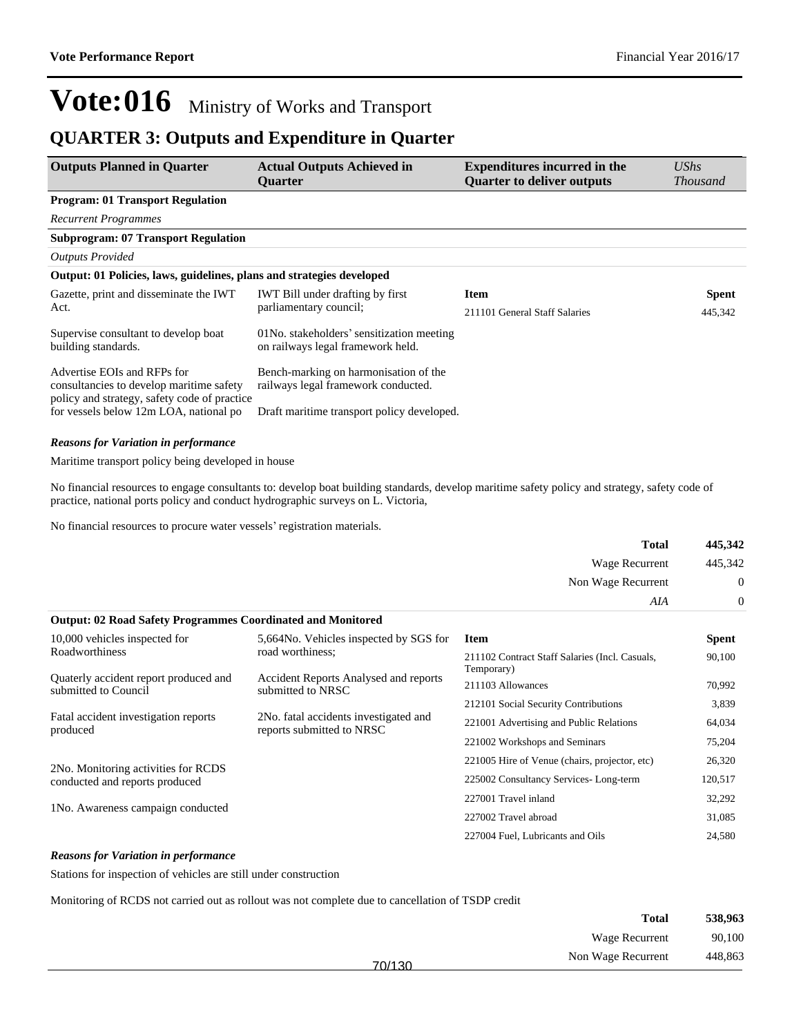# Vote:016 Ministry of Works and Transport

## QUARTER 3: Outputs and Expenditure in Quarter

| Outputs Planned in Quarter | Actual Outputs Achieved in Quarter | Expenditures incurred in the Quarter to deliver outputs | *UShs Thousand* |
|---|---|---|---|

**Program: 01 Transport Regulation**

*Recurrent Programmes*

**Subprogram: 07 Transport Regulation**

*Outputs Provided*

**Output: 01 Policies, laws, guidelines, plans and strategies developed**

| Outputs Planned in Quarter | Actual Outputs Achieved in Quarter | Item | Spent |
|---|---|---|---|
| Gazette, print and disseminate the IWT Act.<br><br>Supervise consultant to develop boat building standards.<br><br>Advertise EOIs and RFPs for consultancies to develop maritime safety policy and strategy, safety code of practice for vessels below 12m LOA, national po | IWT Bill under drafting by first parliamentary council;<br><br>01No. stakeholders' sensitization meeting on railways legal framework held.<br><br>Bench-marking on harmonisation of the railways legal framework conducted.<br><br>Draft maritime transport policy developed. | 211101 General Staff Salaries | 445,342 |

***Reasons for Variation in performance***

Maritime transport policy being developed in house

No financial resources to engage consultants to: develop boat building standards, develop maritime safety policy and strategy, safety code of practice, national ports policy and conduct hydrographic surveys on L. Victoria,

No financial resources to procure water vessels' registration materials.

| | |
|---|---|
| **Total** | **445,342** |
| Wage Recurrent | 445,342 |
| Non Wage Recurrent | 0 |
| *AIA* | 0 |

**Output: 02 Road Safety Programmes Coordinated and Monitored**

| Outputs Planned in Quarter | Actual Outputs Achieved in Quarter | Item | Spent |
|---|---|---|---|
| 10,000 vehicles inspected for Roadworthiness<br><br>Quaterly accident report produced and submitted to Council<br><br>Fatal accident investigation reports produced<br><br>2No. Monitoring activities for RCDS conducted and reports produced<br><br>1No. Awareness campaign conducted | 5,664No. Vehicles inspected by SGS for road worthiness;<br><br>Accident Reports Analysed and reports submitted to NRSC<br><br>2No. fatal accidents investigated and reports submitted to NRSC | 211102 Contract Staff Salaries (Incl. Casuals, Temporary) | 90,100 |
| | | 211103 Allowances | 70,992 |
| | | 212101 Social Security Contributions | 3,839 |
| | | 221001 Advertising and Public Relations | 64,034 |
| | | 221002 Workshops and Seminars | 75,204 |
| | | 221005 Hire of Venue (chairs, projector, etc) | 26,320 |
| | | 225002 Consultancy Services- Long-term | 120,517 |
| | | 227001 Travel inland | 32,292 |
| | | 227002 Travel abroad | 31,085 |
| | | 227004 Fuel, Lubricants and Oils | 24,580 |

***Reasons for Variation in performance***

Stations for inspection of vehicles are still under construction

Monitoring of RCDS not carried out as rollout was not complete due to cancellation of TSDP credit

| | |
|---|---|
| **Total** | **538,963** |
| Wage Recurrent | 90,100 |
| Non Wage Recurrent | 448,863 |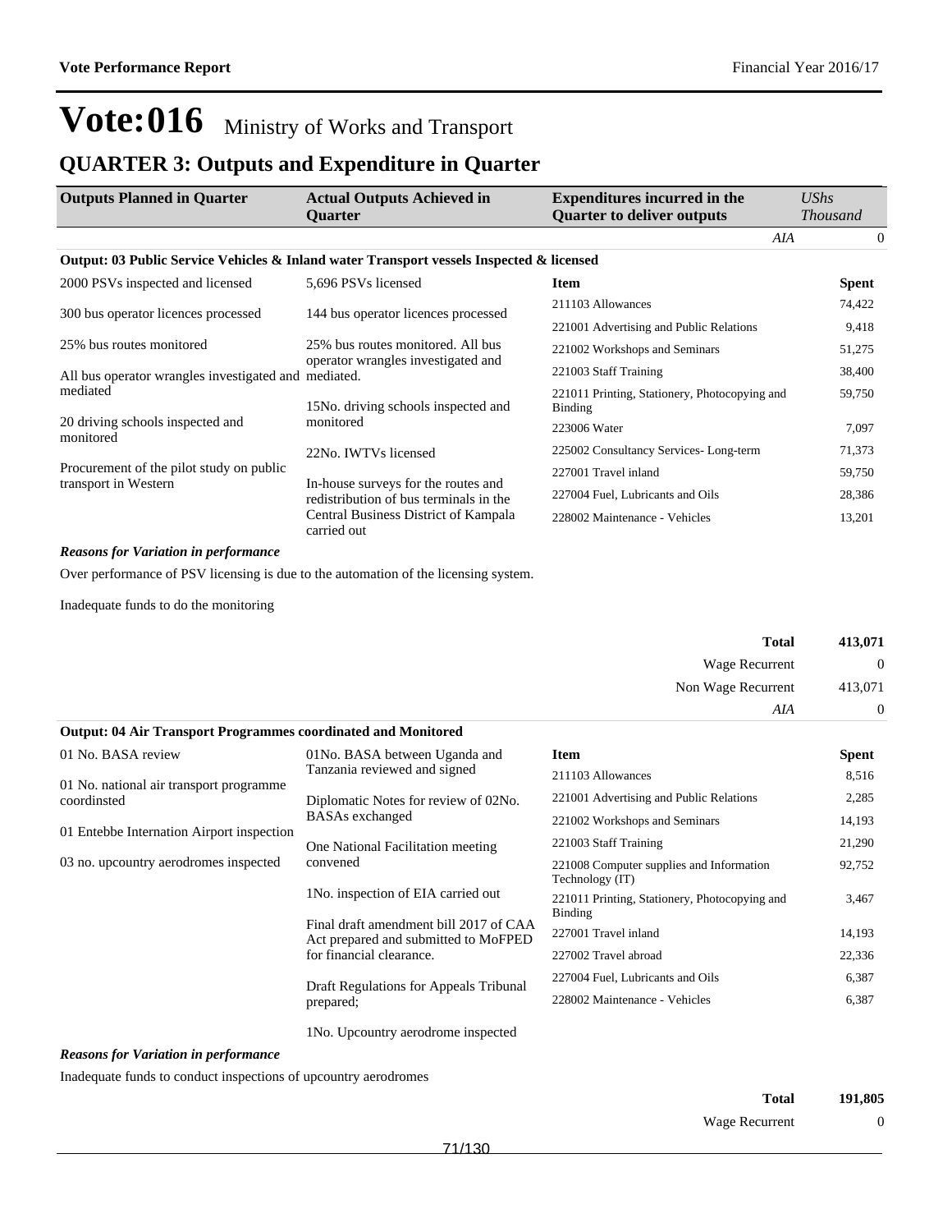# Vote:016 Ministry of Works and Transport

## QUARTER 3: Outputs and Expenditure in Quarter

| Outputs Planned in Quarter | Actual Outputs Achieved in Quarter | Expenditures incurred in the Quarter to deliver outputs | *UShs Thousand* |
|---|---|---|---|
| | | *AIA* | 0 |

**Output: 03 Public Service Vehicles & Inland water Transport vessels Inspected & licensed**

| Outputs Planned in Quarter | Actual Outputs Achieved in Quarter | Item | Spent |
|---|---|---|---|
| 2000 PSVs inspected and licensed<br><br>300 bus operator licences processed<br><br>25% bus routes monitored<br><br>All bus operator wrangles investigated and mediated<br><br>20 driving schools inspected and monitored<br><br>Procurement of the pilot study on public transport in Western | 5,696 PSVs licensed<br><br>144 bus operator licences processed<br><br>25% bus routes monitored. All bus operator wrangles investigated and mediated.<br><br>15No. driving schools inspected and monitored<br><br>22No. IWTVs licensed<br><br>In-house surveys for the routes and redistribution of bus terminals in the Central Business District of Kampala carried out | 211103 Allowances | 74,422 |
| | | 221001 Advertising and Public Relations | 9,418 |
| | | 221002 Workshops and Seminars | 51,275 |
| | | 221003 Staff Training | 38,400 |
| | | 221011 Printing, Stationery, Photocopying and Binding | 59,750 |
| | | 223006 Water | 7,097 |
| | | 225002 Consultancy Services- Long-term | 71,373 |
| | | 227001 Travel inland | 59,750 |
| | | 227004 Fuel, Lubricants and Oils | 28,386 |
| | | 228002 Maintenance - Vehicles | 13,201 |

***Reasons for Variation in performance***

Over performance of PSV licensing is due to the automation of the licensing system.

Inadequate funds to do the monitoring

| | |
|---|---|
| **Total** | **413,071** |
| Wage Recurrent | 0 |
| Non Wage Recurrent | 413,071 |
| *AIA* | 0 |

**Output: 04 Air Transport Programmes coordinated and Monitored**

| Outputs Planned in Quarter | Actual Outputs Achieved in Quarter | Item | Spent |
|---|---|---|---|
| 01 No. BASA review<br><br>01 No. national air transport programme coordinsted<br><br>01 Entebbe Internation Airport inspection<br><br>03 no. upcountry aerodromes inspected | 01No. BASA between Uganda and Tanzania reviewed and signed<br><br>Diplomatic Notes for review of 02No. BASAs exchanged<br><br>One National Facilitation meeting convened<br><br>1No. inspection of EIA carried out<br><br>Final draft amendment bill 2017 of CAA Act prepared and submitted to MoFPED for financial clearance.<br><br>Draft Regulations for Appeals Tribunal prepared;<br><br>1No. Upcountry aerodrome inspected | 211103 Allowances | 8,516 |
| | | 221001 Advertising and Public Relations | 2,285 |
| | | 221002 Workshops and Seminars | 14,193 |
| | | 221003 Staff Training | 21,290 |
| | | 221008 Computer supplies and Information Technology (IT) | 92,752 |
| | | 221011 Printing, Stationery, Photocopying and Binding | 3,467 |
| | | 227001 Travel inland | 14,193 |
| | | 227002 Travel abroad | 22,336 |
| | | 227004 Fuel, Lubricants and Oils | 6,387 |
| | | 228002 Maintenance - Vehicles | 6,387 |

***Reasons for Variation in performance***

Inadequate funds to conduct inspections of upcountry aerodromes

| | |
|---|---|
| **Total** | **191,805** |
| Wage Recurrent | 0 |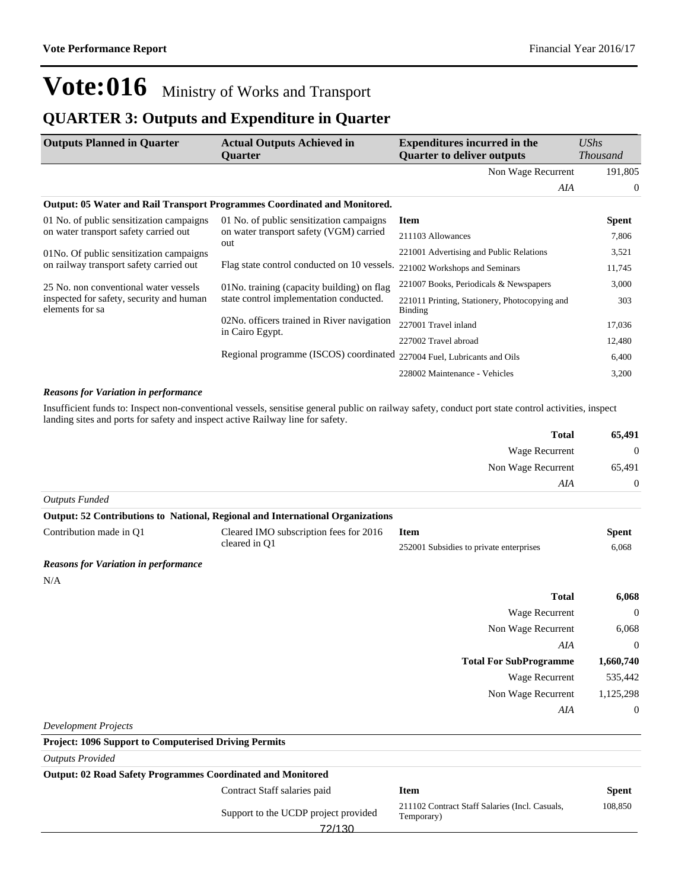# Vote:016 Ministry of Works and Transport

## QUARTER 3: Outputs and Expenditure in Quarter

| Outputs Planned in Quarter | Actual Outputs Achieved in Quarter | Expenditures incurred in the Quarter to deliver outputs | UShs Thousand |
|---|---|---|---|
| | | Non Wage Recurrent | 191,805 |
| | | *AIA* | 0 |

**Output: 05 Water and Rail Transport Programmes Coordinated and Monitored.**

| Outputs Planned in Quarter | Actual Outputs Achieved in Quarter | Item | Spent |
|---|---|---|---|
| 01 No. of public sensitization campaigns on water transport safety carried out<br><br>01No. Of public sensitization campaigns on railway transport safety carried out<br><br>25 No. non conventional water vessels inspected for safety, security and human elements for sa | 01 No. of public sensitization campaigns on water transport safety (VGM) carried out<br><br>Flag state control conducted on 10 vessels.<br><br>01No. training (capacity building) on flag state control implementation conducted.<br><br>02No. officers trained in River navigation in Cairo Egypt.<br><br>Regional programme (ISCOS) coordinated | 211103 Allowances | 7,806 |
| | | 221001 Advertising and Public Relations | 3,521 |
| | | 221002 Workshops and Seminars | 11,745 |
| | | 221007 Books, Periodicals & Newspapers | 3,000 |
| | | 221011 Printing, Stationery, Photocopying and Binding | 303 |
| | | 227001 Travel inland | 17,036 |
| | | 227002 Travel abroad | 12,480 |
| | | 227004 Fuel, Lubricants and Oils | 6,400 |
| | | 228002 Maintenance - Vehicles | 3,200 |

***Reasons for Variation in performance***

Insufficient funds to: Inspect non-conventional vessels, sensitise general public on railway safety, conduct port state control activities, inspect landing sites and ports for safety and inspect active Railway line for safety.

| | |
|---|---|
| **Total** | **65,491** |
| Wage Recurrent | 0 |
| Non Wage Recurrent | 65,491 |
| *AIA* | 0 |

*Outputs Funded*

**Output: 52 Contributions to National, Regional and International Organizations**

| Outputs Planned in Quarter | Actual Outputs Achieved in Quarter | Item | Spent |
|---|---|---|---|
| Contribution made in Q1 | Cleared IMO subscription fees for 2016 cleared in Q1 | 252001 Subsidies to private enterprises | 6,068 |

***Reasons for Variation in performance***

N/A

| | |
|---|---|
| **Total** | **6,068** |
| Wage Recurrent | 0 |
| Non Wage Recurrent | 6,068 |
| *AIA* | 0 |
| **Total For SubProgramme** | **1,660,740** |
| Wage Recurrent | 535,442 |
| Non Wage Recurrent | 1,125,298 |
| *AIA* | 0 |

*Development Projects*

**Project: 1096 Support to Computerised Driving Permits**

*Outputs Provided*

**Output: 02 Road Safety Programmes Coordinated and Monitored**

| Outputs Planned in Quarter | Actual Outputs Achieved in Quarter | Item | Spent |
|---|---|---|---|
| | Contract Staff salaries paid<br><br>Support to the UCDP project provided | 211102 Contract Staff Salaries (Incl. Casuals, Temporary) | 108,850 |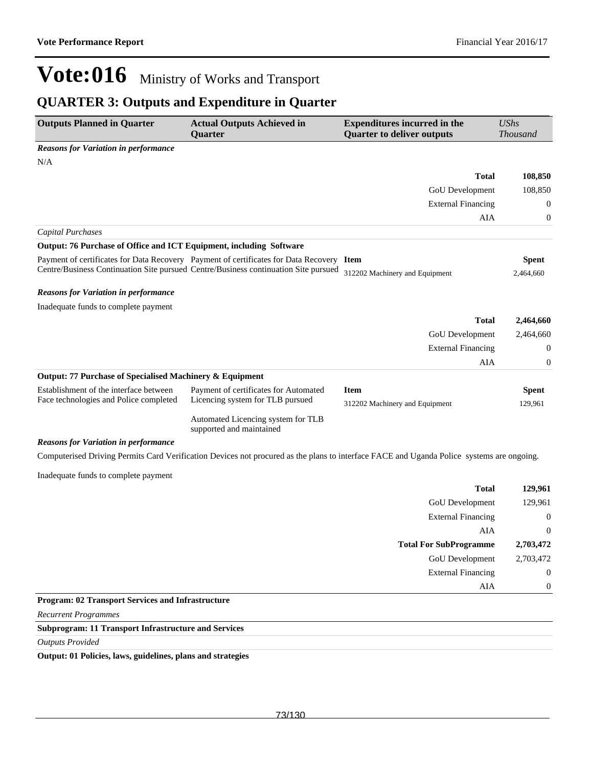# Vote:016 Ministry of Works and Transport

## QUARTER 3: Outputs and Expenditure in Quarter

| Outputs Planned in Quarter | Actual Outputs Achieved in Quarter | Expenditures incurred in the Quarter to deliver outputs | *UShs Thousand* |
|---|---|---|---|

***Reasons for Variation in performance***

N/A

| | |
|---|---|
| **Total** | **108,850** |
| GoU Development | 108,850 |
| External Financing | 0 |
| AIA | 0 |

*Capital Purchases*

**Output: 76 Purchase of Office and ICT Equipment, including Software**

| Outputs Planned in Quarter | Actual Outputs Achieved in Quarter | Item | Spent |
|---|---|---|---|
| Payment of certificates for Data Recovery Centre/Business Continuation Site pursued | Payment of certificates for Data Recovery Centre/Business continuation Site pursued | 312202 Machinery and Equipment | 2,464,660 |

***Reasons for Variation in performance***

Inadequate funds to complete payment

| | |
|---|---|
| **Total** | **2,464,660** |
| GoU Development | 2,464,660 |
| External Financing | 0 |
| AIA | 0 |

**Output: 77 Purchase of Specialised Machinery & Equipment**

| Outputs Planned in Quarter | Actual Outputs Achieved in Quarter | Item | Spent |
|---|---|---|---|
| Establishment of the interface between Face technologies and Police completed | Payment of certificates for Automated Licencing system for TLB pursued<br><br>Automated Licencing system for TLB supported and maintained | 312202 Machinery and Equipment | 129,961 |

***Reasons for Variation in performance***

Computerised Driving Permits Card Verification Devices not procured as the plans to interface FACE and Uganda Police systems are ongoing.

Inadequate funds to complete payment

| | |
|---|---|
| **Total** | **129,961** |
| GoU Development | 129,961 |
| External Financing | 0 |
| AIA | 0 |
| **Total For SubProgramme** | **2,703,472** |
| GoU Development | 2,703,472 |
| External Financing | 0 |
| AIA | 0 |

**Program: 02 Transport Services and Infrastructure**

*Recurrent Programmes*

**Subprogram: 11 Transport Infrastructure and Services**

*Outputs Provided*

**Output: 01 Policies, laws, guidelines, plans and strategies**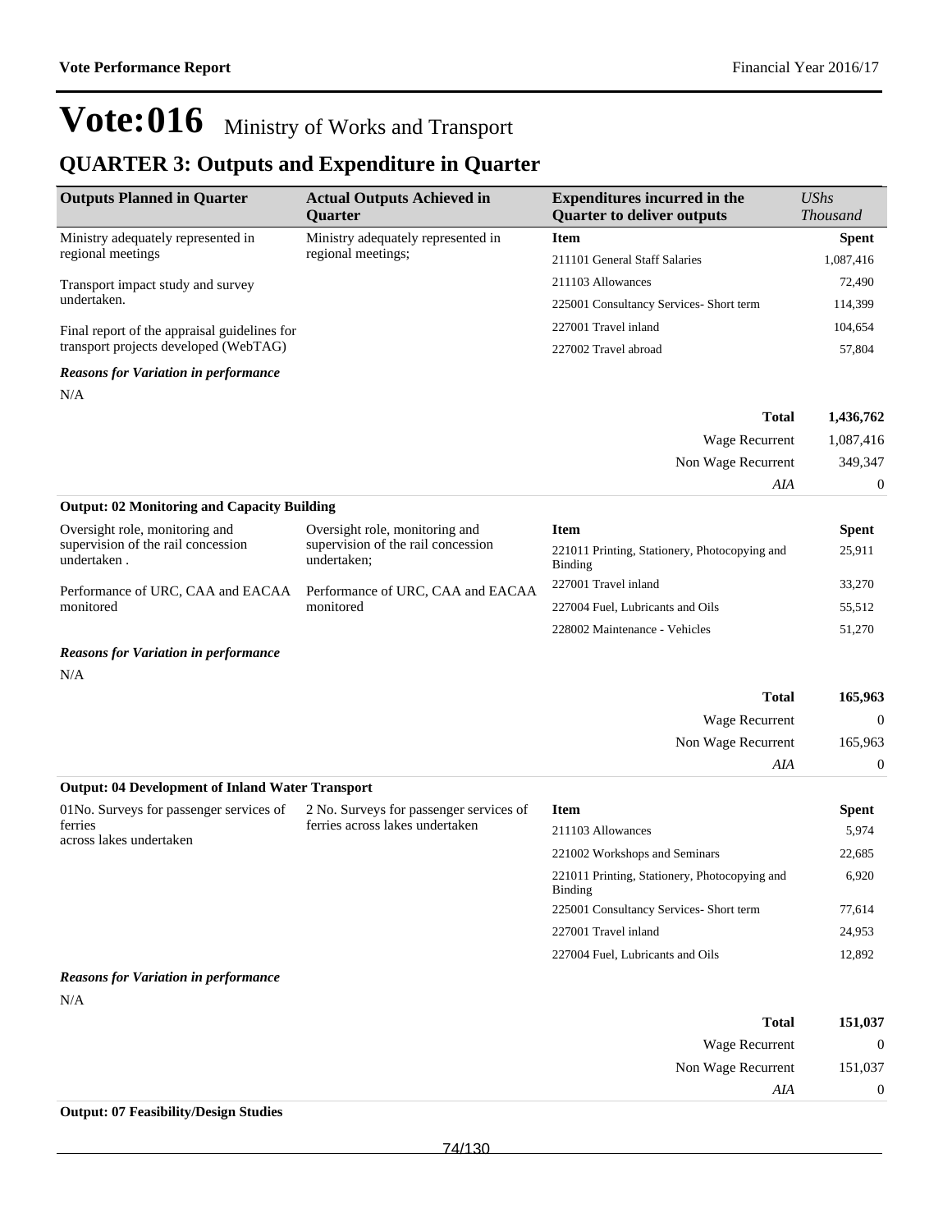# Vote:016 Ministry of Works and Transport

## QUARTER 3: Outputs and Expenditure in Quarter

| Outputs Planned in Quarter | Actual Outputs Achieved in Quarter | Expenditures incurred in the Quarter to deliver outputs | UShs Thousand |
|---|---|---|---|
| Ministry adequately represented in regional meetings | Ministry adequately represented in regional meetings; | **Item** | **Spent** |
| Transport impact study and survey undertaken. | | 211101 General Staff Salaries | 1,087,416 |
| Final report of the appraisal guidelines for transport projects developed (WebTAG) | | 211103 Allowances | 72,490 |
| | | 225001 Consultancy Services- Short term | 114,399 |
| | | 227001 Travel inland | 104,654 |
| | | 227002 Travel abroad | 57,804 |

***Reasons for Variation in performance***

N/A

| | |
|---|---|
| **Total** | **1,436,762** |
| Wage Recurrent | 1,087,416 |
| Non Wage Recurrent | 349,347 |
| *AIA* | 0 |

**Output: 02 Monitoring and Capacity Building**

| Outputs Planned in Quarter | Actual Outputs Achieved in Quarter | Item | Spent |
|---|---|---|---|
| Oversight role, monitoring and supervision of the rail concession undertaken . | Oversight role, monitoring and supervision of the rail concession undertaken; | 221011 Printing, Stationery, Photocopying and Binding | 25,911 |
| Performance of URC, CAA and EACAA monitored | Performance of URC, CAA and EACAA monitored | 227001 Travel inland | 33,270 |
| | | 227004 Fuel, Lubricants and Oils | 55,512 |
| | | 228002 Maintenance - Vehicles | 51,270 |

***Reasons for Variation in performance***

N/A

| | |
|---|---|
| **Total** | **165,963** |
| Wage Recurrent | 0 |
| Non Wage Recurrent | 165,963 |
| *AIA* | 0 |

**Output: 04 Development of Inland Water Transport**

| Outputs Planned in Quarter | Actual Outputs Achieved in Quarter | Item | Spent |
|---|---|---|---|
| 01No. Surveys for passenger services of ferries across lakes undertaken | 2 No. Surveys for passenger services of ferries across lakes undertaken | 211103 Allowances | 5,974 |
| | | 221002 Workshops and Seminars | 22,685 |
| | | 221011 Printing, Stationery, Photocopying and Binding | 6,920 |
| | | 225001 Consultancy Services- Short term | 77,614 |
| | | 227001 Travel inland | 24,953 |
| | | 227004 Fuel, Lubricants and Oils | 12,892 |

***Reasons for Variation in performance***

N/A

| | |
|---|---|
| **Total** | **151,037** |
| Wage Recurrent | 0 |
| Non Wage Recurrent | 151,037 |
| *AIA* | 0 |

**Output: 07 Feasibility/Design Studies**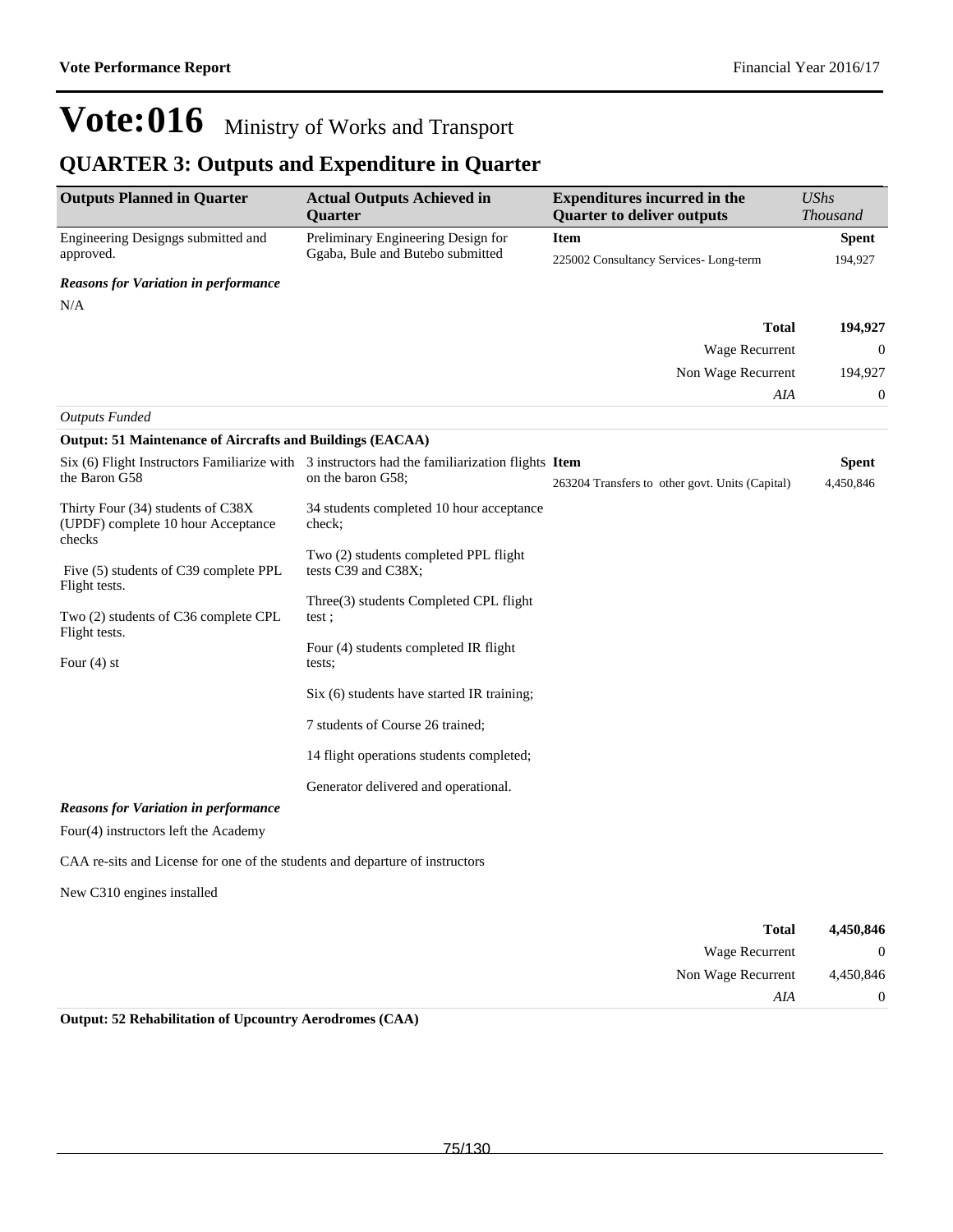# Vote:016 Ministry of Works and Transport

## QUARTER 3: Outputs and Expenditure in Quarter

| Outputs Planned in Quarter | Actual Outputs Achieved in Quarter | Expenditures incurred in the Quarter to deliver outputs | *UShs Thousand* |
|---|---|---|---|
| Engineering Designgs submitted and approved. | Preliminary Engineering Design for Ggaba, Bule and Butebo submitted | **Item** | **Spent** |
| | | 225002 Consultancy Services- Long-term | 194,927 |

***Reasons for Variation in performance***

N/A

| | |
|---|---|
| **Total** | **194,927** |
| Wage Recurrent | 0 |
| Non Wage Recurrent | 194,927 |
| *AIA* | 0 |

*Outputs Funded*

**Output: 51 Maintenance of Aircrafts and Buildings (EACAA)**

| Outputs Planned in Quarter | Actual Outputs Achieved in Quarter | Expenditures incurred in the Quarter to deliver outputs | *UShs Thousand* |
|---|---|---|---|
| Six (6) Flight Instructors Familiarize with the Baron G58<br><br>Thirty Four (34) students of C38X (UPDF) complete 10 hour Acceptance checks<br><br>Five (5) students of C39 complete PPL Flight tests.<br><br>Two (2) students of C36 complete CPL Flight tests.<br><br>Four (4) st | 3 instructors had the familiarization flights on the baron G58;<br><br>34 students completed 10 hour acceptance check;<br><br>Two (2) students completed PPL flight tests C39 and C38X;<br><br>Three(3) students Completed CPL flight test ;<br><br>Four (4) students completed IR flight tests;<br><br>Six (6) students have started IR training;<br><br>7 students of Course 26 trained;<br><br>14 flight operations students completed;<br><br>Generator delivered and operational. | **Item** | **Spent** |
| | | 263204 Transfers to other govt. Units (Capital) | 4,450,846 |

***Reasons for Variation in performance***

Four(4) instructors left the Academy

CAA re-sits and License for one of the students and departure of instructors

New C310 engines installed

| | |
|---|---|
| **Total** | **4,450,846** |
| Wage Recurrent | 0 |
| Non Wage Recurrent | 4,450,846 |
| *AIA* | 0 |

**Output: 52 Rehabilitation of Upcountry Aerodromes (CAA)**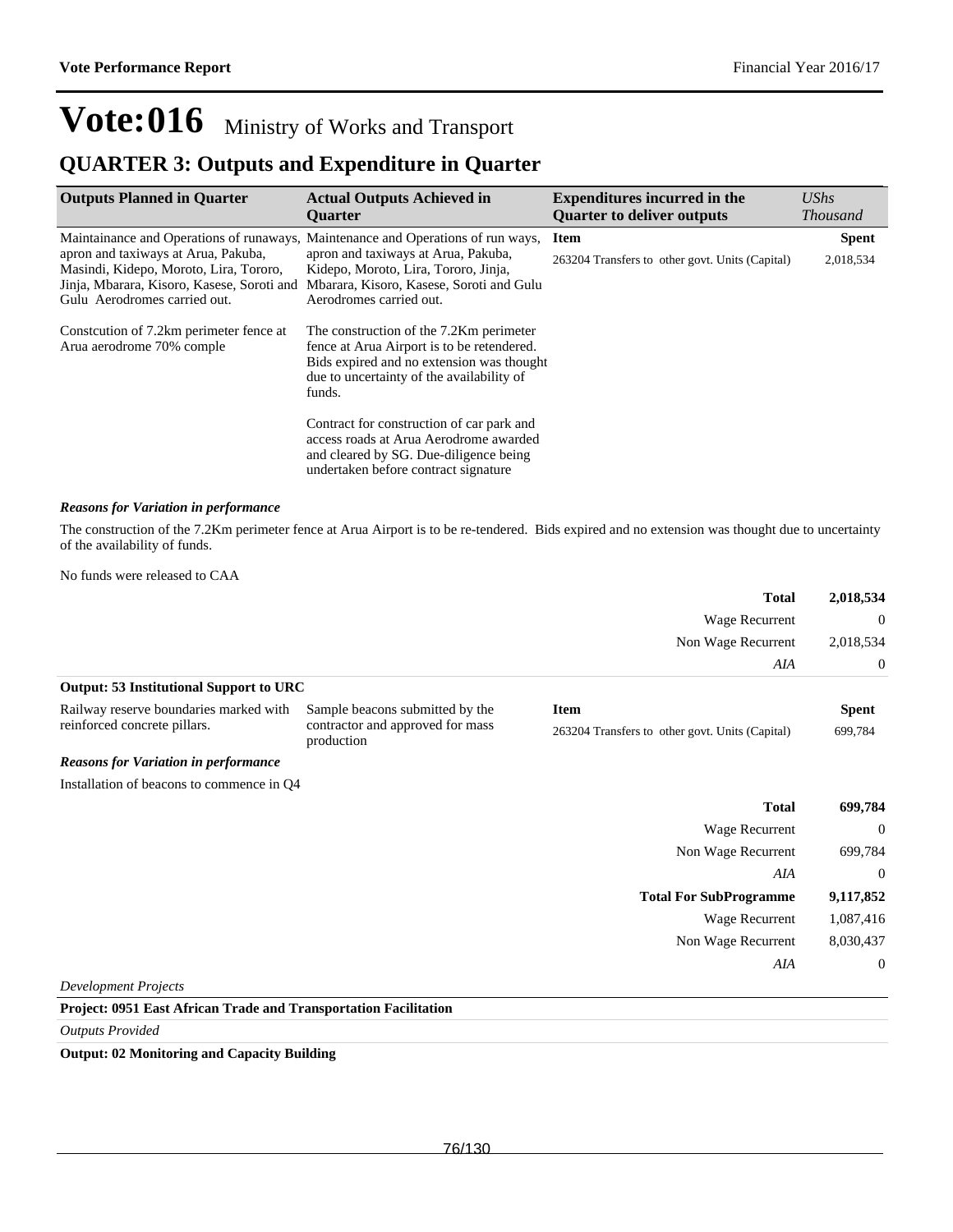# Vote:016 Ministry of Works and Transport

## QUARTER 3: Outputs and Expenditure in Quarter

| Outputs Planned in Quarter | Actual Outputs Achieved in Quarter | Expenditures incurred in the Quarter to deliver outputs | *UShs Thousand* |
|---|---|---|---|
| Maintainance and Operations of runaways, apron and taxiways at Arua, Pakuba, Masindi, Kidepo, Moroto, Lira, Tororo, Jinja, Mbarara, Kisoro, Kasese, Soroti and Gulu Aerodromes carried out. | Maintenance and Operations of run ways, apron and taxiways at Arua, Pakuba, Kidepo, Moroto, Lira, Tororo, Jinja, Mbarara, Kisoro, Kasese, Soroti and Gulu Aerodromes carried out. | **Item** | **Spent** |
| | | 263204 Transfers to other govt. Units (Capital) | 2,018,534 |
| Constcution of 7.2km perimeter fence at Arua aerodrome 70% comple | The construction of the 7.2Km perimeter fence at Arua Airport is to be retendered. Bids expired and no extension was thought due to uncertainty of the availability of funds. | | |
| | Contract for construction of car park and access roads at Arua Aerodrome awarded and cleared by SG. Due-diligence being undertaken before contract signature | | |

***Reasons for Variation in performance***

The construction of the 7.2Km perimeter fence at Arua Airport is to be re-tendered. Bids expired and no extension was thought due to uncertainty of the availability of funds.

No funds were released to CAA

| | |
|---|---|
| **Total** | **2,018,534** |
| Wage Recurrent | 0 |
| Non Wage Recurrent | 2,018,534 |
| *AIA* | 0 |

**Output: 53 Institutional Support to URC**

| Outputs Planned in Quarter | Actual Outputs Achieved in Quarter | Expenditures incurred in the Quarter to deliver outputs | *UShs Thousand* |
|---|---|---|---|
| Railway reserve boundaries marked with reinforced concrete pillars. | Sample beacons submitted by the contractor and approved for mass production | **Item** | **Spent** |
| | | 263204 Transfers to other govt. Units (Capital) | 699,784 |

***Reasons for Variation in performance***

Installation of beacons to commence in Q4

| | |
|---|---|
| **Total** | **699,784** |
| Wage Recurrent | 0 |
| Non Wage Recurrent | 699,784 |
| *AIA* | 0 |
| **Total For SubProgramme** | **9,117,852** |
| Wage Recurrent | 1,087,416 |
| Non Wage Recurrent | 8,030,437 |
| *AIA* | 0 |

*Development Projects*

**Project: 0951 East African Trade and Transportation Facilitation**

*Outputs Provided*

**Output: 02 Monitoring and Capacity Building**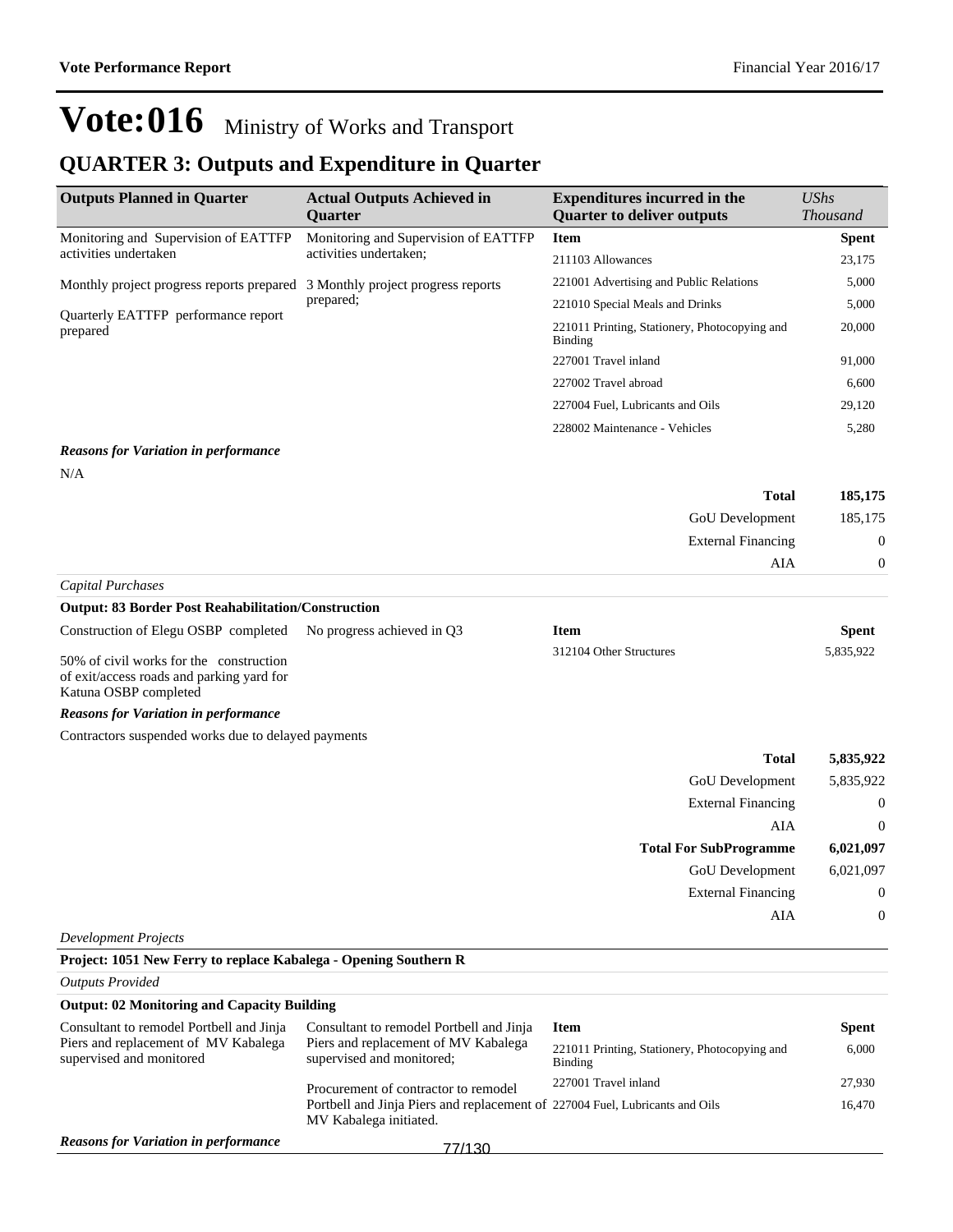# Vote:016 Ministry of Works and Transport

## QUARTER 3: Outputs and Expenditure in Quarter

| Outputs Planned in Quarter | Actual Outputs Achieved in Quarter | Expenditures incurred in the Quarter to deliver outputs | *UShs Thousand* |
|---|---|---|---|
| Monitoring and Supervision of EATTFP activities undertaken | Monitoring and Supervision of EATTFP activities undertaken; | **Item** | **Spent** |
| Monthly project progress reports prepared | 3 Monthly project progress reports prepared; | 211103 Allowances | 23,175 |
| Quarterly EATTFP performance report prepared | | 221001 Advertising and Public Relations | 5,000 |
| | | 221010 Special Meals and Drinks | 5,000 |
| | | 221011 Printing, Stationery, Photocopying and Binding | 20,000 |
| | | 227001 Travel inland | 91,000 |
| | | 227002 Travel abroad | 6,600 |
| | | 227004 Fuel, Lubricants and Oils | 29,120 |
| | | 228002 Maintenance - Vehicles | 5,280 |

***Reasons for Variation in performance***

N/A

| | |
|---|---|
| **Total** | **185,175** |
| GoU Development | 185,175 |
| External Financing | 0 |
| AIA | 0 |

*Capital Purchases*

**Output: 83 Border Post Reahabilitation/Construction**

| Outputs Planned in Quarter | Actual Outputs Achieved in Quarter | Item | Spent |
|---|---|---|---|
| Construction of Elegu OSBP completed | No progress achieved in Q3 | 312104 Other Structures | 5,835,922 |
| 50% of civil works for the construction of exit/access roads and parking yard for Katuna OSBP completed | | | |

***Reasons for Variation in performance***

Contractors suspended works due to delayed payments

| | |
|---|---|
| **Total** | **5,835,922** |
| GoU Development | 5,835,922 |
| External Financing | 0 |
| AIA | 0 |
| **Total For SubProgramme** | **6,021,097** |
| GoU Development | 6,021,097 |
| External Financing | 0 |
| AIA | 0 |

*Development Projects*

**Project: 1051 New Ferry to replace Kabalega - Opening Southern R**

*Outputs Provided*

**Output: 02 Monitoring and Capacity Building**

| Outputs Planned in Quarter | Actual Outputs Achieved in Quarter | Item | Spent |
|---|---|---|---|
| Consultant to remodel Portbell and Jinja Piers and replacement of MV Kabalega supervised and monitored | Consultant to remodel Portbell and Jinja Piers and replacement of MV Kabalega supervised and monitored; | 221011 Printing, Stationery, Photocopying and Binding | 6,000 |
| | Procurement of contractor to remodel Portbell and Jinja Piers and replacement of MV Kabalega initiated. | 227001 Travel inland | 27,930 |
| | | 227004 Fuel, Lubricants and Oils | 16,470 |

***Reasons for Variation in performance***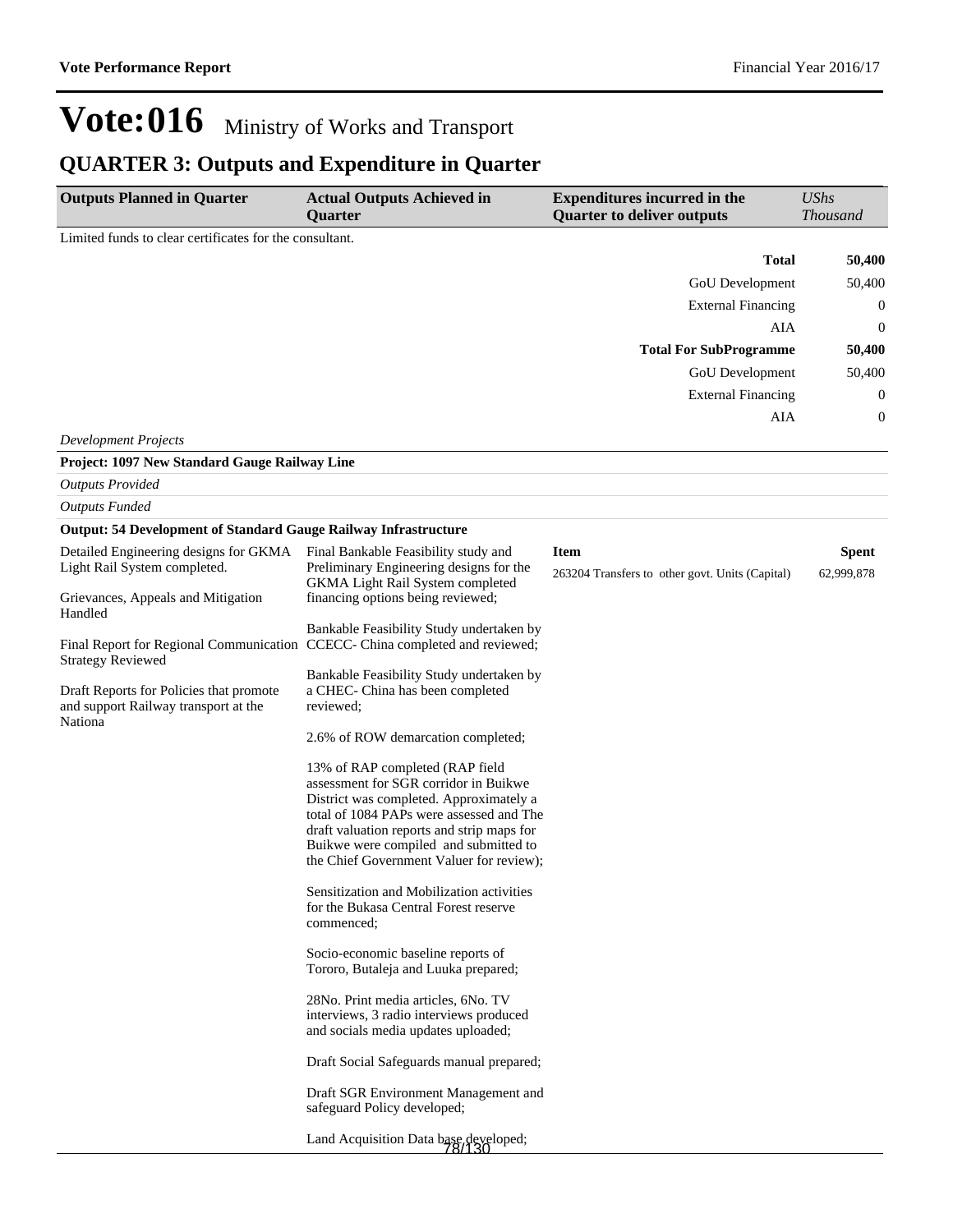# Vote:016 Ministry of Works and Transport

## QUARTER 3: Outputs and Expenditure in Quarter

| Outputs Planned in Quarter | Actual Outputs Achieved in Quarter | Expenditures incurred in the Quarter to deliver outputs | *UShs Thousand* |
|---|---|---|---|

Limited funds to clear certificates for the consultant.

| | |
|---|---|
| **Total** | **50,400** |
| GoU Development | 50,400 |
| External Financing | 0 |
| AIA | 0 |
| **Total For SubProgramme** | **50,400** |
| GoU Development | 50,400 |
| External Financing | 0 |
| AIA | 0 |

*Development Projects*

**Project: 1097 New Standard Gauge Railway Line**

*Outputs Provided*

*Outputs Funded*

**Output: 54 Development of Standard Gauge Railway Infrastructure**

| Outputs Planned in Quarter | Actual Outputs Achieved in Quarter | Item | Spent |
|---|---|---|---|
| Detailed Engineering designs for GKMA Light Rail System completed.<br><br>Grievances, Appeals and Mitigation Handled<br><br>Final Report for Regional Communication Strategy Reviewed<br><br>Draft Reports for Policies that promote and support Railway transport at the Nationa | Final Bankable Feasibility study and Preliminary Engineering designs for the GKMA Light Rail System completed financing options being reviewed;<br><br>Bankable Feasibility Study undertaken by CCECC- China completed and reviewed;<br><br>Bankable Feasibility Study undertaken by a CHEC- China has been completed reviewed;<br><br>2.6% of ROW demarcation completed;<br><br>13% of RAP completed (RAP field assessment for SGR corridor in Buikwe District was completed. Approximately a total of 1084 PAPs were assessed and The draft valuation reports and strip maps for Buikwe were compiled and submitted to the Chief Government Valuer for review);<br><br>Sensitization and Mobilization activities for the Bukasa Central Forest reserve commenced;<br><br>Socio-economic baseline reports of Tororo, Butaleja and Luuka prepared;<br><br>28No. Print media articles, 6No. TV interviews, 3 radio interviews produced and socials media updates uploaded;<br><br>Draft Social Safeguards manual prepared;<br><br>Draft SGR Environment Management and safeguard Policy developed;<br><br>Land Acquisition Data base developed; | 263204 Transfers to other govt. Units (Capital) | 62,999,878 |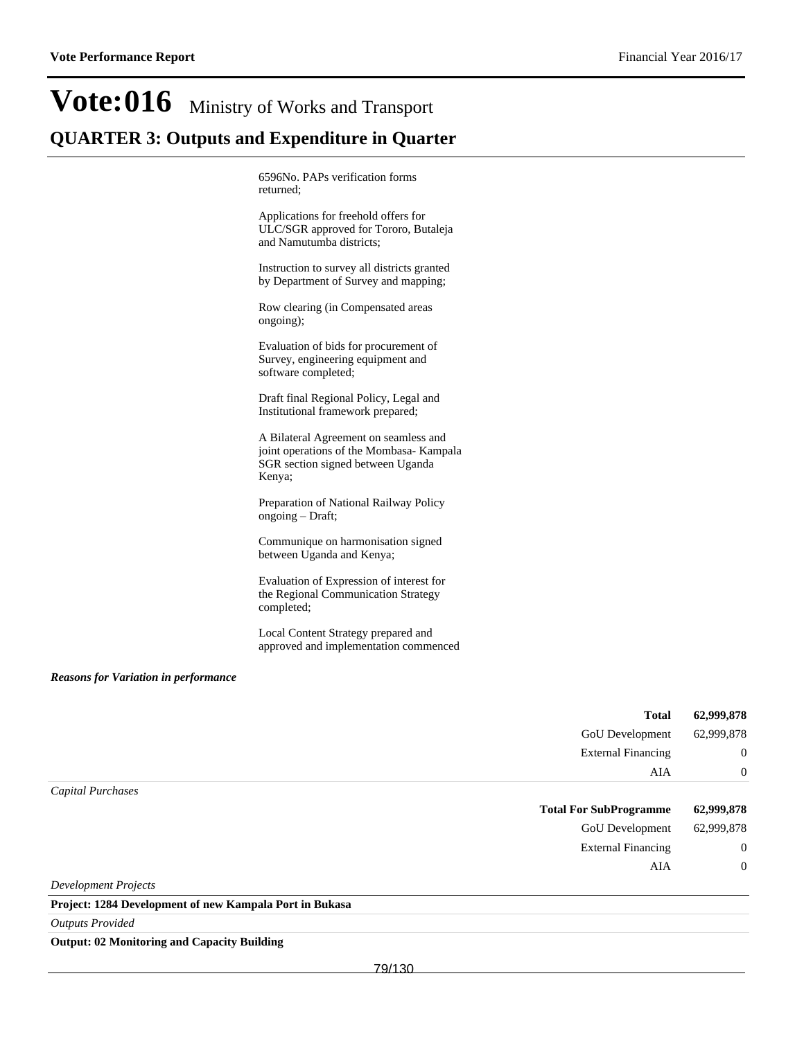# Vote:016 Ministry of Works and Transport

## QUARTER 3: Outputs and Expenditure in Quarter

6596No. PAPs verification forms returned;

Applications for freehold offers for ULC/SGR approved for Tororo, Butaleja and Namutumba districts;

Instruction to survey all districts granted by Department of Survey and mapping;

Row clearing (in Compensated areas ongoing);

Evaluation of bids for procurement of Survey, engineering equipment and software completed;

Draft final Regional Policy, Legal and Institutional framework prepared;

A Bilateral Agreement on seamless and joint operations of the Mombasa- Kampala SGR section signed between Uganda Kenya;

Preparation of National Railway Policy ongoing – Draft;

Communique on harmonisation signed between Uganda and Kenya;

Evaluation of Expression of interest for the Regional Communication Strategy completed;

Local Content Strategy prepared and approved and implementation commenced

***Reasons for Variation in performance***

| | |
|---|---|
| **Total** | **62,999,878** |
| GoU Development | 62,999,878 |
| External Financing | 0 |
| AIA | 0 |

*Capital Purchases*

| | |
|---|---|
| **Total For SubProgramme** | **62,999,878** |
| GoU Development | 62,999,878 |
| External Financing | 0 |
| AIA | 0 |

*Development Projects*

**Project: 1284 Development of new Kampala Port in Bukasa**

*Outputs Provided*

**Output: 02 Monitoring and Capacity Building**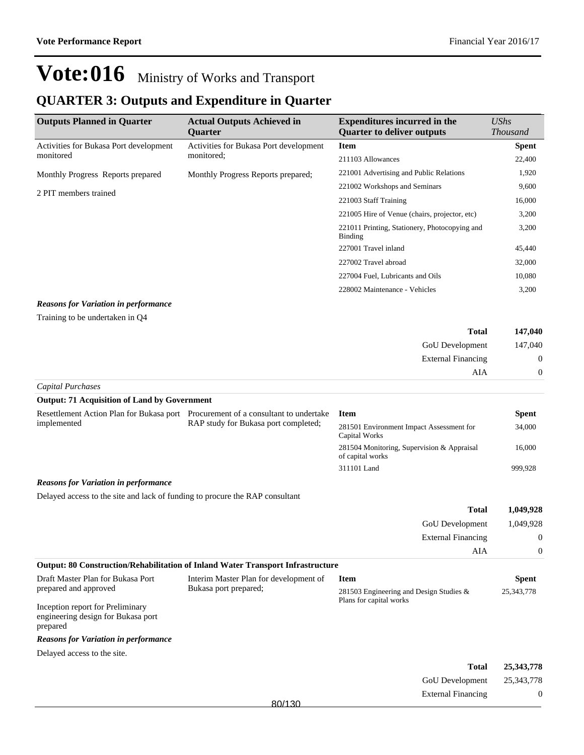# Vote:016 Ministry of Works and Transport

## QUARTER 3: Outputs and Expenditure in Quarter

| Outputs Planned in Quarter | Actual Outputs Achieved in Quarter | Expenditures incurred in the Quarter to deliver outputs | *UShs Thousand* |
|---|---|---|---|
| Activities for Bukasa Port development monitored | Activities for Bukasa Port development monitored; | **Item** | **Spent** |
| Monthly Progress Reports prepared | Monthly Progress Reports prepared; | 211103 Allowances | 22,400 |
| 2 PIT members trained | | 221001 Advertising and Public Relations | 1,920 |
| | | 221002 Workshops and Seminars | 9,600 |
| | | 221003 Staff Training | 16,000 |
| | | 221005 Hire of Venue (chairs, projector, etc) | 3,200 |
| | | 221011 Printing, Stationery, Photocopying and Binding | 3,200 |
| | | 227001 Travel inland | 45,440 |
| | | 227002 Travel abroad | 32,000 |
| | | 227004 Fuel, Lubricants and Oils | 10,080 |
| | | 228002 Maintenance - Vehicles | 3,200 |

***Reasons for Variation in performance***

Training to be undertaken in Q4

| | |
|---|---|
| **Total** | **147,040** |
| GoU Development | 147,040 |
| External Financing | 0 |
| AIA | 0 |

*Capital Purchases*

**Output: 71 Acquisition of Land by Government**

| Outputs Planned in Quarter | Actual Outputs Achieved in Quarter | Item | Spent |
|---|---|---|---|
| Resettlement Action Plan for Bukasa port implemented | Procurement of a consultant to undertake RAP study for Bukasa port completed; | 281501 Environment Impact Assessment for Capital Works | 34,000 |
| | | 281504 Monitoring, Supervision & Appraisal of capital works | 16,000 |
| | | 311101 Land | 999,928 |

***Reasons for Variation in performance***

Delayed access to the site and lack of funding to procure the RAP consultant

| | |
|---|---|
| **Total** | **1,049,928** |
| GoU Development | 1,049,928 |
| External Financing | 0 |
| AIA | 0 |

**Output: 80 Construction/Rehabilitation of Inland Water Transport Infrastructure**

| Outputs Planned in Quarter | Actual Outputs Achieved in Quarter | Item | Spent |
|---|---|---|---|
| Draft Master Plan for Bukasa Port prepared and approved | Interim Master Plan for development of Bukasa port prepared; | 281503 Engineering and Design Studies & Plans for capital works | 25,343,778 |
| Inception report for Preliminary engineering design for Bukasa port prepared | | | |

***Reasons for Variation in performance***

Delayed access to the site.

| | |
|---|---|
| **Total** | **25,343,778** |
| GoU Development | 25,343,778 |
| External Financing | 0 |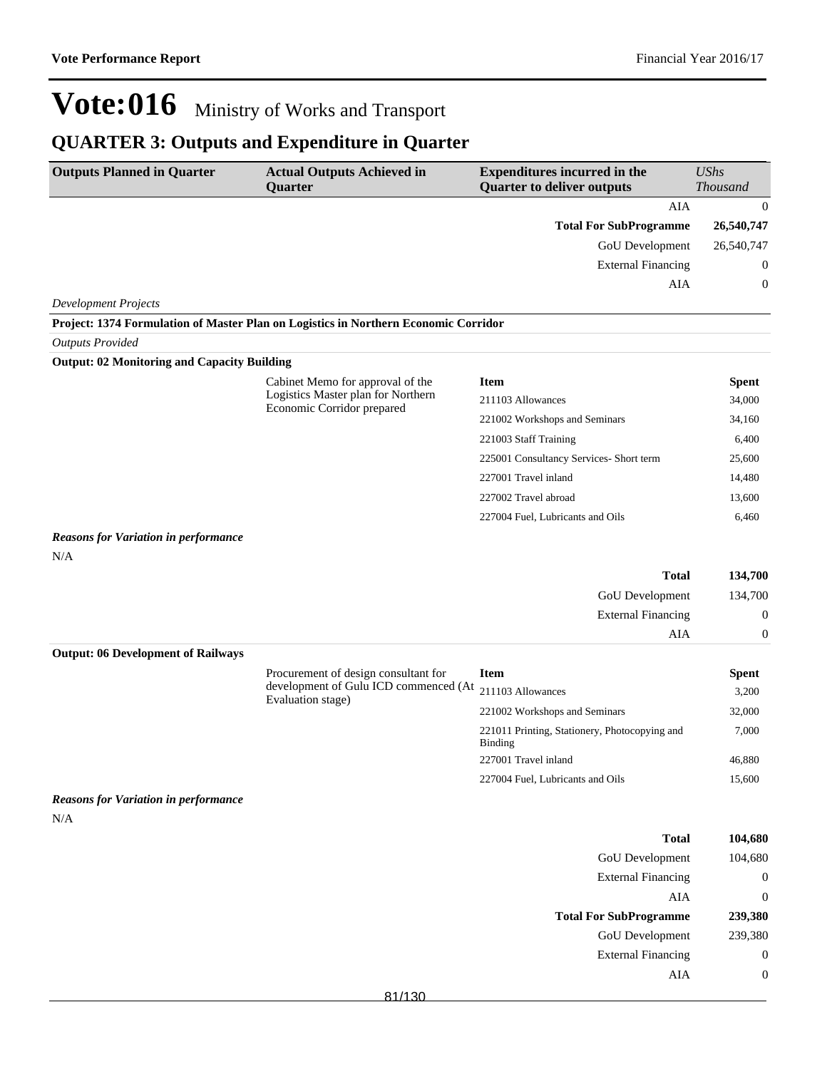# Vote:016 Ministry of Works and Transport

## QUARTER 3: Outputs and Expenditure in Quarter

| Outputs Planned in Quarter | Actual Outputs Achieved in Quarter | Expenditures incurred in the Quarter to deliver outputs | UShs Thousand |
|---|---|---|---|
| | | AIA | 0 |
| | | **Total For SubProgramme** | **26,540,747** |
| | | GoU Development | 26,540,747 |
| | | External Financing | 0 |
| | | AIA | 0 |

*Development Projects*

**Project: 1374 Formulation of Master Plan on Logistics in Northern Economic Corridor**

*Outputs Provided*

**Output: 02 Monitoring and Capacity Building**

| Outputs Planned in Quarter | Actual Outputs Achieved in Quarter | Item | Spent |
|---|---|---|---|
| | Cabinet Memo for approval of the Logistics Master plan for Northern Economic Corridor prepared | 211103 Allowances | 34,000 |
| | | 221002 Workshops and Seminars | 34,160 |
| | | 221003 Staff Training | 6,400 |
| | | 225001 Consultancy Services- Short term | 25,600 |
| | | 227001 Travel inland | 14,480 |
| | | 227002 Travel abroad | 13,600 |
| | | 227004 Fuel, Lubricants and Oils | 6,460 |

***Reasons for Variation in performance***

N/A

| | |
|---|---|
| **Total** | **134,700** |
| GoU Development | 134,700 |
| External Financing | 0 |
| AIA | 0 |

**Output: 06 Development of Railways**

| Outputs Planned in Quarter | Actual Outputs Achieved in Quarter | Item | Spent |
|---|---|---|---|
| | Procurement of design consultant for development of Gulu ICD commenced (At Evaluation stage) | 211103 Allowances | 3,200 |
| | | 221002 Workshops and Seminars | 32,000 |
| | | 221011 Printing, Stationery, Photocopying and Binding | 7,000 |
| | | 227001 Travel inland | 46,880 |
| | | 227004 Fuel, Lubricants and Oils | 15,600 |

***Reasons for Variation in performance***

N/A

| | |
|---|---|
| **Total** | **104,680** |
| GoU Development | 104,680 |
| External Financing | 0 |
| AIA | 0 |
| **Total For SubProgramme** | **239,380** |
| GoU Development | 239,380 |
| External Financing | 0 |
| AIA | 0 |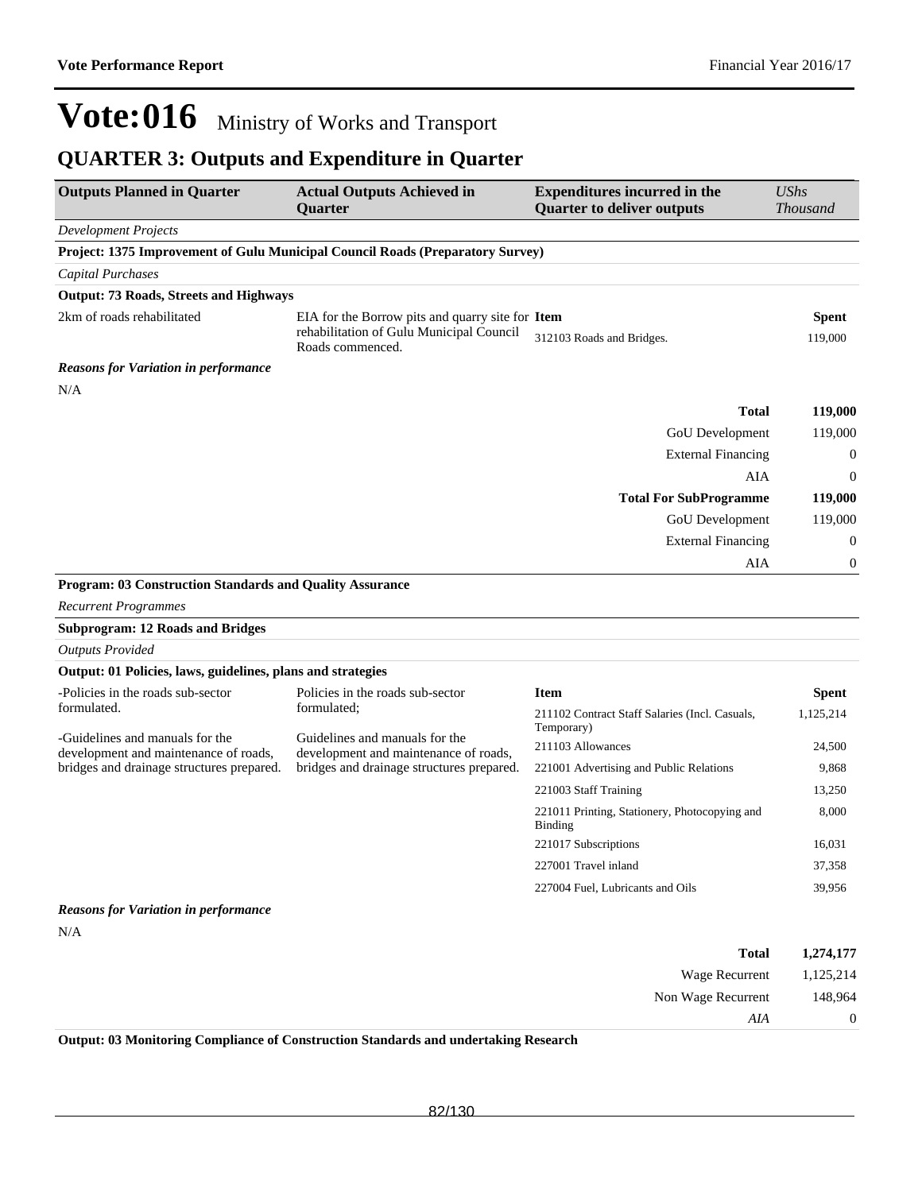# Vote:016 Ministry of Works and Transport

## QUARTER 3: Outputs and Expenditure in Quarter

| Outputs Planned in Quarter | Actual Outputs Achieved in Quarter | Expenditures incurred in the Quarter to deliver outputs | *UShs Thousand* |
|---|---|---|---|
| *Development Projects* | | | |
| **Project: 1375 Improvement of Gulu Municipal Council Roads (Preparatory Survey)** | | | |
| *Capital Purchases* | | | |
| **Output: 73 Roads, Streets and Highways** | | | |
| 2km of roads rehabilitated | EIA for the Borrow pits and quarry site for rehabilitation of Gulu Municipal Council Roads commenced. | **Item** | **Spent** |
| | | 312103 Roads and Bridges. | 119,000 |

***Reasons for Variation in performance***

N/A

| | |
|---|---|
| **Total** | **119,000** |
| GoU Development | 119,000 |
| External Financing | 0 |
| AIA | 0 |
| **Total For SubProgramme** | **119,000** |
| GoU Development | 119,000 |
| External Financing | 0 |
| AIA | 0 |

**Program: 03 Construction Standards and Quality Assurance**

*Recurrent Programmes*

**Subprogram: 12 Roads and Bridges**

*Outputs Provided*

**Output: 01 Policies, laws, guidelines, plans and strategies**

| Outputs Planned in Quarter | Actual Outputs Achieved in Quarter | Item | Spent |
|---|---|---|---|
| -Policies in the roads sub-sector formulated.<br><br>-Guidelines and manuals for the development and maintenance of roads, bridges and drainage structures prepared. | Policies in the roads sub-sector formulated;<br><br>Guidelines and manuals for the development and maintenance of roads, bridges and drainage structures prepared. | 211102 Contract Staff Salaries (Incl. Casuals, Temporary) | 1,125,214 |
| | | 211103 Allowances | 24,500 |
| | | 221001 Advertising and Public Relations | 9,868 |
| | | 221003 Staff Training | 13,250 |
| | | 221011 Printing, Stationery, Photocopying and Binding | 8,000 |
| | | 221017 Subscriptions | 16,031 |
| | | 227001 Travel inland | 37,358 |
| | | 227004 Fuel, Lubricants and Oils | 39,956 |

***Reasons for Variation in performance***

N/A

| | |
|---|---|
| **Total** | **1,274,177** |
| Wage Recurrent | 1,125,214 |
| Non Wage Recurrent | 148,964 |
| *AIA* | 0 |

**Output: 03 Monitoring Compliance of Construction Standards and undertaking Research**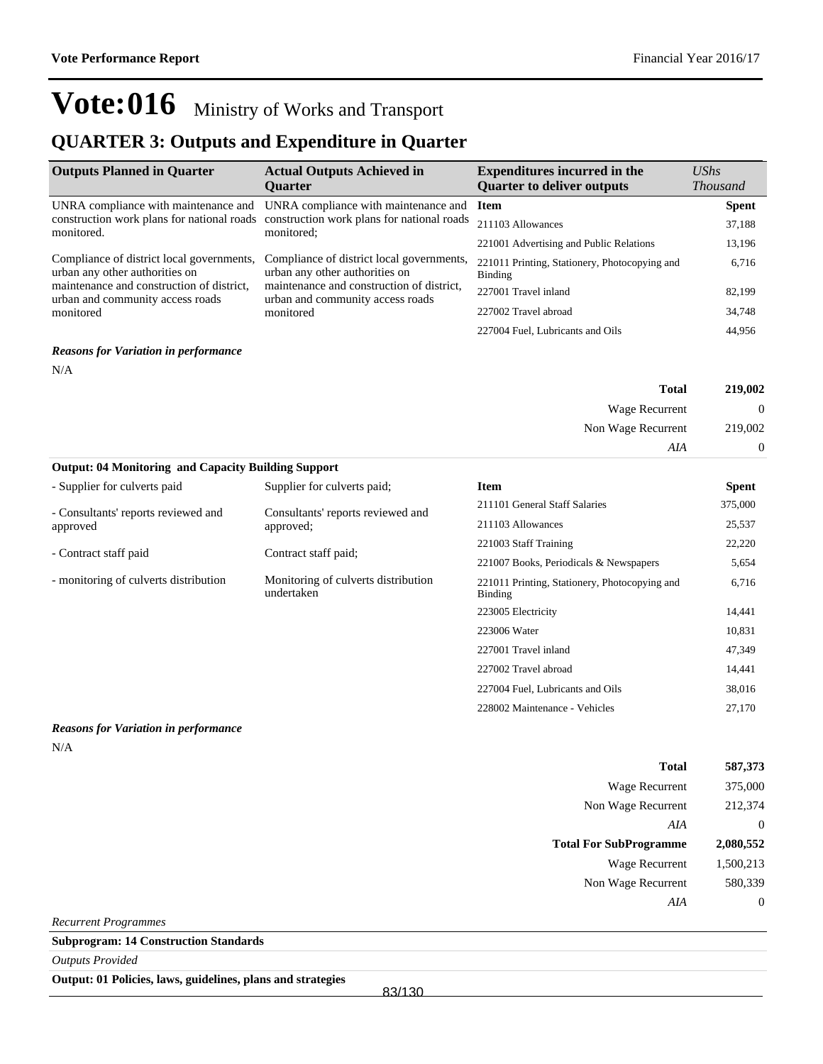# Vote:016 Ministry of Works and Transport

## QUARTER 3: Outputs and Expenditure in Quarter

| Outputs Planned in Quarter | Actual Outputs Achieved in Quarter | Expenditures incurred in the Quarter to deliver outputs | *UShs Thousand* |
|---|---|---|---|
| UNRA compliance with maintenance and construction work plans for national roads monitored.<br><br>Compliance of district local governments, urban any other authorities on maintenance and construction of district, urban and community access roads monitored | UNRA compliance with maintenance and construction work plans for national roads monitored;<br><br>Compliance of district local governments, urban any other authorities on maintenance and construction of district, urban and community access roads monitored | **Item** | **Spent** |
| | | 211103 Allowances | 37,188 |
| | | 221001 Advertising and Public Relations | 13,196 |
| | | 221011 Printing, Stationery, Photocopying and Binding | 6,716 |
| | | 227001 Travel inland | 82,199 |
| | | 227002 Travel abroad | 34,748 |
| | | 227004 Fuel, Lubricants and Oils | 44,956 |

***Reasons for Variation in performance***

N/A

| | |
|---|---|
| **Total** | **219,002** |
| Wage Recurrent | 0 |
| Non Wage Recurrent | 219,002 |
| *AIA* | 0 |

**Output: 04 Monitoring and Capacity Building Support**

| Outputs Planned in Quarter | Actual Outputs Achieved in Quarter | Item | Spent |
|---|---|---|---|
| - Supplier for culverts paid<br><br>- Consultants' reports reviewed and approved<br><br>- Contract staff paid<br><br>- monitoring of culverts distribution | Supplier for culverts paid;<br><br>Consultants' reports reviewed and approved;<br><br>Contract staff paid;<br><br>Monitoring of culverts distribution undertaken | 211101 General Staff Salaries | 375,000 |
| | | 211103 Allowances | 25,537 |
| | | 221003 Staff Training | 22,220 |
| | | 221007 Books, Periodicals & Newspapers | 5,654 |
| | | 221011 Printing, Stationery, Photocopying and Binding | 6,716 |
| | | 223005 Electricity | 14,441 |
| | | 223006 Water | 10,831 |
| | | 227001 Travel inland | 47,349 |
| | | 227002 Travel abroad | 14,441 |
| | | 227004 Fuel, Lubricants and Oils | 38,016 |
| | | 228002 Maintenance - Vehicles | 27,170 |

***Reasons for Variation in performance***

N/A

| | |
|---|---|
| **Total** | **587,373** |
| Wage Recurrent | 375,000 |
| Non Wage Recurrent | 212,374 |
| *AIA* | 0 |
| **Total For SubProgramme** | **2,080,552** |
| Wage Recurrent | 1,500,213 |
| Non Wage Recurrent | 580,339 |
| *AIA* | 0 |

*Recurrent Programmes*

**Subprogram: 14 Construction Standards**

*Outputs Provided*

**Output: 01 Policies, laws, guidelines, plans and strategies**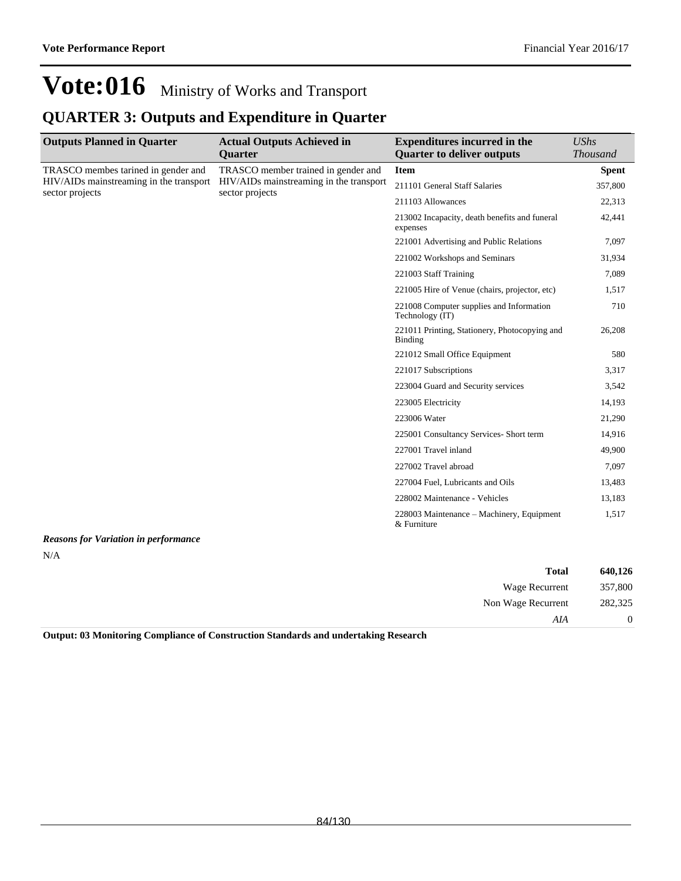# Vote:016 Ministry of Works and Transport

## QUARTER 3: Outputs and Expenditure in Quarter

| Outputs Planned in Quarter | Actual Outputs Achieved in Quarter | Expenditures incurred in the Quarter to deliver outputs | *UShs Thousand* |
|---|---|---|---|
| TRASCO membes tarined in gender and HIV/AIDs mainstreaming in the transport sector projects | TRASCO member trained in gender and HIV/AIDs mainstreaming in the transport sector projects | **Item** | **Spent** |
| | | 211101 General Staff Salaries | 357,800 |
| | | 211103 Allowances | 22,313 |
| | | 213002 Incapacity, death benefits and funeral expenses | 42,441 |
| | | 221001 Advertising and Public Relations | 7,097 |
| | | 221002 Workshops and Seminars | 31,934 |
| | | 221003 Staff Training | 7,089 |
| | | 221005 Hire of Venue (chairs, projector, etc) | 1,517 |
| | | 221008 Computer supplies and Information Technology (IT) | 710 |
| | | 221011 Printing, Stationery, Photocopying and Binding | 26,208 |
| | | 221012 Small Office Equipment | 580 |
| | | 221017 Subscriptions | 3,317 |
| | | 223004 Guard and Security services | 3,542 |
| | | 223005 Electricity | 14,193 |
| | | 223006 Water | 21,290 |
| | | 225001 Consultancy Services- Short term | 14,916 |
| | | 227001 Travel inland | 49,900 |
| | | 227002 Travel abroad | 7,097 |
| | | 227004 Fuel, Lubricants and Oils | 13,483 |
| | | 228002 Maintenance - Vehicles | 13,183 |
| | | 228003 Maintenance – Machinery, Equipment & Furniture | 1,517 |

***Reasons for Variation in performance***

N/A

| | |
|---|---|
| **Total** | **640,126** |
| Wage Recurrent | 357,800 |
| Non Wage Recurrent | 282,325 |
| *AIA* | 0 |

**Output: 03 Monitoring Compliance of Construction Standards and undertaking Research**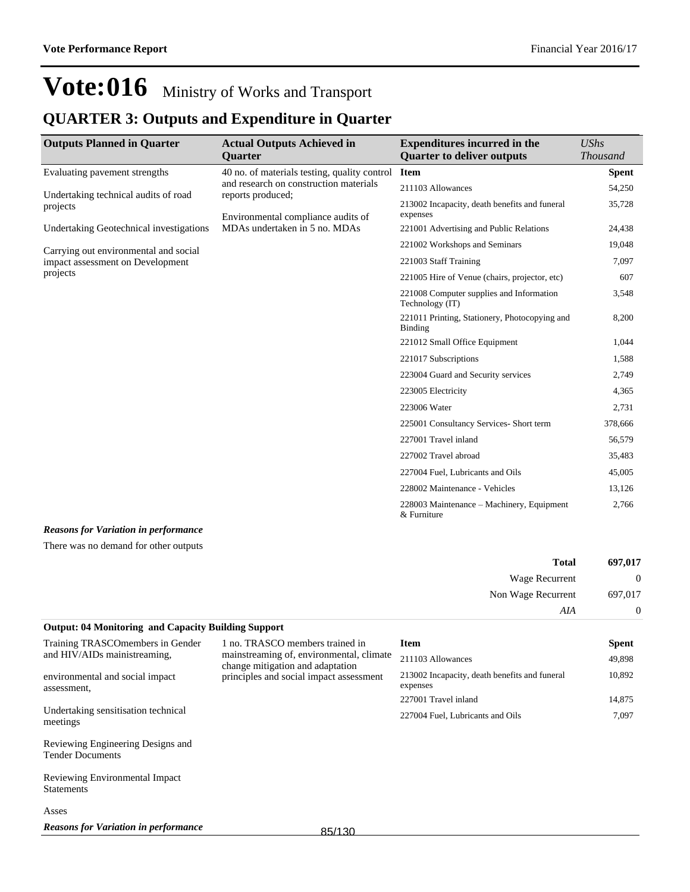# Vote:016 Ministry of Works and Transport

## QUARTER 3: Outputs and Expenditure in Quarter

| Outputs Planned in Quarter | Actual Outputs Achieved in Quarter | Expenditures incurred in the Quarter to deliver outputs | *UShs Thousand* |
|---|---|---|---|
| Evaluating pavement strengths<br><br>Undertaking technical audits of road projects<br><br>Undertaking Geotechnical investigations<br><br>Carrying out environmental and social impact assessment on Development projects | 40 no. of materials testing, quality control and research on construction materials reports produced;<br><br>Environmental compliance audits of MDAs undertaken in 5 no. MDAs | **Item** | **Spent** |
| | | 211103 Allowances | 54,250 |
| | | 213002 Incapacity, death benefits and funeral expenses | 35,728 |
| | | 221001 Advertising and Public Relations | 24,438 |
| | | 221002 Workshops and Seminars | 19,048 |
| | | 221003 Staff Training | 7,097 |
| | | 221005 Hire of Venue (chairs, projector, etc) | 607 |
| | | 221008 Computer supplies and Information Technology (IT) | 3,548 |
| | | 221011 Printing, Stationery, Photocopying and Binding | 8,200 |
| | | 221012 Small Office Equipment | 1,044 |
| | | 221017 Subscriptions | 1,588 |
| | | 223004 Guard and Security services | 2,749 |
| | | 223005 Electricity | 4,365 |
| | | 223006 Water | 2,731 |
| | | 225001 Consultancy Services- Short term | 378,666 |
| | | 227001 Travel inland | 56,579 |
| | | 227002 Travel abroad | 35,483 |
| | | 227004 Fuel, Lubricants and Oils | 45,005 |
| | | 228002 Maintenance - Vehicles | 13,126 |
| | | 228003 Maintenance – Machinery, Equipment & Furniture | 2,766 |

***Reasons for Variation in performance***

There was no demand for other outputs

| | |
|---|---|
| **Total** | **697,017** |
| Wage Recurrent | 0 |
| Non Wage Recurrent | 697,017 |
| *AIA* | 0 |

**Output: 04 Monitoring and Capacity Building Support**

| Outputs Planned in Quarter | Actual Outputs Achieved in Quarter | Item | Spent |
|---|---|---|---|
| Training TRASCOmembers in Gender and HIV/AIDs mainistreaming,<br><br>environmental and social impact assessment,<br><br>Undertaking sensitisation technical meetings<br><br>Reviewing Engineering Designs and Tender Documents<br><br>Reviewing Environmental Impact Statements<br><br>Asses | 1 no. TRASCO members trained in mainstreaming of, environmental, climate change mitigation and adaptation principles and social impact assessment | **Item** | **Spent** |
| | | 211103 Allowances | 49,898 |
| | | 213002 Incapacity, death benefits and funeral expenses | 10,892 |
| | | 227001 Travel inland | 14,875 |
| | | 227004 Fuel, Lubricants and Oils | 7,097 |

***Reasons for Variation in performance***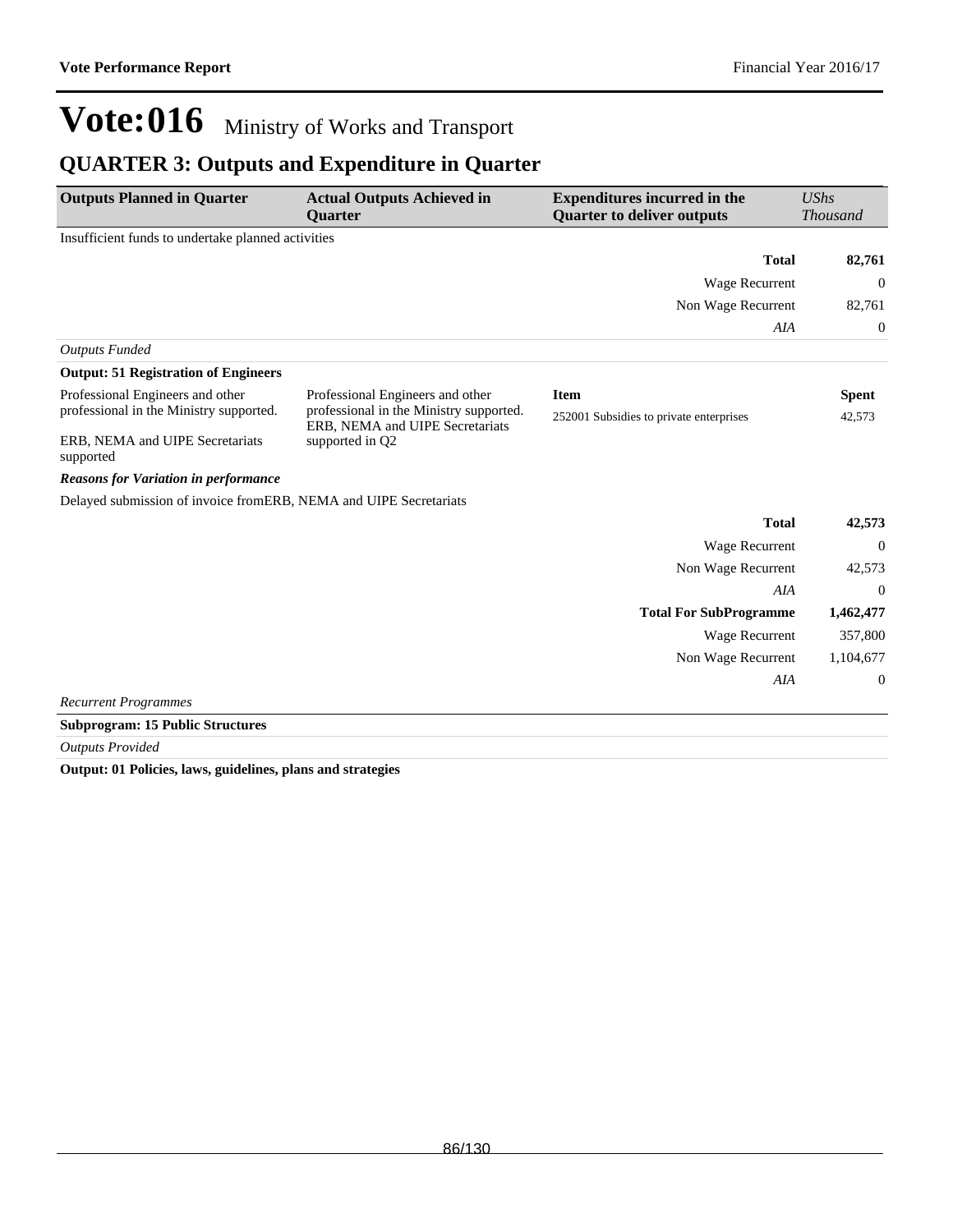# Vote:016 Ministry of Works and Transport

## QUARTER 3: Outputs and Expenditure in Quarter

| Outputs Planned in Quarter | Actual Outputs Achieved in Quarter | Expenditures incurred in the Quarter to deliver outputs | *UShs Thousand* |
|---|---|---|---|
| Insufficient funds to undertake planned activities | | | |
| | | **Total** | **82,761** |
| | | Wage Recurrent | 0 |
| | | Non Wage Recurrent | 82,761 |
| | | *AIA* | 0 |
| *Outputs Funded* | | | |
| **Output: 51 Registration of Engineers** | | | |
| Professional Engineers and other professional in the Ministry supported.<br><br>ERB, NEMA and UIPE Secretariats supported | Professional Engineers and other professional in the Ministry supported. ERB, NEMA and UIPE Secretariats supported in Q2 | **Item**<br>252001 Subsidies to private enterprises | **Spent**<br>42,573 |
| ***Reasons for Variation in performance*** | | | |
| Delayed submission of invoice fromERB, NEMA and UIPE Secretariats | | | |
| | | **Total** | **42,573** |
| | | Wage Recurrent | 0 |
| | | Non Wage Recurrent | 42,573 |
| | | *AIA* | 0 |
| | | **Total For SubProgramme** | **1,462,477** |
| | | Wage Recurrent | 357,800 |
| | | Non Wage Recurrent | 1,104,677 |
| | | *AIA* | 0 |
| *Recurrent Programmes* | | | |
| **Subprogram: 15 Public Structures** | | | |
| *Outputs Provided* | | | |
| **Output: 01 Policies, laws, guidelines, plans and strategies** | | | |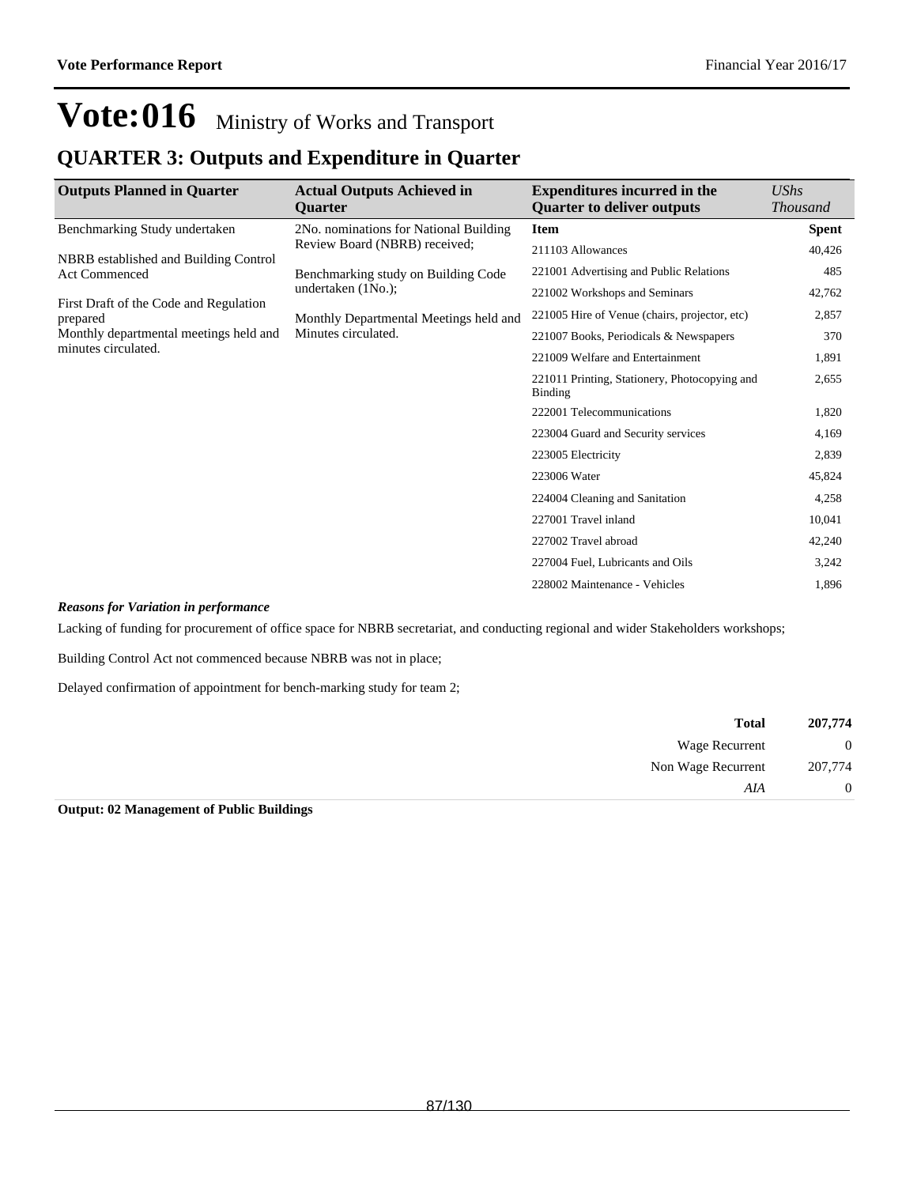# Vote:016 Ministry of Works and Transport

## QUARTER 3: Outputs and Expenditure in Quarter

| Outputs Planned in Quarter | Actual Outputs Achieved in Quarter | Expenditures incurred in the Quarter to deliver outputs | *UShs Thousand* |
|---|---|---|---|
| Benchmarking Study undertaken<br><br>NBRB established and Building Control Act Commenced<br><br>First Draft of the Code and Regulation prepared<br>Monthly departmental meetings held and minutes circulated. | 2No. nominations for National Building Review Board (NBRB) received;<br><br>Benchmarking study on Building Code undertaken (1No.);<br><br>Monthly Departmental Meetings held and Minutes circulated. | **Item** | **Spent** |
| | | 211103 Allowances | 40,426 |
| | | 221001 Advertising and Public Relations | 485 |
| | | 221002 Workshops and Seminars | 42,762 |
| | | 221005 Hire of Venue (chairs, projector, etc) | 2,857 |
| | | 221007 Books, Periodicals & Newspapers | 370 |
| | | 221009 Welfare and Entertainment | 1,891 |
| | | 221011 Printing, Stationery, Photocopying and Binding | 2,655 |
| | | 222001 Telecommunications | 1,820 |
| | | 223004 Guard and Security services | 4,169 |
| | | 223005 Electricity | 2,839 |
| | | 223006 Water | 45,824 |
| | | 224004 Cleaning and Sanitation | 4,258 |
| | | 227001 Travel inland | 10,041 |
| | | 227002 Travel abroad | 42,240 |
| | | 227004 Fuel, Lubricants and Oils | 3,242 |
| | | 228002 Maintenance - Vehicles | 1,896 |

***Reasons for Variation in performance***

Lacking of funding for procurement of office space for NBRB secretariat, and conducting regional and wider Stakeholders workshops;

Building Control Act not commenced because NBRB was not in place;

Delayed confirmation of appointment for bench-marking study for team 2;

| | |
|---|---|
| **Total** | **207,774** |
| Wage Recurrent | 0 |
| Non Wage Recurrent | 207,774 |
| *AIA* | 0 |

**Output: 02 Management of Public Buildings**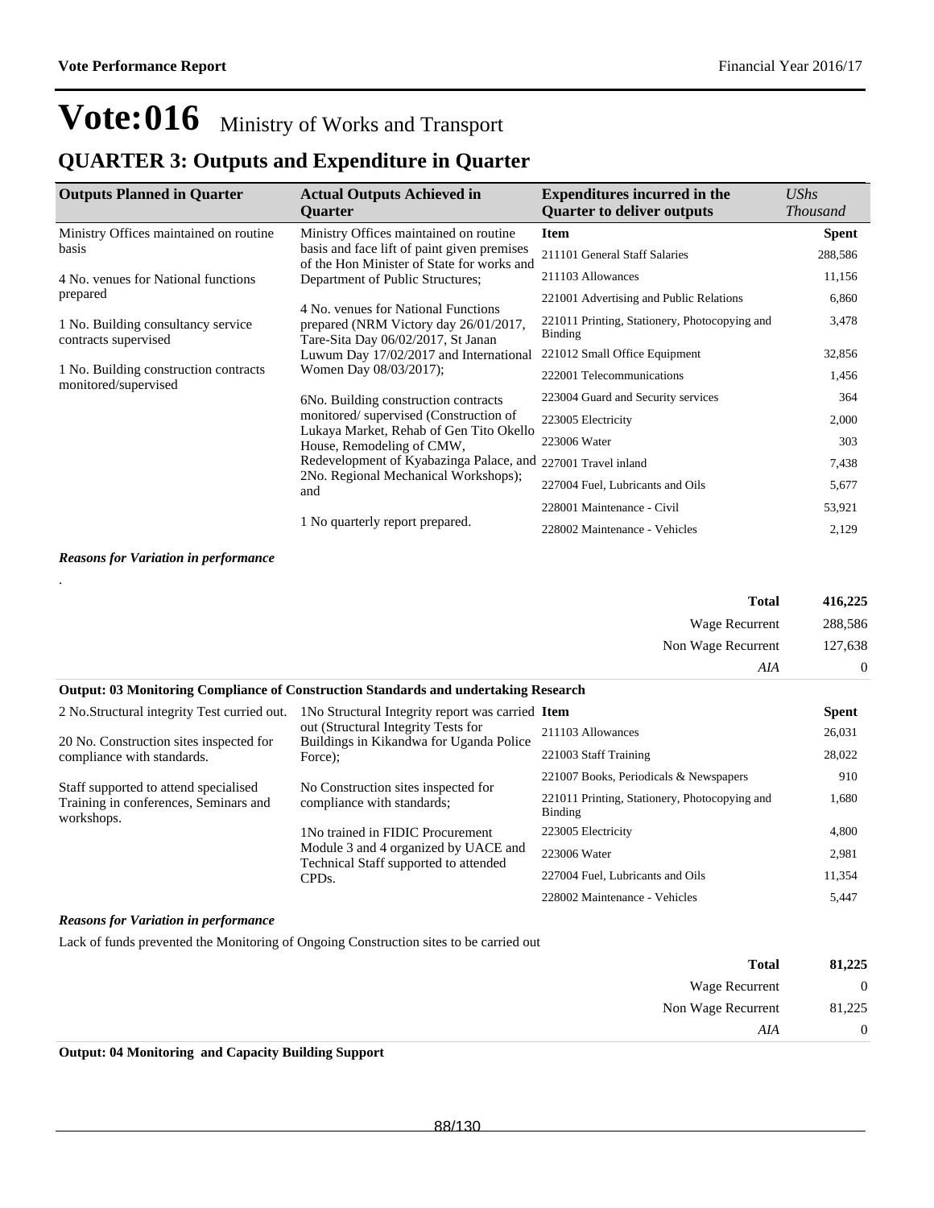# Vote:016 Ministry of Works and Transport

## QUARTER 3: Outputs and Expenditure in Quarter

| Outputs Planned in Quarter | Actual Outputs Achieved in Quarter | Expenditures incurred in the Quarter to deliver outputs | *UShs Thousand* |
|---|---|---|---|
| Ministry Offices maintained on routine basis<br><br>4 No. venues for National functions prepared<br><br>1 No. Building consultancy service contracts supervised<br><br>1 No. Building construction contracts monitored/supervised | Ministry Offices maintained on routine basis and face lift of paint given premises of the Hon Minister of State for works and Department of Public Structures;<br><br>4 No. venues for National Functions prepared (NRM Victory day 26/01/2017, Tare-Sita Day 06/02/2017, St Janan Luwum Day 17/02/2017 and International Women Day 08/03/2017);<br><br>6No. Building construction contracts monitored/ supervised (Construction of Lukaya Market, Rehab of Gen Tito Okello House, Remodeling of CMW, Redevelopment of Kyabazinga Palace, and 2No. Regional Mechanical Workshops); and<br><br>1 No quarterly report prepared. | **Item** | **Spent** |
| | | 211101 General Staff Salaries | 288,586 |
| | | 211103 Allowances | 11,156 |
| | | 221001 Advertising and Public Relations | 6,860 |
| | | 221011 Printing, Stationery, Photocopying and Binding | 3,478 |
| | | 221012 Small Office Equipment | 32,856 |
| | | 222001 Telecommunications | 1,456 |
| | | 223004 Guard and Security services | 364 |
| | | 223005 Electricity | 2,000 |
| | | 223006 Water | 303 |
| | | 227001 Travel inland | 7,438 |
| | | 227004 Fuel, Lubricants and Oils | 5,677 |
| | | 228001 Maintenance - Civil | 53,921 |
| | | 228002 Maintenance - Vehicles | 2,129 |

***Reasons for Variation in performance***

.

| | |
|---|---|
| **Total** | **416,225** |
| Wage Recurrent | 288,586 |
| Non Wage Recurrent | 127,638 |
| *AIA* | 0 |

**Output: 03 Monitoring Compliance of Construction Standards and undertaking Research**

| Outputs Planned in Quarter | Actual Outputs Achieved in Quarter | Item | Spent |
|---|---|---|---|
| 2 No.Structural integrity Test curried out.<br><br>20 No. Construction sites inspected for compliance with standards.<br><br>Staff supported to attend specialised Training in conferences, Seminars and workshops. | 1No Structural Integrity report was carried out (Structural Integrity Tests for Buildings in Kikandwa for Uganda Police Force);<br><br>No Construction sites inspected for compliance with standards;<br><br>1No trained in FIDIC Procurement Module 3 and 4 organized by UACE and Technical Staff supported to attended CPDs. | 211103 Allowances | 26,031 |
| | | 221003 Staff Training | 28,022 |
| | | 221007 Books, Periodicals & Newspapers | 910 |
| | | 221011 Printing, Stationery, Photocopying and Binding | 1,680 |
| | | 223005 Electricity | 4,800 |
| | | 223006 Water | 2,981 |
| | | 227004 Fuel, Lubricants and Oils | 11,354 |
| | | 228002 Maintenance - Vehicles | 5,447 |

***Reasons for Variation in performance***

Lack of funds prevented the Monitoring of Ongoing Construction sites to be carried out

| | |
|---|---|
| **Total** | **81,225** |
| Wage Recurrent | 0 |
| Non Wage Recurrent | 81,225 |
| *AIA* | 0 |

**Output: 04 Monitoring and Capacity Building Support**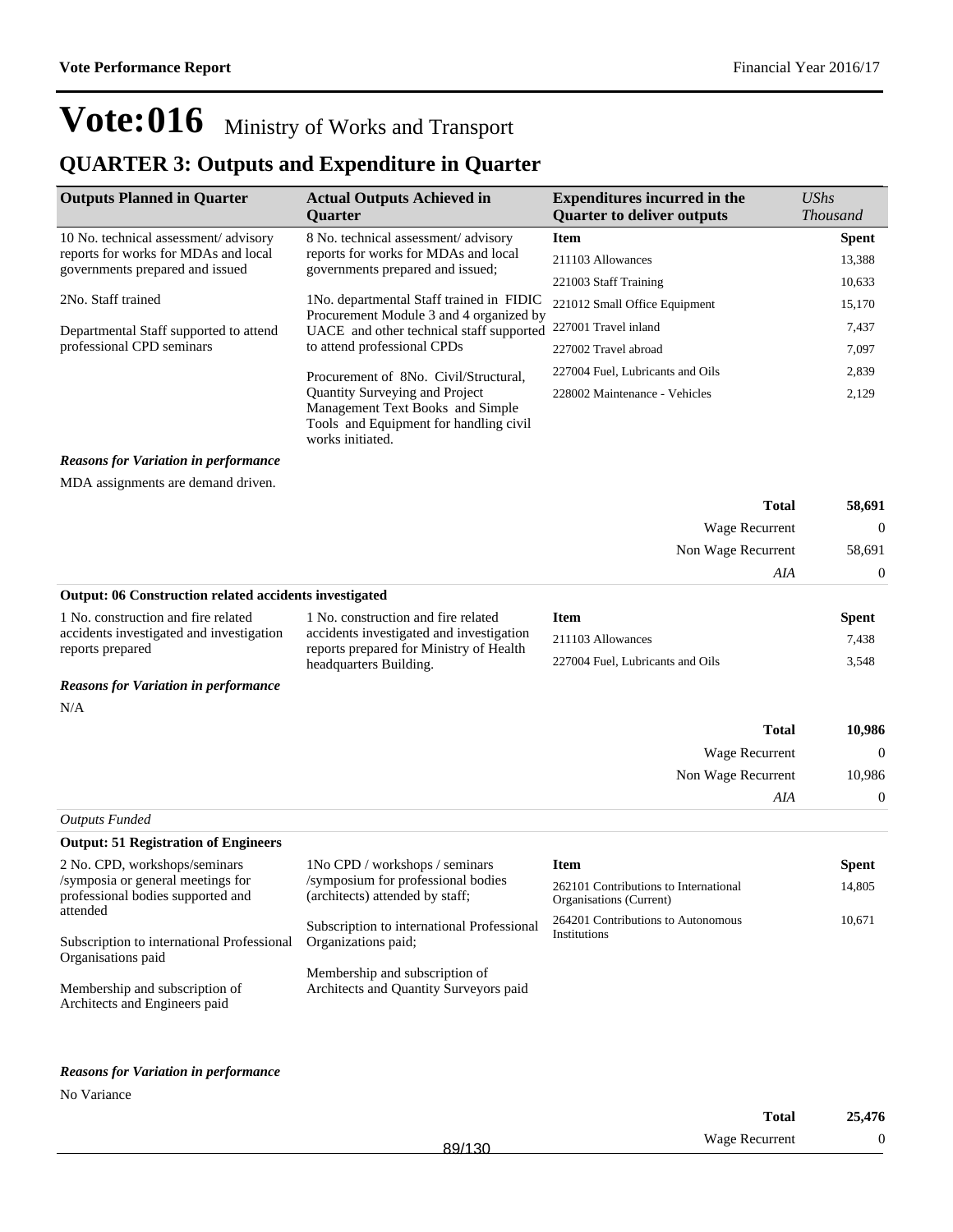# Vote:016 Ministry of Works and Transport

## QUARTER 3: Outputs and Expenditure in Quarter

| Outputs Planned in Quarter | Actual Outputs Achieved in Quarter | Expenditures incurred in the Quarter to deliver outputs | *UShs Thousand* |
|---|---|---|---|
| 10 No. technical assessment/ advisory reports for works for MDAs and local governments prepared and issued<br><br>2No. Staff trained<br><br>Departmental Staff supported to attend professional CPD seminars | 8 No. technical assessment/ advisory reports for works for MDAs and local governments prepared and issued;<br><br>1No. departmental Staff trained in FIDIC Procurement Module 3 and 4 organized by UACE and other technical staff supported to attend professional CPDs<br><br>Procurement of 8No. Civil/Structural, Quantity Surveying and Project Management Text Books and Simple Tools and Equipment for handling civil works initiated. | **Item** | **Spent** |
| | | 211103 Allowances | 13,388 |
| | | 221003 Staff Training | 10,633 |
| | | 221012 Small Office Equipment | 15,170 |
| | | 227001 Travel inland | 7,437 |
| | | 227002 Travel abroad | 7,097 |
| | | 227004 Fuel, Lubricants and Oils | 2,839 |
| | | 228002 Maintenance - Vehicles | 2,129 |

***Reasons for Variation in performance***

MDA assignments are demand driven.

| | |
|---|---|
| **Total** | **58,691** |
| Wage Recurrent | 0 |
| Non Wage Recurrent | 58,691 |
| *AIA* | 0 |

**Output: 06 Construction related accidents investigated**

| Outputs Planned in Quarter | Actual Outputs Achieved in Quarter | Item | Spent |
|---|---|---|---|
| 1 No. construction and fire related accidents investigated and investigation reports prepared | 1 No. construction and fire related accidents investigated and investigation reports prepared for Ministry of Health headquarters Building. | 211103 Allowances | 7,438 |
| | | 227004 Fuel, Lubricants and Oils | 3,548 |

***Reasons for Variation in performance***

N/A

| | |
|---|---|
| **Total** | **10,986** |
| Wage Recurrent | 0 |
| Non Wage Recurrent | 10,986 |
| *AIA* | 0 |

*Outputs Funded*

**Output: 51 Registration of Engineers**

| Outputs Planned in Quarter | Actual Outputs Achieved in Quarter | Item | Spent |
|---|---|---|---|
| 2 No. CPD, workshops/seminars /symposia or general meetings for professional bodies supported and attended<br><br>Subscription to international Professional Organisations paid<br><br>Membership and subscription of Architects and Engineers paid | 1No CPD / workshops / seminars /symposium for professional bodies (architects) attended by staff;<br><br>Subscription to international Professional Organizations paid;<br><br>Membership and subscription of Architects and Quantity Surveyors paid | 262101 Contributions to International Organisations (Current) | 14,805 |
| | | 264201 Contributions to Autonomous Institutions | 10,671 |

***Reasons for Variation in performance***

No Variance

| | |
|---|---|
| **Total** | **25,476** |
| Wage Recurrent | 0 |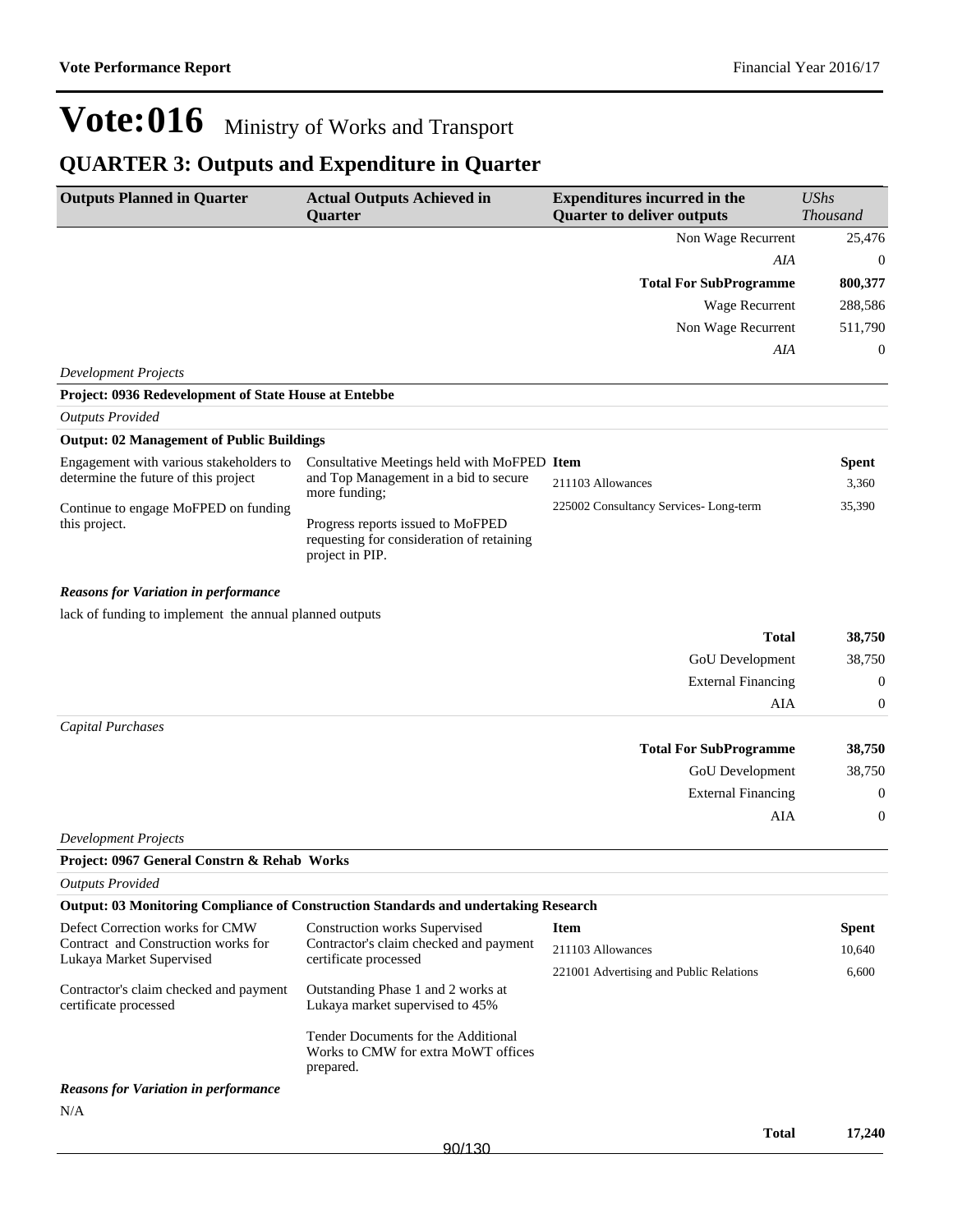# Vote:016 Ministry of Works and Transport

## QUARTER 3: Outputs and Expenditure in Quarter

| Outputs Planned in Quarter | Actual Outputs Achieved in Quarter | Expenditures incurred in the Quarter to deliver outputs | *UShs Thousand* |
|---|---|---|---|
| | | Non Wage Recurrent | 25,476 |
| | | *AIA* | 0 |
| | | **Total For SubProgramme** | **800,377** |
| | | Wage Recurrent | 288,586 |
| | | Non Wage Recurrent | 511,790 |
| | | *AIA* | 0 |

*Development Projects*

**Project: 0936 Redevelopment of State House at Entebbe**

*Outputs Provided*

**Output: 02 Management of Public Buildings**

| Outputs Planned in Quarter | Actual Outputs Achieved in Quarter | Item | Spent |
|---|---|---|---|
| Engagement with various stakeholders to determine the future of this project<br><br>Continue to engage MoFPED on funding this project. | Consultative Meetings held with MoFPED and Top Management in a bid to secure more funding;<br><br>Progress reports issued to MoFPED requesting for consideration of retaining project in PIP. | 211103 Allowances | 3,360 |
| | | 225002 Consultancy Services- Long-term | 35,390 |

***Reasons for Variation in performance***

lack of funding to implement the annual planned outputs

| | |
|---|---|
| **Total** | **38,750** |
| GoU Development | 38,750 |
| External Financing | 0 |
| AIA | 0 |

*Capital Purchases*

| | |
|---|---|
| **Total For SubProgramme** | **38,750** |
| GoU Development | 38,750 |
| External Financing | 0 |
| AIA | 0 |

*Development Projects*

**Project: 0967 General Constrn & Rehab Works**

*Outputs Provided*

**Output: 03 Monitoring Compliance of Construction Standards and undertaking Research**

| Outputs Planned in Quarter | Actual Outputs Achieved in Quarter | Item | Spent |
|---|---|---|---|
| Defect Correction works for CMW Contract and Construction works for Lukaya Market Supervised<br><br>Contractor's claim checked and payment certificate processed | Construction works Supervised<br>Contractor's claim checked and payment certificate processed<br><br>Outstanding Phase 1 and 2 works at Lukaya market supervised to 45%<br><br>Tender Documents for the Additional Works to CMW for extra MoWT offices prepared. | 211103 Allowances | 10,640 |
| | | 221001 Advertising and Public Relations | 6,600 |

***Reasons for Variation in performance***

N/A

| | |
|---|---|
| **Total** | **17,240** |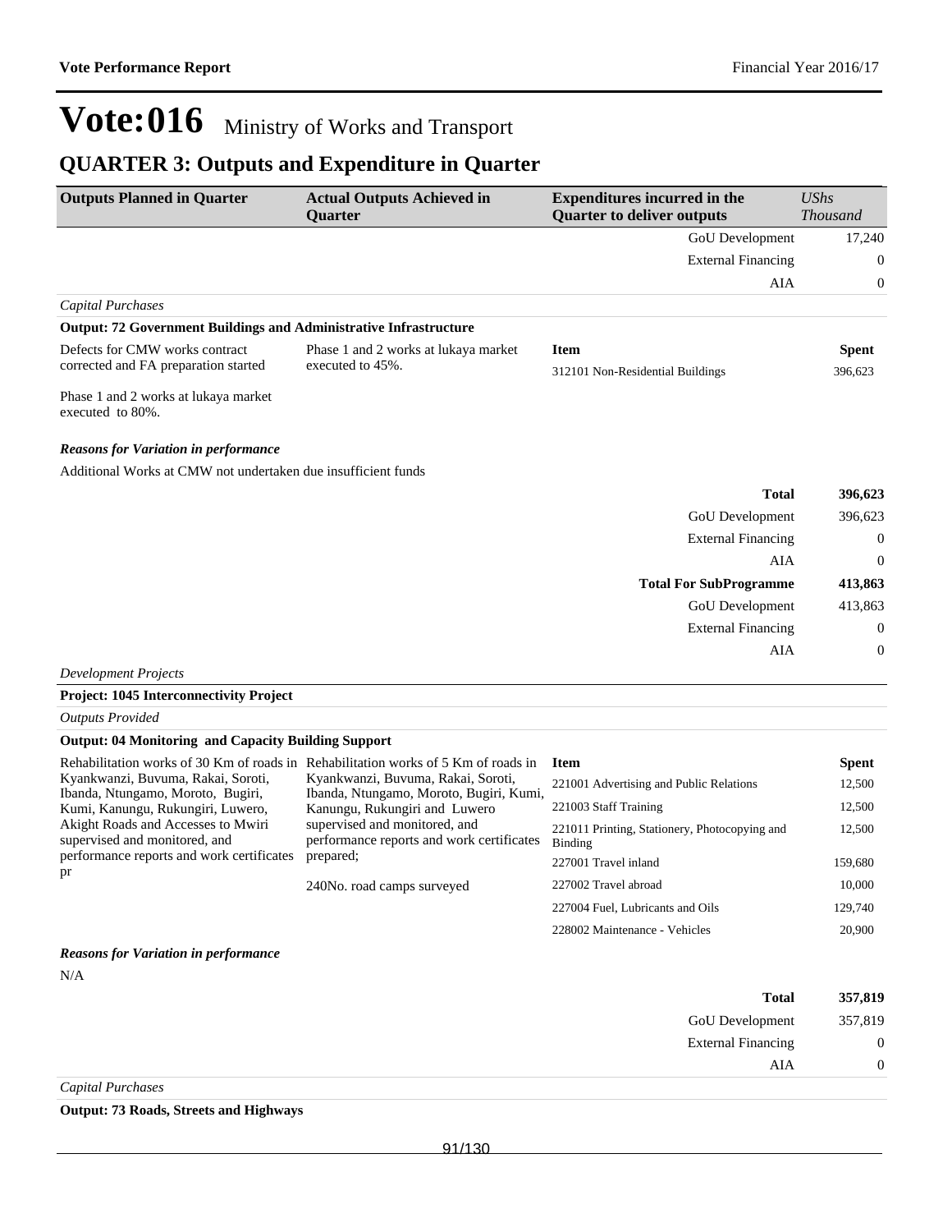# Vote:016 Ministry of Works and Transport

## QUARTER 3: Outputs and Expenditure in Quarter

| Outputs Planned in Quarter | Actual Outputs Achieved in Quarter | Expenditures incurred in the Quarter to deliver outputs | UShs Thousand |
|---|---|---|---|
| | | GoU Development | 17,240 |
| | | External Financing | 0 |
| | | AIA | 0 |

*Capital Purchases*

**Output: 72 Government Buildings and Administrative Infrastructure**

| Outputs Planned in Quarter | Actual Outputs Achieved in Quarter | Item | Spent |
|---|---|---|---|
| Defects for CMW works contract corrected and FA preparation started<br><br>Phase 1 and 2 works at lukaya market executed to 80%. | Phase 1 and 2 works at lukaya market executed to 45%. | 312101 Non-Residential Buildings | 396,623 |

***Reasons for Variation in performance***

Additional Works at CMW not undertaken due insufficient funds

| | |
|---|---|
| **Total** | **396,623** |
| GoU Development | 396,623 |
| External Financing | 0 |
| AIA | 0 |
| **Total For SubProgramme** | **413,863** |
| GoU Development | 413,863 |
| External Financing | 0 |
| AIA | 0 |

*Development Projects*

**Project: 1045 Interconnectivity Project**

*Outputs Provided*

**Output: 04 Monitoring and Capacity Building Support**

| Outputs Planned in Quarter | Actual Outputs Achieved in Quarter | Item | Spent |
|---|---|---|---|
| Rehabilitation works of 30 Km of roads in Kyankwanzi, Buvuma, Rakai, Soroti, Ibanda, Ntungamo, Moroto, Bugiri, Kumi, Kanungu, Rukungiri, Luwero, Akight Roads and Accesses to Mwiri supervised and monitored, and performance reports and work certificates pr | Rehabilitation works of 5 Km of roads in Kyankwanzi, Buvuma, Rakai, Soroti, Ibanda, Ntungamo, Moroto, Bugiri, Kumi, Kanungu, Rukungiri and Luwero supervised and monitored, and performance reports and work certificates prepared;<br><br>240No. road camps surveyed | 221001 Advertising and Public Relations | 12,500 |
| | | 221003 Staff Training | 12,500 |
| | | 221011 Printing, Stationery, Photocopying and Binding | 12,500 |
| | | 227001 Travel inland | 159,680 |
| | | 227002 Travel abroad | 10,000 |
| | | 227004 Fuel, Lubricants and Oils | 129,740 |
| | | 228002 Maintenance - Vehicles | 20,900 |

***Reasons for Variation in performance***

N/A

| | |
|---|---|
| **Total** | **357,819** |
| GoU Development | 357,819 |
| External Financing | 0 |
| AIA | 0 |

*Capital Purchases*

**Output: 73 Roads, Streets and Highways**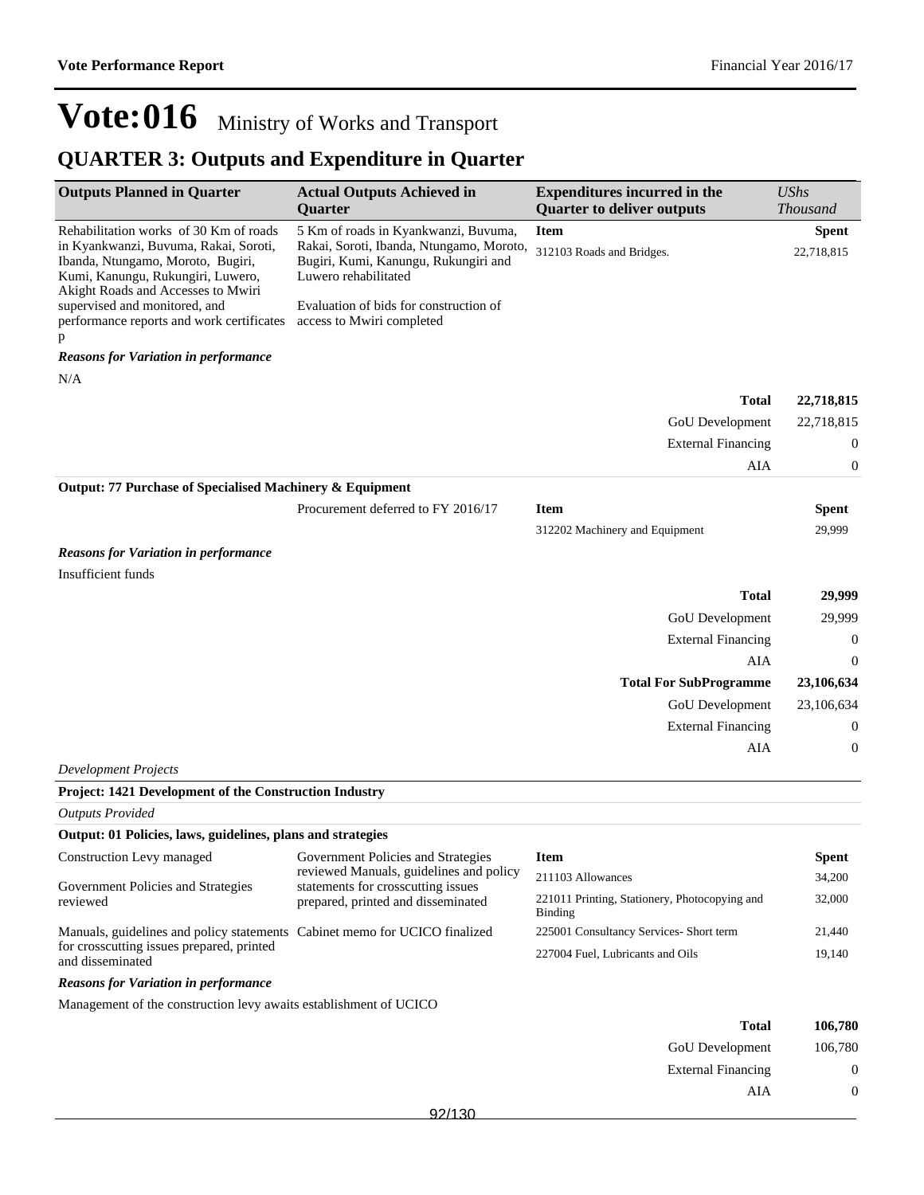# Vote:016 Ministry of Works and Transport

## QUARTER 3: Outputs and Expenditure in Quarter

| Outputs Planned in Quarter | Actual Outputs Achieved in Quarter | Expenditures incurred in the Quarter to deliver outputs | *UShs Thousand* |
|---|---|---|---|
| Rehabilitation works of 30 Km of roads in Kyankwanzi, Buvuma, Rakai, Soroti, Ibanda, Ntungamo, Moroto, Bugiri, Kumi, Kanungu, Rukungiri, Luwero, Akight Roads and Accesses to Mwiri supervised and monitored, and performance reports and work certificates p | 5 Km of roads in Kyankwanzi, Buvuma, Rakai, Soroti, Ibanda, Ntungamo, Moroto, Bugiri, Kumi, Kanungu, Rukungiri and Luwero rehabilitated<br><br>Evaluation of bids for construction of access to Mwiri completed | **Item** | **Spent** |
| | | 312103 Roads and Bridges. | 22,718,815 |

***Reasons for Variation in performance***

N/A

| | |
|---|---|
| **Total** | **22,718,815** |
| GoU Development | 22,718,815 |
| External Financing | 0 |
| AIA | 0 |

**Output: 77 Purchase of Specialised Machinery & Equipment**

| | | | |
|---|---|---|---|
| | Procurement deferred to FY 2016/17 | **Item** | **Spent** |
| | | 312202 Machinery and Equipment | 29,999 |

***Reasons for Variation in performance***

Insufficient funds

| | |
|---|---|
| **Total** | **29,999** |
| GoU Development | 29,999 |
| External Financing | 0 |
| AIA | 0 |
| **Total For SubProgramme** | **23,106,634** |
| GoU Development | 23,106,634 |
| External Financing | 0 |
| AIA | 0 |

*Development Projects*

**Project: 1421 Development of the Construction Industry**

*Outputs Provided*

**Output: 01 Policies, laws, guidelines, plans and strategies**

| | | | |
|---|---|---|---|
| Construction Levy managed<br><br>Government Policies and Strategies reviewed<br><br>Manuals, guidelines and policy statements for crosscutting issues prepared, printed and disseminated | Government Policies and Strategies reviewed Manuals, guidelines and policy statements for crosscutting issues prepared, printed and disseminated<br><br>Cabinet memo for UCICO finalized | **Item** | **Spent** |
| | | 211103 Allowances | 34,200 |
| | | 221011 Printing, Stationery, Photocopying and Binding | 32,000 |
| | | 225001 Consultancy Services- Short term | 21,440 |
| | | 227004 Fuel, Lubricants and Oils | 19,140 |

***Reasons for Variation in performance***

Management of the construction levy awaits establishment of UCICO

| | |
|---|---|
| **Total** | **106,780** |
| GoU Development | 106,780 |
| External Financing | 0 |
| AIA | 0 |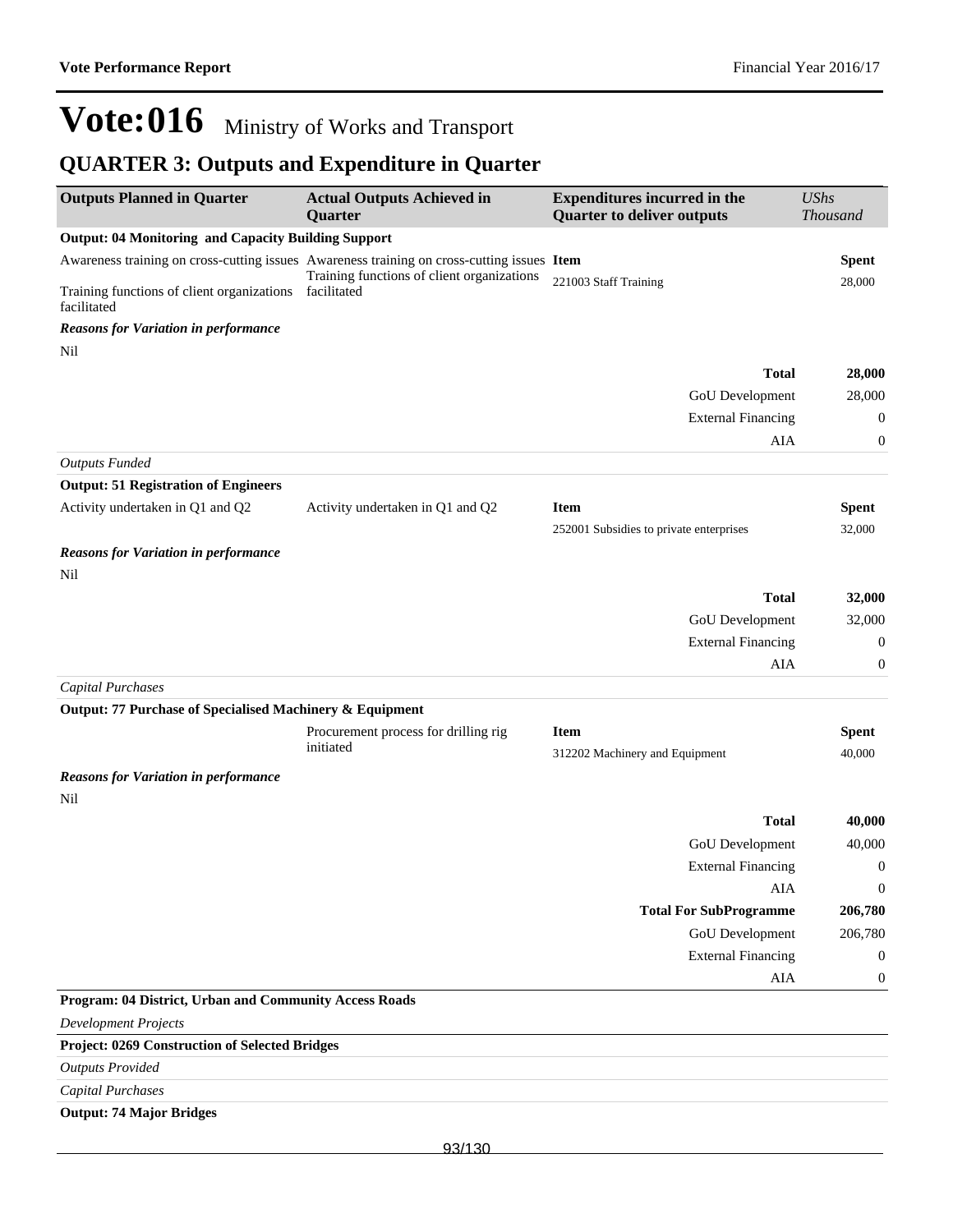# Vote:016 Ministry of Works and Transport

## QUARTER 3: Outputs and Expenditure in Quarter

| Outputs Planned in Quarter | Actual Outputs Achieved in Quarter | Expenditures incurred in the Quarter to deliver outputs | *UShs Thousand* |
|---|---|---|---|
| **Output: 04 Monitoring and Capacity Building Support** | | | |
| Awareness training on cross-cutting issues<br>Training functions of client organizations facilitated | Awareness training on cross-cutting issues<br>Training functions of client organizations facilitated | **Item** | **Spent** |
| | | 221003 Staff Training | 28,000 |
| ***Reasons for Variation in performance*** | | | |
| Nil | | | |
| | | **Total** | **28,000** |
| | | GoU Development | 28,000 |
| | | External Financing | 0 |
| | | AIA | 0 |
| *Outputs Funded* | | | |
| **Output: 51 Registration of Engineers** | | | |
| Activity undertaken in Q1 and Q2 | Activity undertaken in Q1 and Q2 | **Item** | **Spent** |
| | | 252001 Subsidies to private enterprises | 32,000 |
| ***Reasons for Variation in performance*** | | | |
| Nil | | | |
| | | **Total** | **32,000** |
| | | GoU Development | 32,000 |
| | | External Financing | 0 |
| | | AIA | 0 |
| *Capital Purchases* | | | |
| **Output: 77 Purchase of Specialised Machinery & Equipment** | | | |
| | Procurement process for drilling rig initiated | **Item** | **Spent** |
| | | 312202 Machinery and Equipment | 40,000 |
| ***Reasons for Variation in performance*** | | | |
| Nil | | | |
| | | **Total** | **40,000** |
| | | GoU Development | 40,000 |
| | | External Financing | 0 |
| | | AIA | 0 |
| | | **Total For SubProgramme** | **206,780** |
| | | GoU Development | 206,780 |
| | | External Financing | 0 |
| | | AIA | 0 |

**Program: 04 District, Urban and Community Access Roads**

*Development Projects*

**Project: 0269 Construction of Selected Bridges**

*Outputs Provided*

*Capital Purchases*

**Output: 74 Major Bridges**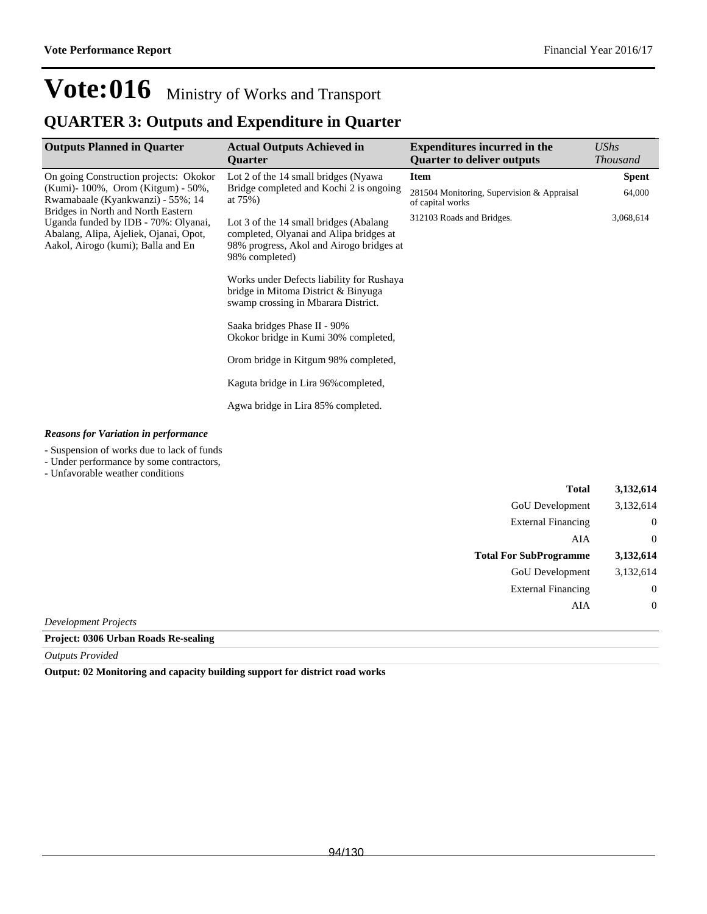# Vote:016 Ministry of Works and Transport

## QUARTER 3: Outputs and Expenditure in Quarter

| Outputs Planned in Quarter | Actual Outputs Achieved in Quarter | Expenditures incurred in the Quarter to deliver outputs | UShs Thousand |
|---|---|---|---|
| On going Construction projects: Okokor (Kumi)- 100%, Orom (Kitgum) - 50%, Rwamabaale (Kyankwanzi) - 55%; 14 Bridges in North and North Eastern Uganda funded by IDB - 70%: Olyanai, Abalang, Alipa, Ajeliek, Ojanai, Opot, Aakol, Airogo (kumi); Balla and En | Lot 2 of the 14 small bridges (Nyawa Bridge completed and Kochi 2 is ongoing at 75%)<br><br>Lot 3 of the 14 small bridges (Abalang completed, Olyanai and Alipa bridges at 98% progress, Akol and Airogo bridges at 98% completed)<br><br>Works under Defects liability for Rushaya bridge in Mitoma District & Binyuga swamp crossing in Mbarara District.<br><br>Saaka bridges Phase II - 90%<br>Okokor bridge in Kumi 30% completed,<br><br>Orom bridge in Kitgum 98% completed,<br><br>Kaguta bridge in Lira 96%completed,<br><br>Agwa bridge in Lira 85% completed. | **Item** | **Spent** |
| | | 281504 Monitoring, Supervision & Appraisal of capital works | 64,000 |
| | | 312103 Roads and Bridges. | 3,068,614 |

***Reasons for Variation in performance***

- Suspension of works due to lack of funds
- Under performance by some contractors,
- Unfavorable weather conditions

| | |
|---|---|
| **Total** | **3,132,614** |
| GoU Development | 3,132,614 |
| External Financing | 0 |
| AIA | 0 |
| **Total For SubProgramme** | **3,132,614** |
| GoU Development | 3,132,614 |
| External Financing | 0 |
| AIA | 0 |

*Development Projects*

**Project: 0306 Urban Roads Re-sealing**

*Outputs Provided*

**Output: 02 Monitoring and capacity building support for district road works**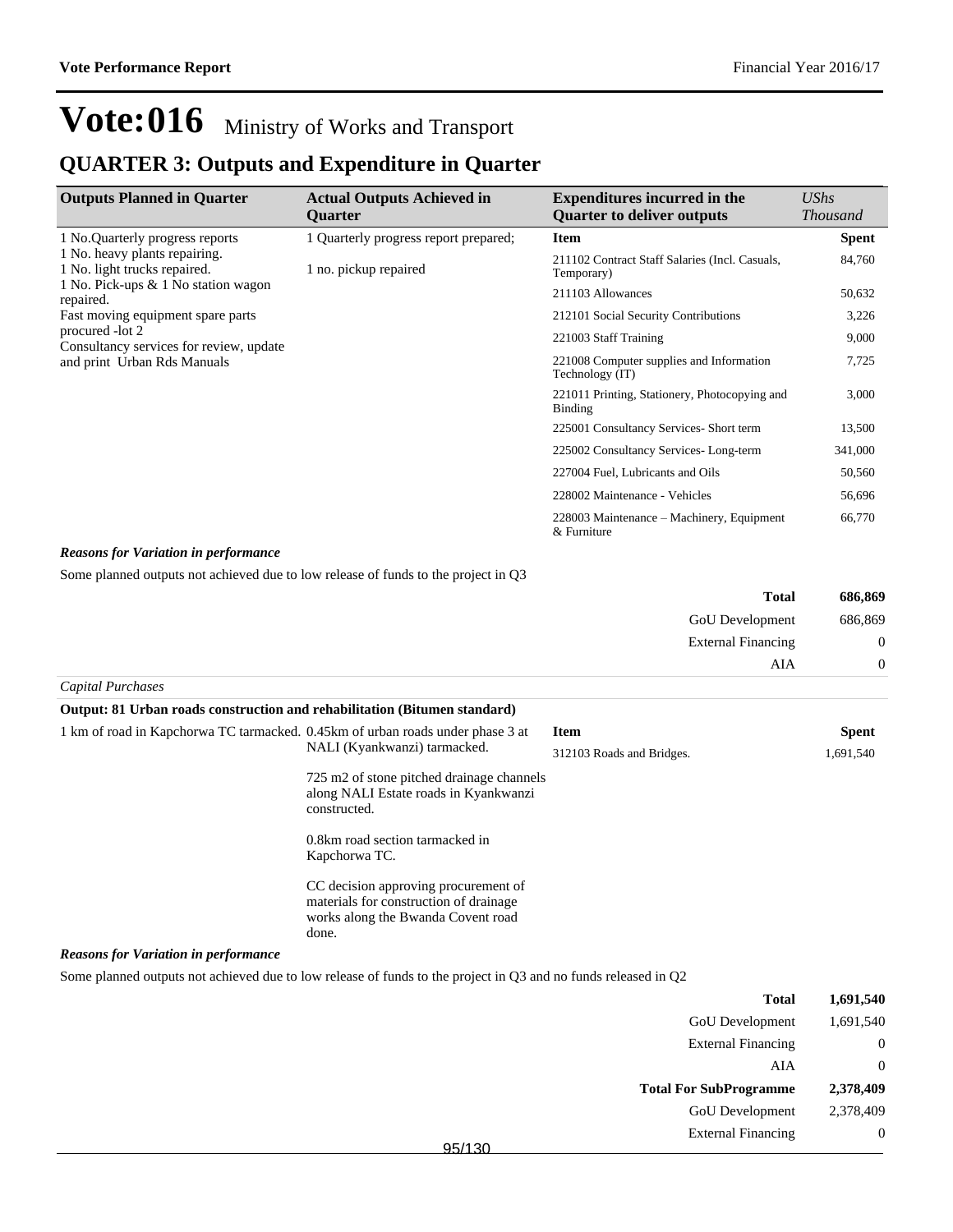# Vote:016 Ministry of Works and Transport

## QUARTER 3: Outputs and Expenditure in Quarter

| Outputs Planned in Quarter | Actual Outputs Achieved in Quarter | Expenditures incurred in the Quarter to deliver outputs | *UShs Thousand* |
|---|---|---|---|
| 1 No.Quarterly progress reports<br>1 No. heavy plants repairing.<br>1 No. light trucks repaired.<br>1 No. Pick-ups & 1 No station wagon repaired.<br>Fast moving equipment spare parts procured -lot 2<br>Consultancy services for review, update and print Urban Rds Manuals | 1 Quarterly progress report prepared;<br><br>1 no. pickup repaired | **Item** | **Spent** |
| | | 211102 Contract Staff Salaries (Incl. Casuals, Temporary) | 84,760 |
| | | 211103 Allowances | 50,632 |
| | | 212101 Social Security Contributions | 3,226 |
| | | 221003 Staff Training | 9,000 |
| | | 221008 Computer supplies and Information Technology (IT) | 7,725 |
| | | 221011 Printing, Stationery, Photocopying and Binding | 3,000 |
| | | 225001 Consultancy Services- Short term | 13,500 |
| | | 225002 Consultancy Services- Long-term | 341,000 |
| | | 227004 Fuel, Lubricants and Oils | 50,560 |
| | | 228002 Maintenance - Vehicles | 56,696 |
| | | 228003 Maintenance – Machinery, Equipment & Furniture | 66,770 |

***Reasons for Variation in performance***

Some planned outputs not achieved due to low release of funds to the project in Q3

| | |
|---|---|
| **Total** | **686,869** |
| GoU Development | 686,869 |
| External Financing | 0 |
| AIA | 0 |

*Capital Purchases*

**Output: 81 Urban roads construction and rehabilitation (Bitumen standard)**

| Outputs Planned in Quarter | Actual Outputs Achieved in Quarter | Item | Spent |
|---|---|---|---|
| 1 km of road in Kapchorwa TC tarmacked. | 0.45km of urban roads under phase 3 at NALI (Kyankwanzi) tarmacked.<br><br>725 m2 of stone pitched drainage channels along NALI Estate roads in Kyankwanzi constructed.<br><br>0.8km road section tarmacked in Kapchorwa TC.<br><br>CC decision approving procurement of materials for construction of drainage works along the Bwanda Covent road done. | 312103 Roads and Bridges. | 1,691,540 |

***Reasons for Variation in performance***

Some planned outputs not achieved due to low release of funds to the project in Q3 and no funds released in Q2

| | |
|---|---|
| **Total** | **1,691,540** |
| GoU Development | 1,691,540 |
| External Financing | 0 |
| AIA | 0 |
| **Total For SubProgramme** | **2,378,409** |
| GoU Development | 2,378,409 |
| External Financing | 0 |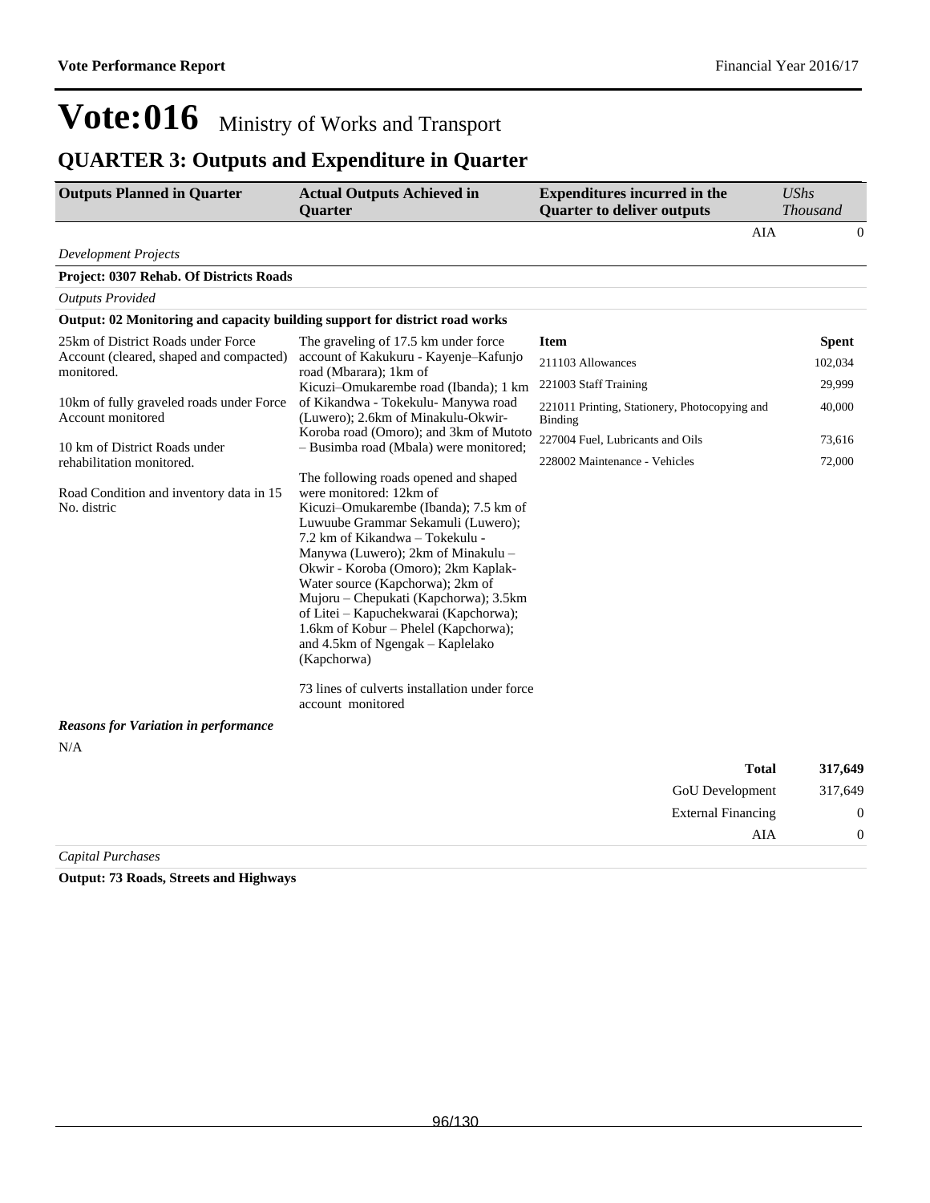# Vote:016 Ministry of Works and Transport

## QUARTER 3: Outputs and Expenditure in Quarter

| Outputs Planned in Quarter | Actual Outputs Achieved in Quarter | Expenditures incurred in the Quarter to deliver outputs | *UShs Thousand* |
|---|---|---|---|
| | | AIA | 0 |

*Development Projects*

**Project: 0307 Rehab. Of Districts Roads**

*Outputs Provided*

**Output: 02 Monitoring and capacity building support for district road works**

| Outputs Planned in Quarter | Actual Outputs Achieved in Quarter | Item | Spent |
|---|---|---|---|
| 25km of District Roads under Force Account (cleared, shaped and compacted) monitored.<br><br>10km of fully graveled roads under Force Account monitored<br><br>10 km of District Roads under rehabilitation monitored.<br><br>Road Condition and inventory data in 15 No. distric | The graveling of 17.5 km under force account of Kakukuru - Kayenje–Kafunjo road (Mbarara); 1km of Kicuzi–Omukarembe road (Ibanda); 1 km of Kikandwa - Tokekulu- Manywa road (Luwero); 2.6km of Minakulu-Okwir-Koroba road (Omoro); and 3km of Mutoto – Busimba road (Mbala) were monitored;<br><br>The following roads opened and shaped were monitored: 12km of Kicuzi–Omukarembe (Ibanda); 7.5 km of Luwuube Grammar Sekamuli (Luwero); 7.2 km of Kikandwa – Tokekulu - Manywa (Luwero); 2km of Minakulu – Okwir - Koroba (Omoro); 2km Kaplak-Water source (Kapchorwa); 2km of Mujoru – Chepukati (Kapchorwa); 3.5km of Litei – Kapuchekwarai (Kapchorwa); 1.6km of Kobur – Phelel (Kapchorwa); and 4.5km of Ngengak – Kaplelako (Kapchorwa)<br><br>73 lines of culverts installation under force account monitored | 211103 Allowances | 102,034 |
| | | 221003 Staff Training | 29,999 |
| | | 221011 Printing, Stationery, Photocopying and Binding | 40,000 |
| | | 227004 Fuel, Lubricants and Oils | 73,616 |
| | | 228002 Maintenance - Vehicles | 72,000 |

***Reasons for Variation in performance***

N/A

| | |
|---|---|
| **Total** | **317,649** |
| GoU Development | 317,649 |
| External Financing | 0 |
| AIA | 0 |

*Capital Purchases*

**Output: 73 Roads, Streets and Highways**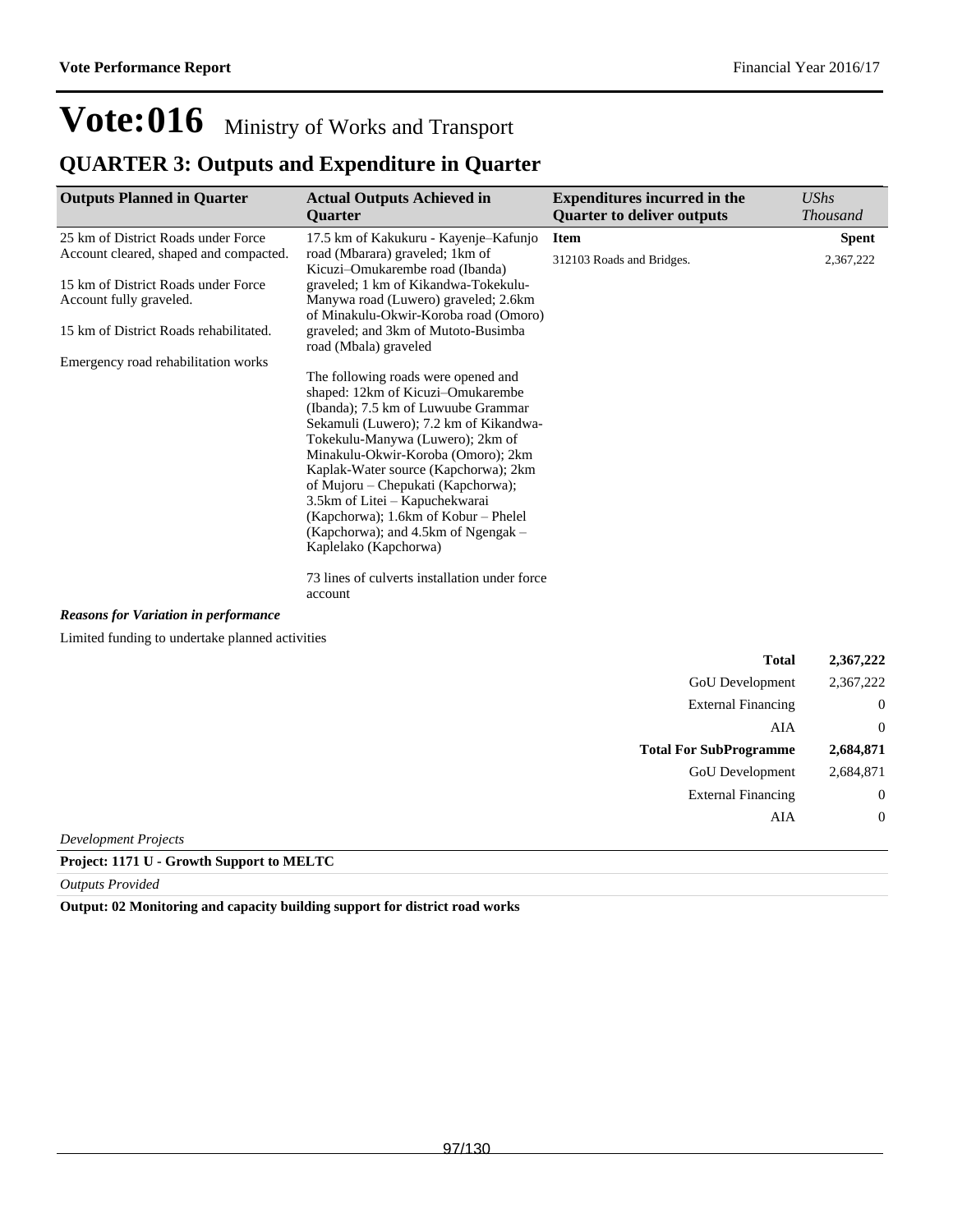# Vote:016 Ministry of Works and Transport

## QUARTER 3: Outputs and Expenditure in Quarter

| Outputs Planned in Quarter | Actual Outputs Achieved in Quarter | Expenditures incurred in the Quarter to deliver outputs | *UShs Thousand* |
|---|---|---|---|
| 25 km of District Roads under Force Account cleared, shaped and compacted.<br><br>15 km of District Roads under Force Account fully graveled.<br><br>15 km of District Roads rehabilitated.<br><br>Emergency road rehabilitation works | 17.5 km of Kakukuru - Kayenje–Kafunjo road (Mbarara) graveled; 1km of Kicuzi–Omukarembe road (Ibanda) graveled; 1 km of Kikandwa-Tokekulu-Manywa road (Luwero) graveled; 2.6km of Minakulu-Okwir-Koroba road (Omoro) graveled; and 3km of Mutoto-Busimba road (Mbala) graveled<br><br>The following roads were opened and shaped: 12km of Kicuzi–Omukarembe (Ibanda); 7.5 km of Luwuube Grammar Sekamuli (Luwero); 7.2 km of Kikandwa-Tokekulu-Manywa (Luwero); 2km of Minakulu-Okwir-Koroba (Omoro); 2km Kaplak-Water source (Kapchorwa); 2km of Mujoru – Chepukati (Kapchorwa); 3.5km of Litei – Kapuchekwarai (Kapchorwa); 1.6km of Kobur – Phelel (Kapchorwa); and 4.5km of Ngengak – Kaplelako (Kapchorwa)<br><br>73 lines of culverts installation under force account | **Item**<br>312103 Roads and Bridges. | **Spent**<br>2,367,222 |

***Reasons for Variation in performance***

Limited funding to undertake planned activities

| | |
|---|---|
| **Total** | **2,367,222** |
| GoU Development | 2,367,222 |
| External Financing | 0 |
| AIA | 0 |
| **Total For SubProgramme** | **2,684,871** |
| GoU Development | 2,684,871 |
| External Financing | 0 |
| AIA | 0 |

*Development Projects*

**Project: 1171 U - Growth Support to MELTC**

*Outputs Provided*

**Output: 02 Monitoring and capacity building support for district road works**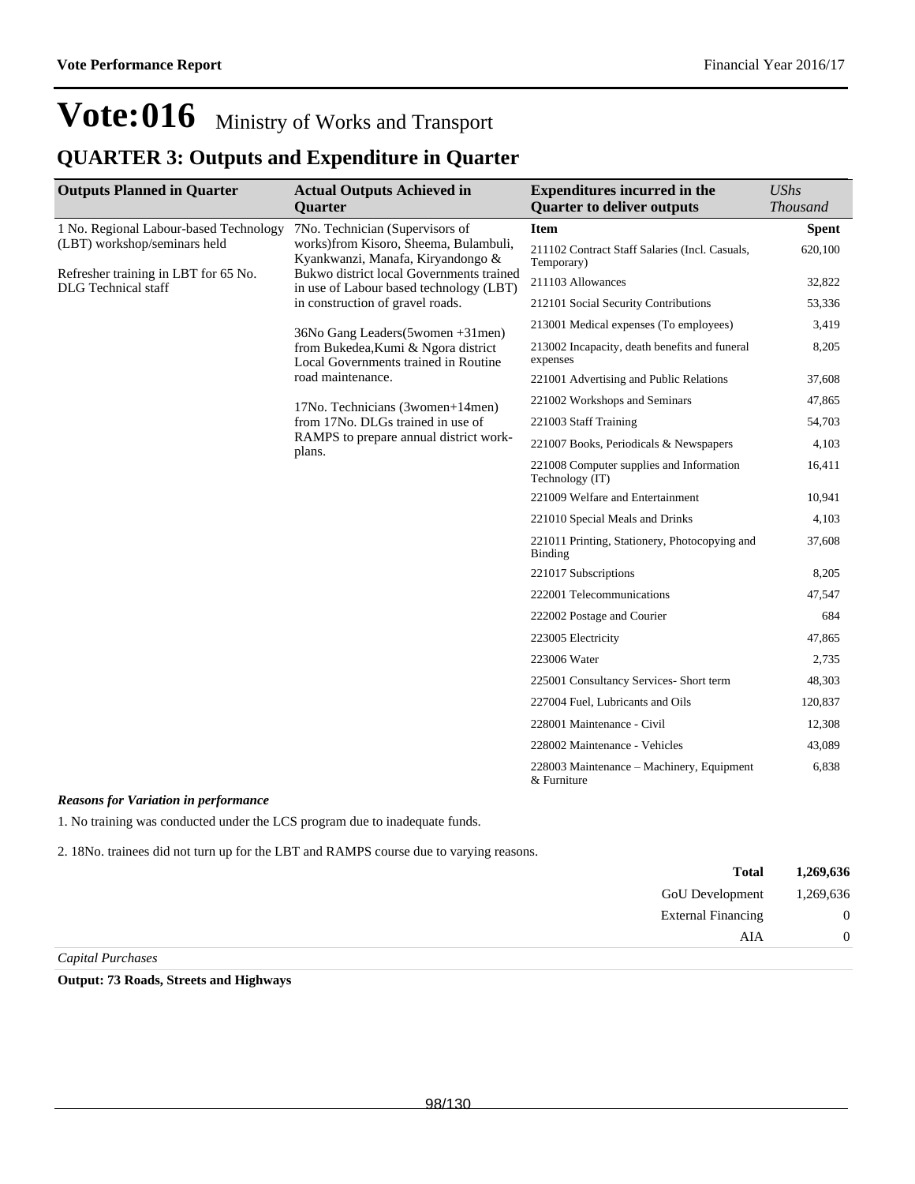# Vote:016 Ministry of Works and Transport

## QUARTER 3: Outputs and Expenditure in Quarter

| Outputs Planned in Quarter | Actual Outputs Achieved in Quarter | Expenditures incurred in the Quarter to deliver outputs | UShs Thousand |
|---|---|---|---|
| 1 No. Regional Labour-based Technology (LBT) workshop/seminars held<br><br>Refresher training in LBT for 65 No. DLG Technical staff | 7No. Technician (Supervisors of works)from Kisoro, Sheema, Bulambuli, Kyankwanzi, Manafa, Kiryandongo & Bukwo district local Governments trained in use of Labour based technology (LBT) in construction of gravel roads.<br><br>36No Gang Leaders(5women +31men) from Bukedea,Kumi & Ngora district Local Governments trained in Routine road maintenance.<br><br>17No. Technicians (3women+14men) from 17No. DLGs trained in use of RAMPS to prepare annual district work-plans. | **Item** | **Spent** |
| | | 211102 Contract Staff Salaries (Incl. Casuals, Temporary) | 620,100 |
| | | 211103 Allowances | 32,822 |
| | | 212101 Social Security Contributions | 53,336 |
| | | 213001 Medical expenses (To employees) | 3,419 |
| | | 213002 Incapacity, death benefits and funeral expenses | 8,205 |
| | | 221001 Advertising and Public Relations | 37,608 |
| | | 221002 Workshops and Seminars | 47,865 |
| | | 221003 Staff Training | 54,703 |
| | | 221007 Books, Periodicals & Newspapers | 4,103 |
| | | 221008 Computer supplies and Information Technology (IT) | 16,411 |
| | | 221009 Welfare and Entertainment | 10,941 |
| | | 221010 Special Meals and Drinks | 4,103 |
| | | 221011 Printing, Stationery, Photocopying and Binding | 37,608 |
| | | 221017 Subscriptions | 8,205 |
| | | 222001 Telecommunications | 47,547 |
| | | 222002 Postage and Courier | 684 |
| | | 223005 Electricity | 47,865 |
| | | 223006 Water | 2,735 |
| | | 225001 Consultancy Services- Short term | 48,303 |
| | | 227004 Fuel, Lubricants and Oils | 120,837 |
| | | 228001 Maintenance - Civil | 12,308 |
| | | 228002 Maintenance - Vehicles | 43,089 |
| | | 228003 Maintenance – Machinery, Equipment & Furniture | 6,838 |

***Reasons for Variation in performance***

1. No training was conducted under the LCS program due to inadequate funds.

2. 18No. trainees did not turn up for the LBT and RAMPS course due to varying reasons.

| | |
|---|---|
| **Total** | **1,269,636** |
| GoU Development | 1,269,636 |
| External Financing | 0 |
| AIA | 0 |

*Capital Purchases*

**Output: 73 Roads, Streets and Highways**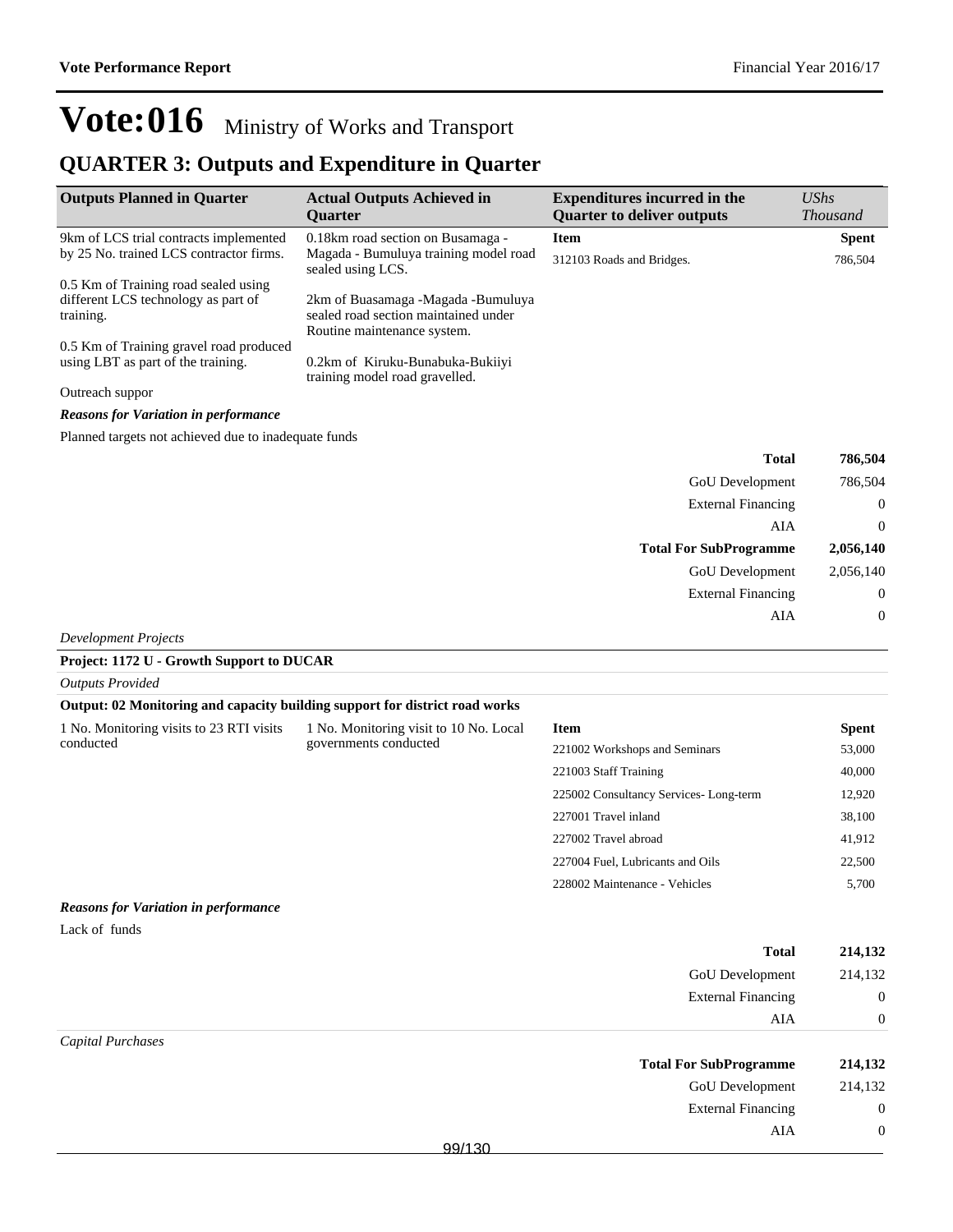# Vote:016 Ministry of Works and Transport

## QUARTER 3: Outputs and Expenditure in Quarter

| Outputs Planned in Quarter | Actual Outputs Achieved in Quarter | Expenditures incurred in the Quarter to deliver outputs | UShs Thousand |
|---|---|---|---|
| 9km of LCS trial contracts implemented by 25 No. trained LCS contractor firms.<br><br>0.5 Km of Training road sealed using different LCS technology as part of training.<br><br>0.5 Km of Training gravel road produced using LBT as part of the training.<br><br>Outreach suppor | 0.18km road section on Busamaga - Magada - Bumuluya training model road sealed using LCS.<br><br>2km of Buasamaga -Magada -Bumuluya sealed road section maintained under Routine maintenance system.<br><br>0.2km of Kiruku-Bunabuka-Bukiiyi training model road gravelled. | **Item** | **Spent** |
| | | 312103 Roads and Bridges. | 786,504 |

***Reasons for Variation in performance***

Planned targets not achieved due to inadequate funds

| | |
|---|---|
| **Total** | **786,504** |
| GoU Development | 786,504 |
| External Financing | 0 |
| AIA | 0 |
| **Total For SubProgramme** | **2,056,140** |
| GoU Development | 2,056,140 |
| External Financing | 0 |
| AIA | 0 |

*Development Projects*

**Project: 1172 U - Growth Support to DUCAR**

*Outputs Provided*

**Output: 02 Monitoring and capacity building support for district road works**

| Outputs Planned in Quarter | Actual Outputs Achieved in Quarter | Item | Spent |
|---|---|---|---|
| 1 No. Monitoring visits to 23 RTI visits conducted | 1 No. Monitoring visit to 10 No. Local governments conducted | 221002 Workshops and Seminars | 53,000 |
| | | 221003 Staff Training | 40,000 |
| | | 225002 Consultancy Services- Long-term | 12,920 |
| | | 227001 Travel inland | 38,100 |
| | | 227002 Travel abroad | 41,912 |
| | | 227004 Fuel, Lubricants and Oils | 22,500 |
| | | 228002 Maintenance - Vehicles | 5,700 |

***Reasons for Variation in performance***

Lack of funds

| | |
|---|---|
| **Total** | **214,132** |
| GoU Development | 214,132 |
| External Financing | 0 |
| AIA | 0 |

*Capital Purchases*

| | |
|---|---|
| **Total For SubProgramme** | **214,132** |
| GoU Development | 214,132 |
| External Financing | 0 |
| AIA | 0 |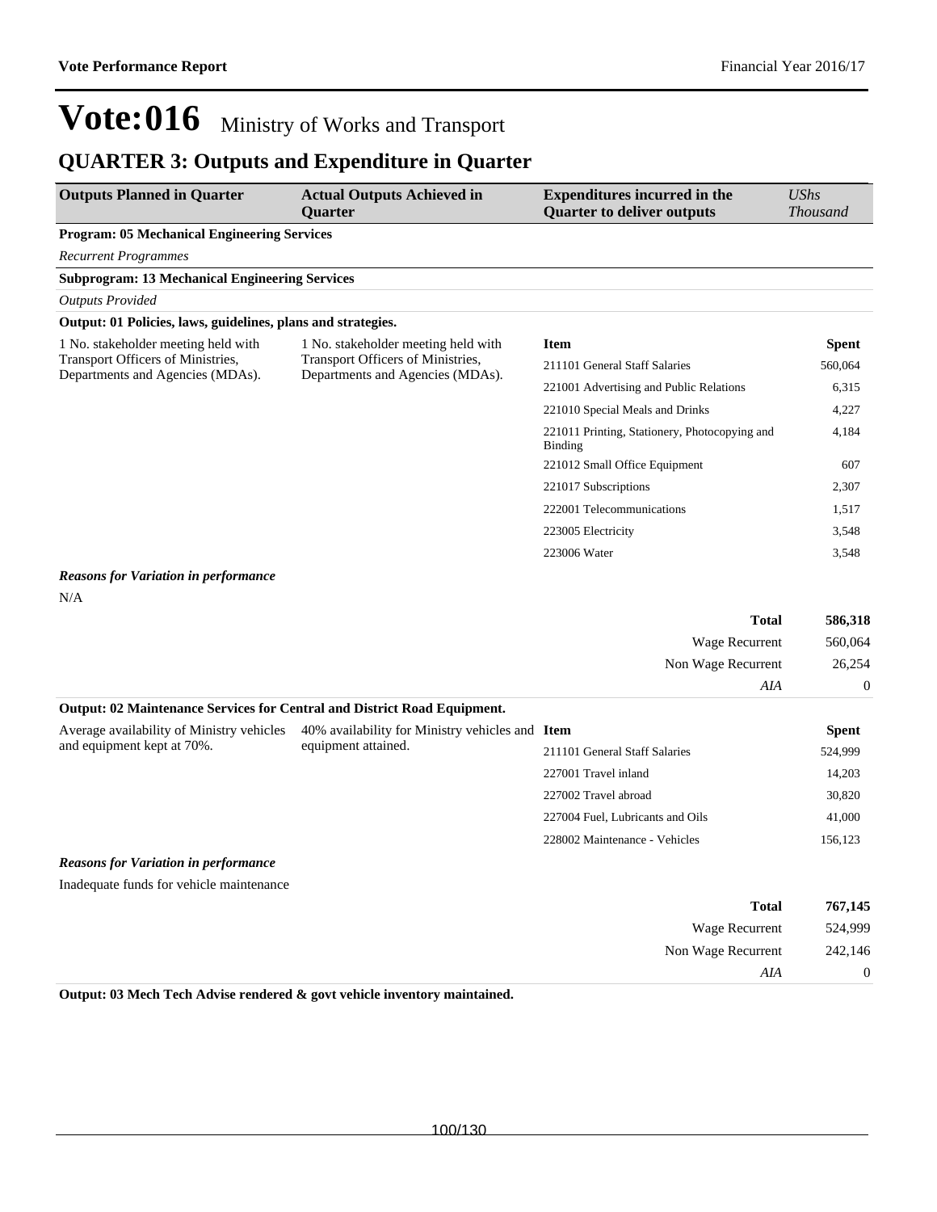# Vote:016 Ministry of Works and Transport

## QUARTER 3: Outputs and Expenditure in Quarter

| Outputs Planned in Quarter | Actual Outputs Achieved in Quarter | Expenditures incurred in the Quarter to deliver outputs | *UShs Thousand* |
|---|---|---|---|
| **Program: 05 Mechanical Engineering Services** | | | |
| *Recurrent Programmes* | | | |
| **Subprogram: 13 Mechanical Engineering Services** | | | |
| *Outputs Provided* | | | |
| **Output: 01 Policies, laws, guidelines, plans and strategies.** | | | |
| 1 No. stakeholder meeting held with Transport Officers of Ministries, Departments and Agencies (MDAs). | 1 No. stakeholder meeting held with Transport Officers of Ministries, Departments and Agencies (MDAs). | **Item** | **Spent** |
| | | 211101 General Staff Salaries | 560,064 |
| | | 221001 Advertising and Public Relations | 6,315 |
| | | 221010 Special Meals and Drinks | 4,227 |
| | | 221011 Printing, Stationery, Photocopying and Binding | 4,184 |
| | | 221012 Small Office Equipment | 607 |
| | | 221017 Subscriptions | 2,307 |
| | | 222001 Telecommunications | 1,517 |
| | | 223005 Electricity | 3,548 |
| | | 223006 Water | 3,548 |
| ***Reasons for Variation in performance*** | | | |
| N/A | | | |
| | | **Total** | **586,318** |
| | | Wage Recurrent | 560,064 |
| | | Non Wage Recurrent | 26,254 |
| | | *AIA* | 0 |
| **Output: 02 Maintenance Services for Central and District Road Equipment.** | | | |
| Average availability of Ministry vehicles and equipment kept at 70%. | 40% availability for Ministry vehicles and equipment attained. | **Item** | **Spent** |
| | | 211101 General Staff Salaries | 524,999 |
| | | 227001 Travel inland | 14,203 |
| | | 227002 Travel abroad | 30,820 |
| | | 227004 Fuel, Lubricants and Oils | 41,000 |
| | | 228002 Maintenance - Vehicles | 156,123 |
| ***Reasons for Variation in performance*** | | | |
| Inadequate funds for vehicle maintenance | | | |
| | | **Total** | **767,145** |
| | | Wage Recurrent | 524,999 |
| | | Non Wage Recurrent | 242,146 |
| | | *AIA* | 0 |
| **Output: 03 Mech Tech Advise rendered & govt vehicle inventory maintained.** | | | |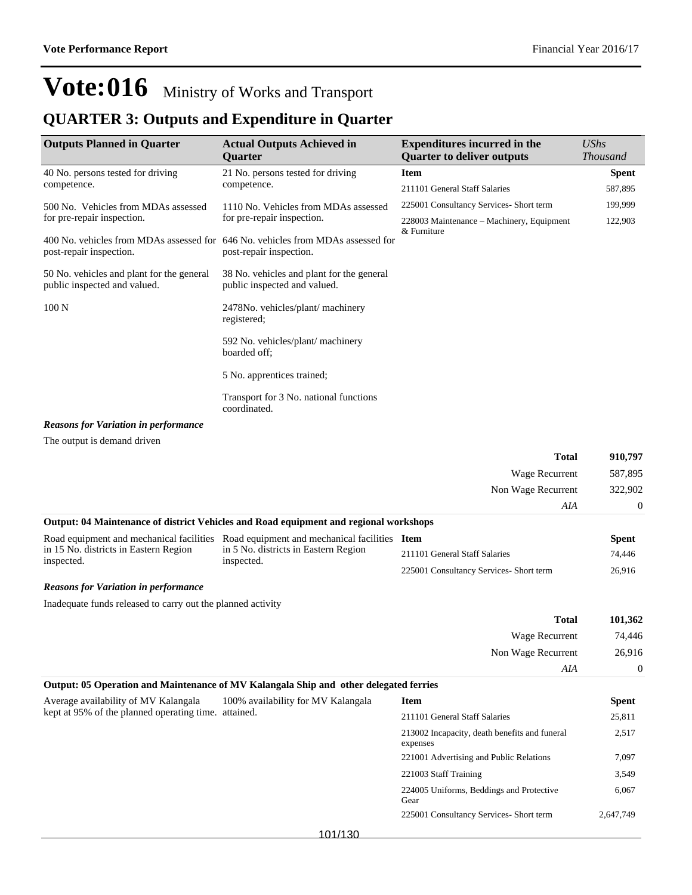# Vote:016 Ministry of Works and Transport

## QUARTER 3: Outputs and Expenditure in Quarter

| Outputs Planned in Quarter | Actual Outputs Achieved in Quarter | Expenditures incurred in the Quarter to deliver outputs | UShs Thousand |
|---|---|---|---|
| 40 No. persons tested for driving competence. | 21 No. persons tested for driving competence. | **Item** | **Spent** |
| 500 No. Vehicles from MDAs assessed for pre-repair inspection. | 1110 No. Vehicles from MDAs assessed for pre-repair inspection. | 211101 General Staff Salaries | 587,895 |
| 400 No. vehicles from MDAs assessed for post-repair inspection. | 646 No. vehicles from MDAs assessed for post-repair inspection. | 225001 Consultancy Services- Short term | 199,999 |
| 50 No. vehicles and plant for the general public inspected and valued. | 38 No. vehicles and plant for the general public inspected and valued. | 228003 Maintenance – Machinery, Equipment & Furniture | 122,903 |
| 100 N | 2478No. vehicles/plant/ machinery registered; | | |
| | 592 No. vehicles/plant/ machinery boarded off; | | |
| | 5 No. apprentices trained; | | |
| | Transport for 3 No. national functions coordinated. | | |

***Reasons for Variation in performance***

The output is demand driven

| | |
|---|---|
| **Total** | **910,797** |
| Wage Recurrent | 587,895 |
| Non Wage Recurrent | 322,902 |
| *AIA* | 0 |

**Output: 04 Maintenance of district Vehicles and Road equipment and regional workshops**

| Outputs Planned in Quarter | Actual Outputs Achieved in Quarter | Item | Spent |
|---|---|---|---|
| Road equipment and mechanical facilities in 15 No. districts in Eastern Region inspected. | Road equipment and mechanical facilities in 5 No. districts in Eastern Region inspected. | 211101 General Staff Salaries | 74,446 |
| | | 225001 Consultancy Services- Short term | 26,916 |

***Reasons for Variation in performance***

Inadequate funds released to carry out the planned activity

| | |
|---|---|
| **Total** | **101,362** |
| Wage Recurrent | 74,446 |
| Non Wage Recurrent | 26,916 |
| *AIA* | 0 |

**Output: 05 Operation and Maintenance of MV Kalangala Ship and other delegated ferries**

| Outputs Planned in Quarter | Actual Outputs Achieved in Quarter | Item | Spent |
|---|---|---|---|
| Average availability of MV Kalangala kept at 95% of the planned operating time. | 100% availability for MV Kalangala attained. | 211101 General Staff Salaries | 25,811 |
| | | 213002 Incapacity, death benefits and funeral expenses | 2,517 |
| | | 221001 Advertising and Public Relations | 7,097 |
| | | 221003 Staff Training | 3,549 |
| | | 224005 Uniforms, Beddings and Protective Gear | 6,067 |
| | | 225001 Consultancy Services- Short term | 2,647,749 |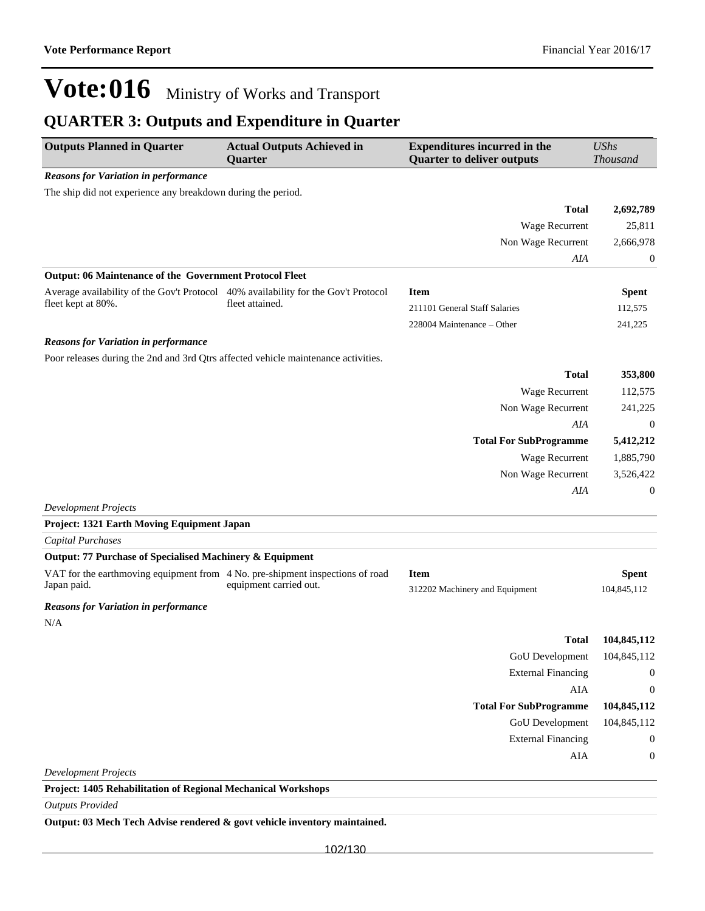# Vote:016 Ministry of Works and Transport

## QUARTER 3: Outputs and Expenditure in Quarter

| Outputs Planned in Quarter | Actual Outputs Achieved in Quarter | Expenditures incurred in the Quarter to deliver outputs | *UShs Thousand* |
|---|---|---|---|

***Reasons for Variation in performance***

The ship did not experience any breakdown during the period.

| | |
|---|---|
| **Total** | **2,692,789** |
| Wage Recurrent | 25,811 |
| Non Wage Recurrent | 2,666,978 |
| *AIA* | 0 |

**Output: 06 Maintenance of the Government Protocol Fleet**

| Outputs Planned in Quarter | Actual Outputs Achieved in Quarter | Item | Spent |
|---|---|---|---|
| Average availability of the Gov't Protocol fleet kept at 80%. | 40% availability for the Gov't Protocol fleet attained. | 211101 General Staff Salaries | 112,575 |
| | | 228004 Maintenance – Other | 241,225 |

***Reasons for Variation in performance***

Poor releases during the 2nd and 3rd Qtrs affected vehicle maintenance activities.

| | |
|---|---|
| **Total** | **353,800** |
| Wage Recurrent | 112,575 |
| Non Wage Recurrent | 241,225 |
| *AIA* | 0 |
| **Total For SubProgramme** | **5,412,212** |
| Wage Recurrent | 1,885,790 |
| Non Wage Recurrent | 3,526,422 |
| *AIA* | 0 |

*Development Projects*

**Project: 1321 Earth Moving Equipment Japan**

*Capital Purchases*

**Output: 77 Purchase of Specialised Machinery & Equipment**

| Outputs Planned in Quarter | Actual Outputs Achieved in Quarter | Item | Spent |
|---|---|---|---|
| VAT for the earthmoving equipment from Japan paid. | 4 No. pre-shipment inspections of road equipment carried out. | 312202 Machinery and Equipment | 104,845,112 |

***Reasons for Variation in performance***

N/A

| | |
|---|---|
| **Total** | **104,845,112** |
| GoU Development | 104,845,112 |
| External Financing | 0 |
| AIA | 0 |
| **Total For SubProgramme** | **104,845,112** |
| GoU Development | 104,845,112 |
| External Financing | 0 |
| AIA | 0 |

*Development Projects*

**Project: 1405 Rehabilitation of Regional Mechanical Workshops**

*Outputs Provided*

**Output: 03 Mech Tech Advise rendered & govt vehicle inventory maintained.**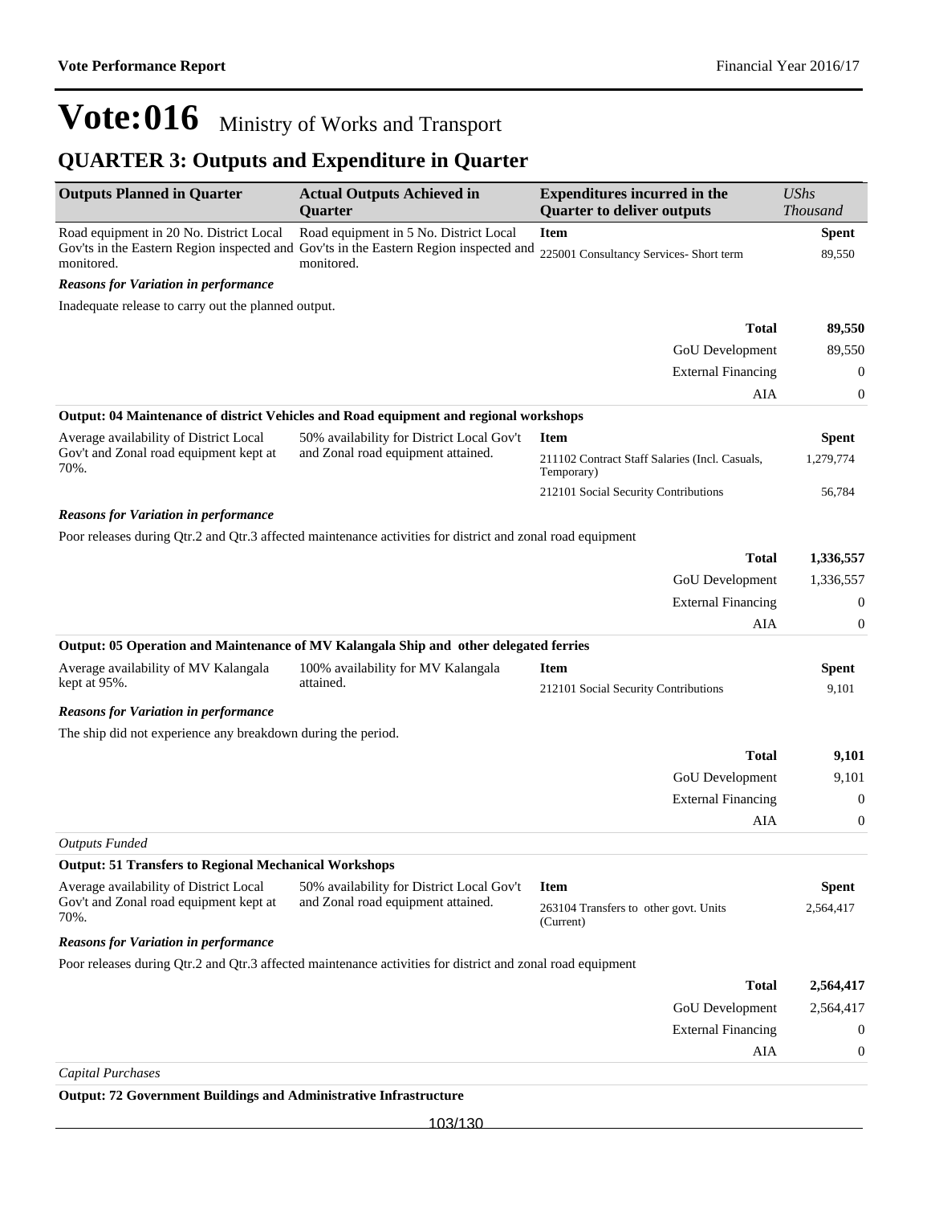# Vote:016 Ministry of Works and Transport

## QUARTER 3: Outputs and Expenditure in Quarter

| Outputs Planned in Quarter | Actual Outputs Achieved in Quarter | Expenditures incurred in the Quarter to deliver outputs | *UShs Thousand* |
|---|---|---|---|
| Road equipment in 20 No. District Local Gov'ts in the Eastern Region inspected and monitored. | Road equipment in 5 No. District Local Gov'ts in the Eastern Region inspected and monitored. | **Item** | **Spent** |
| | | 225001 Consultancy Services- Short term | 89,550 |

***Reasons for Variation in performance***

Inadequate release to carry out the planned output.

| | |
|---|---|
| **Total** | **89,550** |
| GoU Development | 89,550 |
| External Financing | 0 |
| AIA | 0 |

**Output: 04 Maintenance of district Vehicles and Road equipment and regional workshops**

| Outputs Planned in Quarter | Actual Outputs Achieved in Quarter | Expenditures incurred in the Quarter to deliver outputs | UShs Thousand |
|---|---|---|---|
| Average availability of District Local Gov't and Zonal road equipment kept at 70%. | 50% availability for District Local Gov't and Zonal road equipment attained. | **Item** | **Spent** |
| | | 211102 Contract Staff Salaries (Incl. Casuals, Temporary) | 1,279,774 |
| | | 212101 Social Security Contributions | 56,784 |

***Reasons for Variation in performance***

Poor releases during Qtr.2 and Qtr.3 affected maintenance activities for district and zonal road equipment

| | |
|---|---|
| **Total** | **1,336,557** |
| GoU Development | 1,336,557 |
| External Financing | 0 |
| AIA | 0 |

**Output: 05 Operation and Maintenance of MV Kalangala Ship and other delegated ferries**

| Outputs Planned in Quarter | Actual Outputs Achieved in Quarter | Expenditures incurred in the Quarter to deliver outputs | UShs Thousand |
|---|---|---|---|
| Average availability of MV Kalangala kept at 95%. | 100% availability for MV Kalangala attained. | **Item** | **Spent** |
| | | 212101 Social Security Contributions | 9,101 |

***Reasons for Variation in performance***

The ship did not experience any breakdown during the period.

| | |
|---|---|
| **Total** | **9,101** |
| GoU Development | 9,101 |
| External Financing | 0 |
| AIA | 0 |

*Outputs Funded*

**Output: 51 Transfers to Regional Mechanical Workshops**

| Outputs Planned in Quarter | Actual Outputs Achieved in Quarter | Expenditures incurred in the Quarter to deliver outputs | UShs Thousand |
|---|---|---|---|
| Average availability of District Local Gov't and Zonal road equipment kept at 70%. | 50% availability for District Local Gov't and Zonal road equipment attained. | **Item** | **Spent** |
| | | 263104 Transfers to other govt. Units (Current) | 2,564,417 |

***Reasons for Variation in performance***

Poor releases during Qtr.2 and Qtr.3 affected maintenance activities for district and zonal road equipment

| | |
|---|---|
| **Total** | **2,564,417** |
| GoU Development | 2,564,417 |
| External Financing | 0 |
| AIA | 0 |

*Capital Purchases*

**Output: 72 Government Buildings and Administrative Infrastructure**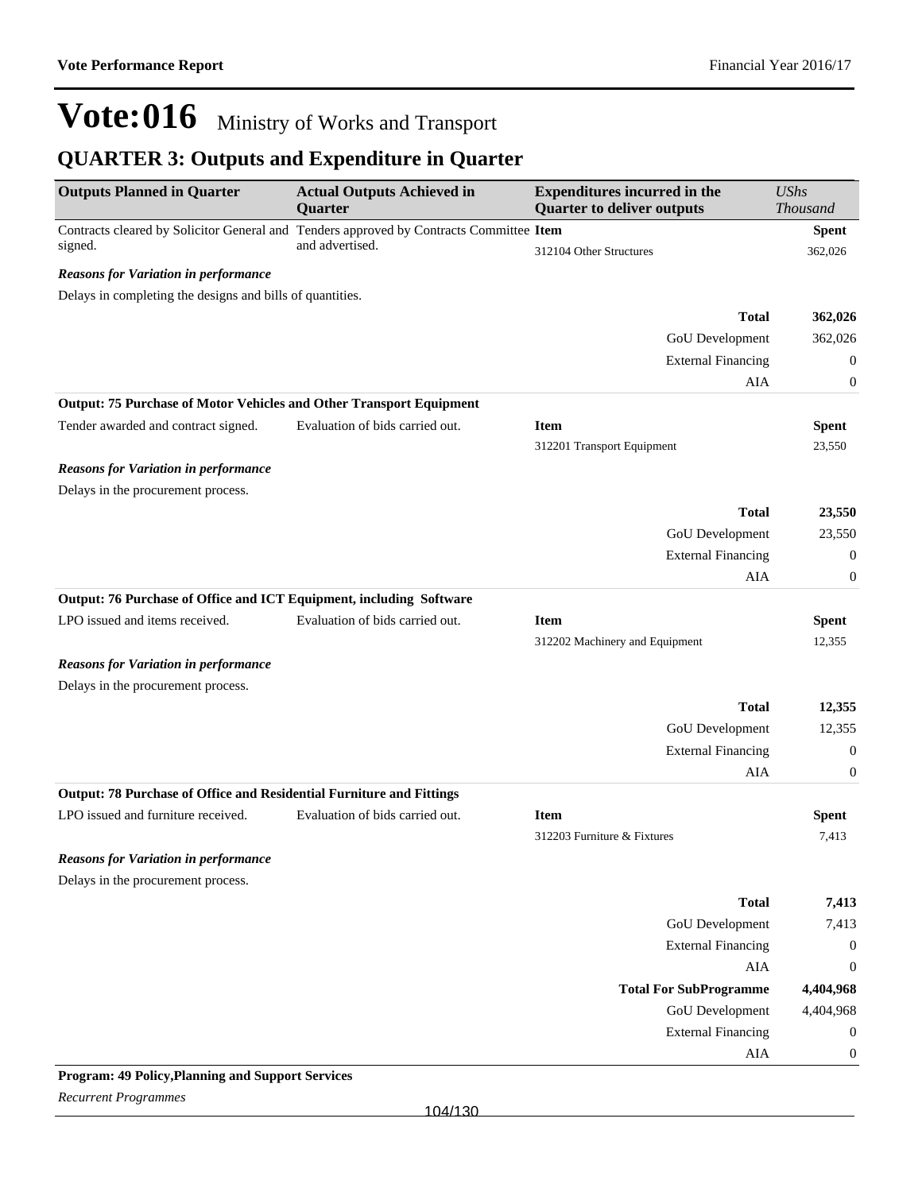# Vote:016 Ministry of Works and Transport

## QUARTER 3: Outputs and Expenditure in Quarter

| Outputs Planned in Quarter | Actual Outputs Achieved in Quarter | Expenditures incurred in the Quarter to deliver outputs | *UShs Thousand* |
|---|---|---|---|
| Contracts cleared by Solicitor General and signed. | Tenders approved by Contracts Committee and advertised. | **Item** | **Spent** |
| | | 312104 Other Structures | 362,026 |

***Reasons for Variation in performance***

Delays in completing the designs and bills of quantities.

| | |
|---|---|
| **Total** | **362,026** |
| GoU Development | 362,026 |
| External Financing | 0 |
| AIA | 0 |

**Output: 75 Purchase of Motor Vehicles and Other Transport Equipment**

| Outputs Planned in Quarter | Actual Outputs Achieved in Quarter | Expenditures incurred in the Quarter to deliver outputs | *UShs Thousand* |
|---|---|---|---|
| Tender awarded and contract signed. | Evaluation of bids carried out. | **Item** | **Spent** |
| | | 312201 Transport Equipment | 23,550 |

***Reasons for Variation in performance***

Delays in the procurement process.

| | |
|---|---|
| **Total** | **23,550** |
| GoU Development | 23,550 |
| External Financing | 0 |
| AIA | 0 |

**Output: 76 Purchase of Office and ICT Equipment, including Software**

| Outputs Planned in Quarter | Actual Outputs Achieved in Quarter | Expenditures incurred in the Quarter to deliver outputs | *UShs Thousand* |
|---|---|---|---|
| LPO issued and items received. | Evaluation of bids carried out. | **Item** | **Spent** |
| | | 312202 Machinery and Equipment | 12,355 |

***Reasons for Variation in performance***

Delays in the procurement process.

| | |
|---|---|
| **Total** | **12,355** |
| GoU Development | 12,355 |
| External Financing | 0 |
| AIA | 0 |

**Output: 78 Purchase of Office and Residential Furniture and Fittings**

| Outputs Planned in Quarter | Actual Outputs Achieved in Quarter | Expenditures incurred in the Quarter to deliver outputs | *UShs Thousand* |
|---|---|---|---|
| LPO issued and furniture received. | Evaluation of bids carried out. | **Item** | **Spent** |
| | | 312203 Furniture & Fixtures | 7,413 |

***Reasons for Variation in performance***

Delays in the procurement process.

| | |
|---|---|
| **Total** | **7,413** |
| GoU Development | 7,413 |
| External Financing | 0 |
| AIA | 0 |
| **Total For SubProgramme** | **4,404,968** |
| GoU Development | 4,404,968 |
| External Financing | 0 |
| AIA | 0 |

**Program: 49 Policy,Planning and Support Services**

*Recurrent Programmes*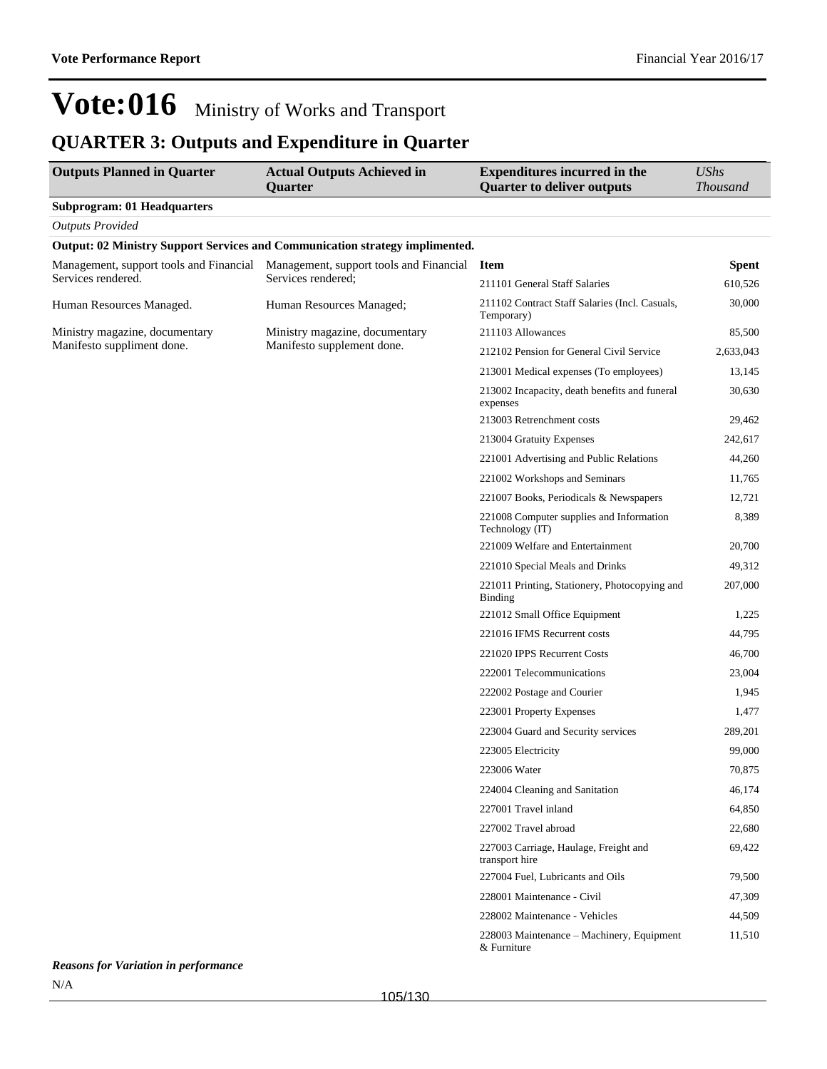# Vote:016 Ministry of Works and Transport

## QUARTER 3: Outputs and Expenditure in Quarter

| Outputs Planned in Quarter | Actual Outputs Achieved in Quarter | Expenditures incurred in the Quarter to deliver outputs | *UShs Thousand* |
|---|---|---|---|
| **Subprogram: 01 Headquarters** | | | |
| *Outputs Provided* | | | |
| **Output: 02 Ministry Support Services and Communication strategy implimented.** | | | |
| Management, support tools and Financial Services rendered. | Management, support tools and Financial Services rendered; | **Item** | **Spent** |
| | | 211101 General Staff Salaries | 610,526 |
| Human Resources Managed. | Human Resources Managed; | 211102 Contract Staff Salaries (Incl. Casuals, Temporary) | 30,000 |
| Ministry magazine, documentary Manifesto suppliment done. | Ministry magazine, documentary Manifesto supplement done. | 211103 Allowances | 85,500 |
| | | 212102 Pension for General Civil Service | 2,633,043 |
| | | 213001 Medical expenses (To employees) | 13,145 |
| | | 213002 Incapacity, death benefits and funeral expenses | 30,630 |
| | | 213003 Retrenchment costs | 29,462 |
| | | 213004 Gratuity Expenses | 242,617 |
| | | 221001 Advertising and Public Relations | 44,260 |
| | | 221002 Workshops and Seminars | 11,765 |
| | | 221007 Books, Periodicals & Newspapers | 12,721 |
| | | 221008 Computer supplies and Information Technology (IT) | 8,389 |
| | | 221009 Welfare and Entertainment | 20,700 |
| | | 221010 Special Meals and Drinks | 49,312 |
| | | 221011 Printing, Stationery, Photocopying and Binding | 207,000 |
| | | 221012 Small Office Equipment | 1,225 |
| | | 221016 IFMS Recurrent costs | 44,795 |
| | | 221020 IPPS Recurrent Costs | 46,700 |
| | | 222001 Telecommunications | 23,004 |
| | | 222002 Postage and Courier | 1,945 |
| | | 223001 Property Expenses | 1,477 |
| | | 223004 Guard and Security services | 289,201 |
| | | 223005 Electricity | 99,000 |
| | | 223006 Water | 70,875 |
| | | 224004 Cleaning and Sanitation | 46,174 |
| | | 227001 Travel inland | 64,850 |
| | | 227002 Travel abroad | 22,680 |
| | | 227003 Carriage, Haulage, Freight and transport hire | 69,422 |
| | | 227004 Fuel, Lubricants and Oils | 79,500 |
| | | 228001 Maintenance - Civil | 47,309 |
| | | 228002 Maintenance - Vehicles | 44,509 |
| | | 228003 Maintenance – Machinery, Equipment & Furniture | 11,510 |

***Reasons for Variation in performance***

N/A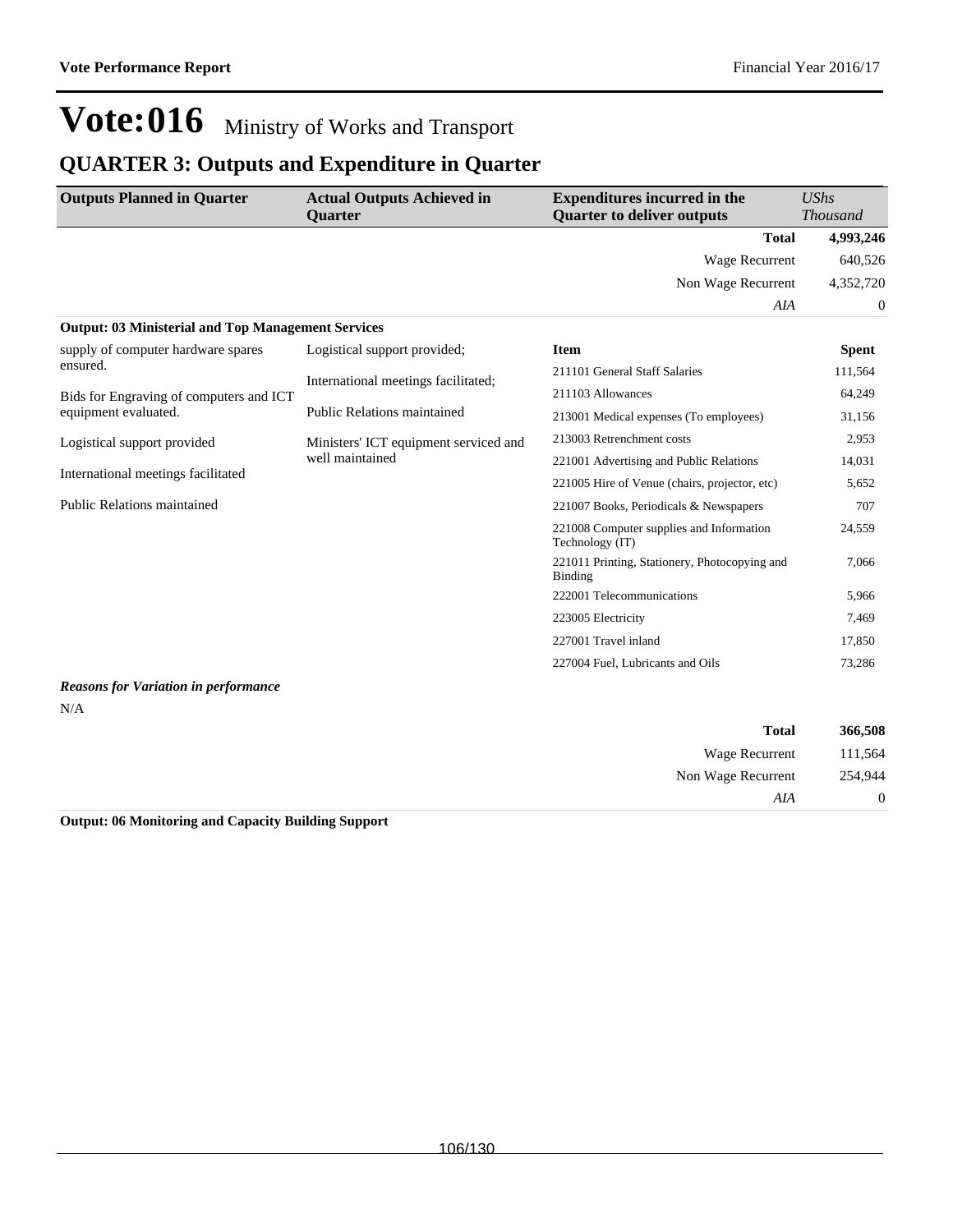# Vote:016 Ministry of Works and Transport

## QUARTER 3: Outputs and Expenditure in Quarter

| Outputs Planned in Quarter | Actual Outputs Achieved in Quarter | Expenditures incurred in the Quarter to deliver outputs | UShs Thousand |
|---|---|---|---|
| | | **Total** | **4,993,246** |
| | | Wage Recurrent | 640,526 |
| | | Non Wage Recurrent | 4,352,720 |
| | | *AIA* | 0 |

**Output: 03 Ministerial and Top Management Services**

| Outputs Planned in Quarter | Actual Outputs Achieved in Quarter | Item | Spent |
|---|---|---|---|
| supply of computer hardware spares ensured.<br><br>Bids for Engraving of computers and ICT equipment evaluated.<br><br>Logistical support provided<br><br>International meetings facilitated<br><br>Public Relations maintained | Logistical support provided;<br><br>International meetings facilitated;<br><br>Public Relations maintained<br><br>Ministers' ICT equipment serviced and well maintained | 211101 General Staff Salaries | 111,564 |
| | | 211103 Allowances | 64,249 |
| | | 213001 Medical expenses (To employees) | 31,156 |
| | | 213003 Retrenchment costs | 2,953 |
| | | 221001 Advertising and Public Relations | 14,031 |
| | | 221005 Hire of Venue (chairs, projector, etc) | 5,652 |
| | | 221007 Books, Periodicals & Newspapers | 707 |
| | | 221008 Computer supplies and Information Technology (IT) | 24,559 |
| | | 221011 Printing, Stationery, Photocopying and Binding | 7,066 |
| | | 222001 Telecommunications | 5,966 |
| | | 223005 Electricity | 7,469 |
| | | 227001 Travel inland | 17,850 |
| | | 227004 Fuel, Lubricants and Oils | 73,286 |

***Reasons for Variation in performance***

N/A

| | |
|---|---|
| **Total** | **366,508** |
| Wage Recurrent | 111,564 |
| Non Wage Recurrent | 254,944 |
| *AIA* | 0 |

**Output: 06 Monitoring and Capacity Building Support**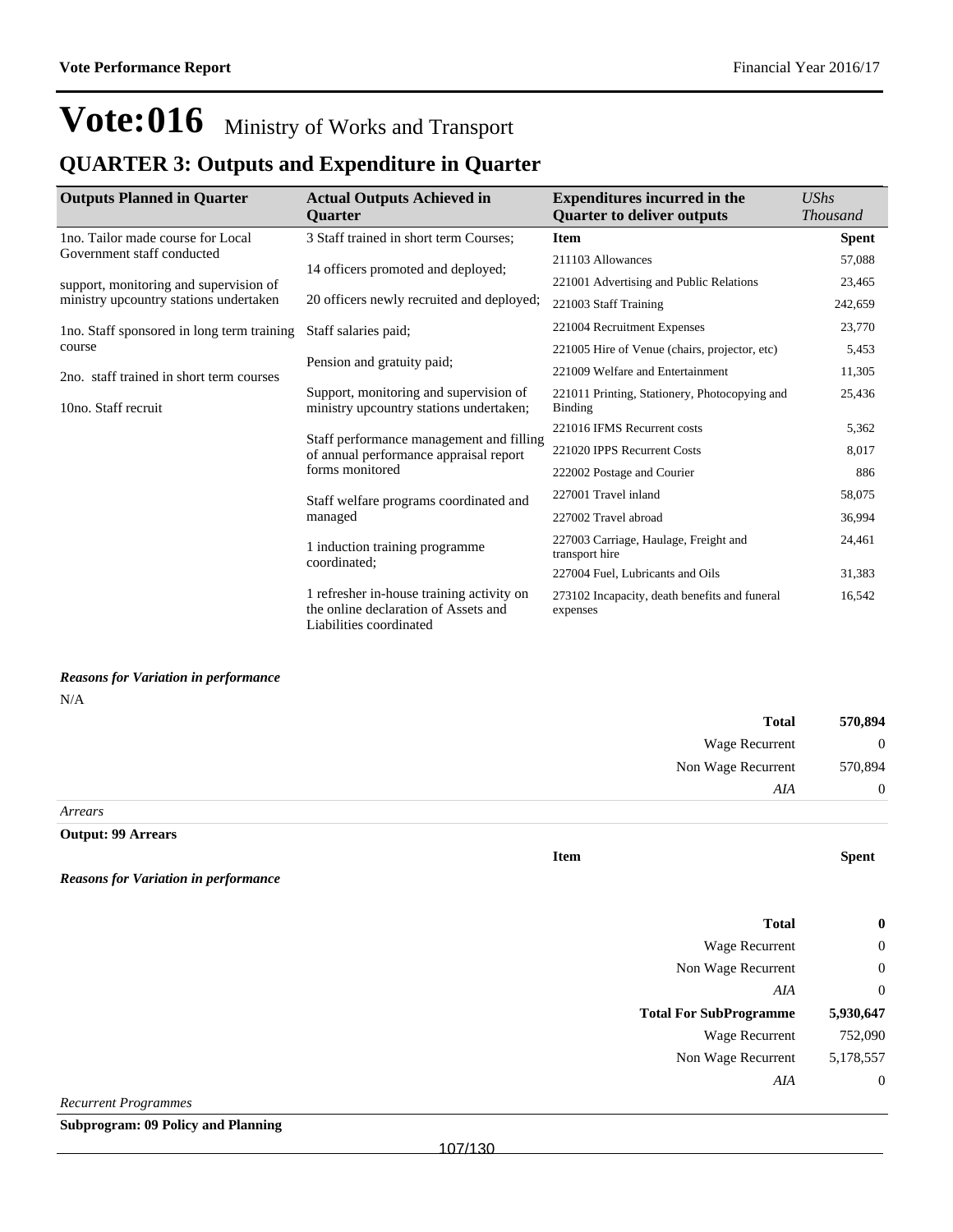# Vote:016 Ministry of Works and Transport

## QUARTER 3: Outputs and Expenditure in Quarter

| Outputs Planned in Quarter | Actual Outputs Achieved in Quarter | Expenditures incurred in the Quarter to deliver outputs | *UShs Thousand* |
|---|---|---|---|
| 1no. Tailor made course for Local Government staff conducted<br><br>support, monitoring and supervision of ministry upcountry stations undertaken<br><br>1no. Staff sponsored in long term training course<br><br>2no. staff trained in short term courses<br><br>10no. Staff recruit | 3 Staff trained in short term Courses;<br><br>14 officers promoted and deployed;<br><br>20 officers newly recruited and deployed;<br><br>Staff salaries paid;<br><br>Pension and gratuity paid;<br><br>Support, monitoring and supervision of ministry upcountry stations undertaken;<br><br>Staff performance management and filling of annual performance appraisal report forms monitored<br><br>Staff welfare programs coordinated and managed<br><br>1 induction training programme coordinated;<br><br>1 refresher in-house training activity on the online declaration of Assets and Liabilities coordinated | **Item** | **Spent** |
| | | 211103 Allowances | 57,088 |
| | | 221001 Advertising and Public Relations | 23,465 |
| | | 221003 Staff Training | 242,659 |
| | | 221004 Recruitment Expenses | 23,770 |
| | | 221005 Hire of Venue (chairs, projector, etc) | 5,453 |
| | | 221009 Welfare and Entertainment | 11,305 |
| | | 221011 Printing, Stationery, Photocopying and Binding | 25,436 |
| | | 221016 IFMS Recurrent costs | 5,362 |
| | | 221020 IPPS Recurrent Costs | 8,017 |
| | | 222002 Postage and Courier | 886 |
| | | 227001 Travel inland | 58,075 |
| | | 227002 Travel abroad | 36,994 |
| | | 227003 Carriage, Haulage, Freight and transport hire | 24,461 |
| | | 227004 Fuel, Lubricants and Oils | 31,383 |
| | | 273102 Incapacity, death benefits and funeral expenses | 16,542 |

***Reasons for Variation in performance***

N/A

| | |
|---|---|
| **Total** | **570,894** |
| Wage Recurrent | 0 |
| Non Wage Recurrent | 570,894 |
| *AIA* | 0 |

*Arrears*

**Output: 99 Arrears**

| Item | Spent |
|---|---|

***Reasons for Variation in performance***

| | |
|---|---|
| **Total** | **0** |
| Wage Recurrent | 0 |
| Non Wage Recurrent | 0 |
| *AIA* | 0 |
| **Total For SubProgramme** | **5,930,647** |
| Wage Recurrent | 752,090 |
| Non Wage Recurrent | 5,178,557 |
| *AIA* | 0 |

*Recurrent Programmes*

**Subprogram: 09 Policy and Planning**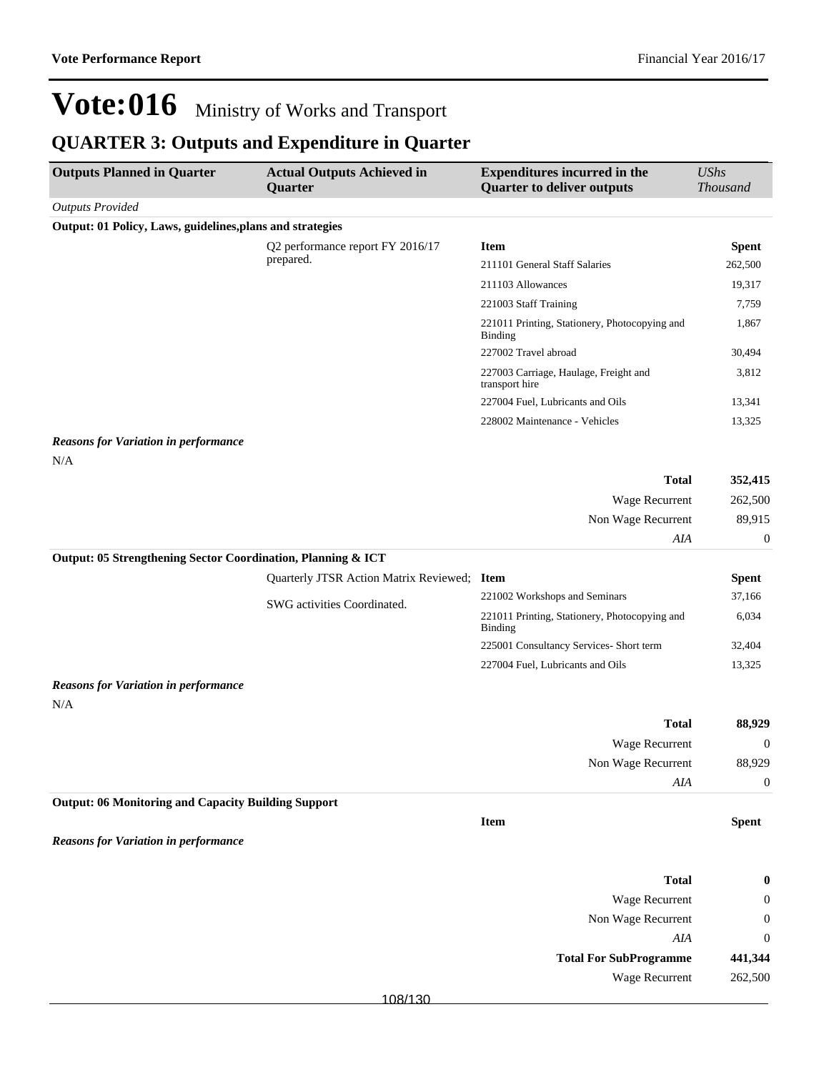# Vote:016 Ministry of Works and Transport

## QUARTER 3: Outputs and Expenditure in Quarter

| Outputs Planned in Quarter | Actual Outputs Achieved in Quarter | Expenditures incurred in the Quarter to deliver outputs | UShs Thousand |
|---|---|---|---|
| *Outputs Provided* | | | |
| **Output: 01 Policy, Laws, guidelines,plans and strategies** | | | |
| | Q2 performance report FY 2016/17 prepared. | **Item** | **Spent** |
| | | 211101 General Staff Salaries | 262,500 |
| | | 211103 Allowances | 19,317 |
| | | 221003 Staff Training | 7,759 |
| | | 221011 Printing, Stationery, Photocopying and Binding | 1,867 |
| | | 227002 Travel abroad | 30,494 |
| | | 227003 Carriage, Haulage, Freight and transport hire | 3,812 |
| | | 227004 Fuel, Lubricants and Oils | 13,341 |
| | | 228002 Maintenance - Vehicles | 13,325 |
| ***Reasons for Variation in performance*** | | | |
| N/A | | | |
| | | **Total** | **352,415** |
| | | Wage Recurrent | 262,500 |
| | | Non Wage Recurrent | 89,915 |
| | | *AIA* | 0 |
| **Output: 05 Strengthening Sector Coordination, Planning & ICT** | | | |
| | Quarterly JTSR Action Matrix Reviewed; SWG activities Coordinated. | **Item** | **Spent** |
| | | 221002 Workshops and Seminars | 37,166 |
| | | 221011 Printing, Stationery, Photocopying and Binding | 6,034 |
| | | 225001 Consultancy Services- Short term | 32,404 |
| | | 227004 Fuel, Lubricants and Oils | 13,325 |
| ***Reasons for Variation in performance*** | | | |
| N/A | | | |
| | | **Total** | **88,929** |
| | | Wage Recurrent | 0 |
| | | Non Wage Recurrent | 88,929 |
| | | *AIA* | 0 |
| **Output: 06 Monitoring and Capacity Building Support** | | | |
| | | **Item** | **Spent** |
| ***Reasons for Variation in performance*** | | | |
| | | **Total** | **0** |
| | | Wage Recurrent | 0 |
| | | Non Wage Recurrent | 0 |
| | | *AIA* | 0 |
| | | **Total For SubProgramme** | **441,344** |
| | | Wage Recurrent | 262,500 |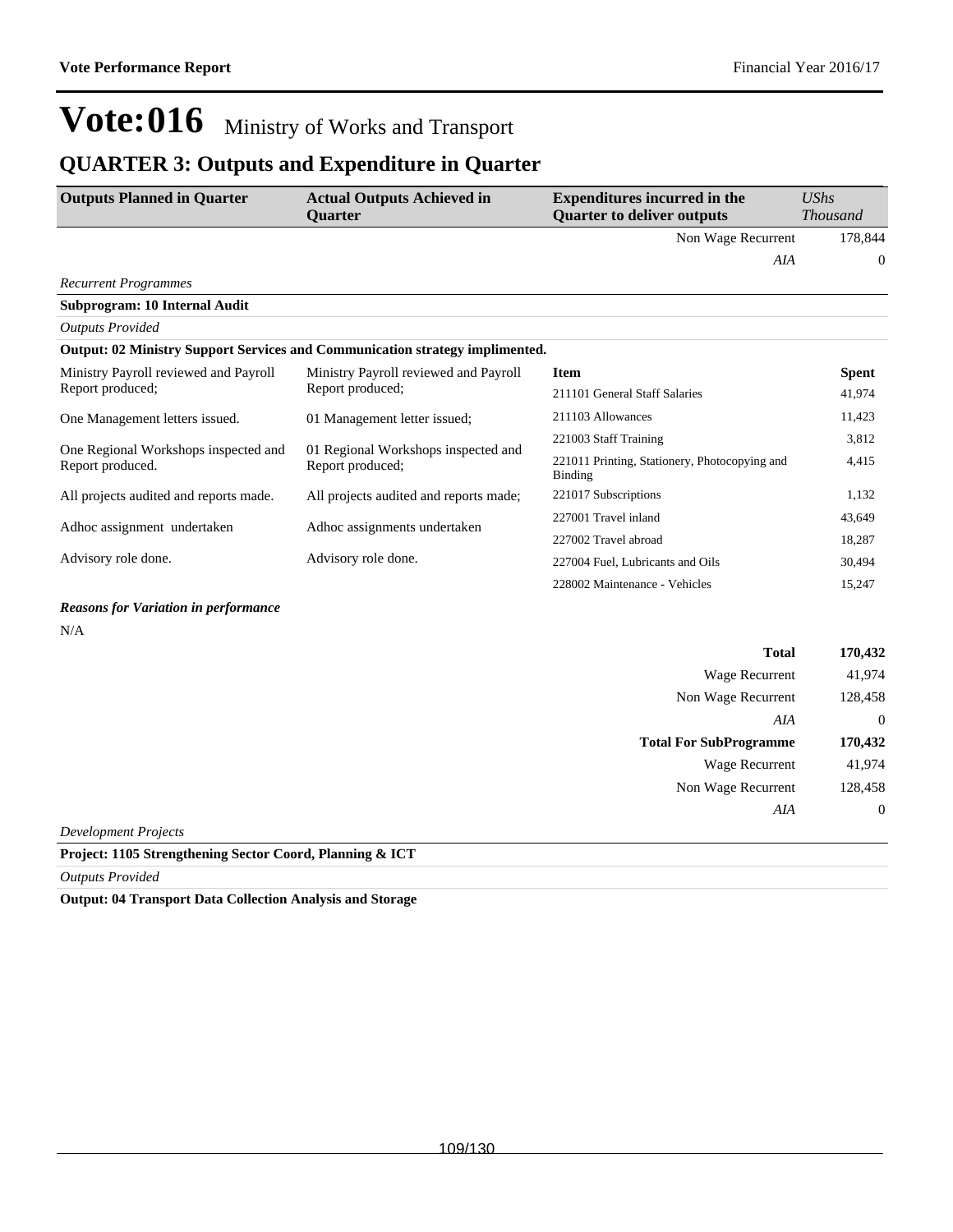# Vote:016 Ministry of Works and Transport

## QUARTER 3: Outputs and Expenditure in Quarter

| Outputs Planned in Quarter | Actual Outputs Achieved in Quarter | Expenditures incurred in the Quarter to deliver outputs | *UShs Thousand* |
|---|---|---|---|
| | | Non Wage Recurrent | 178,844 |
| | | *AIA* | 0 |

*Recurrent Programmes*

**Subprogram: 10 Internal Audit**

*Outputs Provided*

**Output: 02 Ministry Support Services and Communication strategy implimented.**

| Outputs Planned in Quarter | Actual Outputs Achieved in Quarter | Item | Spent |
|---|---|---|---|
| Ministry Payroll reviewed and Payroll Report produced; | Ministry Payroll reviewed and Payroll Report produced; | 211101 General Staff Salaries | 41,974 |
| One Management letters issued. | 01 Management letter issued; | 211103 Allowances | 11,423 |
| One Regional Workshops inspected and Report produced. | 01 Regional Workshops inspected and Report produced; | 221003 Staff Training | 3,812 |
| | | 221011 Printing, Stationery, Photocopying and Binding | 4,415 |
| All projects audited and reports made. | All projects audited and reports made; | 221017 Subscriptions | 1,132 |
| Adhoc assignment undertaken | Adhoc assignments undertaken | 227001 Travel inland | 43,649 |
| | | 227002 Travel abroad | 18,287 |
| Advisory role done. | Advisory role done. | 227004 Fuel, Lubricants and Oils | 30,494 |
| | | 228002 Maintenance - Vehicles | 15,247 |

***Reasons for Variation in performance***

N/A

| | |
|---|---|
| **Total** | **170,432** |
| Wage Recurrent | 41,974 |
| Non Wage Recurrent | 128,458 |
| *AIA* | 0 |
| **Total For SubProgramme** | **170,432** |
| Wage Recurrent | 41,974 |
| Non Wage Recurrent | 128,458 |
| *AIA* | 0 |

*Development Projects*

**Project: 1105 Strengthening Sector Coord, Planning & ICT**

*Outputs Provided*

**Output: 04 Transport Data Collection Analysis and Storage**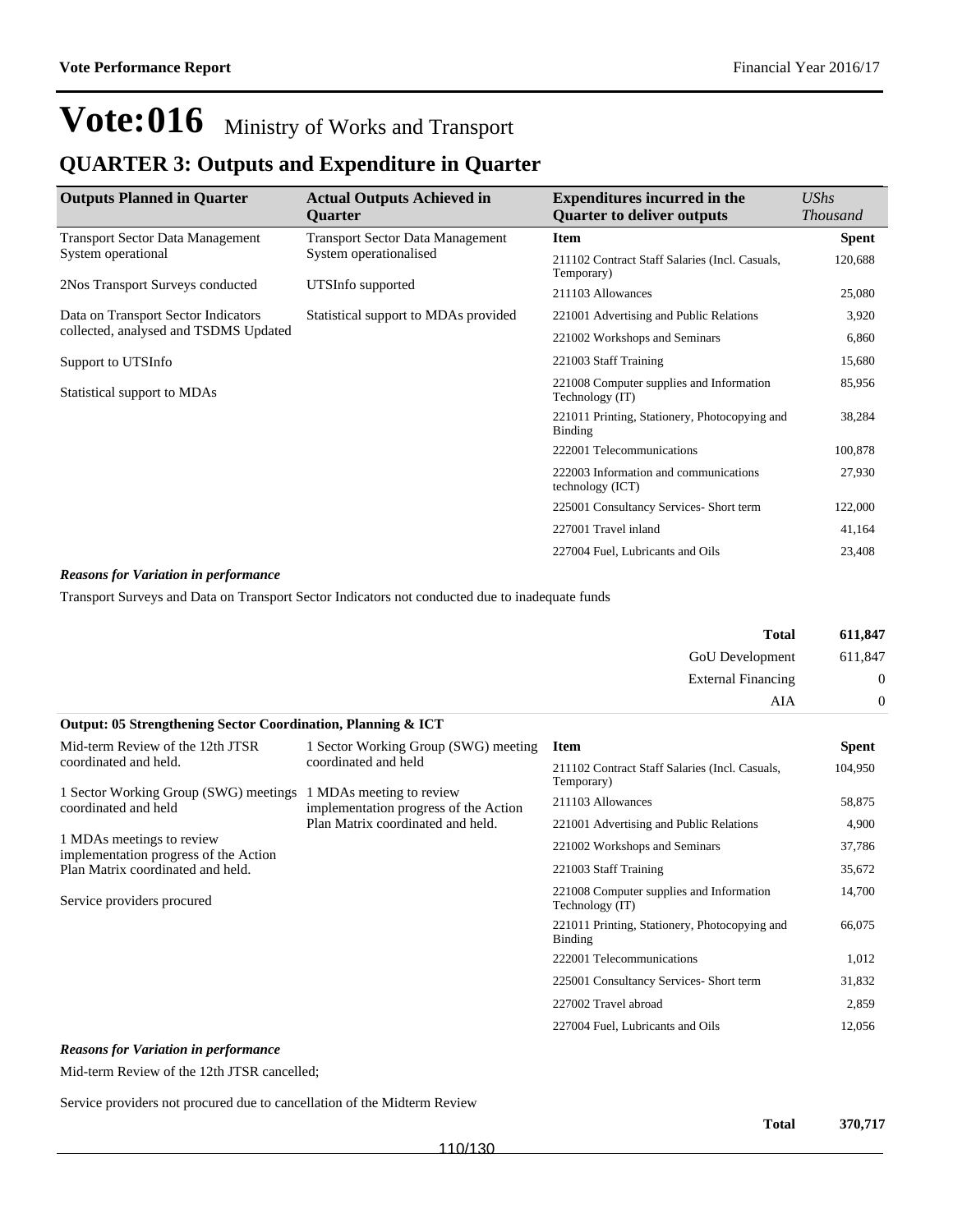# Vote:016 Ministry of Works and Transport

## QUARTER 3: Outputs and Expenditure in Quarter

| Outputs Planned in Quarter | Actual Outputs Achieved in Quarter | Expenditures incurred in the Quarter to deliver outputs | *UShs Thousand* |
|---|---|---|---|
| Transport Sector Data Management System operational<br><br>2Nos Transport Surveys conducted<br><br>Data on Transport Sector Indicators collected, analysed and TSDMS Updated<br><br>Support to UTSInfo<br><br>Statistical support to MDAs | Transport Sector Data Management System operationalised<br><br>UTSInfo supported<br><br>Statistical support to MDAs provided | **Item** | **Spent** |
| | | 211102 Contract Staff Salaries (Incl. Casuals, Temporary) | 120,688 |
| | | 211103 Allowances | 25,080 |
| | | 221001 Advertising and Public Relations | 3,920 |
| | | 221002 Workshops and Seminars | 6,860 |
| | | 221003 Staff Training | 15,680 |
| | | 221008 Computer supplies and Information Technology (IT) | 85,956 |
| | | 221011 Printing, Stationery, Photocopying and Binding | 38,284 |
| | | 222001 Telecommunications | 100,878 |
| | | 222003 Information and communications technology (ICT) | 27,930 |
| | | 225001 Consultancy Services- Short term | 122,000 |
| | | 227001 Travel inland | 41,164 |
| | | 227004 Fuel, Lubricants and Oils | 23,408 |

***Reasons for Variation in performance***

Transport Surveys and Data on Transport Sector Indicators not conducted due to inadequate funds

| | |
|---|---|
| **Total** | **611,847** |
| GoU Development | 611,847 |
| External Financing | 0 |
| AIA | 0 |

**Output: 05 Strengthening Sector Coordination, Planning & ICT**

| Outputs Planned in Quarter | Actual Outputs Achieved in Quarter | Item | Spent |
|---|---|---|---|
| Mid-term Review of the 12th JTSR coordinated and held.<br><br>1 Sector Working Group (SWG) meetings coordinated and held<br><br>1 MDAs meetings to review implementation progress of the Action Plan Matrix coordinated and held.<br><br>Service providers procured | 1 Sector Working Group (SWG) meeting coordinated and held<br><br>1 MDAs meeting to review implementation progress of the Action Plan Matrix coordinated and held. | 211102 Contract Staff Salaries (Incl. Casuals, Temporary) | 104,950 |
| | | 211103 Allowances | 58,875 |
| | | 221001 Advertising and Public Relations | 4,900 |
| | | 221002 Workshops and Seminars | 37,786 |
| | | 221003 Staff Training | 35,672 |
| | | 221008 Computer supplies and Information Technology (IT) | 14,700 |
| | | 221011 Printing, Stationery, Photocopying and Binding | 66,075 |
| | | 222001 Telecommunications | 1,012 |
| | | 225001 Consultancy Services- Short term | 31,832 |
| | | 227002 Travel abroad | 2,859 |
| | | 227004 Fuel, Lubricants and Oils | 12,056 |

***Reasons for Variation in performance***

Mid-term Review of the 12th JTSR cancelled;

Service providers not procured due to cancellation of the Midterm Review

| | |
|---|---|
| **Total** | **370,717** |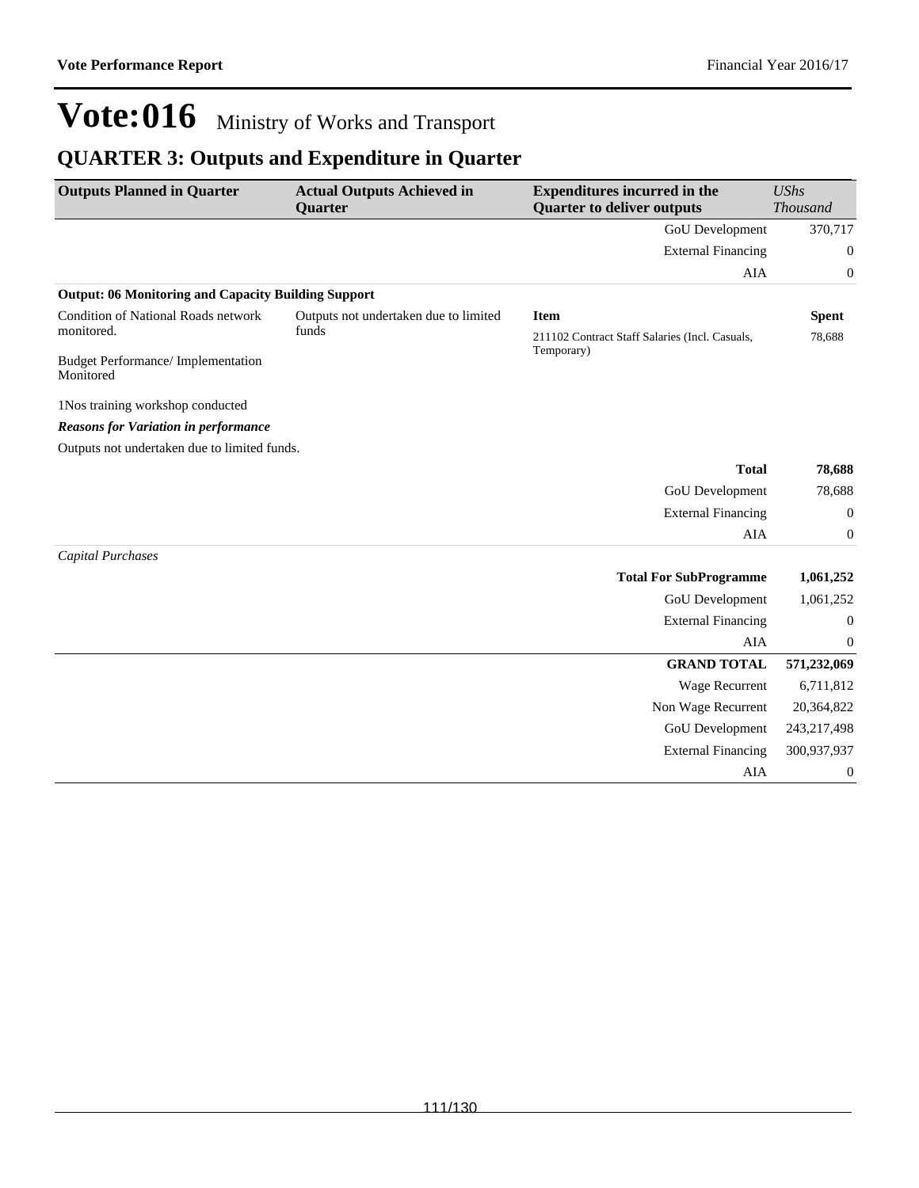# Vote:016 Ministry of Works and Transport

## QUARTER 3: Outputs and Expenditure in Quarter

| Outputs Planned in Quarter | Actual Outputs Achieved in Quarter | Expenditures incurred in the Quarter to deliver outputs | *UShs Thousand* |
|---|---|---|---|
| | | GoU Development | 370,717 |
| | | External Financing | 0 |
| | | AIA | 0 |
| **Output: 06 Monitoring and Capacity Building Support** | | | |
| Condition of National Roads network monitored.<br><br>Budget Performance/ Implementation Monitored<br><br>1Nos training workshop conducted | Outputs not undertaken due to limited funds | **Item** | **Spent** |
| | | 211102 Contract Staff Salaries (Incl. Casuals, Temporary) | 78,688 |
| ***Reasons for Variation in performance*** | | | |
| Outputs not undertaken due to limited funds. | | | |
| | | **Total** | **78,688** |
| | | GoU Development | 78,688 |
| | | External Financing | 0 |
| | | AIA | 0 |
| *Capital Purchases* | | | |
| | | **Total For SubProgramme** | **1,061,252** |
| | | GoU Development | 1,061,252 |
| | | External Financing | 0 |
| | | AIA | 0 |
| | | **GRAND TOTAL** | **571,232,069** |
| | | Wage Recurrent | 6,711,812 |
| | | Non Wage Recurrent | 20,364,822 |
| | | GoU Development | 243,217,498 |
| | | External Financing | 300,937,937 |
| | | AIA | 0 |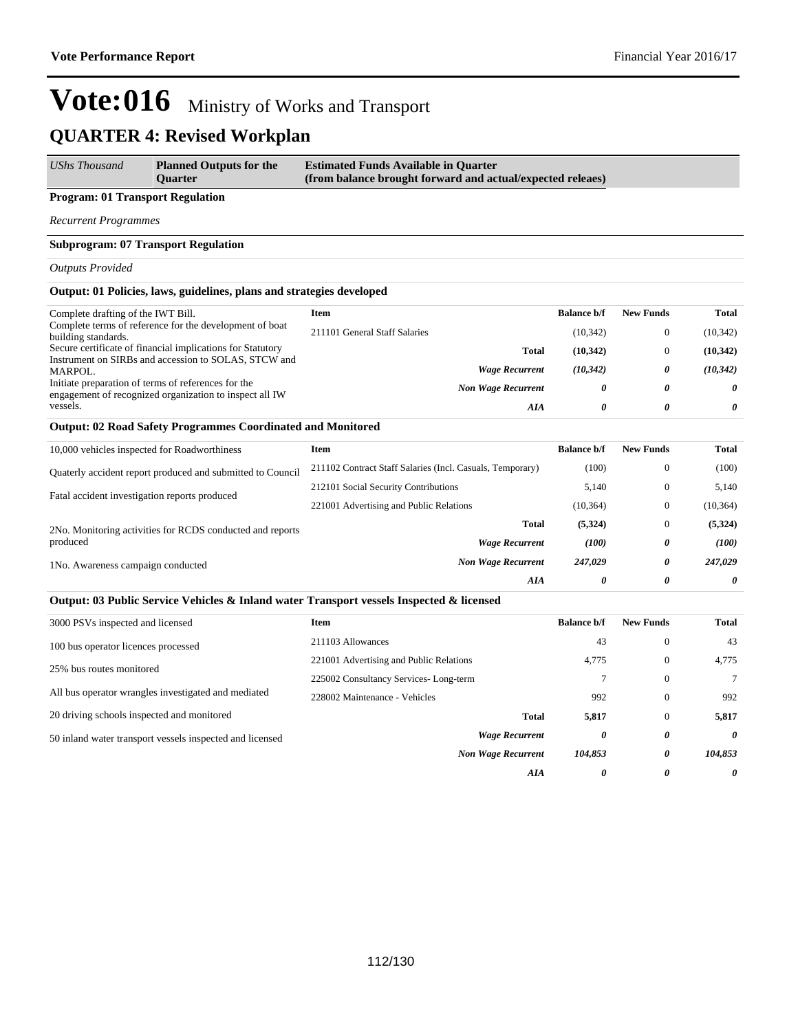# Vote:016 Ministry of Works and Transport

## QUARTER 4: Revised Workplan

| *UShs Thousand* | **Planned Outputs for the Quarter** | **Estimated Funds Available in Quarter (from balance brought forward and actual/expected releaes)** |
|---|---|---|

**Program: 01 Transport Regulation**

*Recurrent Programmes*

**Subprogram: 07 Transport Regulation**

*Outputs Provided*

**Output: 01 Policies, laws, guidelines, plans and strategies developed**

| Planned Outputs | Item | Balance b/f | New Funds | Total |
|---|---|---|---|---|
| Complete drafting of the IWT Bill.<br>Complete terms of reference for the development of boat building standards.<br>Secure certificate of financial implications for Statutory Instrument on SIRBs and accession to SOLAS, STCW and MARPOL.<br>Initiate preparation of terms of references for the engagement of recognized organization to inspect all IW vessels. | 211101 General Staff Salaries | (10,342) | 0 | (10,342) |
| | **Total** | **(10,342)** | 0 | **(10,342)** |
| | ***Wage Recurrent*** | ***(10,342)*** | ***0*** | ***(10,342)*** |
| | ***Non Wage Recurrent*** | ***0*** | ***0*** | ***0*** |
| | ***AIA*** | ***0*** | ***0*** | ***0*** |

**Output: 02 Road Safety Programmes Coordinated and Monitored**

| Planned Outputs | Item | Balance b/f | New Funds | Total |
|---|---|---|---|---|
| 10,000 vehicles inspected for Roadworthiness<br>Quaterly accident report produced and submitted to Council<br>Fatal accident investigation reports produced<br>2No. Monitoring activities for RCDS conducted and reports produced<br>1No. Awareness campaign conducted | 211102 Contract Staff Salaries (Incl. Casuals, Temporary) | (100) | 0 | (100) |
| | 212101 Social Security Contributions | 5,140 | 0 | 5,140 |
| | 221001 Advertising and Public Relations | (10,364) | 0 | (10,364) |
| | **Total** | **(5,324)** | 0 | **(5,324)** |
| | ***Wage Recurrent*** | ***(100)*** | ***0*** | ***(100)*** |
| | ***Non Wage Recurrent*** | ***247,029*** | ***0*** | ***247,029*** |
| | ***AIA*** | ***0*** | ***0*** | ***0*** |

**Output: 03 Public Service Vehicles & Inland water Transport vessels Inspected & licensed**

| Planned Outputs | Item | Balance b/f | New Funds | Total |
|---|---|---|---|---|
| 3000 PSVs inspected and licensed<br>100 bus operator licences processed<br>25% bus routes monitored<br>All bus operator wrangles investigated and mediated<br>20 driving schools inspected and monitored<br>50 inland water transport vessels inspected and licensed | 211103 Allowances | 43 | 0 | 43 |
| | 221001 Advertising and Public Relations | 4,775 | 0 | 4,775 |
| | 225002 Consultancy Services- Long-term | 7 | 0 | 7 |
| | 228002 Maintenance - Vehicles | 992 | 0 | 992 |
| | **Total** | **5,817** | 0 | **5,817** |
| | ***Wage Recurrent*** | ***0*** | ***0*** | ***0*** |
| | ***Non Wage Recurrent*** | ***104,853*** | ***0*** | ***104,853*** |
| | ***AIA*** | ***0*** | ***0*** | ***0*** |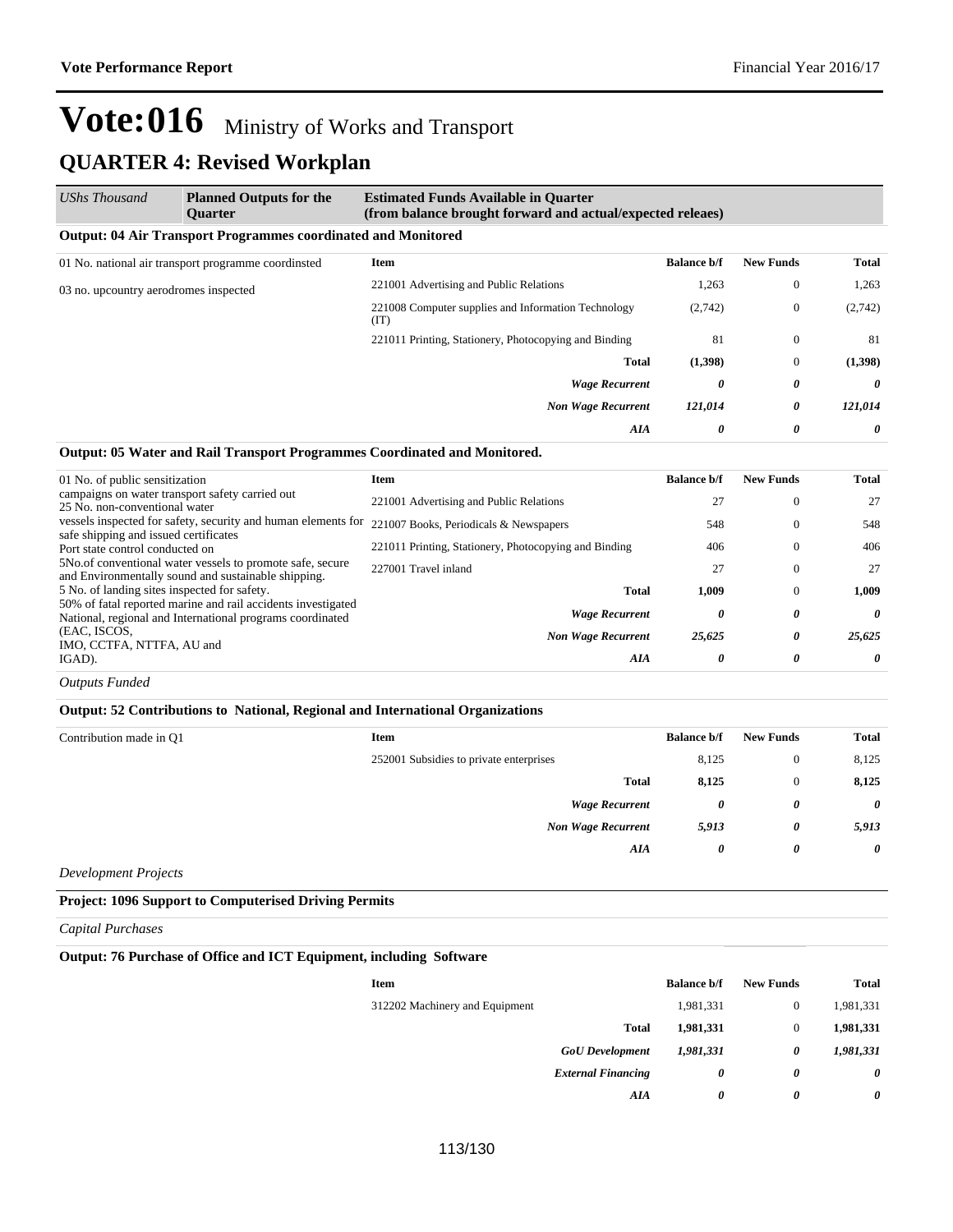# Vote:016 Ministry of Works and Transport

## QUARTER 4: Revised Workplan

| *UShs Thousand* | **Planned Outputs for the Quarter** | **Estimated Funds Available in Quarter (from balance brought forward and actual/expected releaes)** |
|---|---|---|

### Output: 04 Air Transport Programmes coordinated and Monitored

01 No. national air transport programme coordinsted

03 no. upcountry aerodromes inspected

| Item | Balance b/f | New Funds | Total |
|---|---|---|---|
| 221001 Advertising and Public Relations | 1,263 | 0 | 1,263 |
| 221008 Computer supplies and Information Technology (IT) | (2,742) | 0 | (2,742) |
| 221011 Printing, Stationery, Photocopying and Binding | 81 | 0 | 81 |
| **Total** | **(1,398)** | 0 | **(1,398)** |
| ***Wage Recurrent*** | ***0*** | ***0*** | ***0*** |
| ***Non Wage Recurrent*** | ***121,014*** | ***0*** | ***121,014*** |
| ***AIA*** | ***0*** | ***0*** | ***0*** |

### Output: 05 Water and Rail Transport Programmes Coordinated and Monitored.

01 No. of public sensitization campaigns on water transport safety carried out
25 No. non-conventional water vessels inspected for safety, security and human elements for safe shipping and issued certificates
Port state control conducted on
5No.of conventional water vessels to promote safe, secure and Environmentally sound and sustainable shipping.
5 No. of landing sites inspected for safety.
50% of fatal reported marine and rail accidents investigated
National, regional and International programs coordinated (EAC, ISCOS, IMO, CCTFA, NTTFA, AU and IGAD).

| Item | Balance b/f | New Funds | Total |
|---|---|---|---|
| 221001 Advertising and Public Relations | 27 | 0 | 27 |
| 221007 Books, Periodicals & Newspapers | 548 | 0 | 548 |
| 221011 Printing, Stationery, Photocopying and Binding | 406 | 0 | 406 |
| 227001 Travel inland | 27 | 0 | 27 |
| **Total** | **1,009** | 0 | **1,009** |
| ***Wage Recurrent*** | ***0*** | ***0*** | ***0*** |
| ***Non Wage Recurrent*** | ***25,625*** | ***0*** | ***25,625*** |
| ***AIA*** | ***0*** | ***0*** | ***0*** |

*Outputs Funded*

### Output: 52 Contributions to National, Regional and International Organizations

Contribution made in Q1

| Item | Balance b/f | New Funds | Total |
|---|---|---|---|
| 252001 Subsidies to private enterprises | 8,125 | 0 | 8,125 |
| **Total** | **8,125** | 0 | **8,125** |
| ***Wage Recurrent*** | ***0*** | ***0*** | ***0*** |
| ***Non Wage Recurrent*** | ***5,913*** | ***0*** | ***5,913*** |
| ***AIA*** | ***0*** | ***0*** | ***0*** |

*Development Projects*

### Project: 1096 Support to Computerised Driving Permits

*Capital Purchases*

### Output: 76 Purchase of Office and ICT Equipment, including Software

| Item | Balance b/f | New Funds | Total |
|---|---|---|---|
| 312202 Machinery and Equipment | 1,981,331 | 0 | 1,981,331 |
| **Total** | **1,981,331** | 0 | **1,981,331** |
| ***GoU Development*** | ***1,981,331*** | ***0*** | ***1,981,331*** |
| ***External Financing*** | ***0*** | ***0*** | ***0*** |
| ***AIA*** | ***0*** | ***0*** | ***0*** |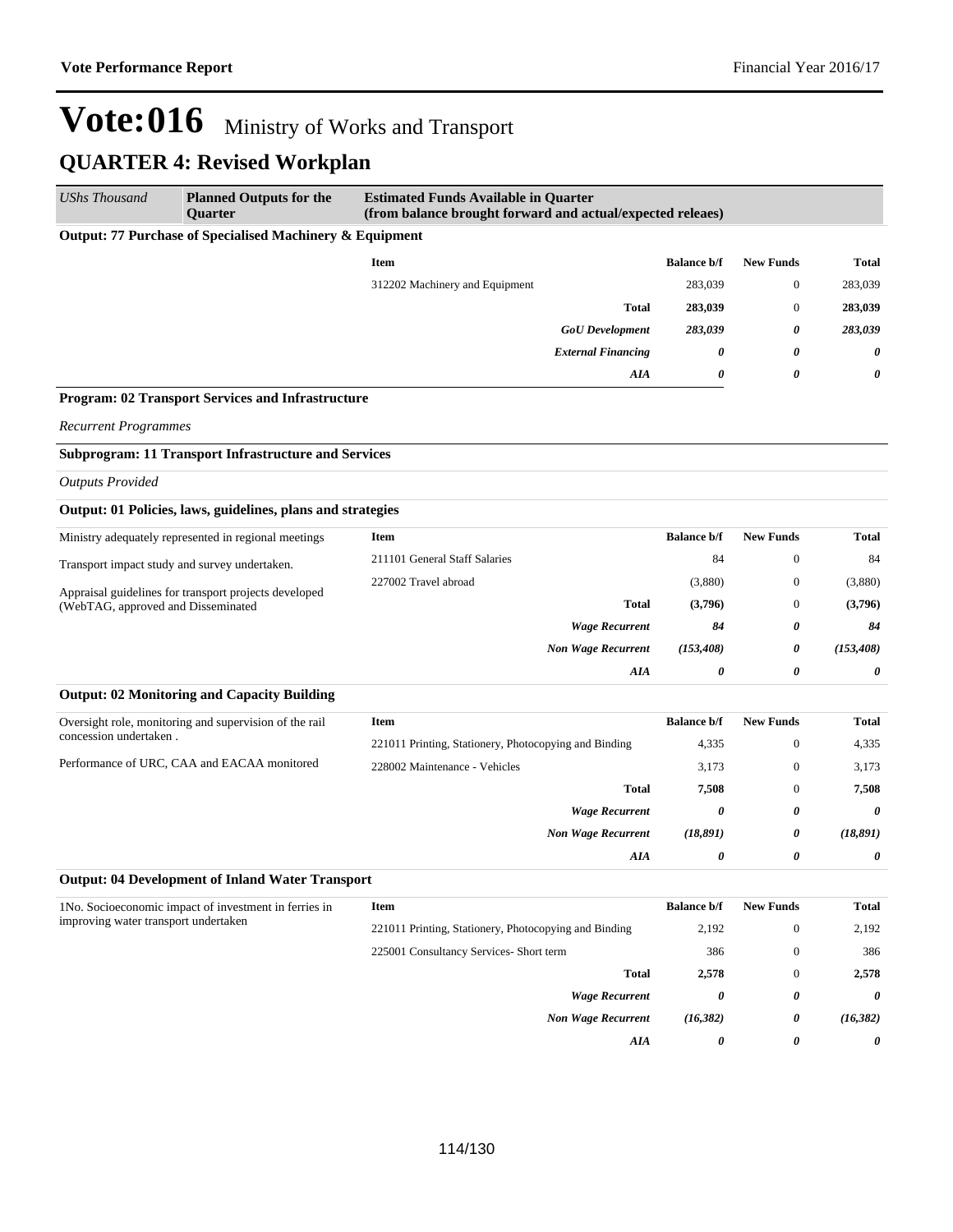# Vote:016 Ministry of Works and Transport

## QUARTER 4: Revised Workplan

| *UShs Thousand* | **Planned Outputs for the Quarter** | **Estimated Funds Available in Quarter (from balance brought forward and actual/expected releaes)** | | | |
|---|---|---|---|---|---|

**Output: 77 Purchase of Specialised Machinery & Equipment**

| | **Item** | **Balance b/f** | **New Funds** | **Total** |
|---|---|---|---|---|
| | 312202 Machinery and Equipment | 283,039 | 0 | 283,039 |
| | **Total** | **283,039** | 0 | **283,039** |
| | ***GoU Development*** | ***283,039*** | ***0*** | ***283,039*** |
| | ***External Financing*** | ***0*** | ***0*** | ***0*** |
| | ***AIA*** | ***0*** | ***0*** | ***0*** |

**Program: 02 Transport Services and Infrastructure**

*Recurrent Programmes*

**Subprogram: 11 Transport Infrastructure and Services**

*Outputs Provided*

**Output: 01 Policies, laws, guidelines, plans and strategies**

| Planned Outputs | **Item** | **Balance b/f** | **New Funds** | **Total** |
|---|---|---|---|---|
| Ministry adequately represented in regional meetings<br>Transport impact study and survey undertaken.<br>Appraisal guidelines for transport projects developed (WebTAG, approved and Disseminated | 211101 General Staff Salaries | 84 | 0 | 84 |
| | 227002 Travel abroad | (3,880) | 0 | (3,880) |
| | **Total** | **(3,796)** | 0 | **(3,796)** |
| | ***Wage Recurrent*** | ***84*** | ***0*** | ***84*** |
| | ***Non Wage Recurrent*** | ***(153,408)*** | ***0*** | ***(153,408)*** |
| | ***AIA*** | ***0*** | ***0*** | ***0*** |

**Output: 02 Monitoring and Capacity Building**

| Planned Outputs | **Item** | **Balance b/f** | **New Funds** | **Total** |
|---|---|---|---|---|
| Oversight role, monitoring and supervision of the rail concession undertaken .<br>Performance of URC, CAA and EACAA monitored | 221011 Printing, Stationery, Photocopying and Binding | 4,335 | 0 | 4,335 |
| | 228002 Maintenance - Vehicles | 3,173 | 0 | 3,173 |
| | **Total** | **7,508** | 0 | **7,508** |
| | ***Wage Recurrent*** | ***0*** | ***0*** | ***0*** |
| | ***Non Wage Recurrent*** | ***(18,891)*** | ***0*** | ***(18,891)*** |
| | ***AIA*** | ***0*** | ***0*** | ***0*** |

**Output: 04 Development of Inland Water Transport**

| Planned Outputs | **Item** | **Balance b/f** | **New Funds** | **Total** |
|---|---|---|---|---|
| 1No. Socioeconomic impact of investment in ferries in improving water transport undertaken | 221011 Printing, Stationery, Photocopying and Binding | 2,192 | 0 | 2,192 |
| | 225001 Consultancy Services- Short term | 386 | 0 | 386 |
| | **Total** | **2,578** | 0 | **2,578** |
| | ***Wage Recurrent*** | ***0*** | ***0*** | ***0*** |
| | ***Non Wage Recurrent*** | ***(16,382)*** | ***0*** | ***(16,382)*** |
| | ***AIA*** | ***0*** | ***0*** | ***0*** |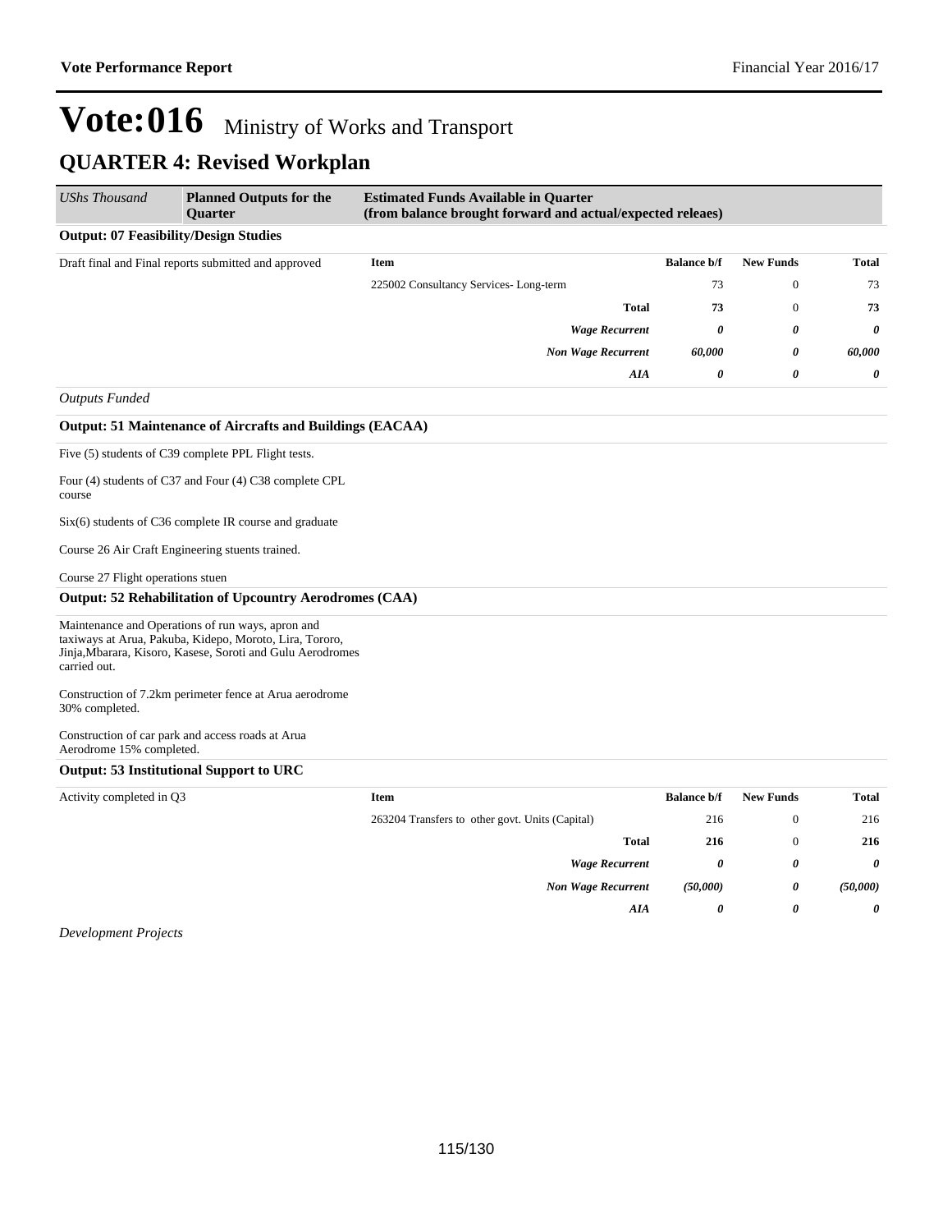# Vote:016 Ministry of Works and Transport

## QUARTER 4: Revised Workplan

| *UShs Thousand* | **Planned Outputs for the Quarter** | **Estimated Funds Available in Quarter (from balance brought forward and actual/expected releaes)** | | | |
|---|---|---|---|---|---|

**Output: 07 Feasibility/Design Studies**

| Draft final and Final reports submitted and approved | **Item** | **Balance b/f** | **New Funds** | **Total** |
|---|---|---|---|---|
| | 225002 Consultancy Services- Long-term | 73 | 0 | 73 |
| | **Total** | **73** | 0 | **73** |
| | ***Wage Recurrent*** | ***0*** | ***0*** | ***0*** |
| | ***Non Wage Recurrent*** | ***60,000*** | ***0*** | ***60,000*** |
| | ***AIA*** | ***0*** | ***0*** | ***0*** |

*Outputs Funded*

**Output: 51 Maintenance of Aircrafts and Buildings (EACAA)**

Five (5) students of C39 complete PPL Flight tests.

Four (4) students of C37 and Four (4) C38 complete CPL course

Six(6) students of C36 complete IR course and graduate

Course 26 Air Craft Engineering stuents trained.

Course 27 Flight operations stuen

**Output: 52 Rehabilitation of Upcountry Aerodromes (CAA)**

Maintenance and Operations of run ways, apron and taxiways at Arua, Pakuba, Kidepo, Moroto, Lira, Tororo, Jinja,Mbarara, Kisoro, Kasese, Soroti and Gulu Aerodromes carried out.

Construction of 7.2km perimeter fence at Arua aerodrome 30% completed.

Construction of car park and access roads at Arua Aerodrome 15% completed.

**Output: 53 Institutional Support to URC**

| Activity completed in Q3 | **Item** | **Balance b/f** | **New Funds** | **Total** |
|---|---|---|---|---|
| | 263204 Transfers to other govt. Units (Capital) | 216 | 0 | 216 |
| | **Total** | **216** | 0 | **216** |
| | ***Wage Recurrent*** | ***0*** | ***0*** | ***0*** |
| | ***Non Wage Recurrent*** | ***(50,000)*** | ***0*** | ***(50,000)*** |
| | ***AIA*** | ***0*** | ***0*** | ***0*** |

*Development Projects*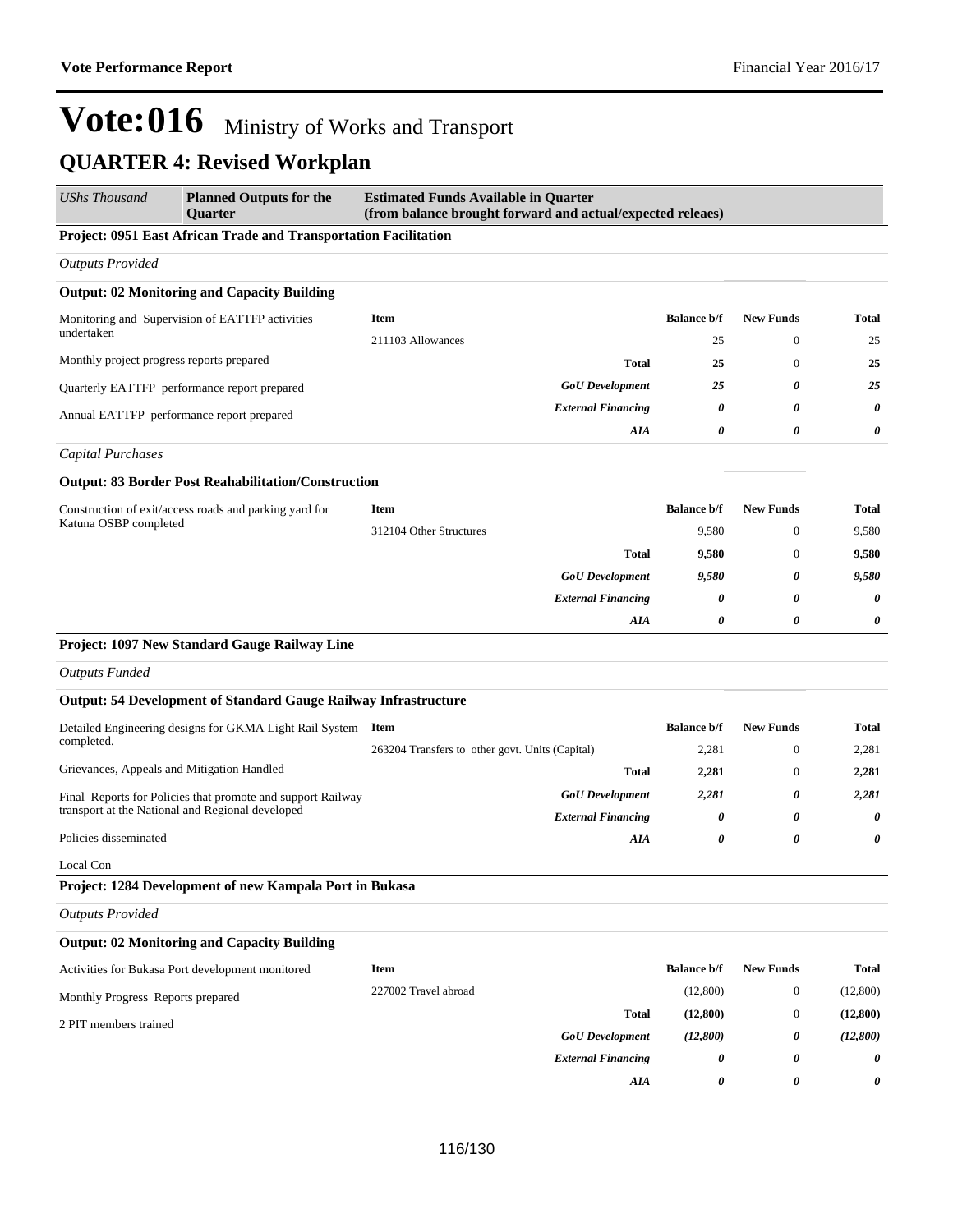# Vote:016 Ministry of Works and Transport

## QUARTER 4: Revised Workplan

| *UShs Thousand* | **Planned Outputs for the Quarter** | **Estimated Funds Available in Quarter (from balance brought forward and actual/expected releaes)** | | | |
|---|---|---|---|---|---|

### Project: 0951 East African Trade and Transportation Facilitation

*Outputs Provided*

**Output: 02 Monitoring and Capacity Building**

Monitoring and Supervision of EATTFP activities undertaken

Monthly project progress reports prepared

Quarterly EATTFP performance report prepared

Annual EATTFP performance report prepared

| Item | Balance b/f | New Funds | Total |
|---|---|---|---|
| 211103 Allowances | 25 | 0 | 25 |
| **Total** | **25** | 0 | **25** |
| ***GoU Development*** | ***25*** | ***0*** | ***25*** |
| ***External Financing*** | ***0*** | ***0*** | ***0*** |
| ***AIA*** | ***0*** | ***0*** | ***0*** |

*Capital Purchases*

**Output: 83 Border Post Reahabilitation/Construction**

Construction of exit/access roads and parking yard for Katuna OSBP completed

| Item | Balance b/f | New Funds | Total |
|---|---|---|---|
| 312104 Other Structures | 9,580 | 0 | 9,580 |
| **Total** | **9,580** | 0 | **9,580** |
| ***GoU Development*** | ***9,580*** | ***0*** | ***9,580*** |
| ***External Financing*** | ***0*** | ***0*** | ***0*** |
| ***AIA*** | ***0*** | ***0*** | ***0*** |

### Project: 1097 New Standard Gauge Railway Line

*Outputs Funded*

**Output: 54 Development of Standard Gauge Railway Infrastructure**

Detailed Engineering designs for GKMA Light Rail System completed.

Grievances, Appeals and Mitigation Handled

Final Reports for Policies that promote and support Railway transport at the National and Regional developed

Policies disseminated

Local Con

| Item | Balance b/f | New Funds | Total |
|---|---|---|---|
| 263204 Transfers to other govt. Units (Capital) | 2,281 | 0 | 2,281 |
| **Total** | **2,281** | 0 | **2,281** |
| ***GoU Development*** | ***2,281*** | ***0*** | ***2,281*** |
| ***External Financing*** | ***0*** | ***0*** | ***0*** |
| ***AIA*** | ***0*** | ***0*** | ***0*** |

### Project: 1284 Development of new Kampala Port in Bukasa

*Outputs Provided*

**Output: 02 Monitoring and Capacity Building**

Activities for Bukasa Port development monitored

Monthly Progress Reports prepared

2 PIT members trained

| Item | Balance b/f | New Funds | Total |
|---|---|---|---|
| 227002 Travel abroad | (12,800) | 0 | (12,800) |
| **Total** | **(12,800)** | 0 | **(12,800)** |
| ***GoU Development*** | ***(12,800)*** | ***0*** | ***(12,800)*** |
| ***External Financing*** | ***0*** | ***0*** | ***0*** |
| ***AIA*** | ***0*** | ***0*** | ***0*** |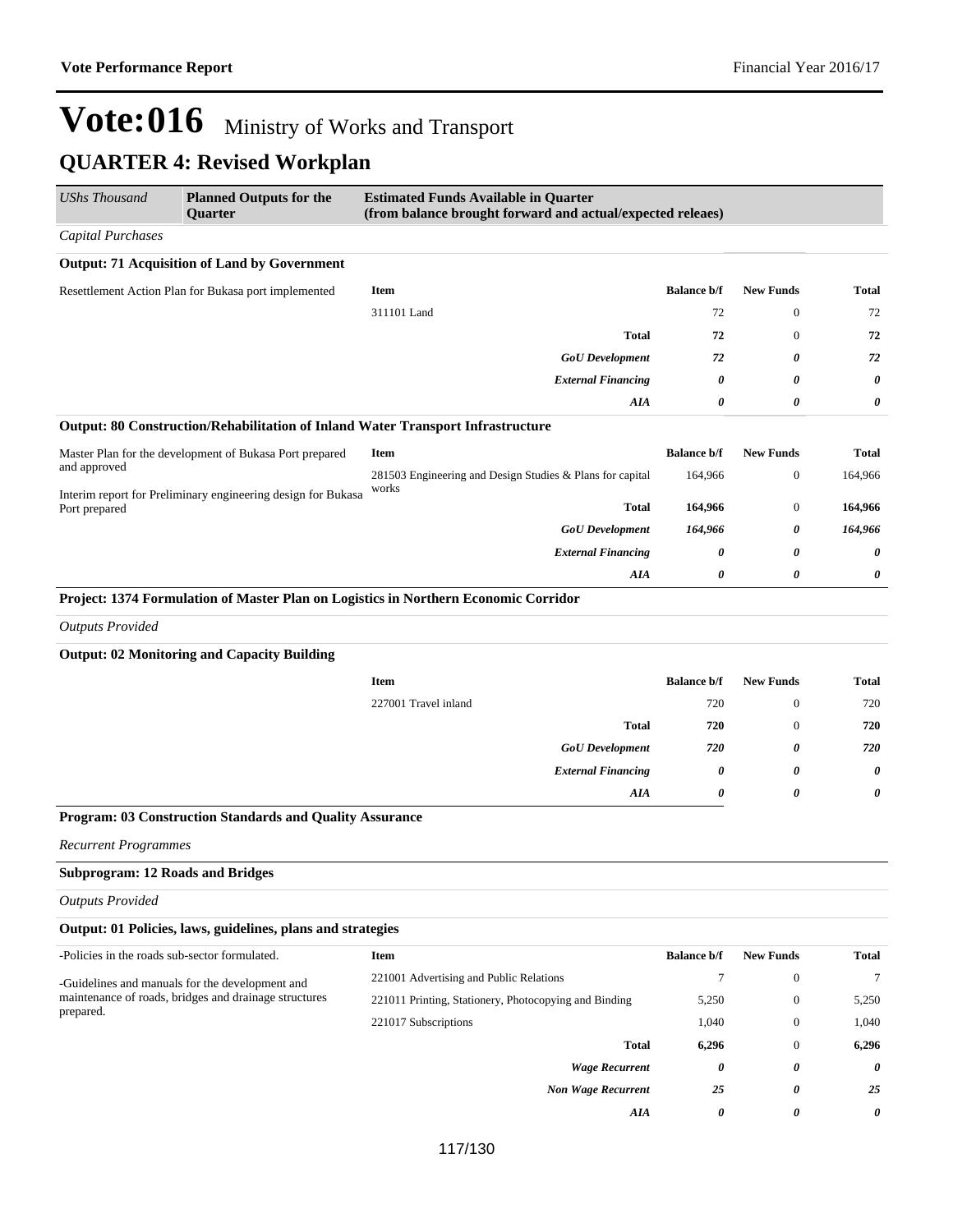# Vote:016 Ministry of Works and Transport

## QUARTER 4: Revised Workplan

| UShs Thousand | Planned Outputs for the Quarter | Estimated Funds Available in Quarter (from balance brought forward and actual/expected releaes) |
|---|---|---|

*Capital Purchases*

**Output: 71 Acquisition of Land by Government**

| Planned Outputs | Item | Balance b/f | New Funds | Total |
|---|---|---|---|---|
| Resettlement Action Plan for Bukasa port implemented | 311101 Land | 72 | 0 | 72 |
| | **Total** | **72** | 0 | **72** |
| | ***GoU Development*** | ***72*** | ***0*** | ***72*** |
| | ***External Financing*** | ***0*** | ***0*** | ***0*** |
| | ***AIA*** | ***0*** | ***0*** | ***0*** |

**Output: 80 Construction/Rehabilitation of Inland Water Transport Infrastructure**

| Planned Outputs | Item | Balance b/f | New Funds | Total |
|---|---|---|---|---|
| Master Plan for the development of Bukasa Port prepared and approved<br><br>Interim report for Preliminary engineering design for Bukasa Port prepared | 281503 Engineering and Design Studies & Plans for capital works | 164,966 | 0 | 164,966 |
| | **Total** | **164,966** | 0 | **164,966** |
| | ***GoU Development*** | ***164,966*** | ***0*** | ***164,966*** |
| | ***External Financing*** | ***0*** | ***0*** | ***0*** |
| | ***AIA*** | ***0*** | ***0*** | ***0*** |

**Project: 1374 Formulation of Master Plan on Logistics in Northern Economic Corridor**

*Outputs Provided*

**Output: 02 Monitoring and Capacity Building**

| Planned Outputs | Item | Balance b/f | New Funds | Total |
|---|---|---|---|---|
| | 227001 Travel inland | 720 | 0 | 720 |
| | **Total** | **720** | 0 | **720** |
| | ***GoU Development*** | ***720*** | ***0*** | ***720*** |
| | ***External Financing*** | ***0*** | ***0*** | ***0*** |
| | ***AIA*** | ***0*** | ***0*** | ***0*** |

**Program: 03 Construction Standards and Quality Assurance**

*Recurrent Programmes*

**Subprogram: 12 Roads and Bridges**

*Outputs Provided*

**Output: 01 Policies, laws, guidelines, plans and strategies**

| Planned Outputs | Item | Balance b/f | New Funds | Total |
|---|---|---|---|---|
| -Policies in the roads sub-sector formulated.<br><br>-Guidelines and manuals for the development and maintenance of roads, bridges and drainage structures prepared. | 221001 Advertising and Public Relations | 7 | 0 | 7 |
| | 221011 Printing, Stationery, Photocopying and Binding | 5,250 | 0 | 5,250 |
| | 221017 Subscriptions | 1,040 | 0 | 1,040 |
| | **Total** | **6,296** | 0 | **6,296** |
| | ***Wage Recurrent*** | ***0*** | ***0*** | ***0*** |
| | ***Non Wage Recurrent*** | ***25*** | ***0*** | ***25*** |
| | ***AIA*** | ***0*** | ***0*** | ***0*** |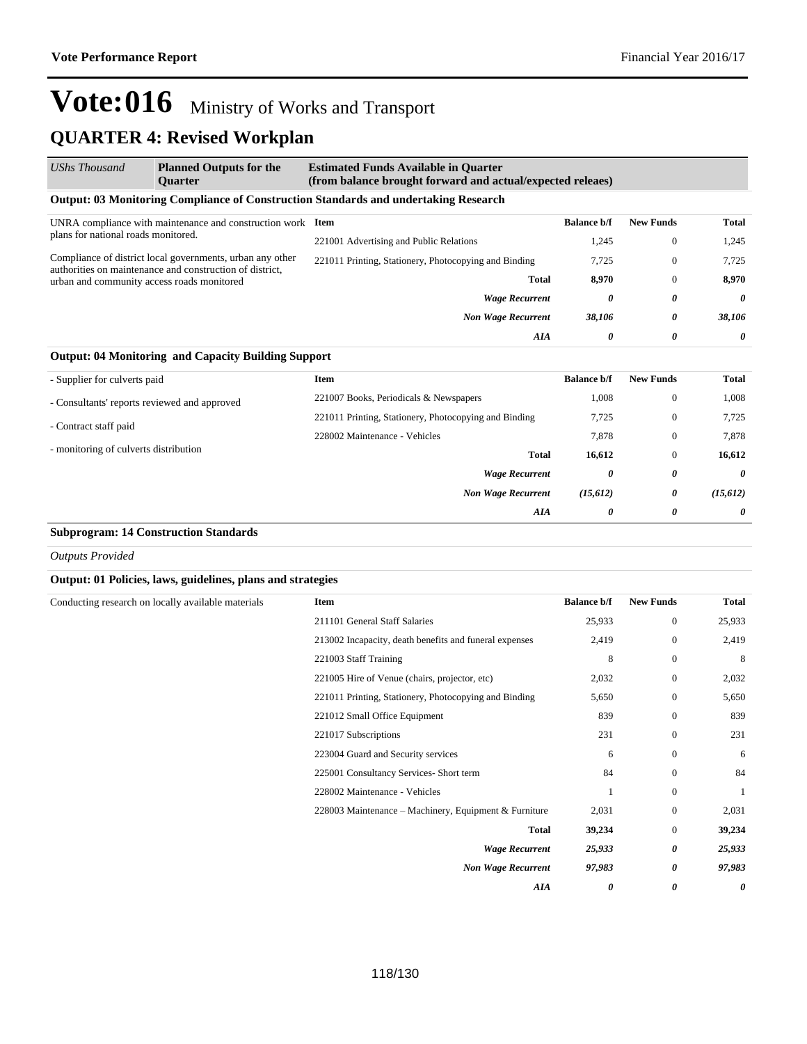# Vote:016 Ministry of Works and Transport

## QUARTER 4: Revised Workplan

| *UShs Thousand* | **Planned Outputs for the Quarter** | **Estimated Funds Available in Quarter (from balance brought forward and actual/expected releaes)** | | | |
|---|---|---|---|---|---|

**Output: 03 Monitoring Compliance of Construction Standards and undertaking Research**

| Planned Outputs | Item | Balance b/f | New Funds | Total |
|---|---|---|---|---|
| UNRA compliance with maintenance and construction work plans for national roads monitored.<br><br>Compliance of district local governments, urban any other authorities on maintenance and construction of district, urban and community access roads monitored | 221001 Advertising and Public Relations | 1,245 | 0 | 1,245 |
| | 221011 Printing, Stationery, Photocopying and Binding | 7,725 | 0 | 7,725 |
| | **Total** | **8,970** | 0 | **8,970** |
| | ***Wage Recurrent*** | ***0*** | ***0*** | ***0*** |
| | ***Non Wage Recurrent*** | ***38,106*** | ***0*** | ***38,106*** |
| | ***AIA*** | ***0*** | ***0*** | ***0*** |

**Output: 04 Monitoring and Capacity Building Support**

| Planned Outputs | Item | Balance b/f | New Funds | Total |
|---|---|---|---|---|
| - Supplier for culverts paid<br><br>- Consultants' reports reviewed and approved<br><br>- Contract staff paid<br><br>- monitoring of culverts distribution | 221007 Books, Periodicals & Newspapers | 1,008 | 0 | 1,008 |
| | 221011 Printing, Stationery, Photocopying and Binding | 7,725 | 0 | 7,725 |
| | 228002 Maintenance - Vehicles | 7,878 | 0 | 7,878 |
| | **Total** | **16,612** | 0 | **16,612** |
| | ***Wage Recurrent*** | ***0*** | ***0*** | ***0*** |
| | ***Non Wage Recurrent*** | ***(15,612)*** | ***0*** | ***(15,612)*** |
| | ***AIA*** | ***0*** | ***0*** | ***0*** |

**Subprogram: 14 Construction Standards**

*Outputs Provided*

**Output: 01 Policies, laws, guidelines, plans and strategies**

| Planned Outputs | Item | Balance b/f | New Funds | Total |
|---|---|---|---|---|
| Conducting research on locally available materials | 211101 General Staff Salaries | 25,933 | 0 | 25,933 |
| | 213002 Incapacity, death benefits and funeral expenses | 2,419 | 0 | 2,419 |
| | 221003 Staff Training | 8 | 0 | 8 |
| | 221005 Hire of Venue (chairs, projector, etc) | 2,032 | 0 | 2,032 |
| | 221011 Printing, Stationery, Photocopying and Binding | 5,650 | 0 | 5,650 |
| | 221012 Small Office Equipment | 839 | 0 | 839 |
| | 221017 Subscriptions | 231 | 0 | 231 |
| | 223004 Guard and Security services | 6 | 0 | 6 |
| | 225001 Consultancy Services- Short term | 84 | 0 | 84 |
| | 228002 Maintenance - Vehicles | 1 | 0 | 1 |
| | 228003 Maintenance – Machinery, Equipment & Furniture | 2,031 | 0 | 2,031 |
| | **Total** | **39,234** | 0 | **39,234** |
| | ***Wage Recurrent*** | ***25,933*** | ***0*** | ***25,933*** |
| | ***Non Wage Recurrent*** | ***97,983*** | ***0*** | ***97,983*** |
| | ***AIA*** | ***0*** | ***0*** | ***0*** |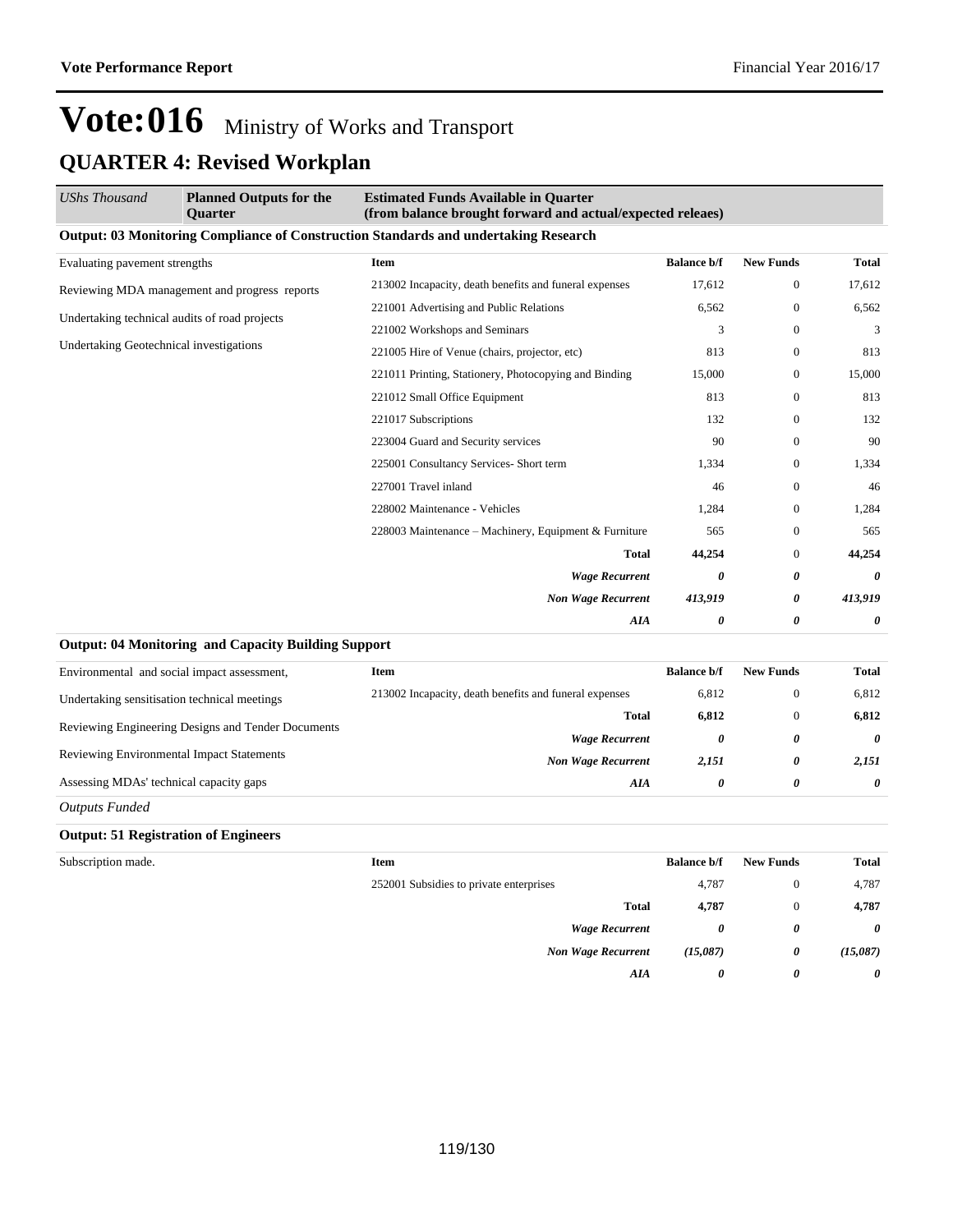# Vote:016 Ministry of Works and Transport

## QUARTER 4: Revised Workplan

| *UShs Thousand* | **Planned Outputs for the Quarter** | **Estimated Funds Available in Quarter (from balance brought forward and actual/expected releaes)** | | | |
|---|---|---|---|---|---|

**Output: 03 Monitoring Compliance of Construction Standards and undertaking Research**

| Planned Outputs | Item | Balance b/f | New Funds | Total |
|---|---|---|---|---|
| Evaluating pavement strengths | 213002 Incapacity, death benefits and funeral expenses | 17,612 | 0 | 17,612 |
| Reviewing MDA management and progress reports | 221001 Advertising and Public Relations | 6,562 | 0 | 6,562 |
| Undertaking technical audits of road projects | 221002 Workshops and Seminars | 3 | 0 | 3 |
| Undertaking Geotechnical investigations | 221005 Hire of Venue (chairs, projector, etc) | 813 | 0 | 813 |
| | 221011 Printing, Stationery, Photocopying and Binding | 15,000 | 0 | 15,000 |
| | 221012 Small Office Equipment | 813 | 0 | 813 |
| | 221017 Subscriptions | 132 | 0 | 132 |
| | 223004 Guard and Security services | 90 | 0 | 90 |
| | 225001 Consultancy Services- Short term | 1,334 | 0 | 1,334 |
| | 227001 Travel inland | 46 | 0 | 46 |
| | 228002 Maintenance - Vehicles | 1,284 | 0 | 1,284 |
| | 228003 Maintenance – Machinery, Equipment & Furniture | 565 | 0 | 565 |
| | **Total** | **44,254** | 0 | **44,254** |
| | ***Wage Recurrent*** | ***0*** | ***0*** | ***0*** |
| | ***Non Wage Recurrent*** | ***413,919*** | ***0*** | ***413,919*** |
| | ***AIA*** | ***0*** | ***0*** | ***0*** |

**Output: 04 Monitoring and Capacity Building Support**

| Planned Outputs | Item | Balance b/f | New Funds | Total |
|---|---|---|---|---|
| Environmental and social impact assessment, | 213002 Incapacity, death benefits and funeral expenses | 6,812 | 0 | 6,812 |
| Undertaking sensitisation technical meetings | **Total** | **6,812** | 0 | **6,812** |
| Reviewing Engineering Designs and Tender Documents | ***Wage Recurrent*** | ***0*** | ***0*** | ***0*** |
| Reviewing Environmental Impact Statements | ***Non Wage Recurrent*** | ***2,151*** | ***0*** | ***2,151*** |
| Assessing MDAs' technical capacity gaps | ***AIA*** | ***0*** | ***0*** | ***0*** |

*Outputs Funded*

**Output: 51 Registration of Engineers**

| Planned Outputs | Item | Balance b/f | New Funds | Total |
|---|---|---|---|---|
| Subscription made. | 252001 Subsidies to private enterprises | 4,787 | 0 | 4,787 |
| | **Total** | **4,787** | 0 | **4,787** |
| | ***Wage Recurrent*** | ***0*** | ***0*** | ***0*** |
| | ***Non Wage Recurrent*** | ***(15,087)*** | ***0*** | ***(15,087)*** |
| | ***AIA*** | ***0*** | ***0*** | ***0*** |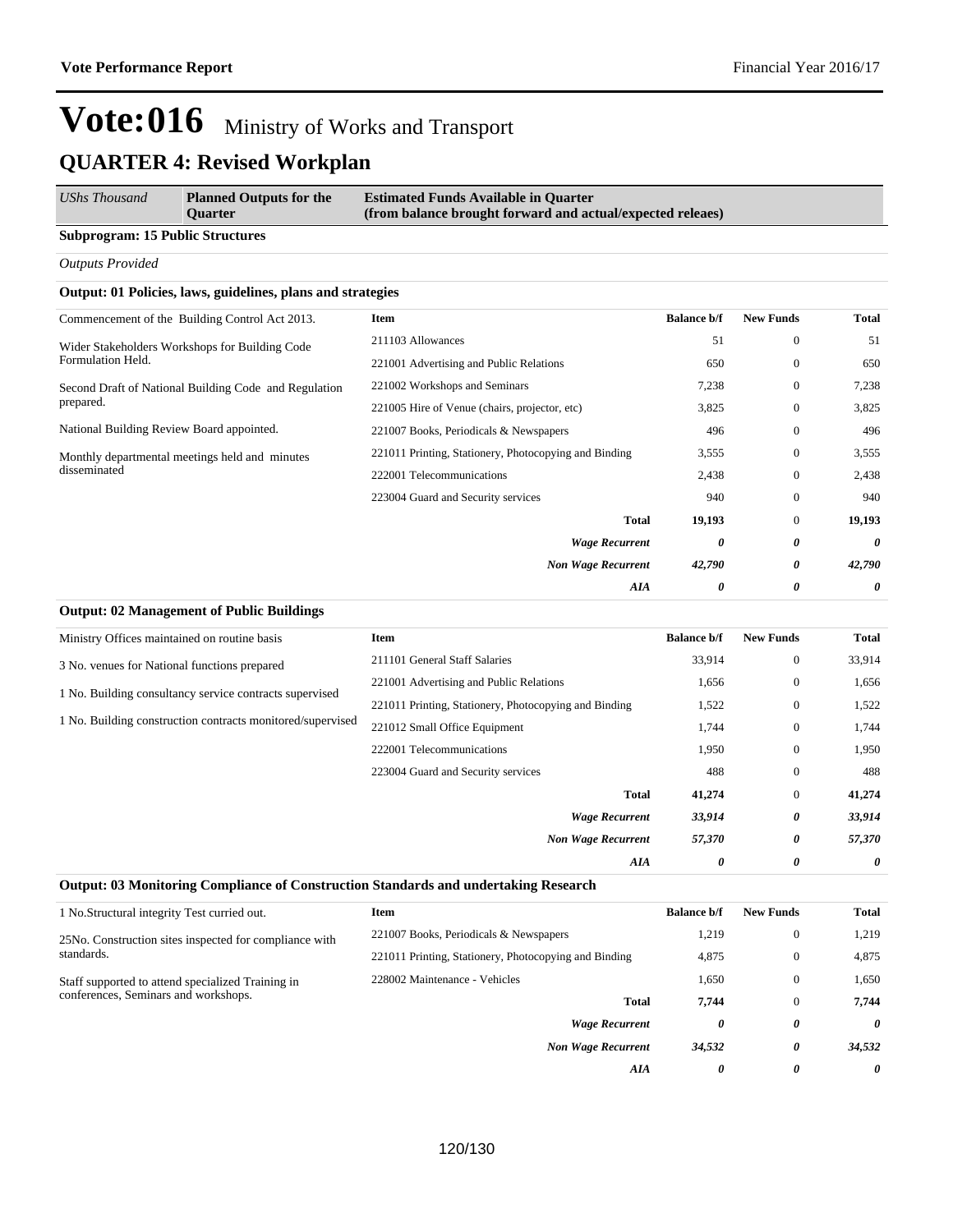# Vote:016 Ministry of Works and Transport

## QUARTER 4: Revised Workplan

| *UShs Thousand* | **Planned Outputs for the Quarter** | **Estimated Funds Available in Quarter (from balance brought forward and actual/expected releaes)** |
|---|---|---|

**Subprogram: 15 Public Structures**

*Outputs Provided*

**Output: 01 Policies, laws, guidelines, plans and strategies**

Commencement of the Building Control Act 2013.

Wider Stakeholders Workshops for Building Code Formulation Held.

Second Draft of National Building Code and Regulation prepared.

National Building Review Board appointed.

Monthly departmental meetings held and minutes disseminated

| Item | Balance b/f | New Funds | Total |
|---|---|---|---|
| 211103 Allowances | 51 | 0 | 51 |
| 221001 Advertising and Public Relations | 650 | 0 | 650 |
| 221002 Workshops and Seminars | 7,238 | 0 | 7,238 |
| 221005 Hire of Venue (chairs, projector, etc) | 3,825 | 0 | 3,825 |
| 221007 Books, Periodicals & Newspapers | 496 | 0 | 496 |
| 221011 Printing, Stationery, Photocopying and Binding | 3,555 | 0 | 3,555 |
| 222001 Telecommunications | 2,438 | 0 | 2,438 |
| 223004 Guard and Security services | 940 | 0 | 940 |
| **Total** | **19,193** | 0 | **19,193** |
| ***Wage Recurrent*** | ***0*** | ***0*** | ***0*** |
| ***Non Wage Recurrent*** | ***42,790*** | ***0*** | ***42,790*** |
| ***AIA*** | ***0*** | ***0*** | ***0*** |

**Output: 02 Management of Public Buildings**

Ministry Offices maintained on routine basis

3 No. venues for National functions prepared

1 No. Building consultancy service contracts supervised

1 No. Building construction contracts monitored/supervised

| Item | Balance b/f | New Funds | Total |
|---|---|---|---|
| 211101 General Staff Salaries | 33,914 | 0 | 33,914 |
| 221001 Advertising and Public Relations | 1,656 | 0 | 1,656 |
| 221011 Printing, Stationery, Photocopying and Binding | 1,522 | 0 | 1,522 |
| 221012 Small Office Equipment | 1,744 | 0 | 1,744 |
| 222001 Telecommunications | 1,950 | 0 | 1,950 |
| 223004 Guard and Security services | 488 | 0 | 488 |
| **Total** | **41,274** | 0 | **41,274** |
| ***Wage Recurrent*** | ***33,914*** | ***0*** | ***33,914*** |
| ***Non Wage Recurrent*** | ***57,370*** | ***0*** | ***57,370*** |
| ***AIA*** | ***0*** | ***0*** | ***0*** |

**Output: 03 Monitoring Compliance of Construction Standards and undertaking Research**

1 No.Structural integrity Test curried out.

25No. Construction sites inspected for compliance with standards.

Staff supported to attend specialized Training in conferences, Seminars and workshops.

| Item | Balance b/f | New Funds | Total |
|---|---|---|---|
| 221007 Books, Periodicals & Newspapers | 1,219 | 0 | 1,219 |
| 221011 Printing, Stationery, Photocopying and Binding | 4,875 | 0 | 4,875 |
| 228002 Maintenance - Vehicles | 1,650 | 0 | 1,650 |
| **Total** | **7,744** | 0 | **7,744** |
| ***Wage Recurrent*** | ***0*** | ***0*** | ***0*** |
| ***Non Wage Recurrent*** | ***34,532*** | ***0*** | ***34,532*** |
| ***AIA*** | ***0*** | ***0*** | ***0*** |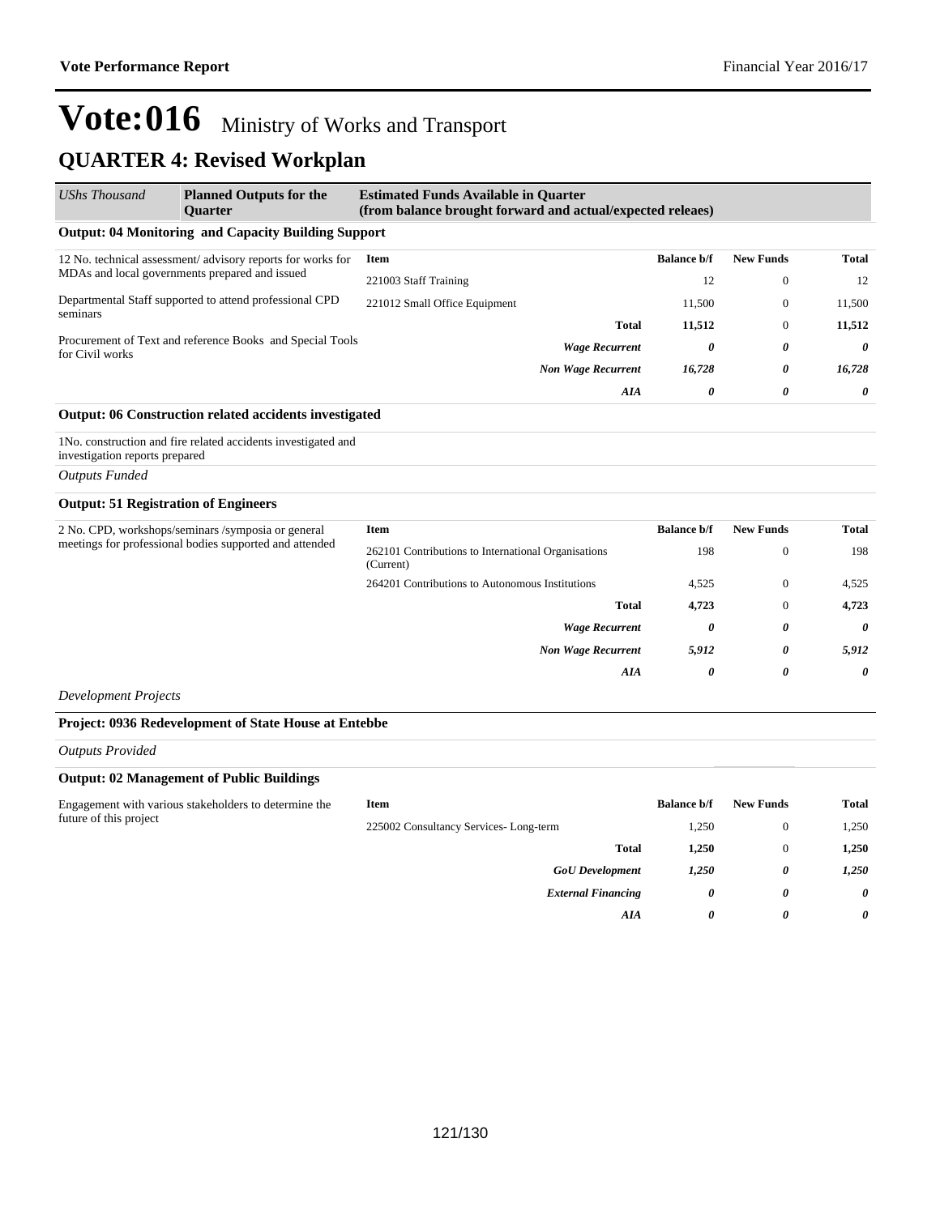# Vote:016 Ministry of Works and Transport

## QUARTER 4: Revised Workplan

| UShs Thousand | Planned Outputs for the Quarter | Estimated Funds Available in Quarter (from balance brought forward and actual/expected releaes) | | | |
|---|---|---|---|---|---|

**Output: 04 Monitoring and Capacity Building Support**

| Planned Outputs | Item | Balance b/f | New Funds | Total |
|---|---|---|---|---|
| 12 No. technical assessment/ advisory reports for works for MDAs and local governments prepared and issued | 221003 Staff Training | 12 | 0 | 12 |
| Departmental Staff supported to attend professional CPD seminars | 221012 Small Office Equipment | 11,500 | 0 | 11,500 |
| Procurement of Text and reference Books and Special Tools for Civil works | **Total** | **11,512** | 0 | **11,512** |
| | ***Wage Recurrent*** | ***0*** | ***0*** | ***0*** |
| | ***Non Wage Recurrent*** | ***16,728*** | ***0*** | ***16,728*** |
| | ***AIA*** | ***0*** | ***0*** | ***0*** |

**Output: 06 Construction related accidents investigated**

1No. construction and fire related accidents investigated and investigation reports prepared

*Outputs Funded*

**Output: 51 Registration of Engineers**

| Planned Outputs | Item | Balance b/f | New Funds | Total |
|---|---|---|---|---|
| 2 No. CPD, workshops/seminars /symposia or general meetings for professional bodies supported and attended | 262101 Contributions to International Organisations (Current) | 198 | 0 | 198 |
| | 264201 Contributions to Autonomous Institutions | 4,525 | 0 | 4,525 |
| | **Total** | **4,723** | 0 | **4,723** |
| | ***Wage Recurrent*** | ***0*** | ***0*** | ***0*** |
| | ***Non Wage Recurrent*** | ***5,912*** | ***0*** | ***5,912*** |
| | ***AIA*** | ***0*** | ***0*** | ***0*** |

*Development Projects*

**Project: 0936 Redevelopment of State House at Entebbe**

*Outputs Provided*

**Output: 02 Management of Public Buildings**

| Planned Outputs | Item | Balance b/f | New Funds | Total |
|---|---|---|---|---|
| Engagement with various stakeholders to determine the future of this project | 225002 Consultancy Services- Long-term | 1,250 | 0 | 1,250 |
| | **Total** | **1,250** | 0 | **1,250** |
| | ***GoU Development*** | ***1,250*** | ***0*** | ***1,250*** |
| | ***External Financing*** | ***0*** | ***0*** | ***0*** |
| | ***AIA*** | ***0*** | ***0*** | ***0*** |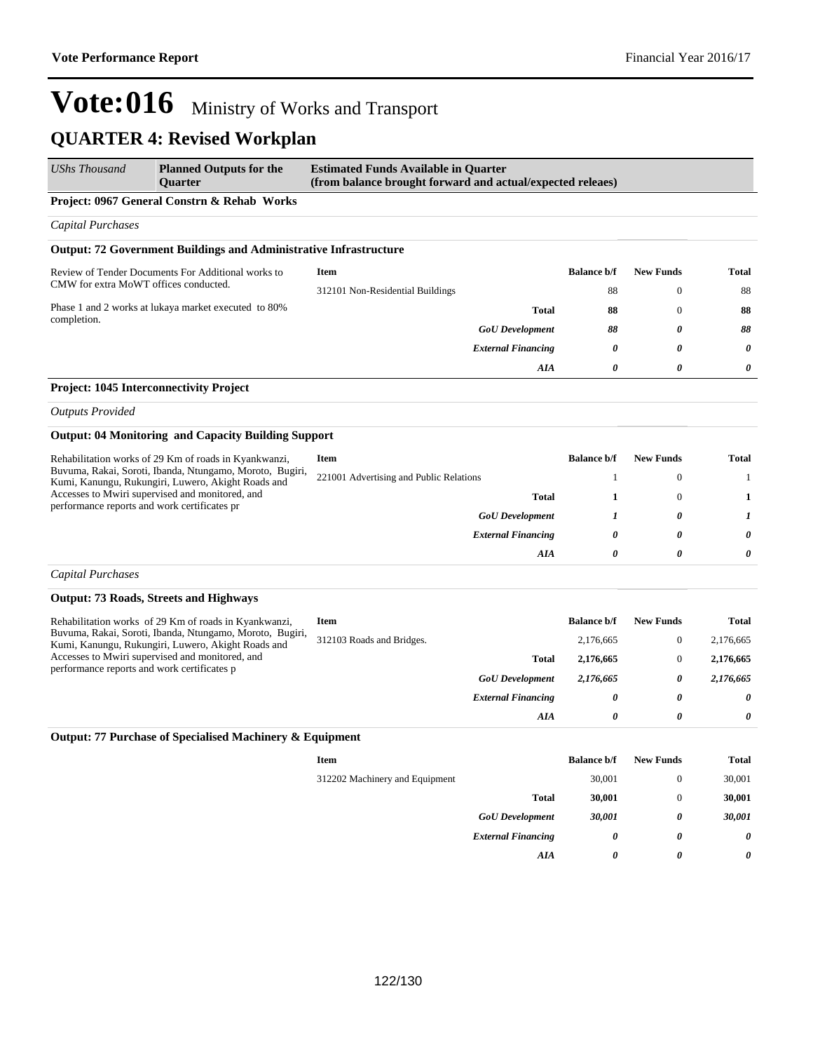# Vote:016 Ministry of Works and Transport

## QUARTER 4: Revised Workplan

| *UShs Thousand* | **Planned Outputs for the Quarter** | **Estimated Funds Available in Quarter (from balance brought forward and actual/expected releaes)** |
|---|---|---|

### Project: 0967 General Constrn & Rehab Works

*Capital Purchases*

#### Output: 72 Government Buildings and Administrative Infrastructure

Review of Tender Documents For Additional works to CMW for extra MoWT offices conducted.

Phase 1 and 2 works at lukaya market executed to 80% completion.

| Item | Balance b/f | New Funds | Total |
|---|---|---|---|
| 312101 Non-Residential Buildings | 88 | 0 | 88 |
| **Total** | **88** | 0 | **88** |
| ***GoU Development*** | ***88*** | ***0*** | ***88*** |
| ***External Financing*** | ***0*** | ***0*** | ***0*** |
| ***AIA*** | ***0*** | ***0*** | ***0*** |

### Project: 1045 Interconnectivity Project

*Outputs Provided*

#### Output: 04 Monitoring and Capacity Building Support

Rehabilitation works of 29 Km of roads in Kyankwanzi, Buvuma, Rakai, Soroti, Ibanda, Ntungamo, Moroto, Bugiri, Kumi, Kanungu, Rukungiri, Luwero, Akight Roads and Accesses to Mwiri supervised and monitored, and performance reports and work certificates pr

| Item | Balance b/f | New Funds | Total |
|---|---|---|---|
| 221001 Advertising and Public Relations | 1 | 0 | 1 |
| **Total** | **1** | 0 | **1** |
| ***GoU Development*** | ***1*** | ***0*** | ***1*** |
| ***External Financing*** | ***0*** | ***0*** | ***0*** |
| ***AIA*** | ***0*** | ***0*** | ***0*** |

*Capital Purchases*

#### Output: 73 Roads, Streets and Highways

Rehabilitation works of 29 Km of roads in Kyankwanzi, Buvuma, Rakai, Soroti, Ibanda, Ntungamo, Moroto, Bugiri, Kumi, Kanungu, Rukungiri, Luwero, Akight Roads and Accesses to Mwiri supervised and monitored, and performance reports and work certificates p

| Item | Balance b/f | New Funds | Total |
|---|---|---|---|
| 312103 Roads and Bridges. | 2,176,665 | 0 | 2,176,665 |
| **Total** | **2,176,665** | 0 | **2,176,665** |
| ***GoU Development*** | ***2,176,665*** | ***0*** | ***2,176,665*** |
| ***External Financing*** | ***0*** | ***0*** | ***0*** |
| ***AIA*** | ***0*** | ***0*** | ***0*** |

#### Output: 77 Purchase of Specialised Machinery & Equipment

| Item | Balance b/f | New Funds | Total |
|---|---|---|---|
| 312202 Machinery and Equipment | 30,001 | 0 | 30,001 |
| **Total** | **30,001** | 0 | **30,001** |
| ***GoU Development*** | ***30,001*** | ***0*** | ***30,001*** |
| ***External Financing*** | ***0*** | ***0*** | ***0*** |
| ***AIA*** | ***0*** | ***0*** | ***0*** |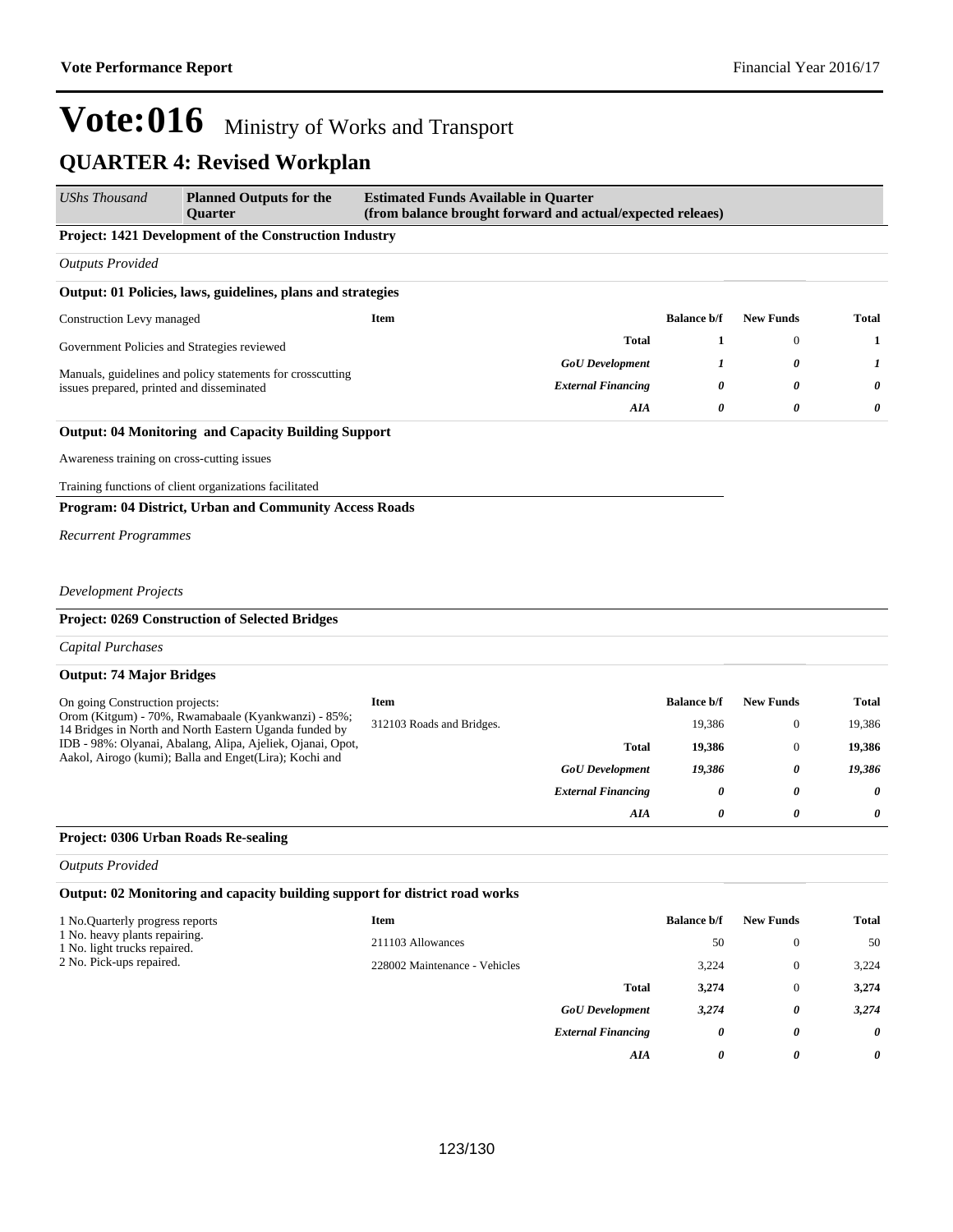# Vote:016 Ministry of Works and Transport

## QUARTER 4: Revised Workplan

| *UShs Thousand* | **Planned Outputs for the Quarter** | **Estimated Funds Available in Quarter (from balance brought forward and actual/expected releaes)** |
|---|---|---|

**Project: 1421 Development of the Construction Industry**

*Outputs Provided*

**Output: 01 Policies, laws, guidelines, plans and strategies**

Construction Levy managed

Government Policies and Strategies reviewed

Manuals, guidelines and policy statements for crosscutting issues prepared, printed and disseminated

| Item | Balance b/f | New Funds | Total |
|---|---|---|---|
| **Total** | **1** | 0 | **1** |
| ***GoU Development*** | ***1*** | ***0*** | ***1*** |
| ***External Financing*** | ***0*** | ***0*** | ***0*** |
| ***AIA*** | ***0*** | ***0*** | ***0*** |

**Output: 04 Monitoring and Capacity Building Support**

Awareness training on cross-cutting issues

Training functions of client organizations facilitated

**Program: 04 District, Urban and Community Access Roads**

*Recurrent Programmes*

*Development Projects*

**Project: 0269 Construction of Selected Bridges**

*Capital Purchases*

**Output: 74 Major Bridges**

On going Construction projects:
Orom (Kitgum) - 70%, Rwamabaale (Kyankwanzi) - 85%; 14 Bridges in North and North Eastern Uganda funded by IDB - 98%: Olyanai, Abalang, Alipa, Ajeliek, Ojanai, Opot, Aakol, Airogo (kumi); Balla and Enget(Lira); Kochi and

| Item | Balance b/f | New Funds | Total |
|---|---|---|---|
| 312103 Roads and Bridges. | 19,386 | 0 | 19,386 |
| **Total** | **19,386** | 0 | **19,386** |
| ***GoU Development*** | ***19,386*** | ***0*** | ***19,386*** |
| ***External Financing*** | ***0*** | ***0*** | ***0*** |
| ***AIA*** | ***0*** | ***0*** | ***0*** |

**Project: 0306 Urban Roads Re-sealing**

*Outputs Provided*

**Output: 02 Monitoring and capacity building support for district road works**

1 No.Quarterly progress reports
1 No. heavy plants repairing.
1 No. light trucks repaired.
2 No. Pick-ups repaired.

| Item | Balance b/f | New Funds | Total |
|---|---|---|---|
| 211103 Allowances | 50 | 0 | 50 |
| 228002 Maintenance - Vehicles | 3,224 | 0 | 3,224 |
| **Total** | **3,274** | 0 | **3,274** |
| ***GoU Development*** | ***3,274*** | ***0*** | ***3,274*** |
| ***External Financing*** | ***0*** | ***0*** | ***0*** |
| ***AIA*** | ***0*** | ***0*** | ***0*** |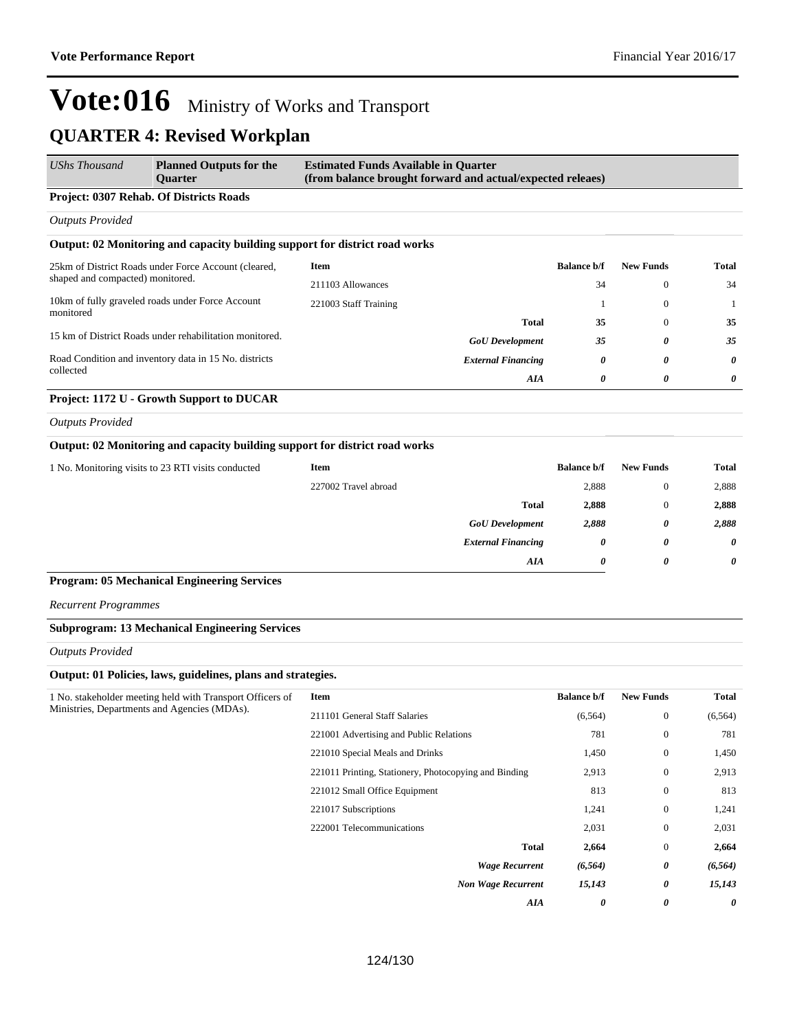# Vote:016 Ministry of Works and Transport

## QUARTER 4: Revised Workplan

| *UShs Thousand* | **Planned Outputs for the Quarter** | **Estimated Funds Available in Quarter (from balance brought forward and actual/expected releaes)** |
|---|---|---|

**Project: 0307 Rehab. Of Districts Roads**

*Outputs Provided*

**Output: 02 Monitoring and capacity building support for district road works**

| Planned Outputs | Item | Balance b/f | New Funds | Total |
|---|---|---|---|---|
| 25km of District Roads under Force Account (cleared, shaped and compacted) monitored. | 211103 Allowances | 34 | 0 | 34 |
| 10km of fully graveled roads under Force Account monitored | 221003 Staff Training | 1 | 0 | 1 |
| 15 km of District Roads under rehabilitation monitored. | **Total** | **35** | 0 | **35** |
| Road Condition and inventory data in 15 No. districts collected | ***GoU Development*** | ***35*** | ***0*** | ***35*** |
| | ***External Financing*** | ***0*** | ***0*** | ***0*** |
| | ***AIA*** | ***0*** | ***0*** | ***0*** |

**Project: 1172 U - Growth Support to DUCAR**

*Outputs Provided*

**Output: 02 Monitoring and capacity building support for district road works**

| Planned Outputs | Item | Balance b/f | New Funds | Total |
|---|---|---|---|---|
| 1 No. Monitoring visits to 23 RTI visits conducted | 227002 Travel abroad | 2,888 | 0 | 2,888 |
| | **Total** | **2,888** | 0 | **2,888** |
| | ***GoU Development*** | ***2,888*** | ***0*** | ***2,888*** |
| | ***External Financing*** | ***0*** | ***0*** | ***0*** |
| | ***AIA*** | ***0*** | ***0*** | ***0*** |

**Program: 05 Mechanical Engineering Services**

*Recurrent Programmes*

**Subprogram: 13 Mechanical Engineering Services**

*Outputs Provided*

**Output: 01 Policies, laws, guidelines, plans and strategies.**

| Planned Outputs | Item | Balance b/f | New Funds | Total |
|---|---|---|---|---|
| 1 No. stakeholder meeting held with Transport Officers of Ministries, Departments and Agencies (MDAs). | 211101 General Staff Salaries | (6,564) | 0 | (6,564) |
| | 221001 Advertising and Public Relations | 781 | 0 | 781 |
| | 221010 Special Meals and Drinks | 1,450 | 0 | 1,450 |
| | 221011 Printing, Stationery, Photocopying and Binding | 2,913 | 0 | 2,913 |
| | 221012 Small Office Equipment | 813 | 0 | 813 |
| | 221017 Subscriptions | 1,241 | 0 | 1,241 |
| | 222001 Telecommunications | 2,031 | 0 | 2,031 |
| | **Total** | **2,664** | 0 | **2,664** |
| | ***Wage Recurrent*** | ***(6,564)*** | ***0*** | ***(6,564)*** |
| | ***Non Wage Recurrent*** | ***15,143*** | ***0*** | ***15,143*** |
| | ***AIA*** | ***0*** | ***0*** | ***0*** |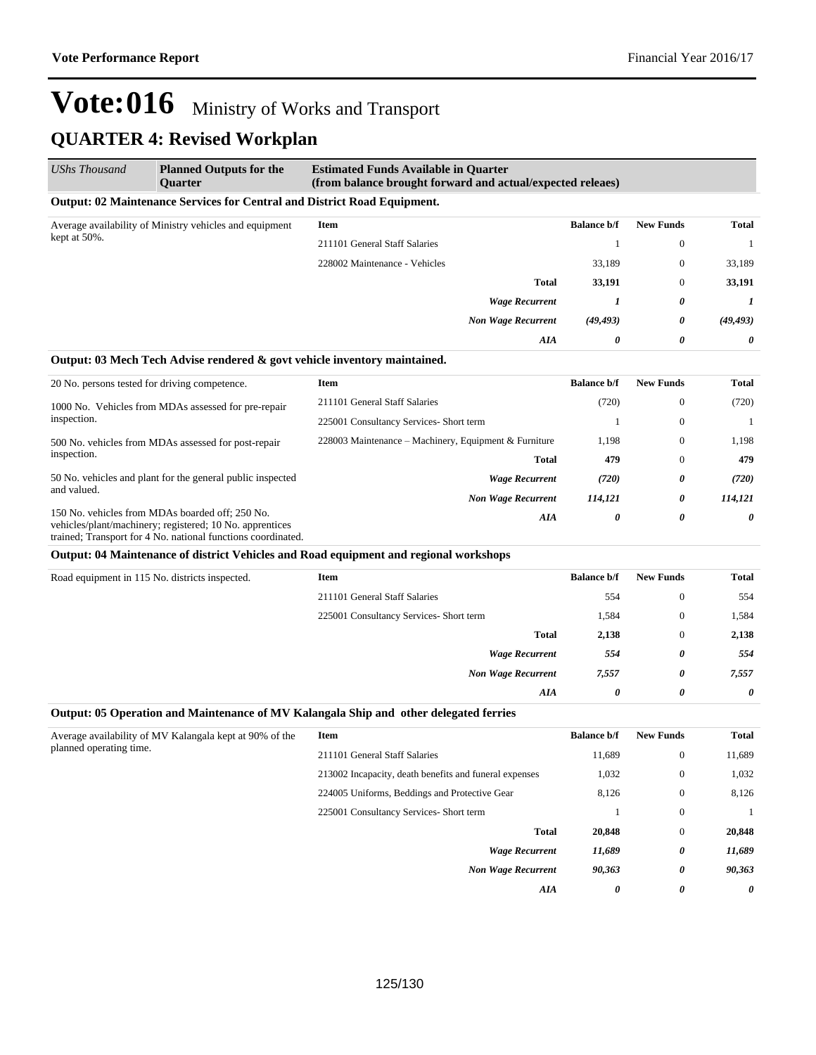# Vote:016 Ministry of Works and Transport

## QUARTER 4: Revised Workplan

| UShs Thousand | Planned Outputs for the Quarter | Estimated Funds Available in Quarter (from balance brought forward and actual/expected releaes) | | | |
|---|---|---|---|---|---|

**Output: 02 Maintenance Services for Central and District Road Equipment.**

| Planned Outputs | Item | Balance b/f | New Funds | Total |
|---|---|---|---|---|
| Average availability of Ministry vehicles and equipment kept at 50%. | 211101 General Staff Salaries | 1 | 0 | 1 |
| | 228002 Maintenance - Vehicles | 33,189 | 0 | 33,189 |
| | **Total** | **33,191** | 0 | **33,191** |
| | ***Wage Recurrent*** | ***1*** | ***0*** | ***1*** |
| | ***Non Wage Recurrent*** | ***(49,493)*** | ***0*** | ***(49,493)*** |
| | ***AIA*** | ***0*** | ***0*** | ***0*** |

**Output: 03 Mech Tech Advise rendered & govt vehicle inventory maintained.**

| Planned Outputs | Item | Balance b/f | New Funds | Total |
|---|---|---|---|---|
| 20 No. persons tested for driving competence.<br><br>1000 No. Vehicles from MDAs assessed for pre-repair inspection.<br><br>500 No. vehicles from MDAs assessed for post-repair inspection.<br><br>50 No. vehicles and plant for the general public inspected and valued.<br><br>150 No. vehicles from MDAs boarded off; 250 No. vehicles/plant/machinery; registered; 10 No. apprentices trained; Transport for 4 No. national functions coordinated. | 211101 General Staff Salaries | (720) | 0 | (720) |
| | 225001 Consultancy Services- Short term | 1 | 0 | 1 |
| | 228003 Maintenance – Machinery, Equipment & Furniture | 1,198 | 0 | 1,198 |
| | **Total** | **479** | 0 | **479** |
| | ***Wage Recurrent*** | ***(720)*** | ***0*** | ***(720)*** |
| | ***Non Wage Recurrent*** | ***114,121*** | ***0*** | ***114,121*** |
| | ***AIA*** | ***0*** | ***0*** | ***0*** |

**Output: 04 Maintenance of district Vehicles and Road equipment and regional workshops**

| Planned Outputs | Item | Balance b/f | New Funds | Total |
|---|---|---|---|---|
| Road equipment in 115 No. districts inspected. | 211101 General Staff Salaries | 554 | 0 | 554 |
| | 225001 Consultancy Services- Short term | 1,584 | 0 | 1,584 |
| | **Total** | **2,138** | 0 | **2,138** |
| | ***Wage Recurrent*** | ***554*** | ***0*** | ***554*** |
| | ***Non Wage Recurrent*** | ***7,557*** | ***0*** | ***7,557*** |
| | ***AIA*** | ***0*** | ***0*** | ***0*** |

**Output: 05 Operation and Maintenance of MV Kalangala Ship and other delegated ferries**

| Planned Outputs | Item | Balance b/f | New Funds | Total |
|---|---|---|---|---|
| Average availability of MV Kalangala kept at 90% of the planned operating time. | 211101 General Staff Salaries | 11,689 | 0 | 11,689 |
| | 213002 Incapacity, death benefits and funeral expenses | 1,032 | 0 | 1,032 |
| | 224005 Uniforms, Beddings and Protective Gear | 8,126 | 0 | 8,126 |
| | 225001 Consultancy Services- Short term | 1 | 0 | 1 |
| | **Total** | **20,848** | 0 | **20,848** |
| | ***Wage Recurrent*** | ***11,689*** | ***0*** | ***11,689*** |
| | ***Non Wage Recurrent*** | ***90,363*** | ***0*** | ***90,363*** |
| | ***AIA*** | ***0*** | ***0*** | ***0*** |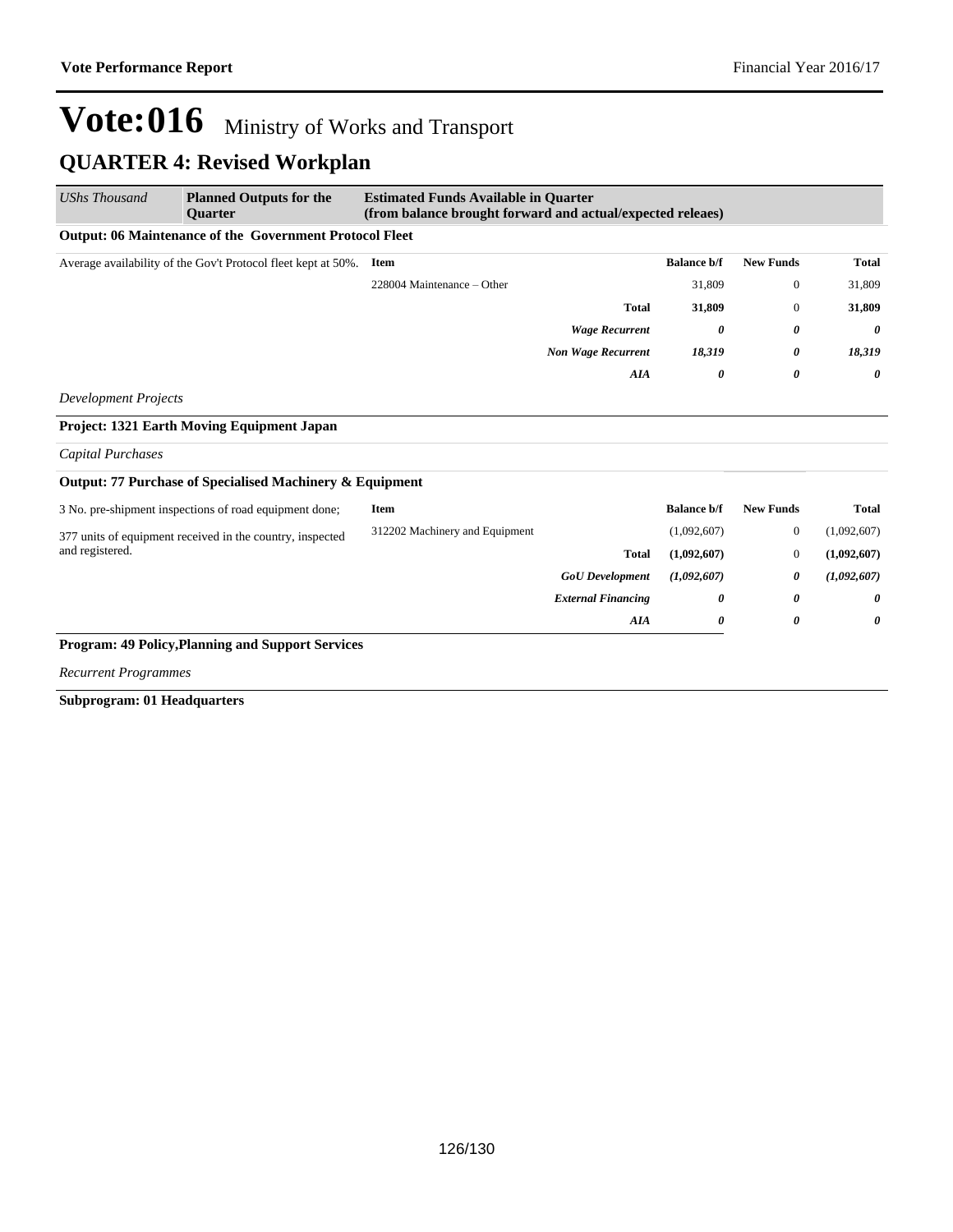# Vote:016 Ministry of Works and Transport

## QUARTER 4: Revised Workplan

| *UShs Thousand* | **Planned Outputs for the Quarter** | **Estimated Funds Available in Quarter (from balance brought forward and actual/expected releaes)** | | | |
|---|---|---|---|---|---|

**Output: 06 Maintenance of the Government Protocol Fleet**

| Planned Outputs | Item | Balance b/f | New Funds | Total |
|---|---|---|---|---|
| Average availability of the Gov't Protocol fleet kept at 50%. | 228004 Maintenance – Other | 31,809 | 0 | 31,809 |
| | **Total** | **31,809** | 0 | **31,809** |
| | ***Wage Recurrent*** | ***0*** | ***0*** | ***0*** |
| | ***Non Wage Recurrent*** | ***18,319*** | ***0*** | ***18,319*** |
| | ***AIA*** | ***0*** | ***0*** | ***0*** |

*Development Projects*

**Project: 1321 Earth Moving Equipment Japan**

*Capital Purchases*

**Output: 77 Purchase of Specialised Machinery & Equipment**

| Planned Outputs | Item | Balance b/f | New Funds | Total |
|---|---|---|---|---|
| 3 No. pre-shipment inspections of road equipment done; 377 units of equipment received in the country, inspected and registered. | 312202 Machinery and Equipment | (1,092,607) | 0 | (1,092,607) |
| | **Total** | **(1,092,607)** | 0 | **(1,092,607)** |
| | ***GoU Development*** | ***(1,092,607)*** | ***0*** | ***(1,092,607)*** |
| | ***External Financing*** | ***0*** | ***0*** | ***0*** |
| | ***AIA*** | ***0*** | ***0*** | ***0*** |

**Program: 49 Policy,Planning and Support Services**

*Recurrent Programmes*

**Subprogram: 01 Headquarters**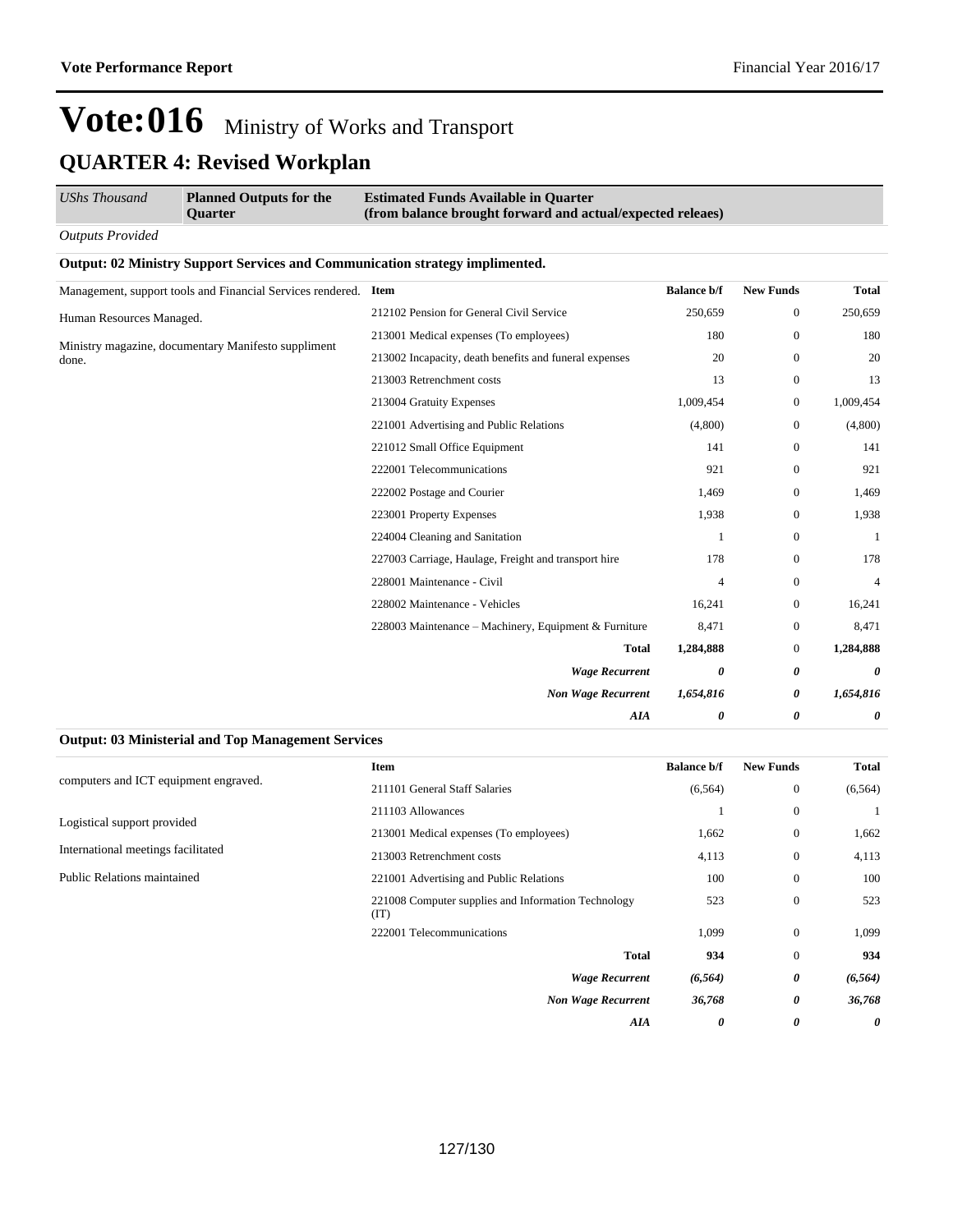# Vote:016 Ministry of Works and Transport

## QUARTER 4: Revised Workplan

| *UShs Thousand* | **Planned Outputs for the Quarter** | **Estimated Funds Available in Quarter (from balance brought forward and actual/expected releaes)** |
|---|---|---|

*Outputs Provided*

**Output: 02 Ministry Support Services and Communication strategy implimented.**

| Planned Outputs | Item | Balance b/f | New Funds | Total |
|---|---|---|---|---|
| Management, support tools and Financial Services rendered. | 212102 Pension for General Civil Service | 250,659 | 0 | 250,659 |
| Human Resources Managed. | 213001 Medical expenses (To employees) | 180 | 0 | 180 |
| Ministry magazine, documentary Manifesto suppliment done. | 213002 Incapacity, death benefits and funeral expenses | 20 | 0 | 20 |
| | 213003 Retrenchment costs | 13 | 0 | 13 |
| | 213004 Gratuity Expenses | 1,009,454 | 0 | 1,009,454 |
| | 221001 Advertising and Public Relations | (4,800) | 0 | (4,800) |
| | 221012 Small Office Equipment | 141 | 0 | 141 |
| | 222001 Telecommunications | 921 | 0 | 921 |
| | 222002 Postage and Courier | 1,469 | 0 | 1,469 |
| | 223001 Property Expenses | 1,938 | 0 | 1,938 |
| | 224004 Cleaning and Sanitation | 1 | 0 | 1 |
| | 227003 Carriage, Haulage, Freight and transport hire | 178 | 0 | 178 |
| | 228001 Maintenance - Civil | 4 | 0 | 4 |
| | 228002 Maintenance - Vehicles | 16,241 | 0 | 16,241 |
| | 228003 Maintenance – Machinery, Equipment & Furniture | 8,471 | 0 | 8,471 |
| | **Total** | **1,284,888** | 0 | **1,284,888** |
| | ***Wage Recurrent*** | ***0*** | ***0*** | ***0*** |
| | ***Non Wage Recurrent*** | ***1,654,816*** | ***0*** | ***1,654,816*** |
| | ***AIA*** | ***0*** | ***0*** | ***0*** |

**Output: 03 Ministerial and Top Management Services**

| Planned Outputs | Item | Balance b/f | New Funds | Total |
|---|---|---|---|---|
| computers and ICT equipment engraved. | 211101 General Staff Salaries | (6,564) | 0 | (6,564) |
| Logistical support provided | 211103 Allowances | 1 | 0 | 1 |
| International meetings facilitated | 213001 Medical expenses (To employees) | 1,662 | 0 | 1,662 |
| Public Relations maintained | 213003 Retrenchment costs | 4,113 | 0 | 4,113 |
| | 221001 Advertising and Public Relations | 100 | 0 | 100 |
| | 221008 Computer supplies and Information Technology (IT) | 523 | 0 | 523 |
| | 222001 Telecommunications | 1,099 | 0 | 1,099 |
| | **Total** | **934** | 0 | **934** |
| | ***Wage Recurrent*** | ***(6,564)*** | ***0*** | ***(6,564)*** |
| | ***Non Wage Recurrent*** | ***36,768*** | ***0*** | ***36,768*** |
| | ***AIA*** | ***0*** | ***0*** | ***0*** |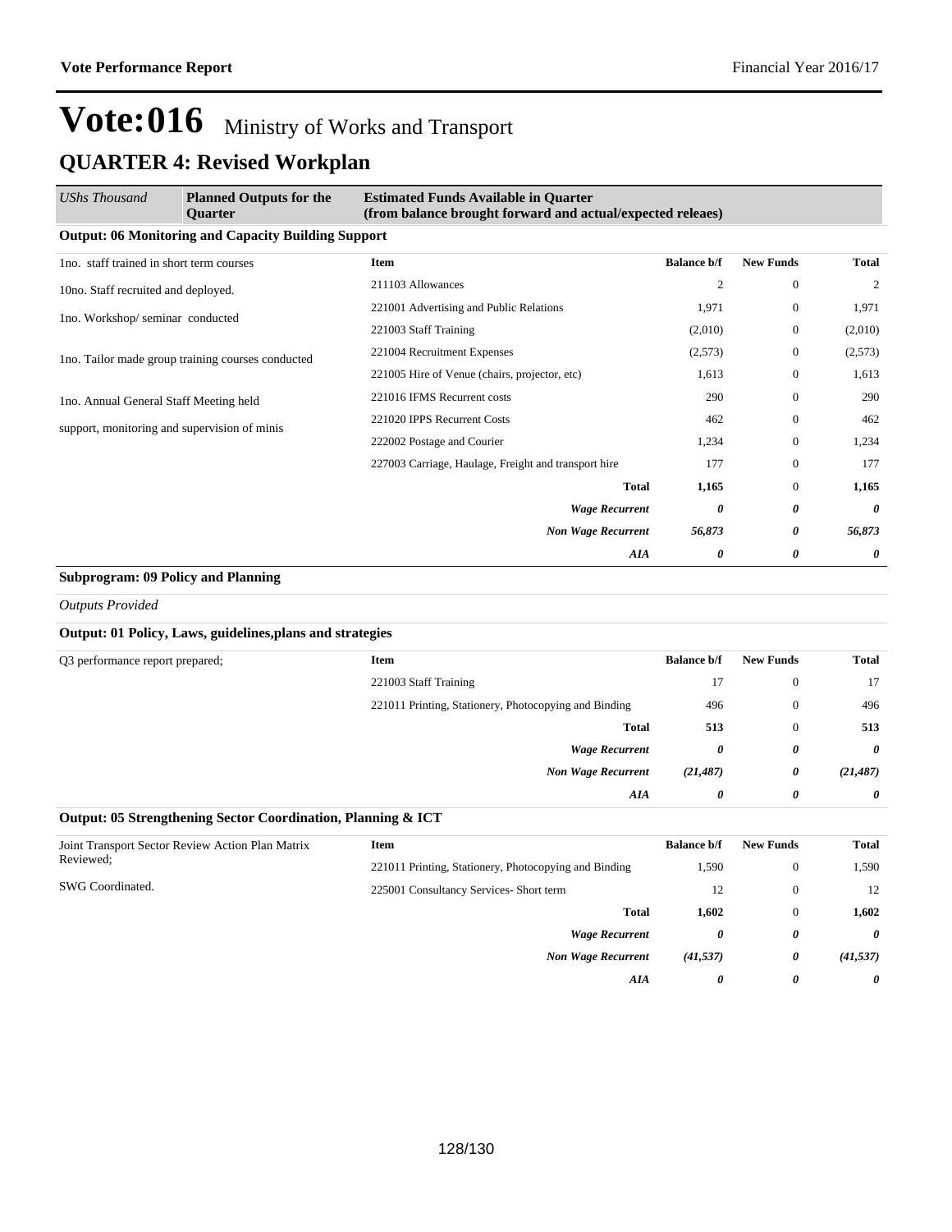# Vote:016 Ministry of Works and Transport

## QUARTER 4: Revised Workplan

| UShs Thousand | Planned Outputs for the Quarter | Estimated Funds Available in Quarter (from balance brought forward and actual/expected releaes) | | | |
|---|---|---|---|---|---|

**Output: 06 Monitoring and Capacity Building Support**

| Planned Outputs | Item | Balance b/f | New Funds | Total |
|---|---|---|---|---|
| 1no. staff trained in short term courses | 211103 Allowances | 2 | 0 | 2 |
| 10no. Staff recruited and deployed. | 221001 Advertising and Public Relations | 1,971 | 0 | 1,971 |
| 1no. Workshop/ seminar conducted | 221003 Staff Training | (2,010) | 0 | (2,010) |
| 1no. Tailor made group training courses conducted | 221004 Recruitment Expenses | (2,573) | 0 | (2,573) |
| | 221005 Hire of Venue (chairs, projector, etc) | 1,613 | 0 | 1,613 |
| 1no. Annual General Staff Meeting held | 221016 IFMS Recurrent costs | 290 | 0 | 290 |
| support, monitoring and supervision of minis | 221020 IPPS Recurrent Costs | 462 | 0 | 462 |
| | 222002 Postage and Courier | 1,234 | 0 | 1,234 |
| | 227003 Carriage, Haulage, Freight and transport hire | 177 | 0 | 177 |
| | **Total** | **1,165** | 0 | **1,165** |
| | ***Wage Recurrent*** | ***0*** | ***0*** | ***0*** |
| | ***Non Wage Recurrent*** | ***56,873*** | ***0*** | ***56,873*** |
| | ***AIA*** | ***0*** | ***0*** | ***0*** |

**Subprogram: 09 Policy and Planning**

*Outputs Provided*

**Output: 01 Policy, Laws, guidelines,plans and strategies**

| Planned Outputs | Item | Balance b/f | New Funds | Total |
|---|---|---|---|---|
| Q3 performance report prepared; | 221003 Staff Training | 17 | 0 | 17 |
| | 221011 Printing, Stationery, Photocopying and Binding | 496 | 0 | 496 |
| | **Total** | **513** | 0 | **513** |
| | ***Wage Recurrent*** | ***0*** | ***0*** | ***0*** |
| | ***Non Wage Recurrent*** | ***(21,487)*** | ***0*** | ***(21,487)*** |
| | ***AIA*** | ***0*** | ***0*** | ***0*** |

**Output: 05 Strengthening Sector Coordination, Planning & ICT**

| Planned Outputs | Item | Balance b/f | New Funds | Total |
|---|---|---|---|---|
| Joint Transport Sector Review Action Plan Matrix Reviewed; | 221011 Printing, Stationery, Photocopying and Binding | 1,590 | 0 | 1,590 |
| SWG Coordinated. | 225001 Consultancy Services- Short term | 12 | 0 | 12 |
| | **Total** | **1,602** | 0 | **1,602** |
| | ***Wage Recurrent*** | ***0*** | ***0*** | ***0*** |
| | ***Non Wage Recurrent*** | ***(41,537)*** | ***0*** | ***(41,537)*** |
| | ***AIA*** | ***0*** | ***0*** | ***0*** |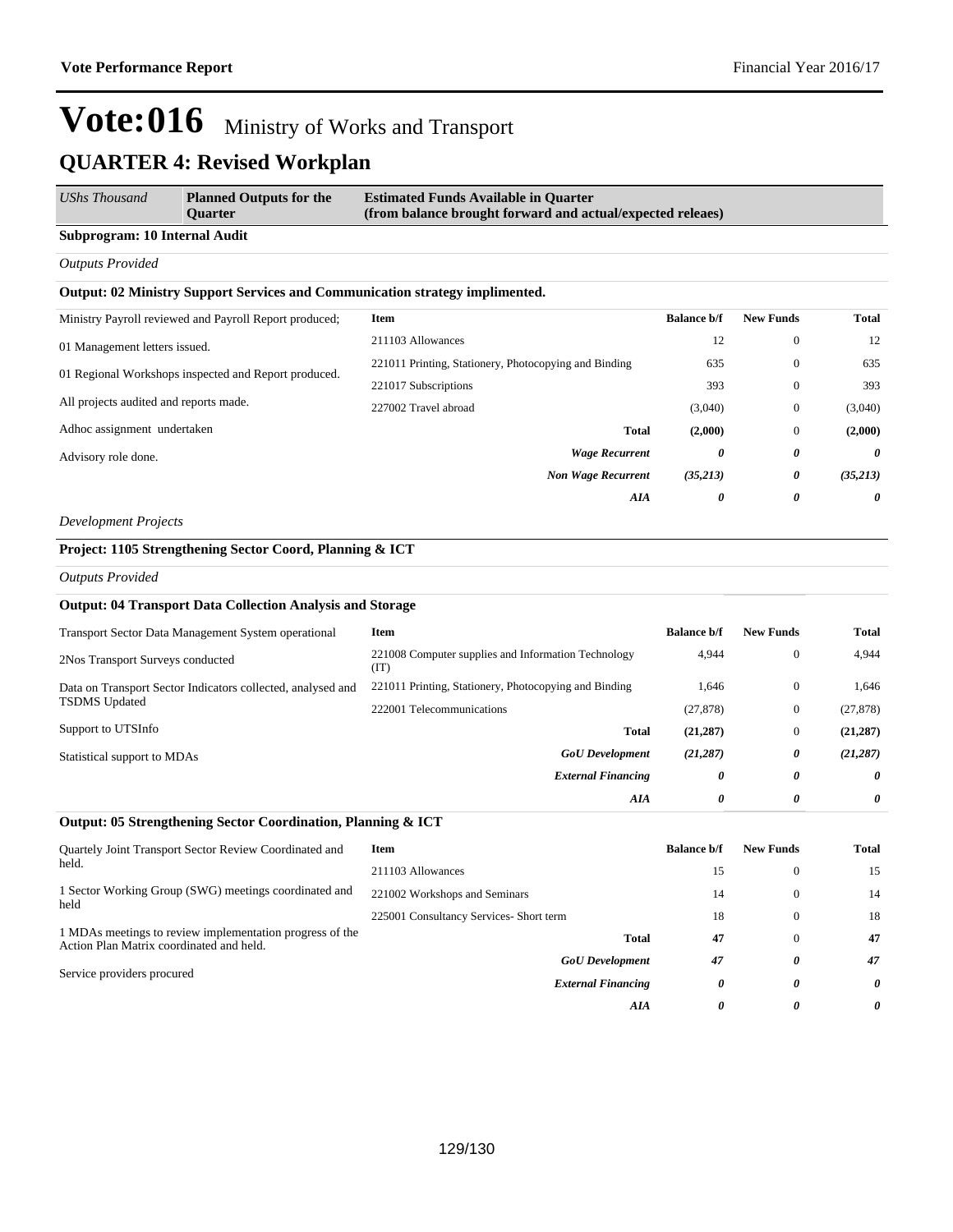# Vote:016 Ministry of Works and Transport

## QUARTER 4: Revised Workplan

| *UShs Thousand* | **Planned Outputs for the Quarter** | **Estimated Funds Available in Quarter (from balance brought forward and actual/expected releaes)** |
|---|---|---|

**Subprogram: 10 Internal Audit**

*Outputs Provided*

**Output: 02 Ministry Support Services and Communication strategy implimented.**

| Planned Outputs | Item | Balance b/f | New Funds | Total |
|---|---|---|---|---|
| Ministry Payroll reviewed and Payroll Report produced; | 211103 Allowances | 12 | 0 | 12 |
| 01 Management letters issued. | 221011 Printing, Stationery, Photocopying and Binding | 635 | 0 | 635 |
| 01 Regional Workshops inspected and Report produced. | 221017 Subscriptions | 393 | 0 | 393 |
| All projects audited and reports made. | 227002 Travel abroad | (3,040) | 0 | (3,040) |
| Adhoc assignment undertaken | **Total** | **(2,000)** | 0 | **(2,000)** |
| Advisory role done. | ***Wage Recurrent*** | ***0*** | ***0*** | ***0*** |
| | ***Non Wage Recurrent*** | ***(35,213)*** | ***0*** | ***(35,213)*** |
| | ***AIA*** | ***0*** | ***0*** | ***0*** |

*Development Projects*

**Project: 1105 Strengthening Sector Coord, Planning & ICT**

*Outputs Provided*

**Output: 04 Transport Data Collection Analysis and Storage**

| Planned Outputs | Item | Balance b/f | New Funds | Total |
|---|---|---|---|---|
| Transport Sector Data Management System operational | 221008 Computer supplies and Information Technology (IT) | 4,944 | 0 | 4,944 |
| 2Nos Transport Surveys conducted | 221011 Printing, Stationery, Photocopying and Binding | 1,646 | 0 | 1,646 |
| Data on Transport Sector Indicators collected, analysed and TSDMS Updated | 222001 Telecommunications | (27,878) | 0 | (27,878) |
| Support to UTSInfo | **Total** | **(21,287)** | 0 | **(21,287)** |
| Statistical support to MDAs | ***GoU Development*** | ***(21,287)*** | ***0*** | ***(21,287)*** |
| | ***External Financing*** | ***0*** | ***0*** | ***0*** |
| | ***AIA*** | ***0*** | ***0*** | ***0*** |

**Output: 05 Strengthening Sector Coordination, Planning & ICT**

| Planned Outputs | Item | Balance b/f | New Funds | Total |
|---|---|---|---|---|
| Quartely Joint Transport Sector Review Coordinated and held. | 211103 Allowances | 15 | 0 | 15 |
| 1 Sector Working Group (SWG) meetings coordinated and held | 221002 Workshops and Seminars | 14 | 0 | 14 |
| 1 MDAs meetings to review implementation progress of the Action Plan Matrix coordinated and held. | 225001 Consultancy Services- Short term | 18 | 0 | 18 |
| Service providers procured | **Total** | **47** | 0 | **47** |
| | ***GoU Development*** | ***47*** | ***0*** | ***47*** |
| | ***External Financing*** | ***0*** | ***0*** | ***0*** |
| | ***AIA*** | ***0*** | ***0*** | ***0*** |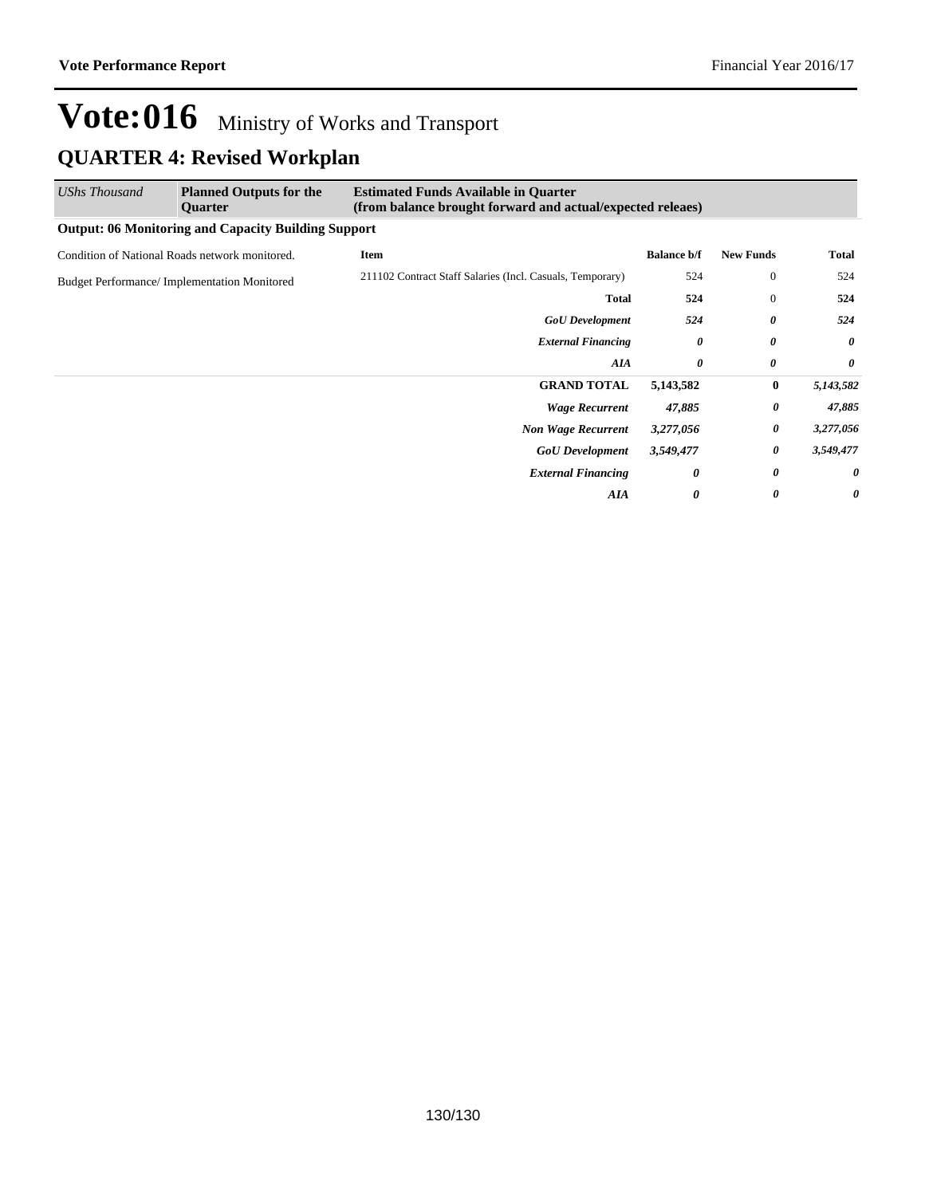# Vote:016 Ministry of Works and Transport

## QUARTER 4: Revised Workplan

| *UShs Thousand* | **Planned Outputs for the Quarter** | **Estimated Funds Available in Quarter (from balance brought forward and actual/expected releaes)** | | | |
|---|---|---|---|---|---|
| **Output: 06 Monitoring and Capacity Building Support** | | | | | |
| Condition of National Roads network monitored. | | **Item** | **Balance b/f** | **New Funds** | **Total** |
| Budget Performance/ Implementation Monitored | | 211102 Contract Staff Salaries (Incl. Casuals, Temporary) | 524 | 0 | 524 |
| | | **Total** | **524** | 0 | **524** |
| | | ***GoU Development*** | ***524*** | ***0*** | ***524*** |
| | | ***External Financing*** | ***0*** | ***0*** | ***0*** |
| | | ***AIA*** | ***0*** | ***0*** | ***0*** |
| | | **GRAND TOTAL** | **5,143,582** | **0** | ***5,143,582*** |
| | | ***Wage Recurrent*** | ***47,885*** | ***0*** | ***47,885*** |
| | | ***Non Wage Recurrent*** | ***3,277,056*** | ***0*** | ***3,277,056*** |
| | | ***GoU Development*** | ***3,549,477*** | ***0*** | ***3,549,477*** |
| | | ***External Financing*** | ***0*** | ***0*** | ***0*** |
| | | ***AIA*** | ***0*** | ***0*** | ***0*** |